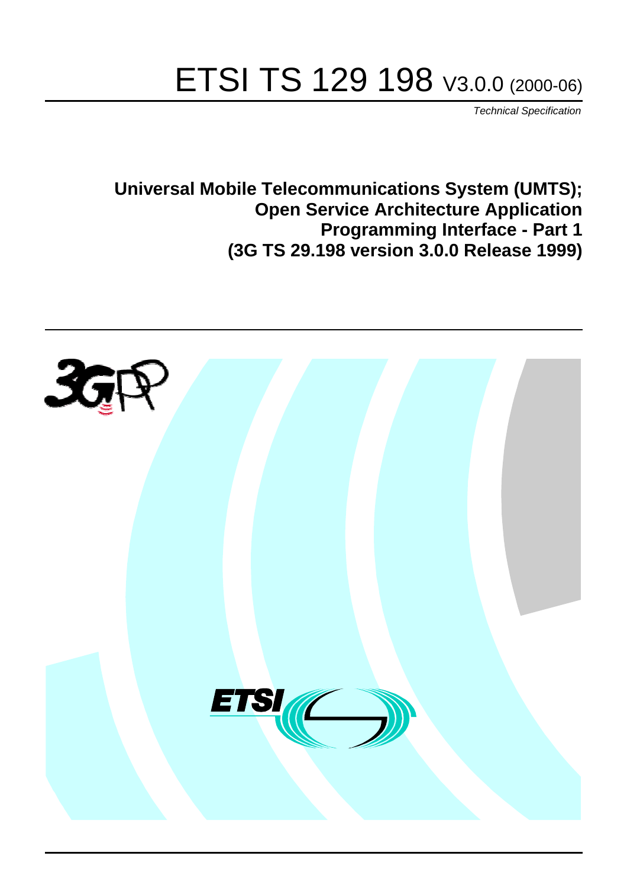# ETSI TS 129 198 V3.0.0 (2000-06)

*Technical Specification*

**Universal Mobile Telecommunications System (UMTS); Open Service Architecture Application Programming Interface - Part 1 (3G TS 29.198 version 3.0.0 Release 1999)**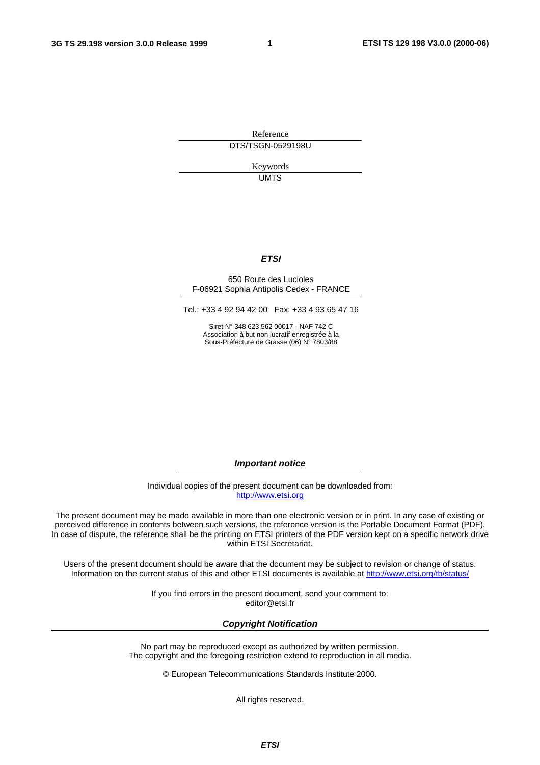Reference

DTS/TSGN-0529198U

Keywords

UMTS

***ETSI***

650 Route des Lucioles
F-06921 Sophia Antipolis Cedex - FRANCE

Tel.: +33 4 92 94 42 00   Fax: +33 4 93 65 47 16

Siret N° 348 623 562 00017 - NAF 742 C
Association à but non lucratif enregistrée à la
Sous-Préfecture de Grasse (06) N° 7803/88

***Important notice***

Individual copies of the present document can be downloaded from:
http://www.etsi.org

The present document may be made available in more than one electronic version or in print. In any case of existing or perceived difference in contents between such versions, the reference version is the Portable Document Format (PDF). In case of dispute, the reference shall be the printing on ETSI printers of the PDF version kept on a specific network drive within ETSI Secretariat.

Users of the present document should be aware that the document may be subject to revision or change of status. Information on the current status of this and other ETSI documents is available at http://www.etsi.org/tb/status/

If you find errors in the present document, send your comment to:
editor@etsi.fr

***Copyright Notification***

No part may be reproduced except as authorized by written permission.
The copyright and the foregoing restriction extend to reproduction in all media.

© European Telecommunications Standards Institute 2000.

All rights reserved.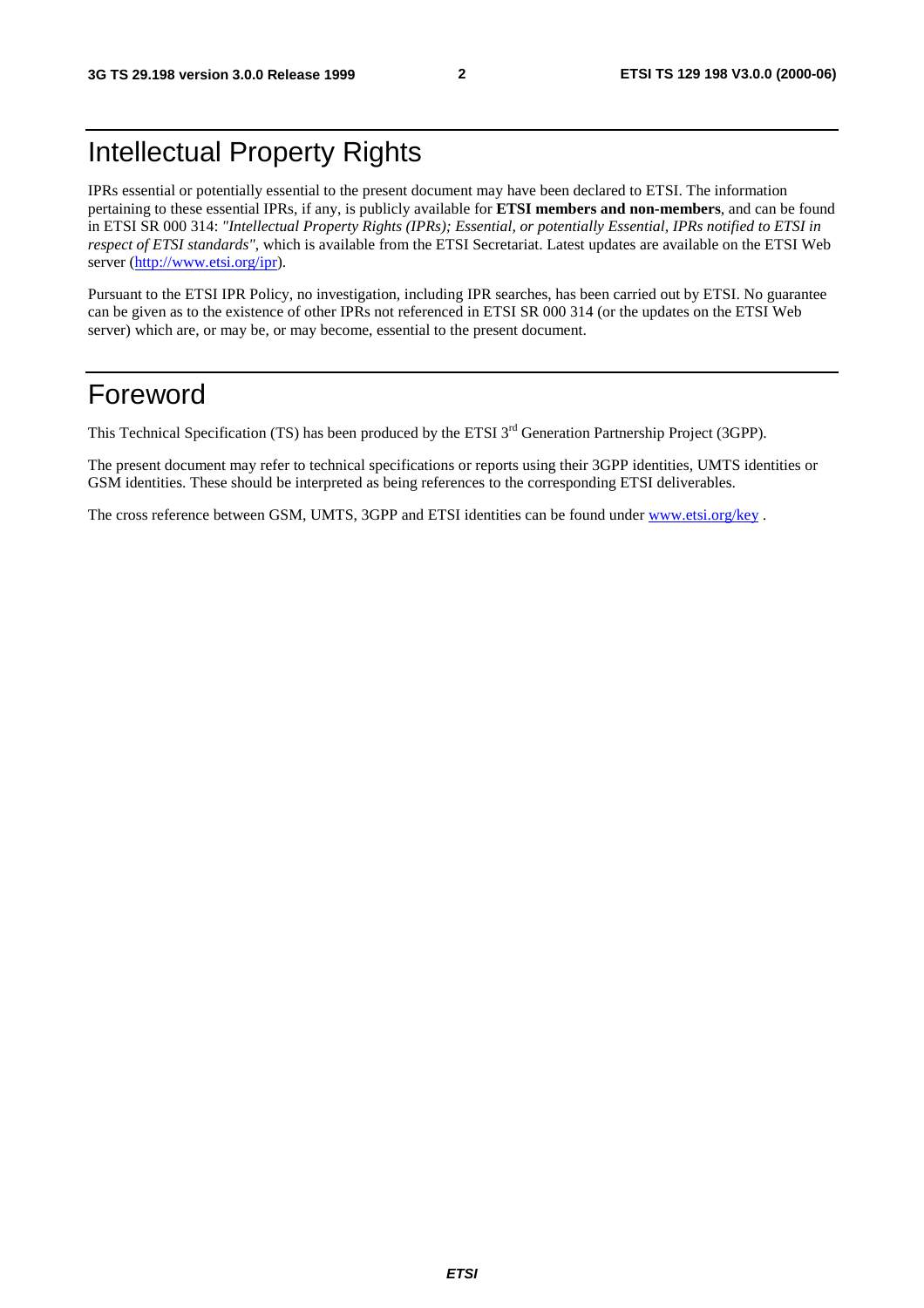# Intellectual Property Rights

IPRs essential or potentially essential to the present document may have been declared to ETSI. The information pertaining to these essential IPRs, if any, is publicly available for **ETSI members and non-members**, and can be found in ETSI SR 000 314: *"Intellectual Property Rights (IPRs); Essential, or potentially Essential, IPRs notified to ETSI in respect of ETSI standards"*, which is available from the ETSI Secretariat. Latest updates are available on the ETSI Web server (http://www.etsi.org/ipr).

Pursuant to the ETSI IPR Policy, no investigation, including IPR searches, has been carried out by ETSI. No guarantee can be given as to the existence of other IPRs not referenced in ETSI SR 000 314 (or the updates on the ETSI Web server) which are, or may be, or may become, essential to the present document.

# Foreword

This Technical Specification (TS) has been produced by the ETSI 3rd Generation Partnership Project (3GPP).

The present document may refer to technical specifications or reports using their 3GPP identities, UMTS identities or GSM identities. These should be interpreted as being references to the corresponding ETSI deliverables.

The cross reference between GSM, UMTS, 3GPP and ETSI identities can be found under www.etsi.org/key .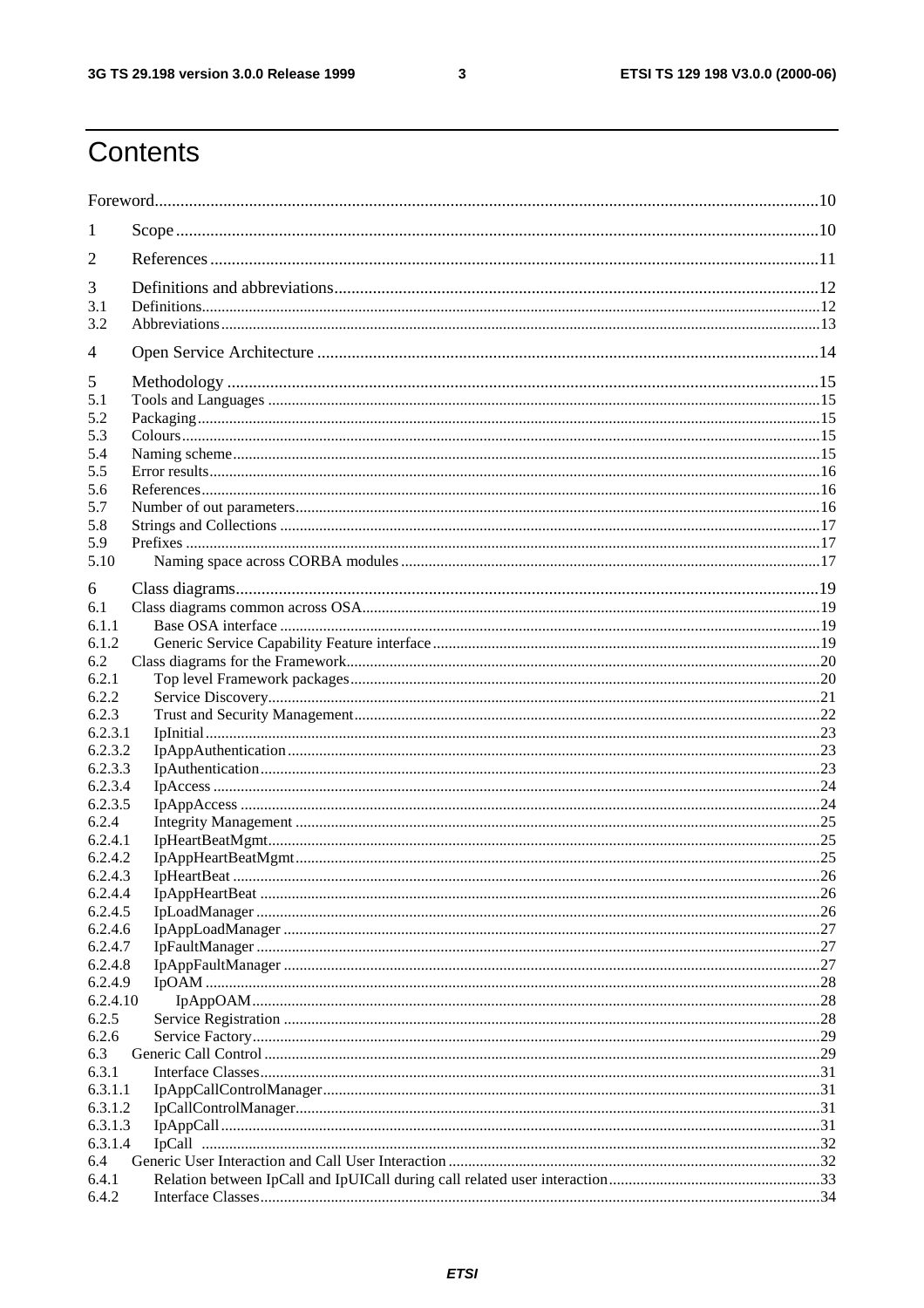# Contents

Foreword.....10

1 Scope.....10

2 References.....11

3 Definitions and abbreviations.....12
3.1 Definitions.....12
3.2 Abbreviations.....13

4 Open Service Architecture.....14

5 Methodology.....15
5.1 Tools and Languages.....15
5.2 Packaging.....15
5.3 Colours.....15
5.4 Naming scheme.....15
5.5 Error results.....16
5.6 References.....16
5.7 Number of out parameters.....16
5.8 Strings and Collections.....17
5.9 Prefixes.....17
5.10 Naming space across CORBA modules.....17

6 Class diagrams.....19
6.1 Class diagrams common across OSA.....19
6.1.1 Base OSA interface.....19
6.1.2 Generic Service Capability Feature interface.....19
6.2 Class diagrams for the Framework.....20
6.2.1 Top level Framework packages.....20
6.2.2 Service Discovery.....21
6.2.3 Trust and Security Management.....22
6.2.3.1 IpInitial.....23
6.2.3.2 IpAppAuthentication.....23
6.2.3.3 IpAuthentication.....23
6.2.3.4 IpAccess.....24
6.2.3.5 IpAppAccess.....24
6.2.4 Integrity Management.....25
6.2.4.1 IpHeartBeatMgmt.....25
6.2.4.2 IpAppHeartBeatMgmt.....25
6.2.4.3 IpHeartBeat.....26
6.2.4.4 IpAppHeartBeat.....26
6.2.4.5 IpLoadManager.....26
6.2.4.6 IpAppLoadManager.....27
6.2.4.7 IpFaultManager.....27
6.2.4.8 IpAppFaultManager.....27
6.2.4.9 IpOAM.....28
6.2.4.10 IpAppOAM.....28
6.2.5 Service Registration.....28
6.2.6 Service Factory.....29
6.3 Generic Call Control.....29
6.3.1 Interface Classes.....31
6.3.1.1 IpAppCallControlManager.....31
6.3.1.2 IpCallControlManager.....31
6.3.1.3 IpAppCall.....31
6.3.1.4 IpCall.....32
6.4 Generic User Interaction and Call User Interaction.....32
6.4.1 Relation between IpCall and IpUICall during call related user interaction.....33
6.4.2 Interface Classes.....34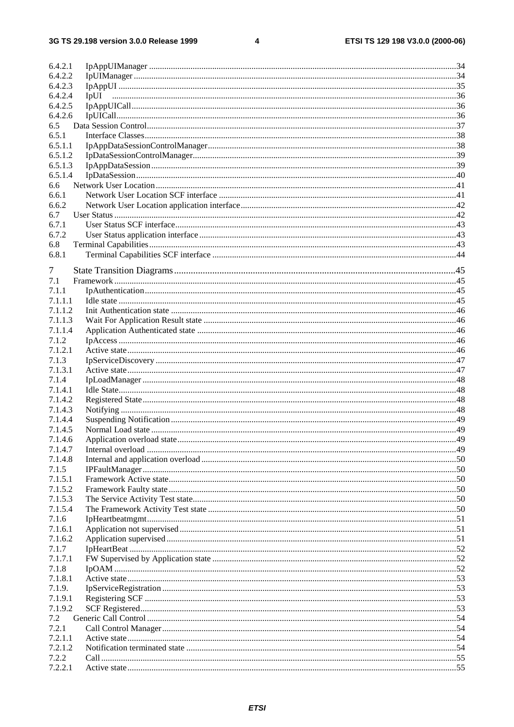6.4.2.1 IpAppUIManager ..... 34
6.4.2.2 IpUIManager ..... 34
6.4.2.3 IpAppUI ..... 35
6.4.2.4 IpUI ..... 36
6.4.2.5 IpAppUICall ..... 36
6.4.2.6 IpUICall ..... 36
6.5 Data Session Control ..... 37
6.5.1 Interface Classes ..... 38
6.5.1.1 IpAppDataSessionControlManager ..... 38
6.5.1.2 IpDataSessionControlManager ..... 39
6.5.1.3 IpAppDataSession ..... 39
6.5.1.4 IpDataSession ..... 40
6.6 Network User Location ..... 41
6.6.1 Network User Location SCF interface ..... 41
6.6.2 Network User Location application interface ..... 42
6.7 User Status ..... 42
6.7.1 User Status SCF interface ..... 43
6.7.2 User Status application interface ..... 43
6.8 Terminal Capabilities ..... 43
6.8.1 Terminal Capabilities SCF interface ..... 44

7 State Transition Diagrams ..... 45
7.1 Framework ..... 45
7.1.1 IpAuthentication ..... 45
7.1.1.1 Idle state ..... 45
7.1.1.2 Init Authentication state ..... 46
7.1.1.3 Wait For Application Result state ..... 46
7.1.1.4 Application Authenticated state ..... 46
7.1.2 IpAccess ..... 46
7.1.2.1 Active state ..... 46
7.1.3 IpServiceDiscovery ..... 47
7.1.3.1 Active state ..... 47
7.1.4 IpLoadManager ..... 48
7.1.4.1 Idle State ..... 48
7.1.4.2 Registered State ..... 48
7.1.4.3 Notifying ..... 48
7.1.4.4 Suspending Notification ..... 49
7.1.4.5 Normal Load state ..... 49
7.1.4.6 Application overload state ..... 49
7.1.4.7 Internal overload ..... 49
7.1.4.8 Internal and application overload ..... 50
7.1.5 IPFaultManager ..... 50
7.1.5.1 Framework Active state ..... 50
7.1.5.2 Framework Faulty state ..... 50
7.1.5.3 The Service Activity Test state ..... 50
7.1.5.4 The Framework Activity Test state ..... 50
7.1.6 IpHeartbeatmgmt ..... 51
7.1.6.1 Application not supervised ..... 51
7.1.6.2 Application supervised ..... 51
7.1.7 IpHeartBeat ..... 52
7.1.7.1 FW Supervised by Application state ..... 52
7.1.8 IpOAM ..... 52
7.1.8.1 Active state ..... 53
7.1.9. IpServiceRegistration ..... 53
7.1.9.1 Registering SCF ..... 53
7.1.9.2 SCF Registered ..... 53
7.2 Generic Call Control ..... 54
7.2.1 Call Control Manager ..... 54
7.2.1.1 Active state ..... 54
7.2.1.2 Notification terminated state ..... 54
7.2.2 Call ..... 55
7.2.2.1 Active state ..... 55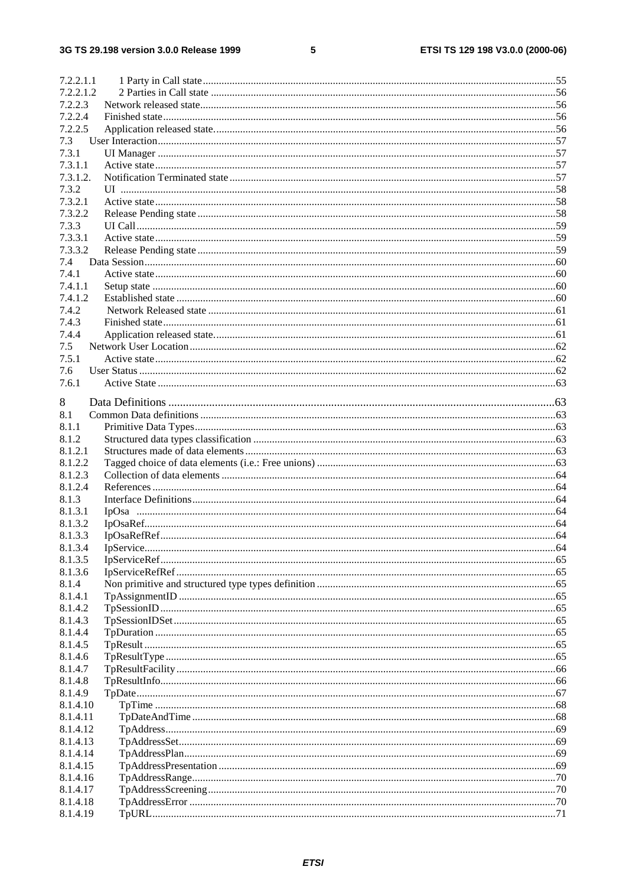7.2.2.1.1 1 Party in Call state ....55
7.2.2.1.2 2 Parties in Call state ....56
7.2.2.3 Network released state....56
7.2.2.4 Finished state....56
7.2.2.5 Application released state....56
7.3 User Interaction....57
7.3.1 UI Manager ....57
7.3.1.1 Active state....57
7.3.1.2. Notification Terminated state....57
7.3.2 UI ....58
7.3.2.1 Active state....58
7.3.2.2 Release Pending state ....58
7.3.3 UI Call....59
7.3.3.1 Active state....59
7.3.3.2 Release Pending state ....59
7.4 Data Session....60
7.4.1 Active state....60
7.4.1.1 Setup state ....60
7.4.1.2 Established state ....60
7.4.2 Network Released state ....61
7.4.3 Finished state....61
7.4.4 Application released state....61
7.5 Network User Location....62
7.5.1 Active state....62
7.6 User Status ....62
7.6.1 Active State ....63

8 Data Definitions ....63
8.1 Common Data definitions ....63
8.1.1 Primitive Data Types....63
8.1.2 Structured data types classification ....63
8.1.2.1 Structures made of data elements....63
8.1.2.2 Tagged choice of data elements (i.e.: Free unions) ....63
8.1.2.3 Collection of data elements ....64
8.1.2.4 References....64
8.1.3 Interface Definitions....64
8.1.3.1 IpOsa ....64
8.1.3.2 IpOsaRef....64
8.1.3.3 IpOsaRefRef....64
8.1.3.4 IpService....64
8.1.3.5 IpServiceRef....65
8.1.3.6 IpServiceRefRef....65
8.1.4 Non primitive and structured type types definition....65
8.1.4.1 TpAssignmentID ....65
8.1.4.2 TpSessionID....65
8.1.4.3 TpSessionIDSet....65
8.1.4.4 TpDuration ....65
8.1.4.5 TpResult ....65
8.1.4.6 TpResultType....65
8.1.4.7 TpResultFacility....66
8.1.4.8 TpResultInfo....66
8.1.4.9 TpDate....67
8.1.4.10 TpTime ....68
8.1.4.11 TpDateAndTime ....68
8.1.4.12 TpAddress....69
8.1.4.13 TpAddressSet....69
8.1.4.14 TpAddressPlan....69
8.1.4.15 TpAddressPresentation ....69
8.1.4.16 TpAddressRange....70
8.1.4.17 TpAddressScreening....70
8.1.4.18 TpAddressError ....70
8.1.4.19 TpURL....71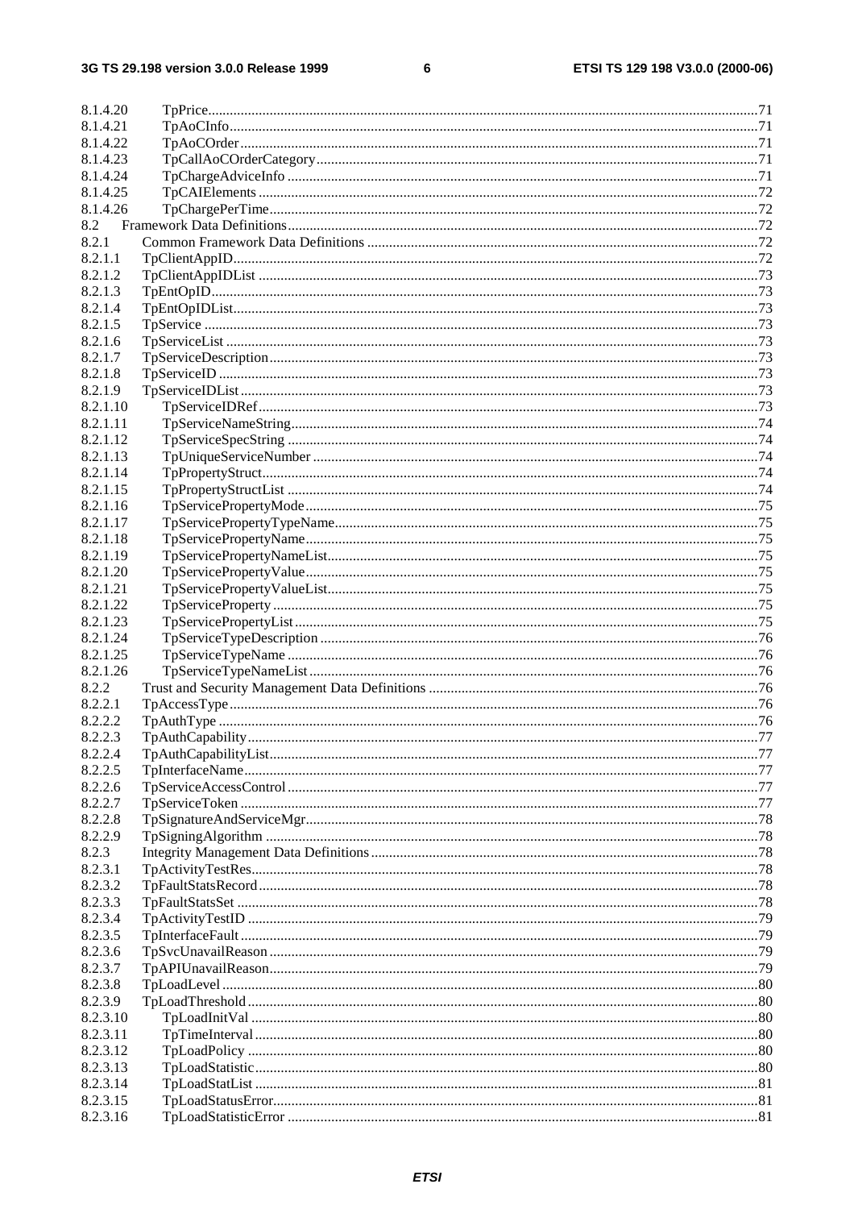8.1.4.20 TpPrice......71
8.1.4.21 TpAoCInfo......71
8.1.4.22 TpAoCOrder......71
8.1.4.23 TpCallAoCOrderCategory......71
8.1.4.24 TpChargeAdviceInfo......71
8.1.4.25 TpCAIElements......72
8.1.4.26 TpChargePerTime......72
8.2 Framework Data Definitions......72
8.2.1 Common Framework Data Definitions......72
8.2.1.1 TpClientAppID......72
8.2.1.2 TpClientAppIDList......73
8.2.1.3 TpEntOpID......73
8.2.1.4 TpEntOpIDList......73
8.2.1.5 TpService......73
8.2.1.6 TpServiceList......73
8.2.1.7 TpServiceDescription......73
8.2.1.8 TpServiceID......73
8.2.1.9 TpServiceIDList......73
8.2.1.10 TpServiceIDRef......73
8.2.1.11 TpServiceNameString......74
8.2.1.12 TpServiceSpecString......74
8.2.1.13 TpUniqueServiceNumber......74
8.2.1.14 TpPropertyStruct......74
8.2.1.15 TpPropertyStructList......74
8.2.1.16 TpServicePropertyMode......75
8.2.1.17 TpServicePropertyTypeName......75
8.2.1.18 TpServicePropertyName......75
8.2.1.19 TpServicePropertyNameList......75
8.2.1.20 TpServicePropertyValue......75
8.2.1.21 TpServicePropertyValueList......75
8.2.1.22 TpServiceProperty......75
8.2.1.23 TpServicePropertyList......75
8.2.1.24 TpServiceTypeDescription......76
8.2.1.25 TpServiceTypeName......76
8.2.1.26 TpServiceTypeNameList......76
8.2.2 Trust and Security Management Data Definitions......76
8.2.2.1 TpAccessType......76
8.2.2.2 TpAuthType......76
8.2.2.3 TpAuthCapability......77
8.2.2.4 TpAuthCapabilityList......77
8.2.2.5 TpInterfaceName......77
8.2.2.6 TpServiceAccessControl......77
8.2.2.7 TpServiceToken......77
8.2.2.8 TpSignatureAndServiceMgr......78
8.2.2.9 TpSigningAlgorithm......78
8.2.3 Integrity Management Data Definitions......78
8.2.3.1 TpActivityTestRes......78
8.2.3.2 TpFaultStatsRecord......78
8.2.3.3 TpFaultStatsSet......78
8.2.3.4 TpActivityTestID......79
8.2.3.5 TpInterfaceFault......79
8.2.3.6 TpSvcUnavailReason......79
8.2.3.7 TpAPIUnavailReason......79
8.2.3.8 TpLoadLevel......80
8.2.3.9 TpLoadThreshold......80
8.2.3.10 TpLoadInitVal......80
8.2.3.11 TpTimeInterval......80
8.2.3.12 TpLoadPolicy......80
8.2.3.13 TpLoadStatistic......80
8.2.3.14 TpLoadStatList......81
8.2.3.15 TpLoadStatusError......81
8.2.3.16 TpLoadStatisticError......81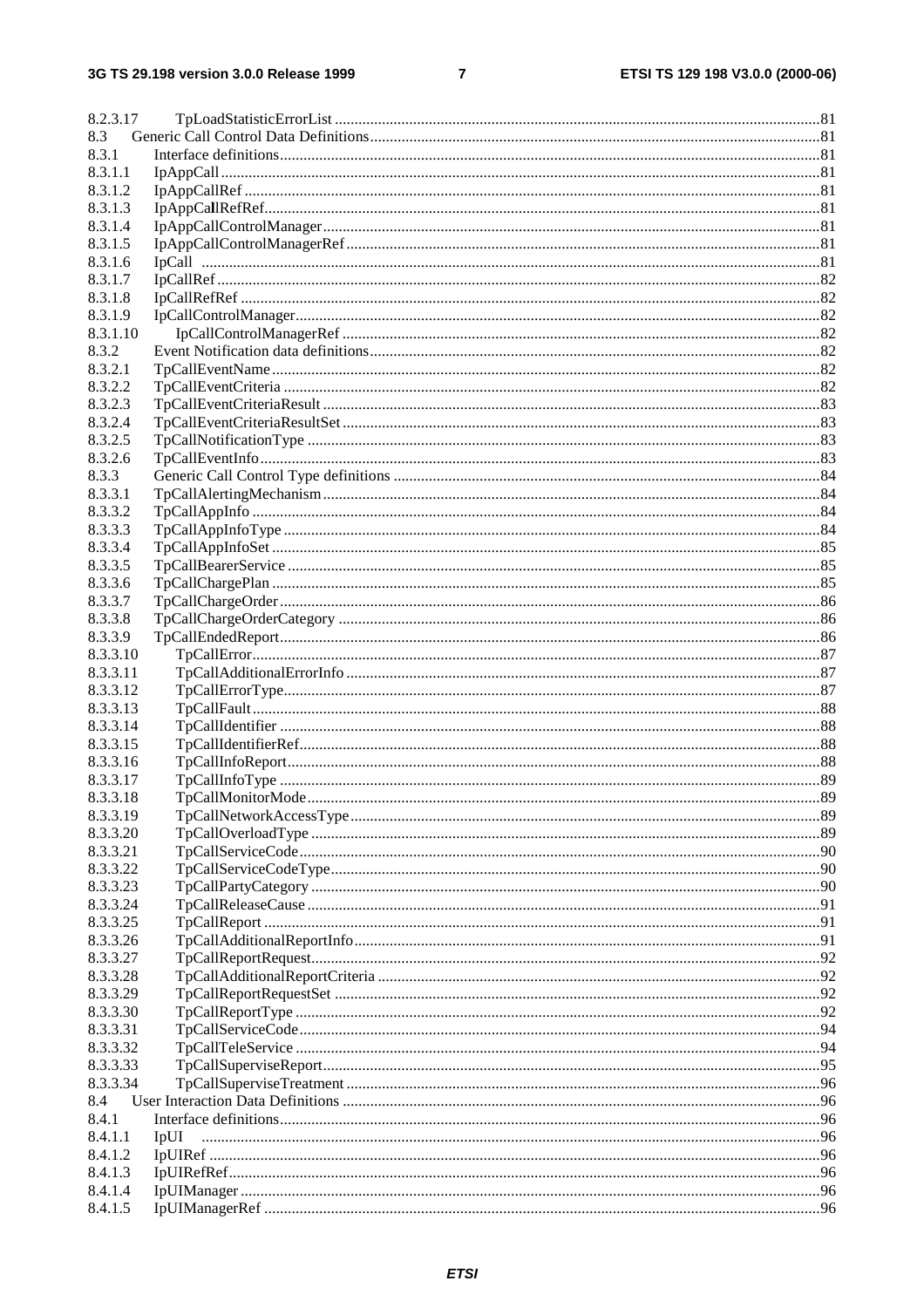8.2.3.17 TpLoadStatisticErrorList ..... 81
8.3 Generic Call Control Data Definitions ..... 81
8.3.1 Interface definitions ..... 81
8.3.1.1 IpAppCall ..... 81
8.3.1.2 IpAppCallRef ..... 81
8.3.1.3 IpAppCallRefRef ..... 81
8.3.1.4 IpAppCallControlManager ..... 81
8.3.1.5 IpAppCallControlManagerRef ..... 81
8.3.1.6 IpCall ..... 81
8.3.1.7 IpCallRef ..... 82
8.3.1.8 IpCallRefRef ..... 82
8.3.1.9 IpCallControlManager ..... 82
8.3.1.10 IpCallControlManagerRef ..... 82
8.3.2 Event Notification data definitions ..... 82
8.3.2.1 TpCallEventName ..... 82
8.3.2.2 TpCallEventCriteria ..... 82
8.3.2.3 TpCallEventCriteriaResult ..... 83
8.3.2.4 TpCallEventCriteriaResultSet ..... 83
8.3.2.5 TpCallNotificationType ..... 83
8.3.2.6 TpCallEventInfo ..... 83
8.3.3 Generic Call Control Type definitions ..... 84
8.3.3.1 TpCallAlertingMechanism ..... 84
8.3.3.2 TpCallAppInfo ..... 84
8.3.3.3 TpCallAppInfoType ..... 84
8.3.3.4 TpCallAppInfoSet ..... 85
8.3.3.5 TpCallBearerService ..... 85
8.3.3.6 TpCallChargePlan ..... 85
8.3.3.7 TpCallChargeOrder ..... 86
8.3.3.8 TpCallChargeOrderCategory ..... 86
8.3.3.9 TpCallEndedReport ..... 86
8.3.3.10 TpCallError ..... 87
8.3.3.11 TpCallAdditionalErrorInfo ..... 87
8.3.3.12 TpCallErrorType ..... 87
8.3.3.13 TpCallFault ..... 88
8.3.3.14 TpCallIdentifier ..... 88
8.3.3.15 TpCallIdentifierRef ..... 88
8.3.3.16 TpCallInfoReport ..... 88
8.3.3.17 TpCallInfoType ..... 89
8.3.3.18 TpCallMonitorMode ..... 89
8.3.3.19 TpCallNetworkAccessType ..... 89
8.3.3.20 TpCallOverloadType ..... 89
8.3.3.21 TpCallServiceCode ..... 90
8.3.3.22 TpCallServiceCodeType ..... 90
8.3.3.23 TpCallPartyCategory ..... 90
8.3.3.24 TpCallReleaseCause ..... 91
8.3.3.25 TpCallReport ..... 91
8.3.3.26 TpCallAdditionalReportInfo ..... 91
8.3.3.27 TpCallReportRequest ..... 92
8.3.3.28 TpCallAdditionalReportCriteria ..... 92
8.3.3.29 TpCallReportRequestSet ..... 92
8.3.3.30 TpCallReportType ..... 92
8.3.3.31 TpCallServiceCode ..... 94
8.3.3.32 TpCallTeleService ..... 94
8.3.3.33 TpCallSuperviseReport ..... 95
8.3.3.34 TpCallSuperviseTreatment ..... 96
8.4 User Interaction Data Definitions ..... 96
8.4.1 Interface definitions ..... 96
8.4.1.1 IpUI ..... 96
8.4.1.2 IpUIRef ..... 96
8.4.1.3 IpUIRefRef ..... 96
8.4.1.4 IpUIManager ..... 96
8.4.1.5 IpUIManagerRef ..... 96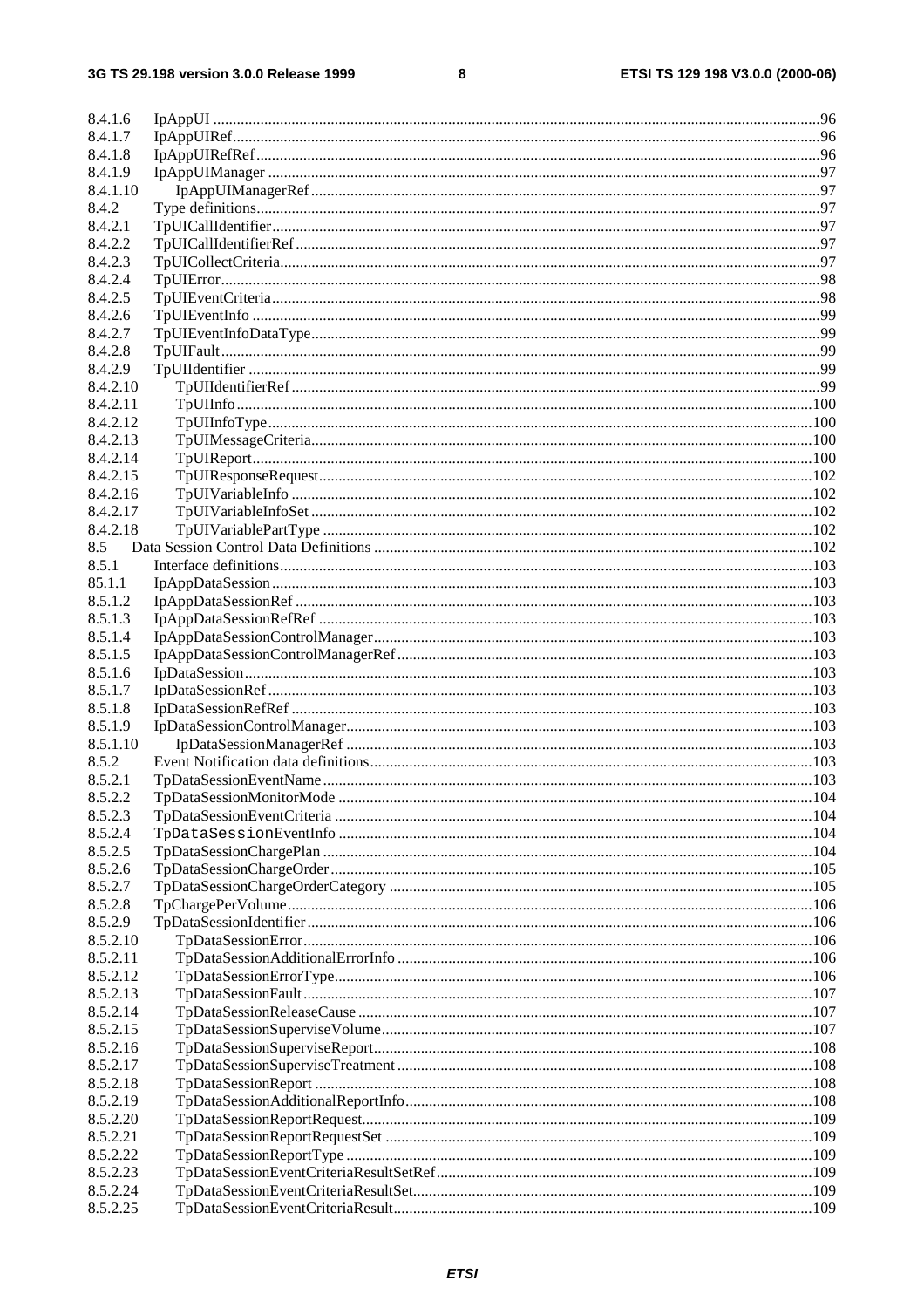8.4.1.6 IpAppUI ....................................................................................................................................................96
8.4.1.7 IpAppUIRef...............................................................................................................................................96
8.4.1.8 IpAppUIRefRef..........................................................................................................................................96
8.4.1.9 IpAppUIManager ......................................................................................................................................97
8.4.1.10 IpAppUIManagerRef .............................................................................................................................97
8.4.2 Type definitions..........................................................................................................................................97
8.4.2.1 TpUICallIdentifier.....................................................................................................................................97
8.4.2.2 TpUICallIdentifierRef ...............................................................................................................................97
8.4.2.3 TpUICollectCriteria...................................................................................................................................97
8.4.2.4 TpUIError..................................................................................................................................................98
8.4.2.5 TpUIEventCriteria.....................................................................................................................................98
8.4.2.6 TpUIEventInfo ..........................................................................................................................................99
8.4.2.7 TpUIEventInfoDataType...........................................................................................................................99
8.4.2.8 TpUIFault..................................................................................................................................................99
8.4.2.9 TpUIIdentifier ...........................................................................................................................................99
8.4.2.10 TpUIIdentifierRef ..................................................................................................................................99
8.4.2.11 TpUIInfo..............................................................................................................................................100
8.4.2.12 TpUIInfoType.......................................................................................................................................100
8.4.2.13 TpUIMessageCriteria............................................................................................................................100
8.4.2.14 TpUIReport...........................................................................................................................................100
8.4.2.15 TpUIResponseRequest..........................................................................................................................102
8.4.2.16 TpUIVariableInfo .................................................................................................................................102
8.4.2.17 TpUIVariableInfoSet ............................................................................................................................102
8.4.2.18 TpUIVariablePartType .........................................................................................................................102
8.5 Data Session Control Data Definitions ............................................................................................................102
8.5.1 Interface definitions..................................................................................................................................103
85.1.1 IpAppDataSession ....................................................................................................................................103
8.5.1.2 IpAppDataSessionRef ..............................................................................................................................103
8.5.1.3 IpAppDataSessionRefRef .........................................................................................................................103
8.5.1.4 IpAppDataSessionControlManager...........................................................................................................103
8.5.1.5 IpAppDataSessionControlManagerRef .....................................................................................................103
8.5.1.6 IpDataSession...........................................................................................................................................103
8.5.1.7 IpDataSessionRef .....................................................................................................................................103
8.5.1.8 IpDataSessionRefRef ...............................................................................................................................103
8.5.1.9 IpDataSessionControlManager..................................................................................................................103
8.5.1.10 IpDataSessionManagerRef ....................................................................................................................103
8.5.2 Event Notification data definitions............................................................................................................103
8.5.2.1 TpDataSessionEventName ........................................................................................................................103
8.5.2.2 TpDataSessionMonitorMode ....................................................................................................................104
8.5.2.3 TpDataSessionEventCriteria .....................................................................................................................104
8.5.2.4 TpDataSessionEventInfo ..........................................................................................................................104
8.5.2.5 TpDataSessionChargePlan ........................................................................................................................104
8.5.2.6 TpDataSessionChargeOrder......................................................................................................................105
8.5.2.7 TpDataSessionChargeOrderCategory .......................................................................................................105
8.5.2.8 TpChargePerVolume.................................................................................................................................106
8.5.2.9 TpDataSessionIdentifier ............................................................................................................................106
8.5.2.10 TpDataSessionError..............................................................................................................................106
8.5.2.11 TpDataSessionAdditionalErrorInfo .......................................................................................................106
8.5.2.12 TpDataSessionErrorType.......................................................................................................................106
8.5.2.13 TpDataSessionFault...............................................................................................................................107
8.5.2.14 TpDataSessionReleaseCause .................................................................................................................107
8.5.2.15 TpDataSessionSuperviseVolume...........................................................................................................107
8.5.2.16 TpDataSessionSuperviseReport.............................................................................................................108
8.5.2.17 TpDataSessionSuperviseTreatment .......................................................................................................108
8.5.2.18 TpDataSessionReport ...........................................................................................................................108
8.5.2.19 TpDataSessionAdditionalReportInfo.....................................................................................................108
8.5.2.20 TpDataSessionReportRequest................................................................................................................109
8.5.2.21 TpDataSessionReportRequestSet ..........................................................................................................109
8.5.2.22 TpDataSessionReportType ....................................................................................................................109
8.5.2.23 TpDataSessionEventCriteriaResultSetRef.............................................................................................109
8.5.2.24 TpDataSessionEventCriteriaResultSet...................................................................................................109
8.5.2.25 TpDataSessionEventCriteriaResult........................................................................................................109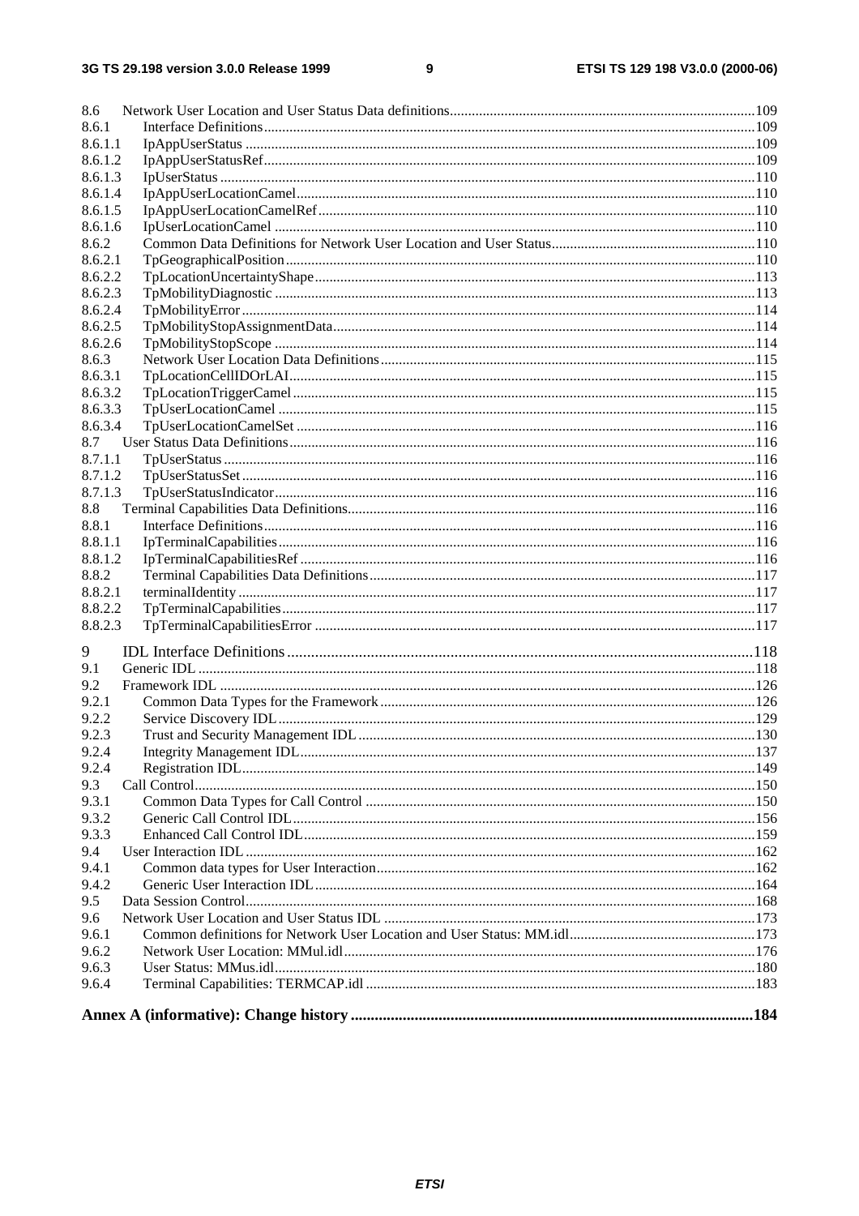8.6 Network User Location and User Status Data definitions....................................................................................109
8.6.1 Interface Definitions.......................................................................................................................................109
8.6.1.1 IpAppUserStatus ..........................................................................................................................................109
8.6.1.2 IpAppUserStatusRef......................................................................................................................................109
8.6.1.3 IpUserStatus .................................................................................................................................................110
8.6.1.4 IpAppUserLocationCamel.............................................................................................................................110
8.6.1.5 IpAppUserLocationCamelRef........................................................................................................................110
8.6.1.6 IpUserLocationCamel ...................................................................................................................................110
8.6.2 Common Data Definitions for Network User Location and User Status........................................................110
8.6.2.1 TpGeographicalPosition................................................................................................................................110
8.6.2.2 TpLocationUncertaintyShape........................................................................................................................113
8.6.2.3 TpMobilityDiagnostic ...................................................................................................................................113
8.6.2.4 TpMobilityError............................................................................................................................................114
8.6.2.5 TpMobilityStopAssignmentData...................................................................................................................114
8.6.2.6 TpMobilityStopScope ...................................................................................................................................114
8.6.3 Network User Location Data Definitions......................................................................................................115
8.6.3.1 TpLocationCellIDOrLAI...............................................................................................................................115
8.6.3.2 TpLocationTriggerCamel..............................................................................................................................115
8.6.3.3 TpUserLocationCamel ..................................................................................................................................115
8.6.3.4 TpUserLocationCamelSet .............................................................................................................................116
8.7 User Status Data Definitions...............................................................................................................................116
8.7.1.1 TpUserStatus .................................................................................................................................................116
8.7.1.2 TpUserStatusSet............................................................................................................................................116
8.7.1.3 TpUserStatusIndicator...................................................................................................................................116
8.8 Terminal Capabilities Data Definitions...............................................................................................................116
8.8.1 Interface Definitions......................................................................................................................................116
8.8.1.1 IpTerminalCapabilities..................................................................................................................................116
8.8.1.2 IpTerminalCapabilitiesRef ............................................................................................................................116
8.8.2 Terminal Capabilities Data Definitions.........................................................................................................117
8.8.2.1 terminalIdentity .............................................................................................................................................117
8.8.2.2 TpTerminalCapabilities.................................................................................................................................117
8.8.2.3 TpTerminalCapabilitiesError ........................................................................................................................117

9 IDL Interface Definitions....................................................................................................................118
9.1 Generic IDL ........................................................................................................................................................118
9.2 Framework IDL ..................................................................................................................................................126
9.2.1 Common Data Types for the Framework......................................................................................................126
9.2.2 Service Discovery IDL..................................................................................................................................129
9.2.3 Trust and Security Management IDL............................................................................................................130
9.2.4 Integrity Management IDL............................................................................................................................137
9.2.4 Registration IDL............................................................................................................................................149
9.3 Call Control.........................................................................................................................................................150
9.3.1 Common Data Types for Call Control ..........................................................................................................150
9.3.2 Generic Call Control IDL..............................................................................................................................156
9.3.3 Enhanced Call Control IDL...........................................................................................................................159
9.4 User Interaction IDL ...........................................................................................................................................162
9.4.1 Common data types for User Interaction.......................................................................................................162
9.4.2 Generic User Interaction IDL........................................................................................................................164
9.5 Data Session Control...........................................................................................................................................168
9.6 Network User Location and User Status IDL .....................................................................................................173
9.6.1 Common definitions for Network User Location and User Status: MM.idl..................................................173
9.6.2 Network User Location: MMul.idl................................................................................................................176
9.6.3 User Status: MMus.idl...................................................................................................................................180
9.6.4 Terminal Capabilities: TERMCAP.idl ..........................................................................................................183

**Annex A (informative): Change history .....................................................................................................184**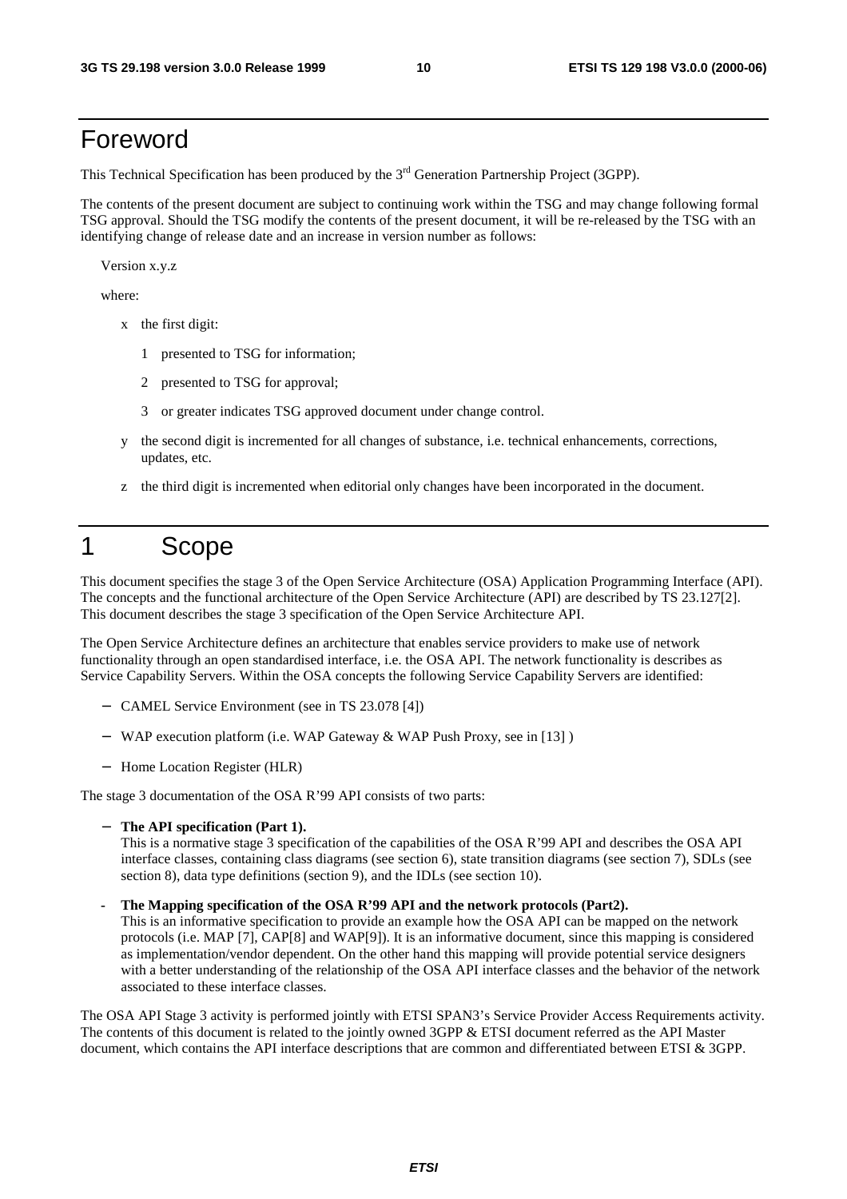# Foreword

This Technical Specification has been produced by the 3rd Generation Partnership Project (3GPP).

The contents of the present document are subject to continuing work within the TSG and may change following formal TSG approval. Should the TSG modify the contents of the present document, it will be re-released by the TSG with an identifying change of release date and an increase in version number as follows:

Version x.y.z

where:

- x the first digit:
  - 1 presented to TSG for information;
  - 2 presented to TSG for approval;
  - 3 or greater indicates TSG approved document under change control.
- y the second digit is incremented for all changes of substance, i.e. technical enhancements, corrections, updates, etc.
- z the third digit is incremented when editorial only changes have been incorporated in the document.

# 1 Scope

This document specifies the stage 3 of the Open Service Architecture (OSA) Application Programming Interface (API). The concepts and the functional architecture of the Open Service Architecture (API) are described by TS 23.127[2]. This document describes the stage 3 specification of the Open Service Architecture API.

The Open Service Architecture defines an architecture that enables service providers to make use of network functionality through an open standardised interface, i.e. the OSA API. The network functionality is describes as Service Capability Servers. Within the OSA concepts the following Service Capability Servers are identified:

- CAMEL Service Environment (see in TS 23.078 [4])
- WAP execution platform (i.e. WAP Gateway & WAP Push Proxy, see in [13] )
- Home Location Register (HLR)

The stage 3 documentation of the OSA R'99 API consists of two parts:

- **The API specification (Part 1).**
  This is a normative stage 3 specification of the capabilities of the OSA R'99 API and describes the OSA API interface classes, containing class diagrams (see section 6), state transition diagrams (see section 7), SDLs (see section 8), data type definitions (section 9), and the IDLs (see section 10).
- **The Mapping specification of the OSA R'99 API and the network protocols (Part2).**
  This is an informative specification to provide an example how the OSA API can be mapped on the network protocols (i.e. MAP [7], CAP[8] and WAP[9]). It is an informative document, since this mapping is considered as implementation/vendor dependent. On the other hand this mapping will provide potential service designers with a better understanding of the relationship of the OSA API interface classes and the behavior of the network associated to these interface classes.

The OSA API Stage 3 activity is performed jointly with ETSI SPAN3's Service Provider Access Requirements activity. The contents of this document is related to the jointly owned 3GPP & ETSI document referred as the API Master document, which contains the API interface descriptions that are common and differentiated between ETSI & 3GPP.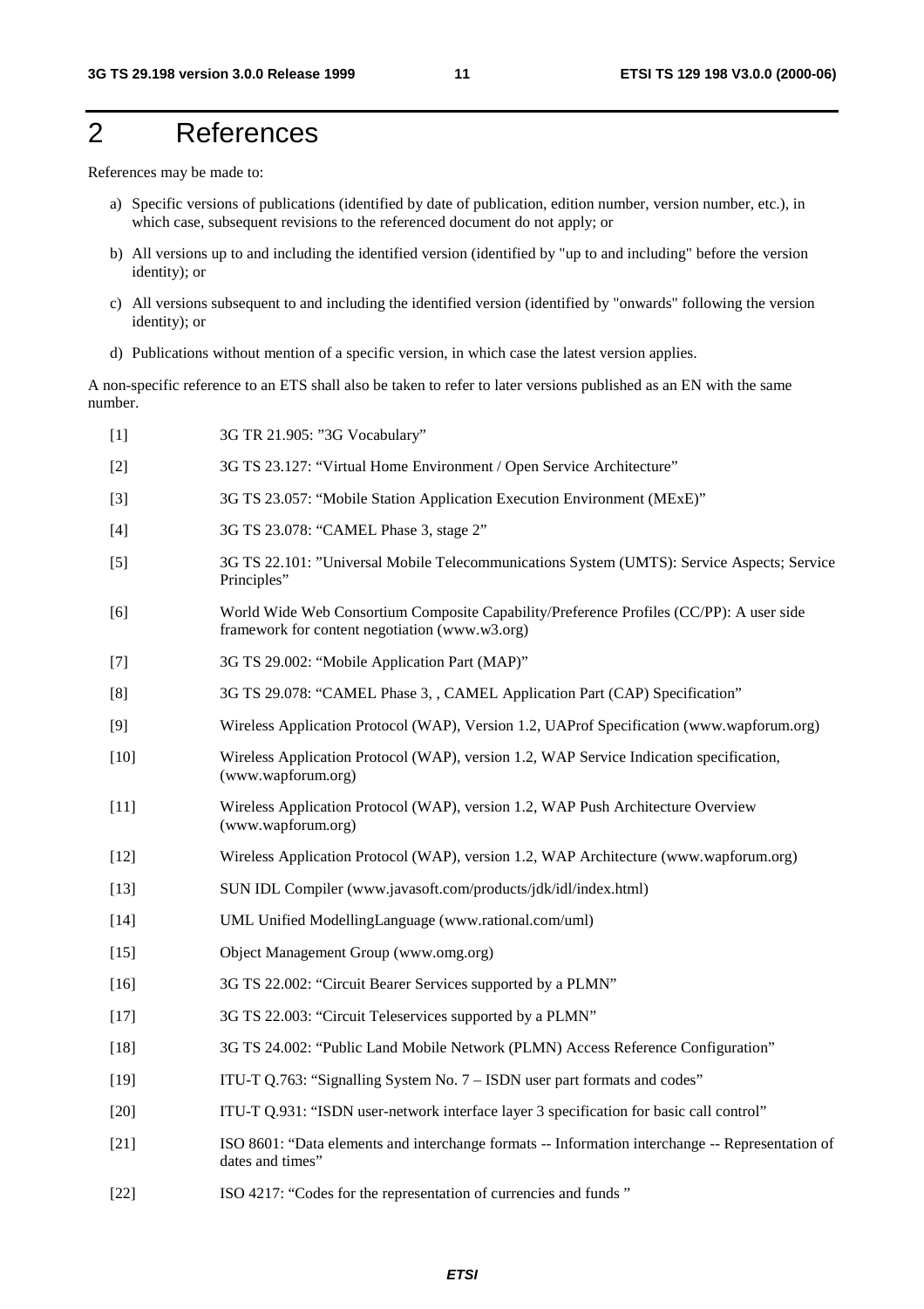# 2 References

References may be made to:

a) Specific versions of publications (identified by date of publication, edition number, version number, etc.), in which case, subsequent revisions to the referenced document do not apply; or

b) All versions up to and including the identified version (identified by "up to and including" before the version identity); or

c) All versions subsequent to and including the identified version (identified by "onwards" following the version identity); or

d) Publications without mention of a specific version, in which case the latest version applies.

A non-specific reference to an ETS shall also be taken to refer to later versions published as an EN with the same number.

[1] 3G TR 21.905: "3G Vocabulary"

[2] 3G TS 23.127: "Virtual Home Environment / Open Service Architecture"

[3] 3G TS 23.057: "Mobile Station Application Execution Environment (MExE)"

[4] 3G TS 23.078: "CAMEL Phase 3, stage 2"

[5] 3G TS 22.101: "Universal Mobile Telecommunications System (UMTS): Service Aspects; Service Principles"

[6] World Wide Web Consortium Composite Capability/Preference Profiles (CC/PP): A user side framework for content negotiation (www.w3.org)

[7] 3G TS 29.002: "Mobile Application Part (MAP)"

[8] 3G TS 29.078: "CAMEL Phase 3, , CAMEL Application Part (CAP) Specification"

[9] Wireless Application Protocol (WAP), Version 1.2, UAProf Specification (www.wapforum.org)

[10] Wireless Application Protocol (WAP), version 1.2, WAP Service Indication specification, (www.wapforum.org)

[11] Wireless Application Protocol (WAP), version 1.2, WAP Push Architecture Overview (www.wapforum.org)

[12] Wireless Application Protocol (WAP), version 1.2, WAP Architecture (www.wapforum.org)

[13] SUN IDL Compiler (www.javasoft.com/products/jdk/idl/index.html)

[14] UML Unified ModellingLanguage (www.rational.com/uml)

[15] Object Management Group (www.omg.org)

[16] 3G TS 22.002: "Circuit Bearer Services supported by a PLMN"

[17] 3G TS 22.003: "Circuit Teleservices supported by a PLMN"

[18] 3G TS 24.002: "Public Land Mobile Network (PLMN) Access Reference Configuration"

[19] ITU-T Q.763: "Signalling System No. 7 – ISDN user part formats and codes"

[20] ITU-T Q.931: "ISDN user-network interface layer 3 specification for basic call control"

[21] ISO 8601: "Data elements and interchange formats -- Information interchange -- Representation of dates and times"

[22] ISO 4217: "Codes for the representation of currencies and funds "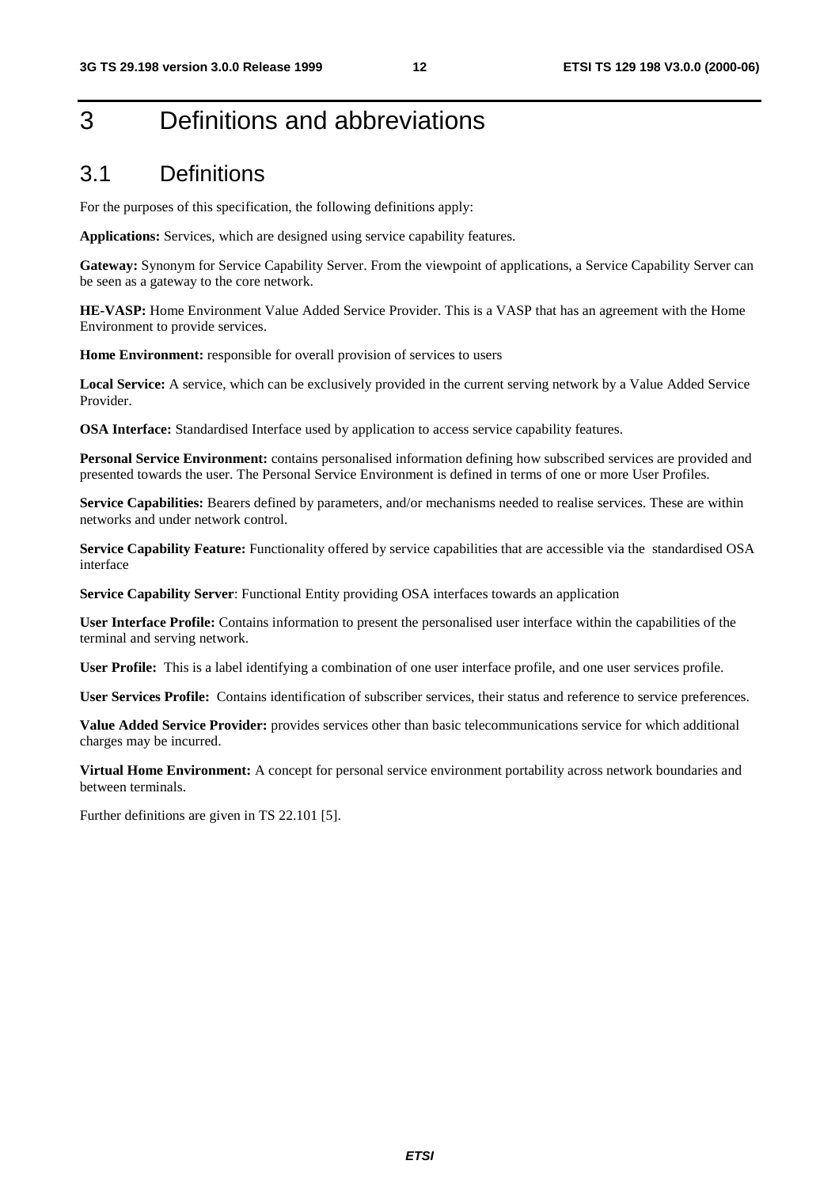# 3 Definitions and abbreviations

## 3.1 Definitions

For the purposes of this specification, the following definitions apply:

**Applications:** Services, which are designed using service capability features.

**Gateway:** Synonym for Service Capability Server. From the viewpoint of applications, a Service Capability Server can be seen as a gateway to the core network.

**HE-VASP:** Home Environment Value Added Service Provider. This is a VASP that has an agreement with the Home Environment to provide services.

**Home Environment:** responsible for overall provision of services to users

**Local Service:** A service, which can be exclusively provided in the current serving network by a Value Added Service Provider.

**OSA Interface:** Standardised Interface used by application to access service capability features.

**Personal Service Environment:** contains personalised information defining how subscribed services are provided and presented towards the user. The Personal Service Environment is defined in terms of one or more User Profiles.

**Service Capabilities:** Bearers defined by parameters, and/or mechanisms needed to realise services. These are within networks and under network control.

**Service Capability Feature:** Functionality offered by service capabilities that are accessible via the standardised OSA interface

**Service Capability Server**: Functional Entity providing OSA interfaces towards an application

**User Interface Profile:** Contains information to present the personalised user interface within the capabilities of the terminal and serving network.

**User Profile:** This is a label identifying a combination of one user interface profile, and one user services profile.

**User Services Profile:** Contains identification of subscriber services, their status and reference to service preferences.

**Value Added Service Provider:** provides services other than basic telecommunications service for which additional charges may be incurred.

**Virtual Home Environment:** A concept for personal service environment portability across network boundaries and between terminals.

Further definitions are given in TS 22.101 [5].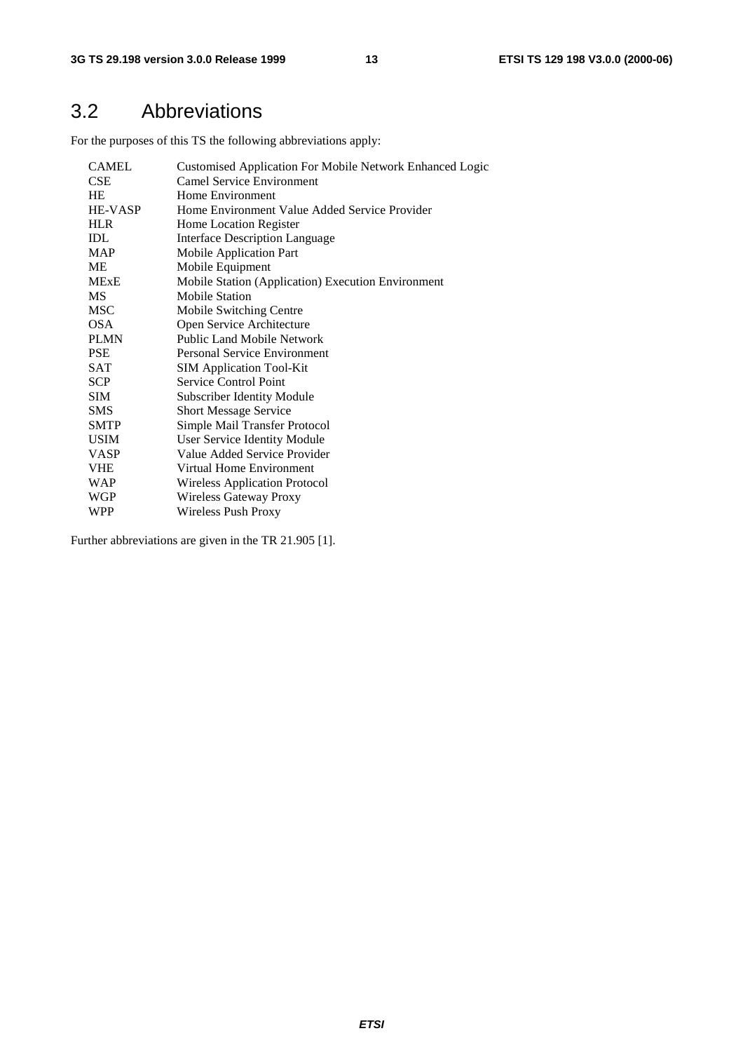## 3.2 Abbreviations

For the purposes of this TS the following abbreviations apply:

| | |
|---|---|
| CAMEL | Customised Application For Mobile Network Enhanced Logic |
| CSE | Camel Service Environment |
| HE | Home Environment |
| HE-VASP | Home Environment Value Added Service Provider |
| HLR | Home Location Register |
| IDL | Interface Description Language |
| MAP | Mobile Application Part |
| ME | Mobile Equipment |
| MExE | Mobile Station (Application) Execution Environment |
| MS | Mobile Station |
| MSC | Mobile Switching Centre |
| OSA | Open Service Architecture |
| PLMN | Public Land Mobile Network |
| PSE | Personal Service Environment |
| SAT | SIM Application Tool-Kit |
| SCP | Service Control Point |
| SIM | Subscriber Identity Module |
| SMS | Short Message Service |
| SMTP | Simple Mail Transfer Protocol |
| USIM | User Service Identity Module |
| VASP | Value Added Service Provider |
| VHE | Virtual Home Environment |
| WAP | Wireless Application Protocol |
| WGP | Wireless Gateway Proxy |
| WPP | Wireless Push Proxy |

Further abbreviations are given in the TR 21.905 [1].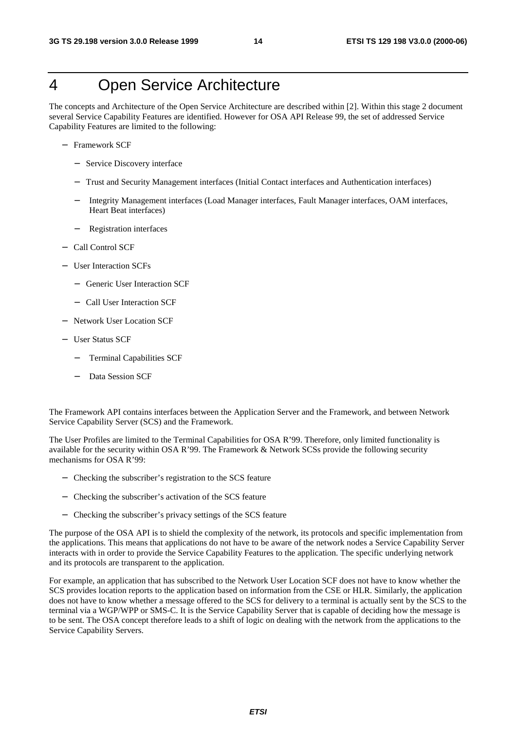# 4 Open Service Architecture

The concepts and Architecture of the Open Service Architecture are described within [2]. Within this stage 2 document several Service Capability Features are identified. However for OSA API Release 99, the set of addressed Service Capability Features are limited to the following:

- Framework SCF
  - Service Discovery interface
  - Trust and Security Management interfaces (Initial Contact interfaces and Authentication interfaces)
  - Integrity Management interfaces (Load Manager interfaces, Fault Manager interfaces, OAM interfaces, Heart Beat interfaces)
  - Registration interfaces
- Call Control SCF
- User Interaction SCFs
  - Generic User Interaction SCF
  - Call User Interaction SCF
- Network User Location SCF
- User Status SCF
  - Terminal Capabilities SCF
  - Data Session SCF

The Framework API contains interfaces between the Application Server and the Framework, and between Network Service Capability Server (SCS) and the Framework.

The User Profiles are limited to the Terminal Capabilities for OSA R'99. Therefore, only limited functionality is available for the security within OSA R'99. The Framework & Network SCSs provide the following security mechanisms for OSA R'99:

- Checking the subscriber's registration to the SCS feature
- Checking the subscriber's activation of the SCS feature
- Checking the subscriber's privacy settings of the SCS feature

The purpose of the OSA API is to shield the complexity of the network, its protocols and specific implementation from the applications. This means that applications do not have to be aware of the network nodes a Service Capability Server interacts with in order to provide the Service Capability Features to the application. The specific underlying network and its protocols are transparent to the application.

For example, an application that has subscribed to the Network User Location SCF does not have to know whether the SCS provides location reports to the application based on information from the CSE or HLR. Similarly, the application does not have to know whether a message offered to the SCS for delivery to a terminal is actually sent by the SCS to the terminal via a WGP/WPP or SMS-C. It is the Service Capability Server that is capable of deciding how the message is to be sent. The OSA concept therefore leads to a shift of logic on dealing with the network from the applications to the Service Capability Servers.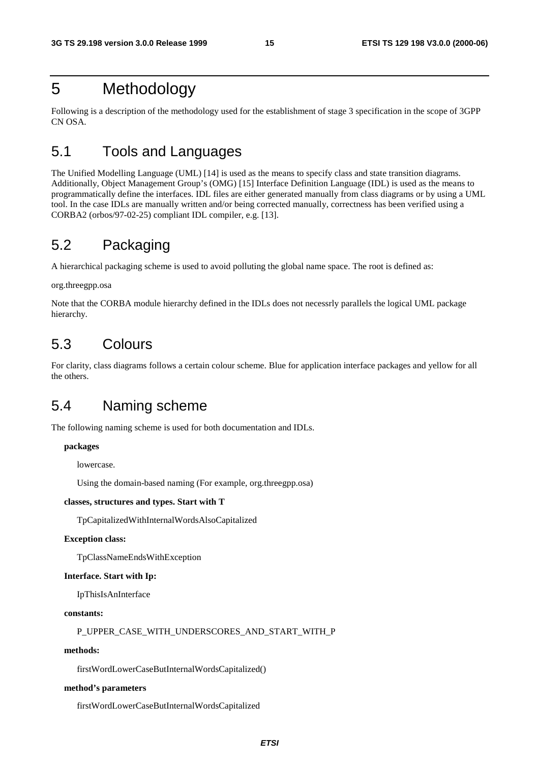# 5 Methodology

Following is a description of the methodology used for the establishment of stage 3 specification in the scope of 3GPP CN OSA.

## 5.1 Tools and Languages

The Unified Modelling Language (UML) [14] is used as the means to specify class and state transition diagrams. Additionally, Object Management Group's (OMG) [15] Interface Definition Language (IDL) is used as the means to programmatically define the interfaces. IDL files are either generated manually from class diagrams or by using a UML tool. In the case IDLs are manually written and/or being corrected manually, correctness has been verified using a CORBA2 (orbos/97-02-25) compliant IDL compiler, e.g. [13].

## 5.2 Packaging

A hierarchical packaging scheme is used to avoid polluting the global name space. The root is defined as:

org.threegpp.osa

Note that the CORBA module hierarchy defined in the IDLs does not necessrly parallels the logical UML package hierarchy.

## 5.3 Colours

For clarity, class diagrams follows a certain colour scheme. Blue for application interface packages and yellow for all the others.

## 5.4 Naming scheme

The following naming scheme is used for both documentation and IDLs.

**packages**

lowercase.

Using the domain-based naming (For example, org.threegpp.osa)

**classes, structures and types. Start with T**

TpCapitalizedWithInternalWordsAlsoCapitalized

**Exception class:**

TpClassNameEndsWithException

**Interface. Start with Ip:**

IpThisIsAnInterface

**constants:**

P_UPPER_CASE_WITH_UNDERSCORES_AND_START_WITH_P

**methods:**

firstWordLowerCaseButInternalWordsCapitalized()

**method's parameters**

firstWordLowerCaseButInternalWordsCapitalized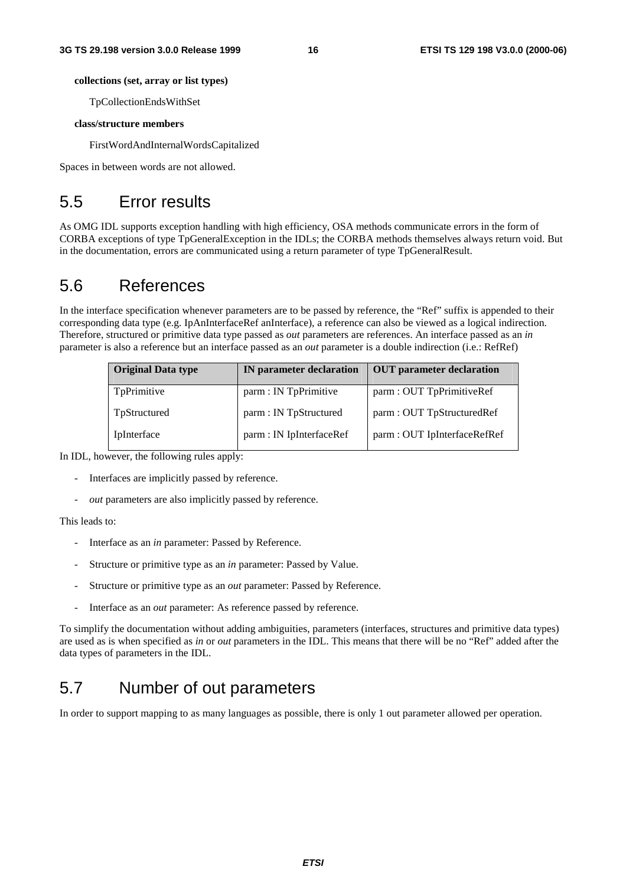**collections (set, array or list types)**

TpCollectionEndsWithSet

**class/structure members**

FirstWordAndInternalWordsCapitalized

Spaces in between words are not allowed.

## 5.5 Error results

As OMG IDL supports exception handling with high efficiency, OSA methods communicate errors in the form of CORBA exceptions of type TpGeneralException in the IDLs; the CORBA methods themselves always return void. But in the documentation, errors are communicated using a return parameter of type TpGeneralResult.

## 5.6 References

In the interface specification whenever parameters are to be passed by reference, the "Ref" suffix is appended to their corresponding data type (e.g. IpAnInterfaceRef anInterface), a reference can also be viewed as a logical indirection. Therefore, structured or primitive data type passed as *out* parameters are references. An interface passed as an *in* parameter is also a reference but an interface passed as an *out* parameter is a double indirection (i.e.: RefRef)

| Original Data type | IN parameter declaration | OUT parameter declaration |
| --- | --- | --- |
| TpPrimitive | parm : IN TpPrimitive | parm : OUT TpPrimitiveRef |
| TpStructured | parm : IN TpStructured | parm : OUT TpStructuredRef |
| IpInterface | parm : IN IpInterfaceRef | parm : OUT IpInterfaceRefRef |

In IDL, however, the following rules apply:

- Interfaces are implicitly passed by reference.
- *out* parameters are also implicitly passed by reference.

This leads to:

- Interface as an *in* parameter: Passed by Reference.
- Structure or primitive type as an *in* parameter: Passed by Value.
- Structure or primitive type as an *out* parameter: Passed by Reference.
- Interface as an *out* parameter: As reference passed by reference.

To simplify the documentation without adding ambiguities, parameters (interfaces, structures and primitive data types) are used as is when specified as *in* or *out* parameters in the IDL. This means that there will be no "Ref" added after the data types of parameters in the IDL.

## 5.7 Number of out parameters

In order to support mapping to as many languages as possible, there is only 1 out parameter allowed per operation.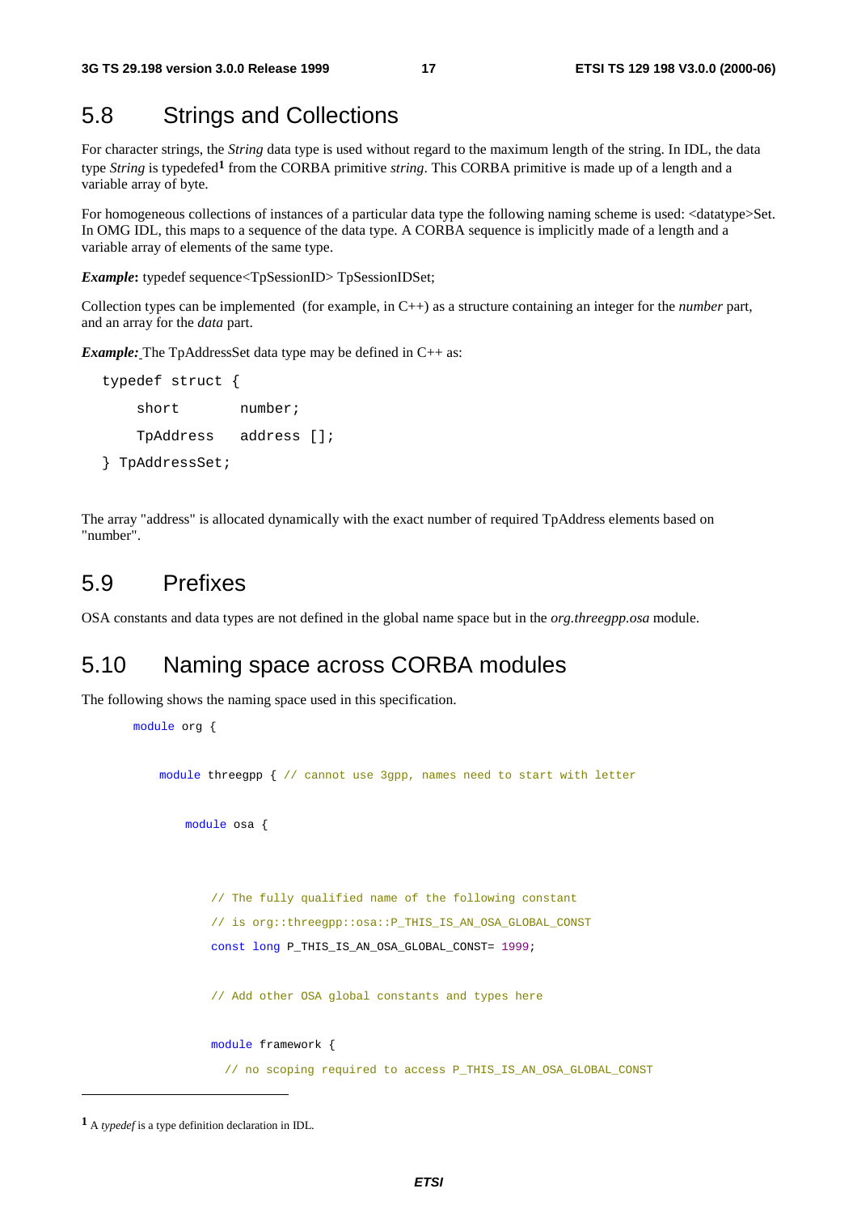## 5.8 Strings and Collections

For character strings, the *String* data type is used without regard to the maximum length of the string. In IDL, the data type *String* is typedefed[1] from the CORBA primitive *string*. This CORBA primitive is made up of a length and a variable array of byte.

For homogeneous collections of instances of a particular data type the following naming scheme is used: <datatype>Set. In OMG IDL, this maps to a sequence of the data type. A CORBA sequence is implicitly made of a length and a variable array of elements of the same type.

***Example*:** typedef sequence<TpSessionID> TpSessionIDSet;

Collection types can be implemented (for example, in C++) as a structure containing an integer for the *number* part, and an array for the *data* part.

***Example:*** The TpAddressSet data type may be defined in C++ as:

```
typedef struct {
    short       number;
    TpAddress   address [];
} TpAddressSet;
```

The array "address" is allocated dynamically with the exact number of required TpAddress elements based on "number".

## 5.9 Prefixes

OSA constants and data types are not defined in the global name space but in the *org.threegpp.osa* module.

## 5.10 Naming space across CORBA modules

The following shows the naming space used in this specification.

```
module org {

    module threegpp { // cannot use 3gpp, names need to start with letter

        module osa {


            // The fully qualified name of the following constant
            // is org::threegpp::osa::P_THIS_IS_AN_OSA_GLOBAL_CONST
            const long P_THIS_IS_AN_OSA_GLOBAL_CONST= 1999;

            // Add other OSA global constants and types here

            module framework {
              // no scoping required to access P_THIS_IS_AN_OSA_GLOBAL_CONST
```

---

[1] A *typedef* is a type definition declaration in IDL.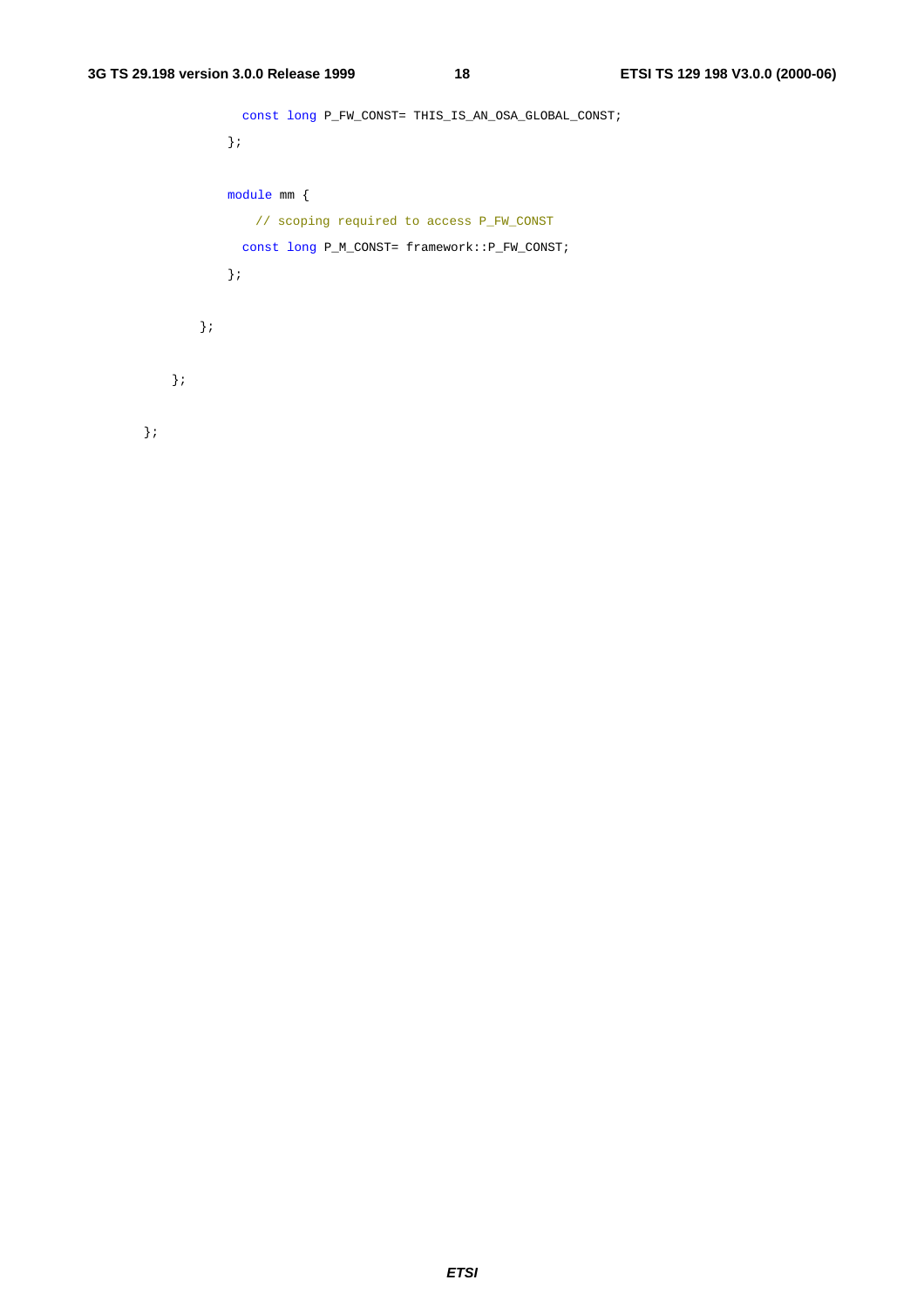```
            const long P_FW_CONST= THIS_IS_AN_OSA_GLOBAL_CONST;
          };

          module mm {
              // scoping required to access P_FW_CONST
            const long P_M_CONST= framework::P_FW_CONST;
          };

      };

    };

};
```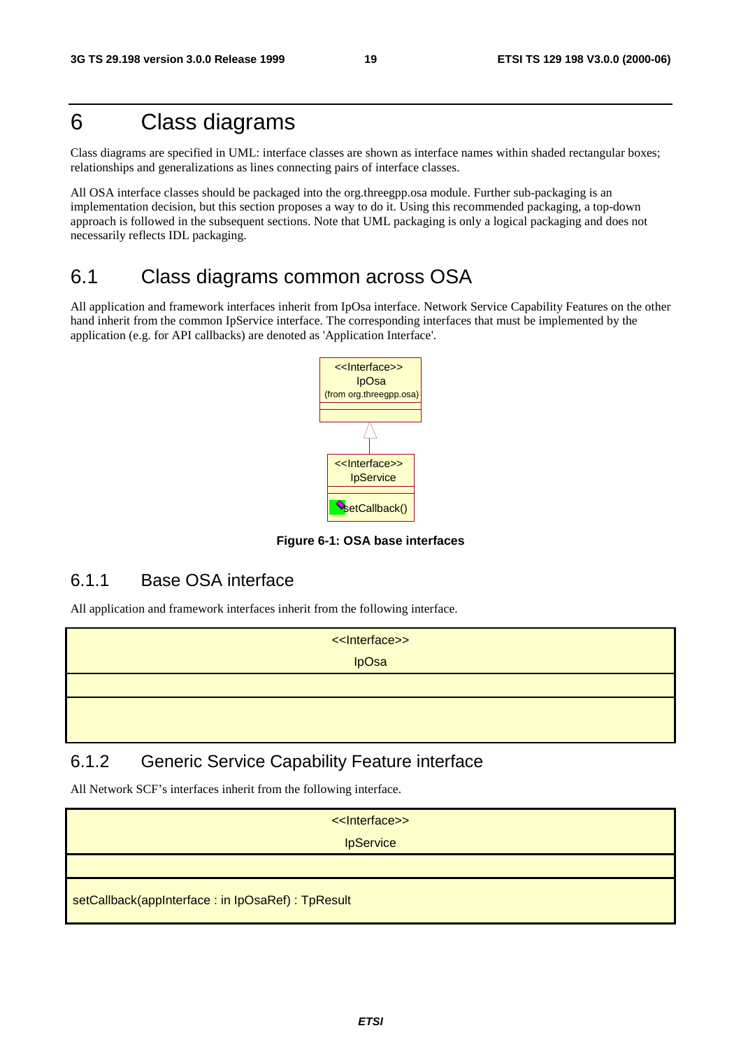# 6 Class diagrams

Class diagrams are specified in UML: interface classes are shown as interface names within shaded rectangular boxes; relationships and generalizations as lines connecting pairs of interface classes.

All OSA interface classes should be packaged into the org.threegpp.osa module. Further sub-packaging is an implementation decision, but this section proposes a way to do it. Using this recommended packaging, a top-down approach is followed in the subsequent sections. Note that UML packaging is only a logical packaging and does not necessarily reflects IDL packaging.

## 6.1 Class diagrams common across OSA

All application and framework interfaces inherit from IpOsa interface. Network Service Capability Features on the other hand inherit from the common IpService interface. The corresponding interfaces that must be implemented by the application (e.g. for API callbacks) are denoted as 'Application Interface'.

**Figure 6-1: OSA base interfaces**

### 6.1.1 Base OSA interface

All application and framework interfaces inherit from the following interface.

| <<Interface>><br>IpOsa |
| --- |
| |
| |

### 6.1.2 Generic Service Capability Feature interface

All Network SCF's interfaces inherit from the following interface.

| <<Interface>><br>IpService |
| --- |
| |
| setCallback(appInterface : in IpOsaRef) : TpResult |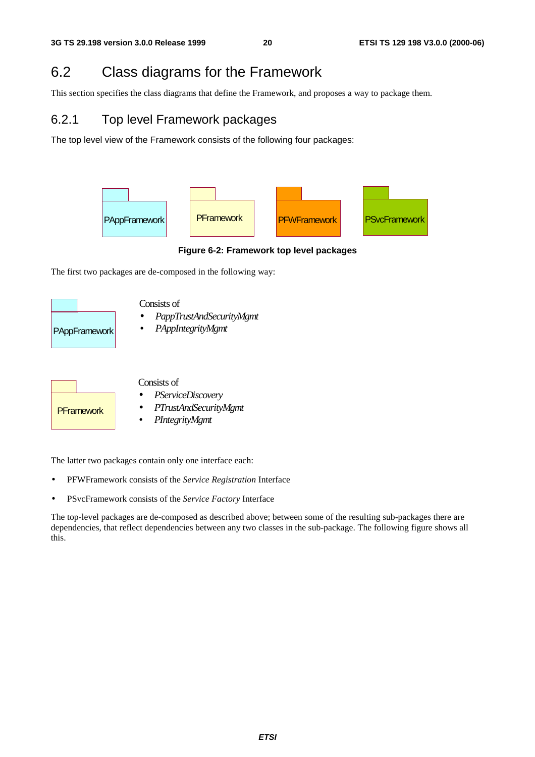## 6.2 Class diagrams for the Framework

This section specifies the class diagrams that define the Framework, and proposes a way to package them.

### 6.2.1 Top level Framework packages

The top level view of the Framework consists of the following four packages:

PAppFramework PFramework PFWFramework PSvcFramework

**Figure 6-2: Framework top level packages**

The first two packages are de-composed in the following way:

PAppFramework

Consists of

- *PappTrustAndSecurityMgmt*
- *PAppIntegrityMgmt*

PFramework

Consists of

- *PServiceDiscovery*
- *PTrustAndSecurityMgmt*
- *PIntegrityMgmt*

The latter two packages contain only one interface each:

- PFWFramework consists of the *Service Registration* Interface
- PSvcFramework consists of the *Service Factory* Interface

The top-level packages are de-composed as described above; between some of the resulting sub-packages there are dependencies, that reflect dependencies between any two classes in the sub-package. The following figure shows all this.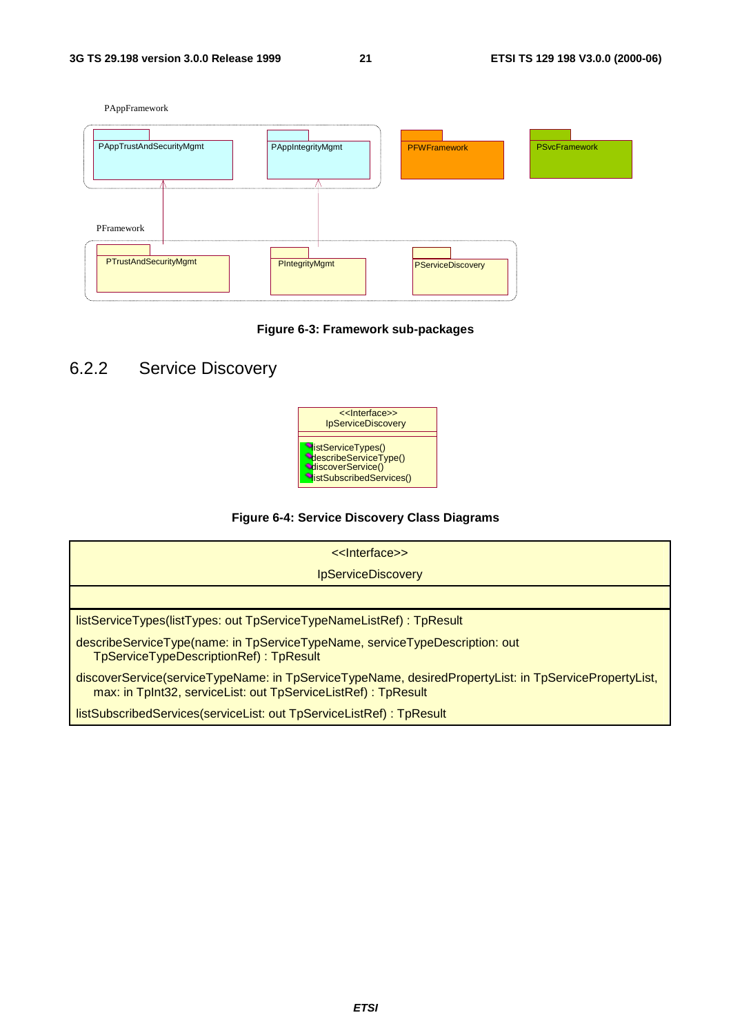PAppFramework

PAppTrustAndSecurityMgmt

PAppIntegrityMgmt

PFWFramework

PSvcFramework

PFramework

PTrustAndSecurityMgmt

PIntegrityMgmt

PServiceDiscovery

**Figure 6-3: Framework sub-packages**

## 6.2.2 Service Discovery

<<Interface>>
IpServiceDiscovery

listServiceTypes()
describeServiceType()
discoverService()
listSubscribedServices()

**Figure 6-4: Service Discovery Class Diagrams**

| <<Interface>><br>IpServiceDiscovery |
|---|
| |
| listServiceTypes(listTypes: out TpServiceTypeNameListRef) : TpResult<br>describeServiceType(name: in TpServiceTypeName, serviceTypeDescription: out TpServiceTypeDescriptionRef) : TpResult<br>discoverService(serviceTypeName: in TpServiceTypeName, desiredPropertyList: in TpServicePropertyList, max: in TpInt32, serviceList: out TpServiceListRef) : TpResult<br>listSubscribedServices(serviceList: out TpServiceListRef) : TpResult |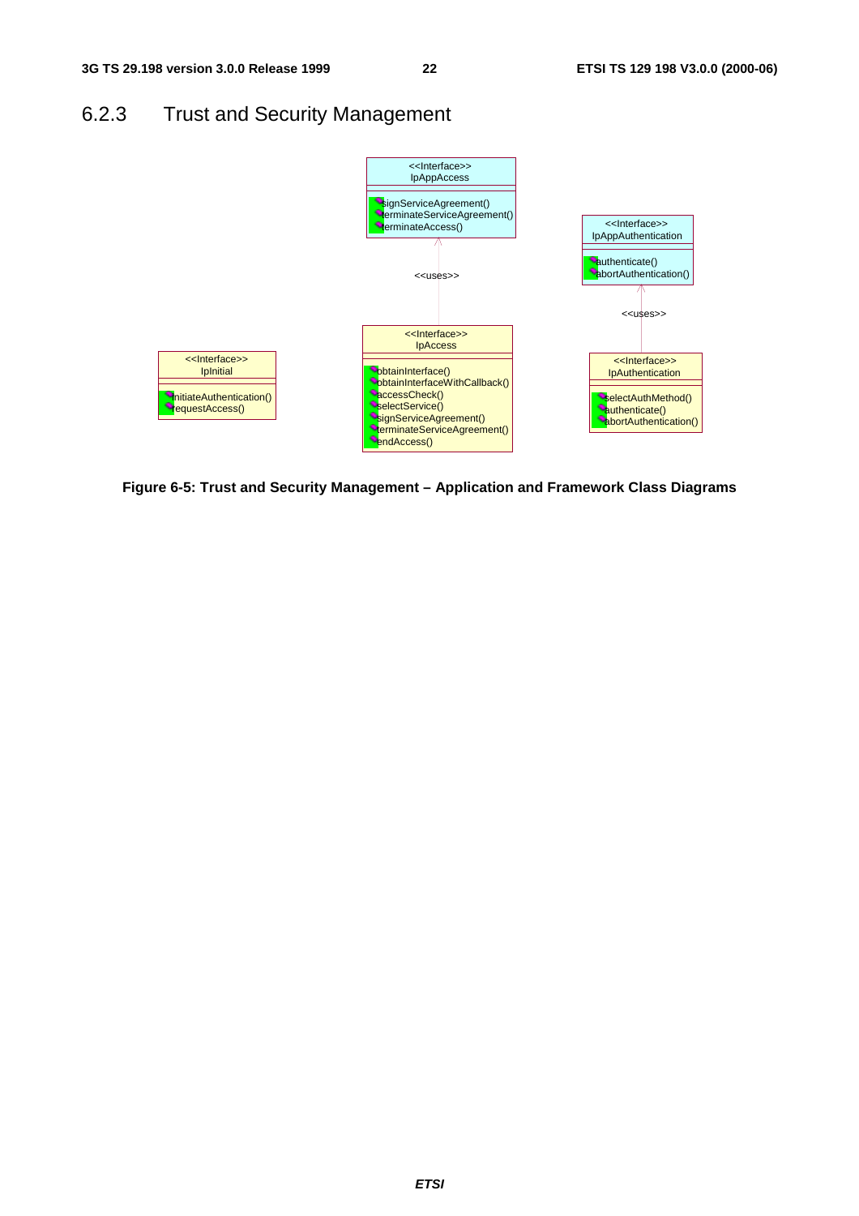### 6.2.3 Trust and Security Management

<<Interface>>
IpAppAccess

signServiceAgreement()
terminateServiceAgreement()
terminateAccess()

<<Interface>>
IpAppAuthentication

authenticate()
abortAuthentication()

<<uses>>

<<uses>>

<<Interface>>
IpInitial

initiateAuthentication()
requestAccess()

<<Interface>>
IpAccess

obtainInterface()
obtainInterfaceWithCallback()
accessCheck()
selectService()
signServiceAgreement()
terminateServiceAgreement()
endAccess()

<<Interface>>
IpAuthentication

selectAuthMethod()
authenticate()
abortAuthentication()

**Figure 6-5: Trust and Security Management – Application and Framework Class Diagrams**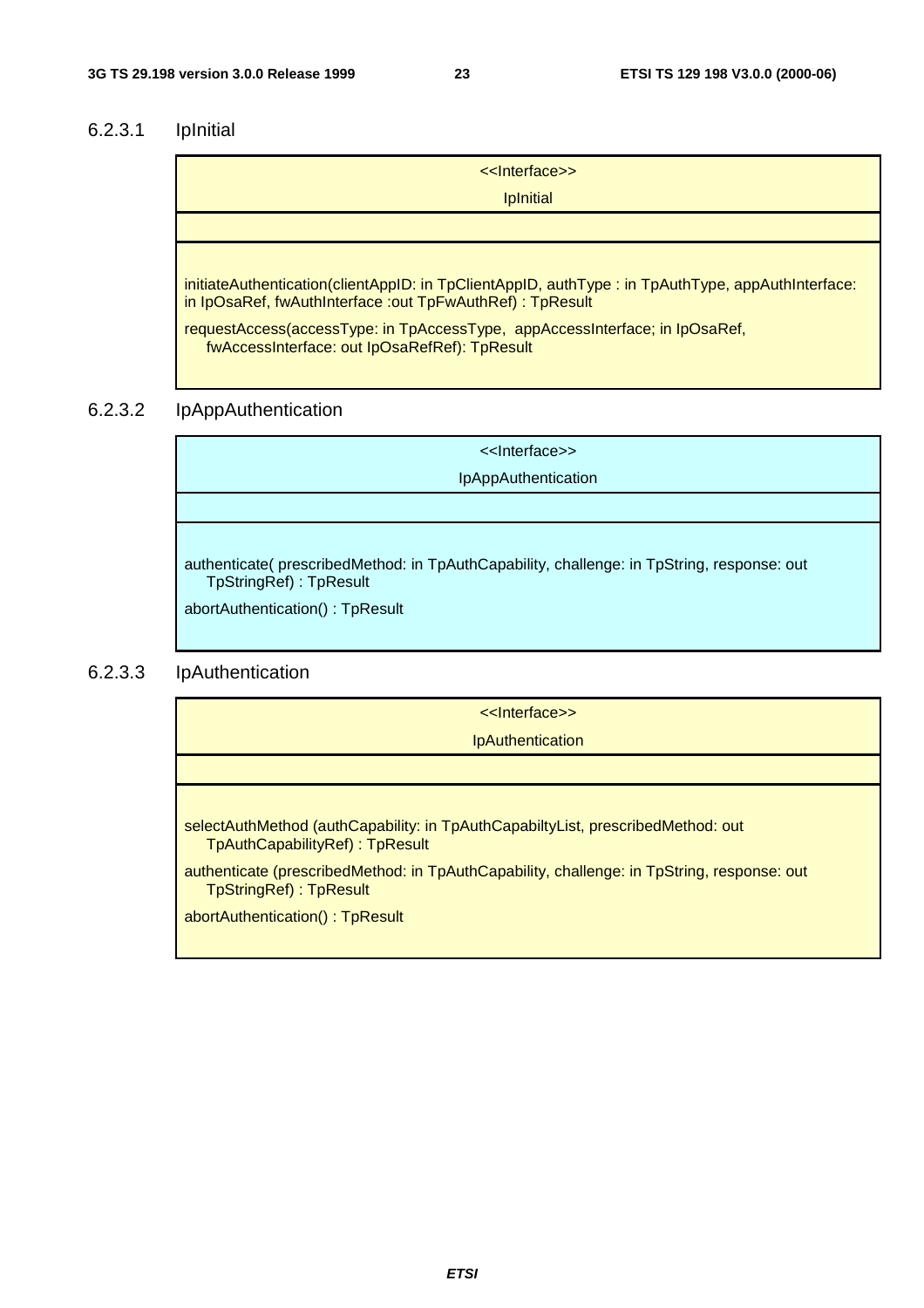#### 6.2.3.1 IpInitial

| <<Interface>><br>IpInitial |
| --- |
| |
| initiateAuthentication(clientAppID: in TpClientAppID, authType : in TpAuthType, appAuthInterface: in IpOsaRef, fwAuthInterface :out TpFwAuthRef) : TpResult<br><br>requestAccess(accessType: in TpAccessType, appAccessInterface; in IpOsaRef, fwAccessInterface: out IpOsaRefRef): TpResult |

#### 6.2.3.2 IpAppAuthentication

| <<Interface>><br>IpAppAuthentication |
| --- |
| |
| authenticate( prescribedMethod: in TpAuthCapability, challenge: in TpString, response: out TpStringRef) : TpResult<br><br>abortAuthentication() : TpResult |

#### 6.2.3.3 IpAuthentication

| <<Interface>><br>IpAuthentication |
| --- |
| |
| selectAuthMethod (authCapability: in TpAuthCapabiltyList, prescribedMethod: out TpAuthCapabilityRef) : TpResult<br><br>authenticate (prescribedMethod: in TpAuthCapability, challenge: in TpString, response: out TpStringRef) : TpResult<br><br>abortAuthentication() : TpResult |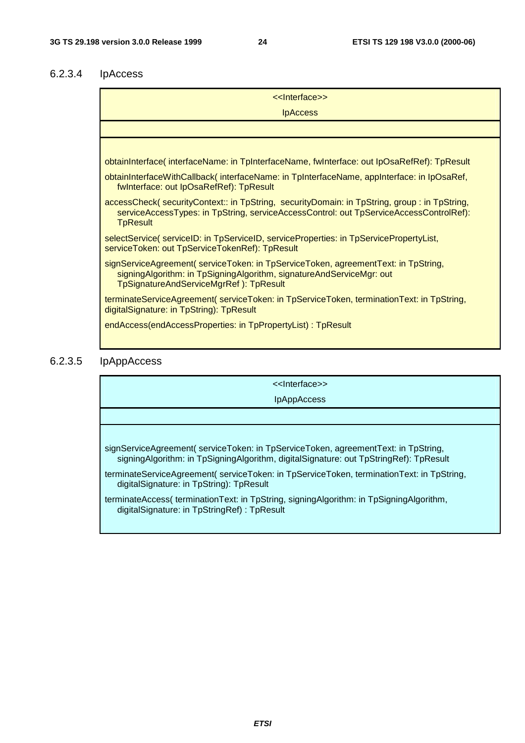#### 6.2.3.4 IpAccess

| <<Interface>><br>IpAccess |
|---|
| |
| obtainInterface( interfaceName: in TpInterfaceName, fwInterface: out IpOsaRefRef): TpResult<br><br>obtainInterfaceWithCallback( interfaceName: in TpInterfaceName, appInterface: in IpOsaRef, fwInterface: out IpOsaRefRef): TpResult<br><br>accessCheck( securityContext:: in TpString, securityDomain: in TpString, group : in TpString, serviceAccessTypes: in TpString, serviceAccessControl: out TpServiceAccessControlRef): TpResult<br><br>selectService( serviceID: in TpServiceID, serviceProperties: in TpServicePropertyList, serviceToken: out TpServiceTokenRef): TpResult<br><br>signServiceAgreement( serviceToken: in TpServiceToken, agreementText: in TpString, signingAlgorithm: in TpSigningAlgorithm, signatureAndServiceMgr: out TpSignatureAndServiceMgrRef ): TpResult<br><br>terminateServiceAgreement( serviceToken: in TpServiceToken, terminationText: in TpString, digitalSignature: in TpString): TpResult<br><br>endAccess(endAccessProperties: in TpPropertyList) : TpResult |

#### 6.2.3.5 IpAppAccess

| <<Interface>><br>IpAppAccess |
|---|
| |
| signServiceAgreement( serviceToken: in TpServiceToken, agreementText: in TpString, signingAlgorithm: in TpSigningAlgorithm, digitalSignature: out TpStringRef): TpResult<br><br>terminateServiceAgreement( serviceToken: in TpServiceToken, terminationText: in TpString, digitalSignature: in TpString): TpResult<br><br>terminateAccess( terminationText: in TpString, signingAlgorithm: in TpSigningAlgorithm, digitalSignature: in TpStringRef) : TpResult |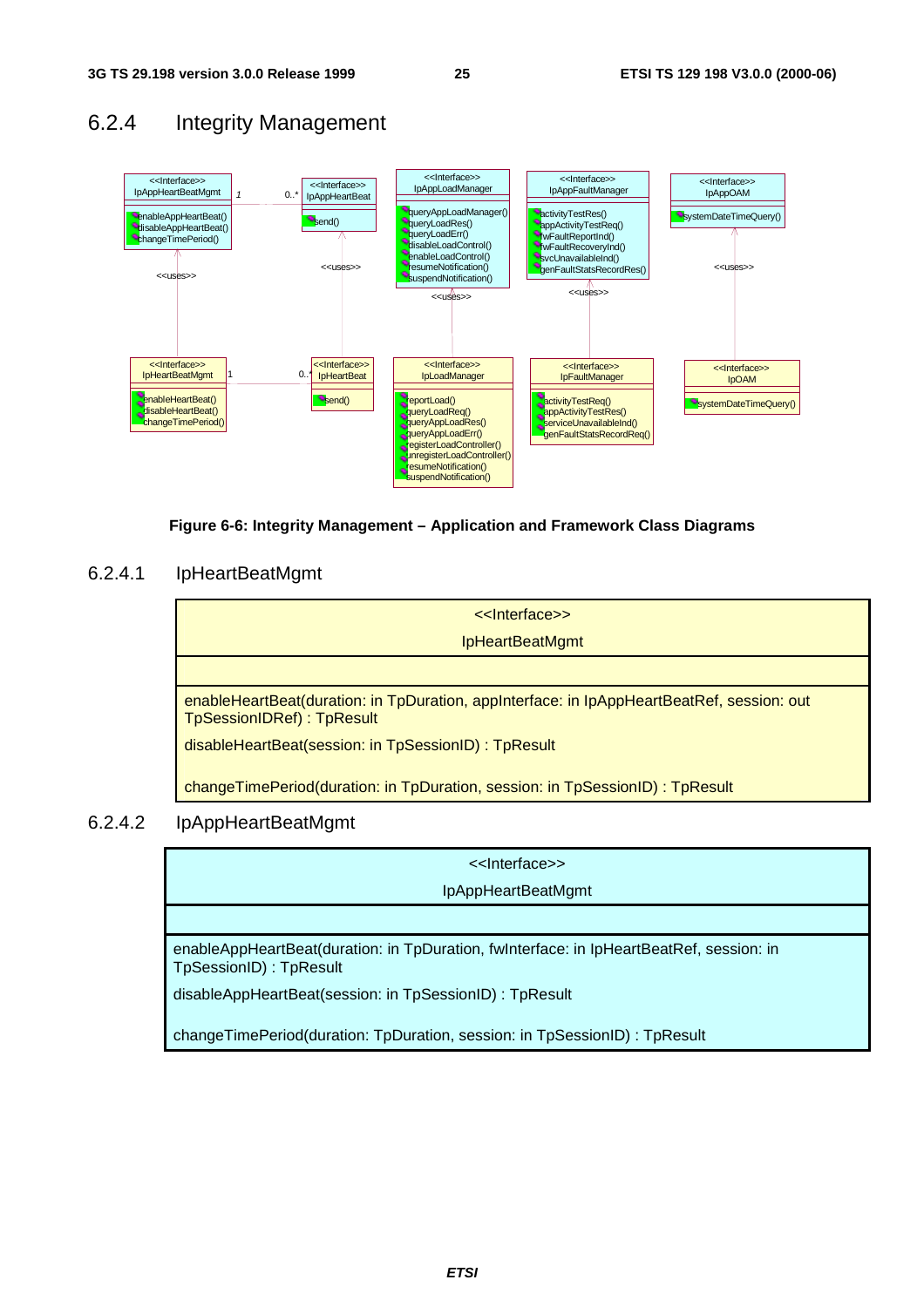## 6.2.4 Integrity Management

Figure 6-6: Integrity Management – Application and Framework Class Diagrams

### 6.2.4.1 IpHeartBeatMgmt

| <<Interface>> IpHeartBeatMgmt |
|---|
| |
| enableHeartBeat(duration: in TpDuration, appInterface: in IpAppHeartBeatRef, session: out TpSessionIDRef) : TpResult<br>disableHeartBeat(session: in TpSessionID) : TpResult<br>changeTimePeriod(duration: in TpDuration, session: in TpSessionID) : TpResult |

### 6.2.4.2 IpAppHeartBeatMgmt

| <<Interface>> IpAppHeartBeatMgmt |
|---|
| |
| enableAppHeartBeat(duration: in TpDuration, fwInterface: in IpHeartBeatRef, session: in TpSessionID) : TpResult<br>disableAppHeartBeat(session: in TpSessionID) : TpResult<br>changeTimePeriod(duration: TpDuration, session: in TpSessionID) : TpResult |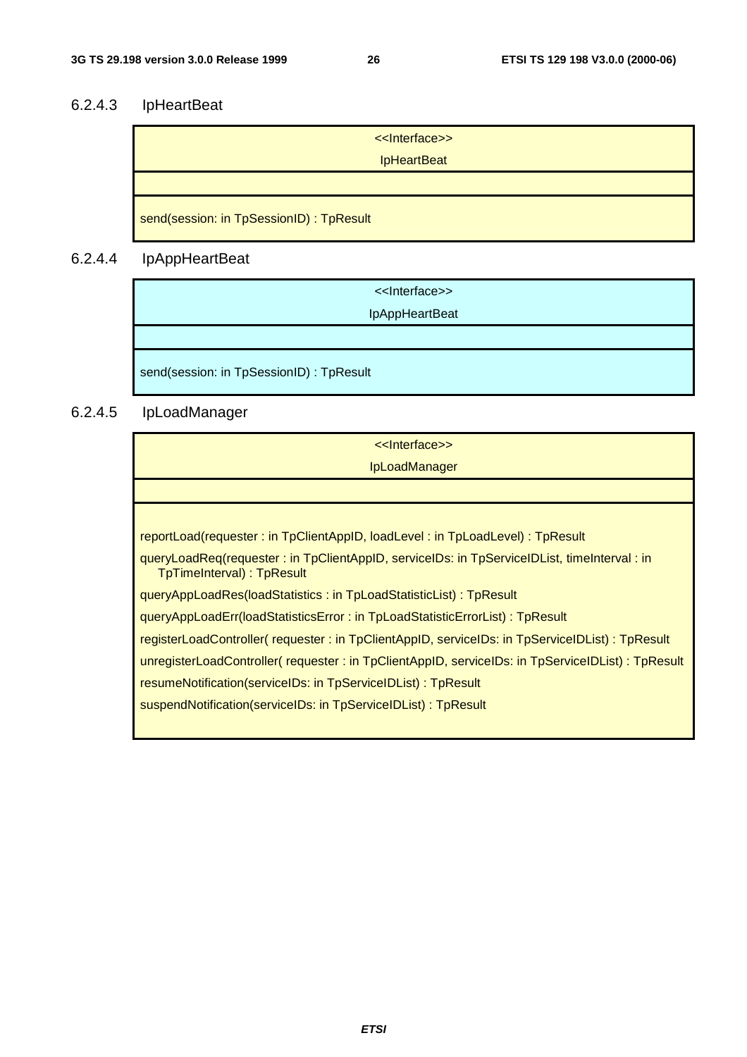#### 6.2.4.3 IpHeartBeat

| <<Interface>><br>IpHeartBeat |
|---|
| |
| send(session: in TpSessionID) : TpResult |

#### 6.2.4.4 IpAppHeartBeat

| <<Interface>><br>IpAppHeartBeat |
|---|
| |
| send(session: in TpSessionID) : TpResult |

#### 6.2.4.5 IpLoadManager

| <<Interface>><br>IpLoadManager |
|---|
| |
| reportLoad(requester : in TpClientAppID, loadLevel : in TpLoadLevel) : TpResult<br>queryLoadReq(requester : in TpClientAppID, serviceIDs: in TpServiceIDList, timeInterval : in TpTimeInterval) : TpResult<br>queryAppLoadRes(loadStatistics : in TpLoadStatisticList) : TpResult<br>queryAppLoadErr(loadStatisticsError : in TpLoadStatisticErrorList) : TpResult<br>registerLoadController( requester : in TpClientAppID, serviceIDs: in TpServiceIDList) : TpResult<br>unregisterLoadController( requester : in TpClientAppID, serviceIDs: in TpServiceIDList) : TpResult<br>resumeNotification(serviceIDs: in TpServiceIDList) : TpResult<br>suspendNotification(serviceIDs: in TpServiceIDList) : TpResult |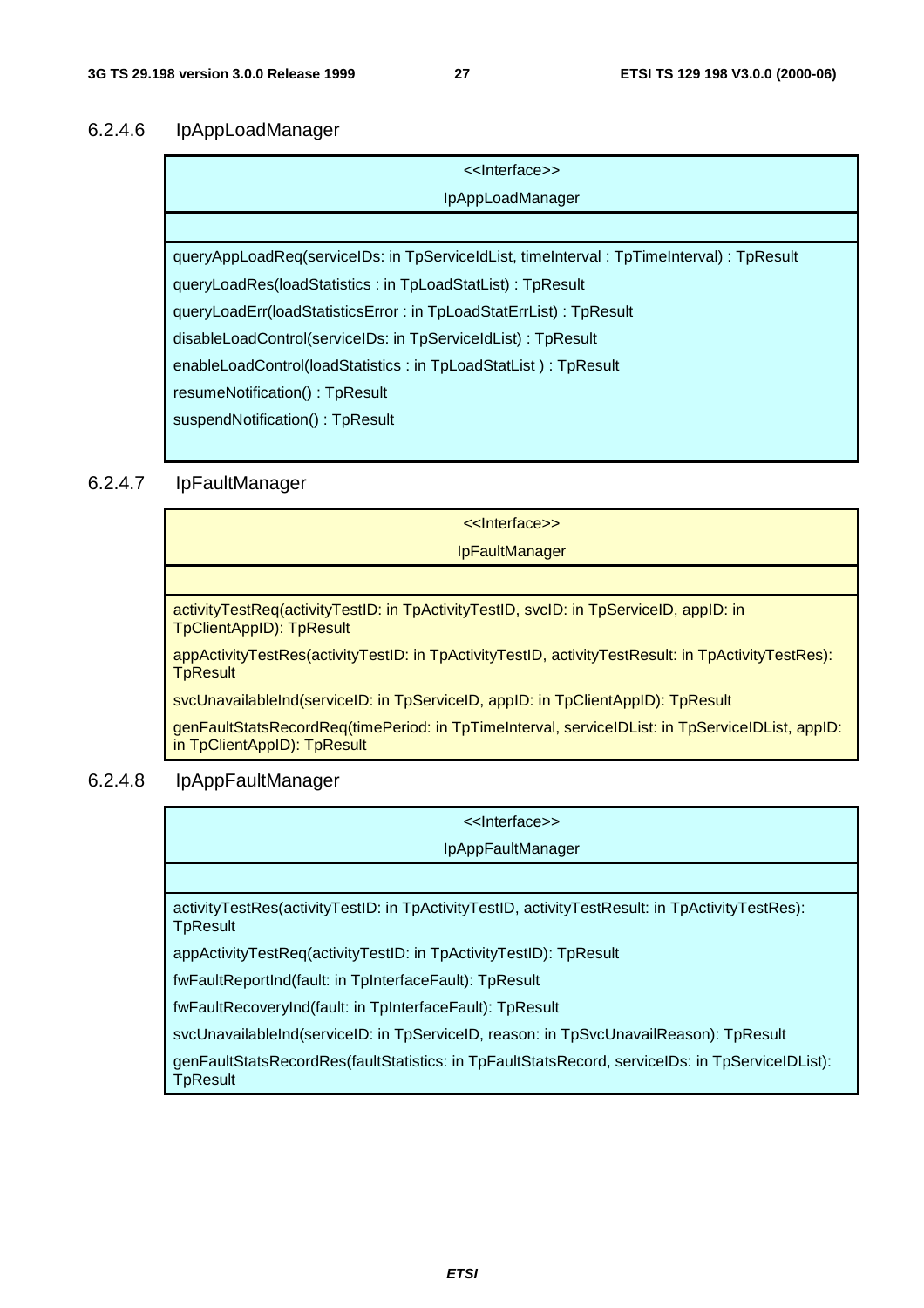### 6.2.4.6 IpAppLoadManager

| <<Interface>><br>IpAppLoadManager |
|---|
| |
| queryAppLoadReq(serviceIDs: in TpServiceIdList, timeInterval : TpTimeInterval) : TpResult<br>queryLoadRes(loadStatistics : in TpLoadStatList) : TpResult<br>queryLoadErr(loadStatisticsError : in TpLoadStatErrList) : TpResult<br>disableLoadControl(serviceIDs: in TpServiceIdList) : TpResult<br>enableLoadControl(loadStatistics : in TpLoadStatList ) : TpResult<br>resumeNotification() : TpResult<br>suspendNotification() : TpResult |

### 6.2.4.7 IpFaultManager

| <<Interface>><br>IpFaultManager |
|---|
| |
| activityTestReq(activityTestID: in TpActivityTestID, svcID: in TpServiceID, appID: in TpClientAppID): TpResult<br>appActivityTestRes(activityTestID: in TpActivityTestID, activityTestResult: in TpActivityTestRes): TpResult<br>svcUnavailableInd(serviceID: in TpServiceID, appID: in TpClientAppID): TpResult<br>genFaultStatsRecordReq(timePeriod: in TpTimeInterval, serviceIDList: in TpServiceIDList, appID: in TpClientAppID): TpResult |

### 6.2.4.8 IpAppFaultManager

| <<Interface>><br>IpAppFaultManager |
|---|
| |
| activityTestRes(activityTestID: in TpActivityTestID, activityTestResult: in TpActivityTestRes): TpResult<br>appActivityTestReq(activityTestID: in TpActivityTestID): TpResult<br>fwFaultReportInd(fault: in TpInterfaceFault): TpResult<br>fwFaultRecoveryInd(fault: in TpInterfaceFault): TpResult<br>svcUnavailableInd(serviceID: in TpServiceID, reason: in TpSvcUnavailReason): TpResult<br>genFaultStatsRecordRes(faultStatistics: in TpFaultStatsRecord, serviceIDs: in TpServiceIDList): TpResult |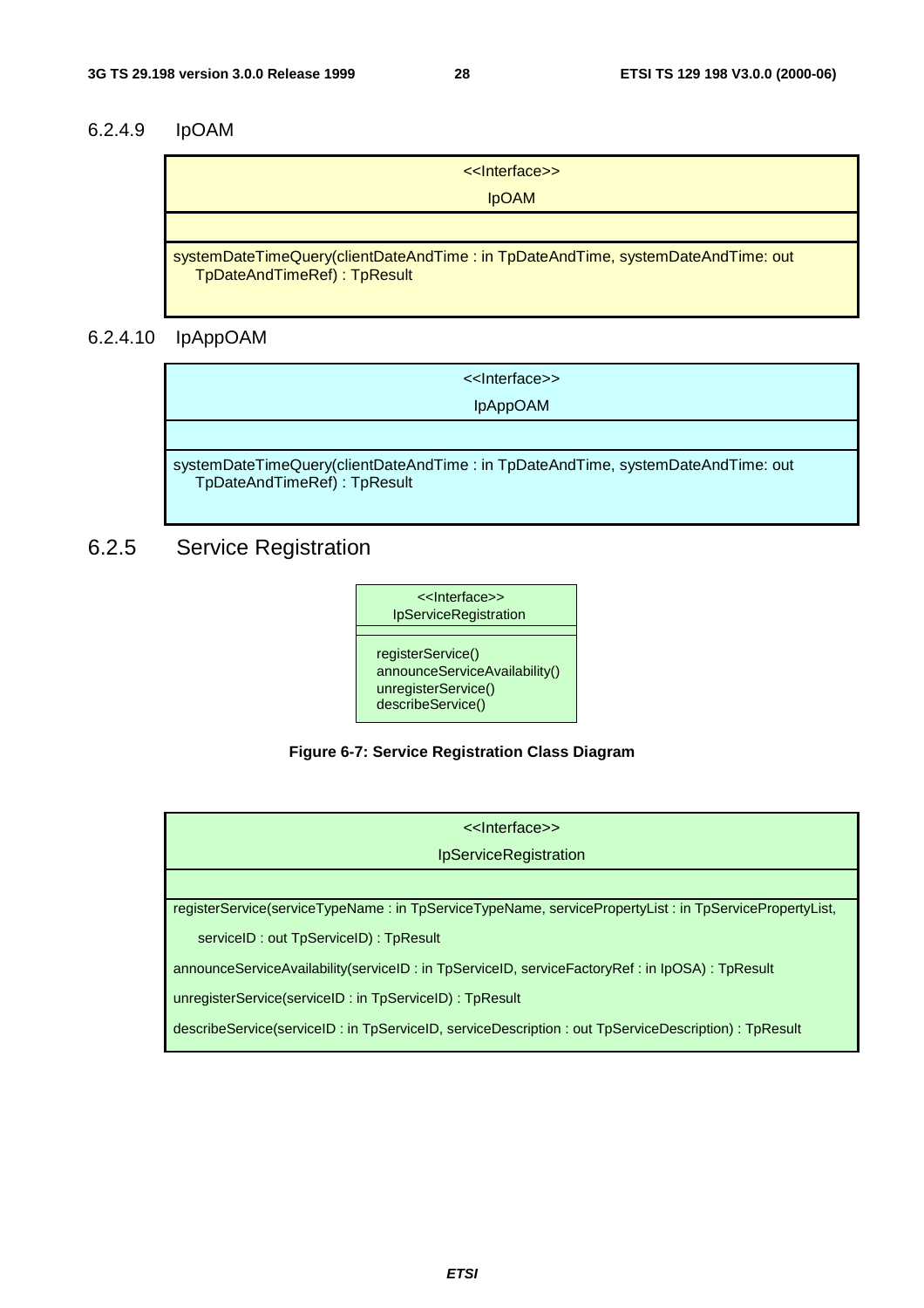#### 6.2.4.9 IpOAM

| <<Interface>><br>IpOAM |
| --- |
| |
| systemDateTimeQuery(clientDateAndTime : in TpDateAndTime, systemDateAndTime: out TpDateAndTimeRef) : TpResult |

#### 6.2.4.10 IpAppOAM

| <<Interface>><br>IpAppOAM |
| --- |
| |
| systemDateTimeQuery(clientDateAndTime : in TpDateAndTime, systemDateAndTime: out TpDateAndTimeRef) : TpResult |

### 6.2.5 Service Registration

| <<Interface>><br>IpServiceRegistration |
| --- |
| |
| registerService()<br>announceServiceAvailability()<br>unregisterService()<br>describeService() |

**Figure 6-7: Service Registration Class Diagram**

| <<Interface>><br>IpServiceRegistration |
| --- |
| |
| registerService(serviceTypeName : in TpServiceTypeName, servicePropertyList : in TpServicePropertyList, serviceID : out TpServiceID) : TpResult<br>announceServiceAvailability(serviceID : in TpServiceID, serviceFactoryRef : in IpOSA) : TpResult<br>unregisterService(serviceID : in TpServiceID) : TpResult<br>describeService(serviceID : in TpServiceID, serviceDescription : out TpServiceDescription) : TpResult |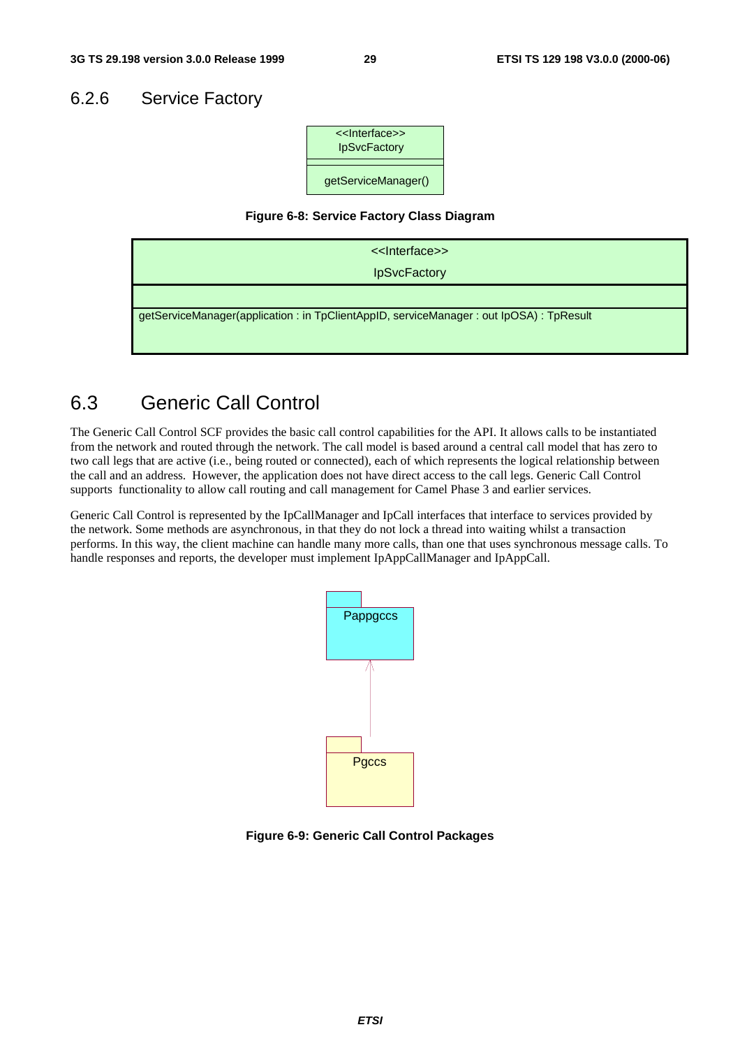### 6.2.6 Service Factory

| <<Interface>> IpSvcFactory |
| --- |
| |
| getServiceManager() |

**Figure 6-8: Service Factory Class Diagram**

| <<Interface>> IpSvcFactory |
| --- |
| |
| getServiceManager(application : in TpClientAppID, serviceManager : out IpOSA) : TpResult |

## 6.3 Generic Call Control

The Generic Call Control SCF provides the basic call control capabilities for the API. It allows calls to be instantiated from the network and routed through the network. The call model is based around a central call model that has zero to two call legs that are active (i.e., being routed or connected), each of which represents the logical relationship between the call and an address. However, the application does not have direct access to the call legs. Generic Call Control supports functionality to allow call routing and call management for Camel Phase 3 and earlier services.

Generic Call Control is represented by the IpCallManager and IpCall interfaces that interface to services provided by the network. Some methods are asynchronous, in that they do not lock a thread into waiting whilst a transaction performs. In this way, the client machine can handle many more calls, than one that uses synchronous message calls. To handle responses and reports, the developer must implement IpAppCallManager and IpAppCall.

Pappgccs

Pgccs

**Figure 6-9: Generic Call Control Packages**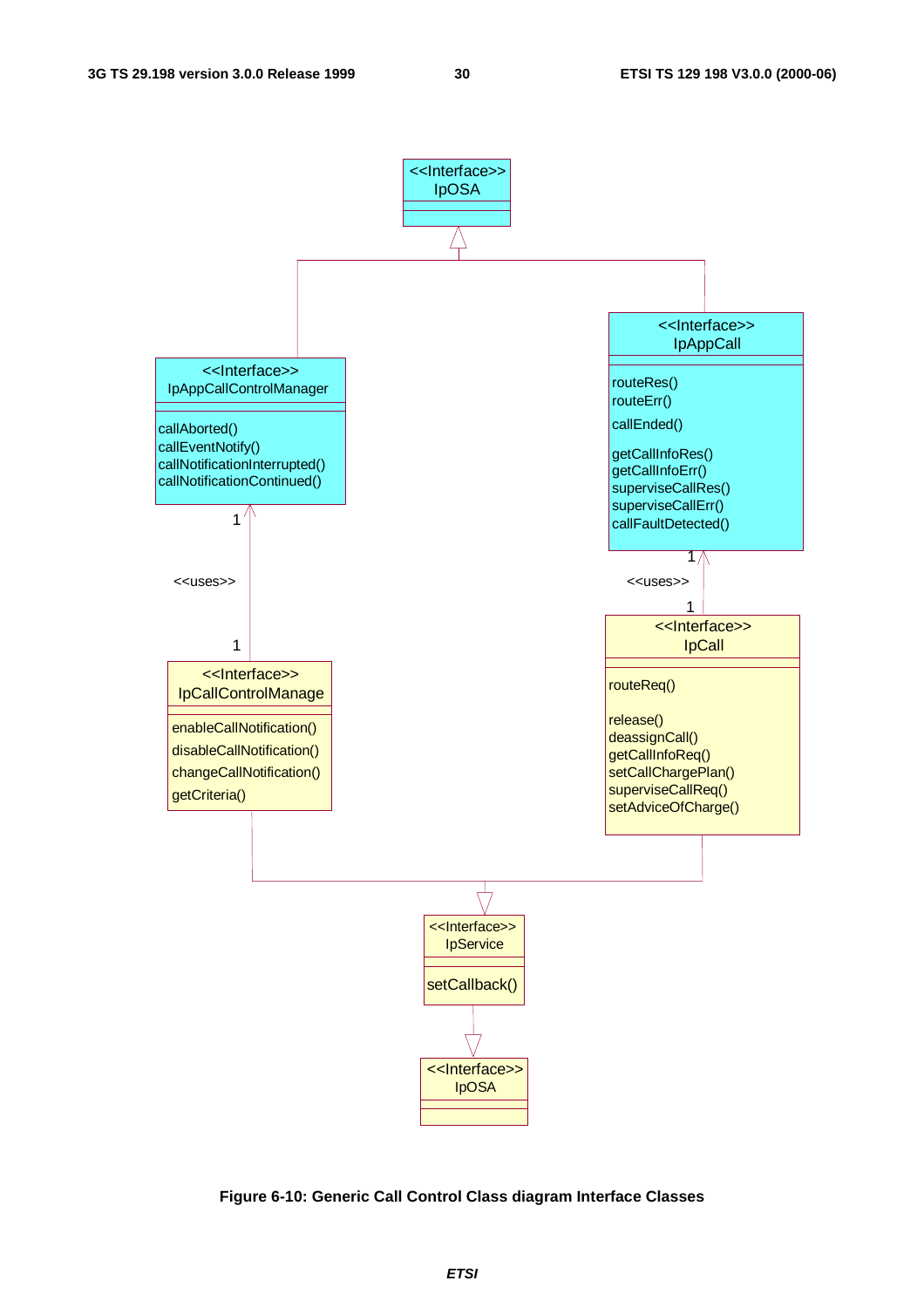Figure 6-10: Generic Call Control Class diagram Interface Classes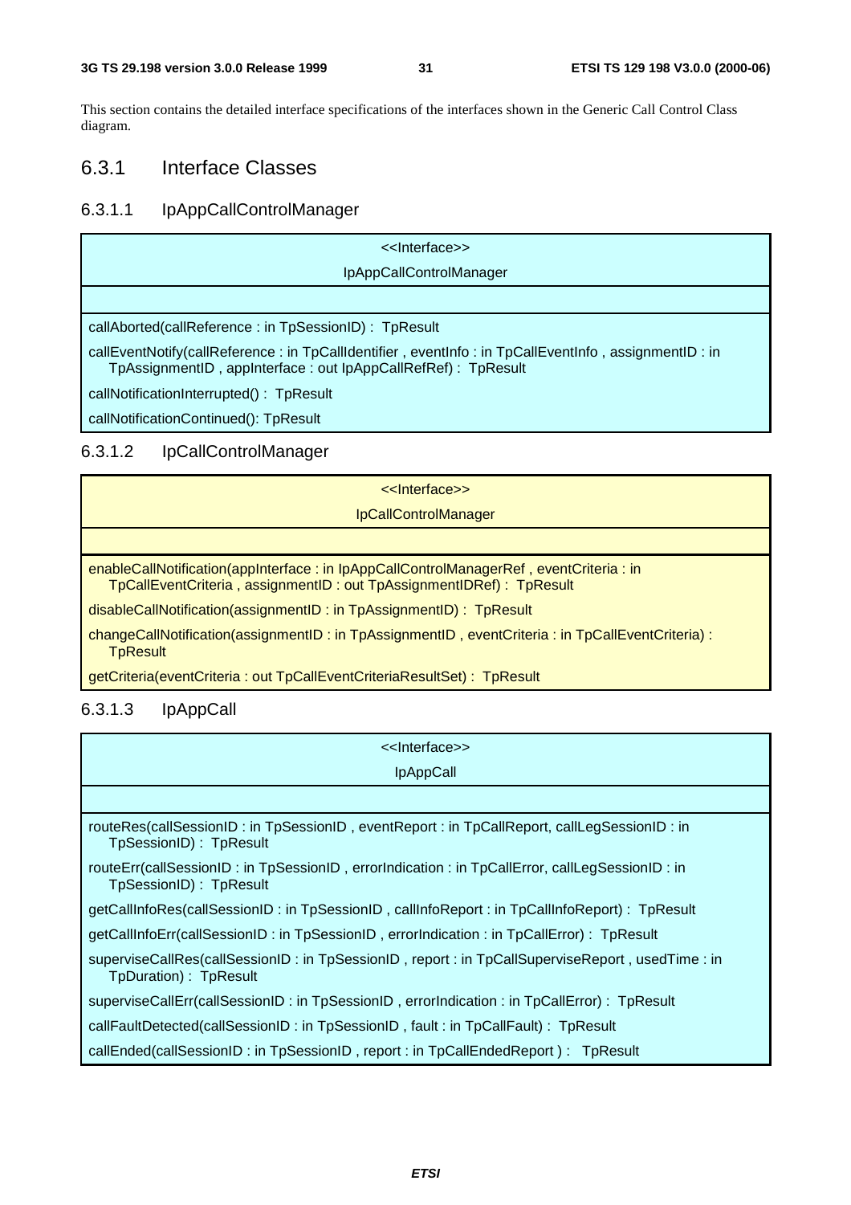This section contains the detailed interface specifications of the interfaces shown in the Generic Call Control Class diagram.

## 6.3.1 Interface Classes

### 6.3.1.1 IpAppCallControlManager

| <<Interface>><br>IpAppCallControlManager |
|---|
| |
| callAborted(callReference : in TpSessionID) : TpResult<br>callEventNotify(callReference : in TpCallIdentifier , eventInfo : in TpCallEventInfo , assignmentID : in TpAssignmentID , appInterface : out IpAppCallRefRef) : TpResult<br>callNotificationInterrupted() : TpResult<br>callNotificationContinued(): TpResult |

### 6.3.1.2 IpCallControlManager

| <<Interface>><br>IpCallControlManager |
|---|
| |
| enableCallNotification(appInterface : in IpAppCallControlManagerRef , eventCriteria : in TpCallEventCriteria , assignmentID : out TpAssignmentIDRef) : TpResult<br>disableCallNotification(assignmentID : in TpAssignmentID) : TpResult<br>changeCallNotification(assignmentID : in TpAssignmentID , eventCriteria : in TpCallEventCriteria) : TpResult<br>getCriteria(eventCriteria : out TpCallEventCriteriaResultSet) : TpResult |

### 6.3.1.3 IpAppCall

| <<Interface>><br>IpAppCall |
|---|
| |
| routeRes(callSessionID : in TpSessionID , eventReport : in TpCallReport, callLegSessionID : in TpSessionID) : TpResult<br>routeErr(callSessionID : in TpSessionID , errorIndication : in TpCallError, callLegSessionID : in TpSessionID) : TpResult<br>getCallInfoRes(callSessionID : in TpSessionID , callInfoReport : in TpCallInfoReport) : TpResult<br>getCallInfoErr(callSessionID : in TpSessionID , errorIndication : in TpCallError) : TpResult<br>superviseCallRes(callSessionID : in TpSessionID , report : in TpCallSuperviseReport , usedTime : in TpDuration) : TpResult<br>superviseCallErr(callSessionID : in TpSessionID , errorIndication : in TpCallError) : TpResult<br>callFaultDetected(callSessionID : in TpSessionID , fault : in TpCallFault) : TpResult<br>callEnded(callSessionID : in TpSessionID , report : in TpCallEndedReport ) : TpResult |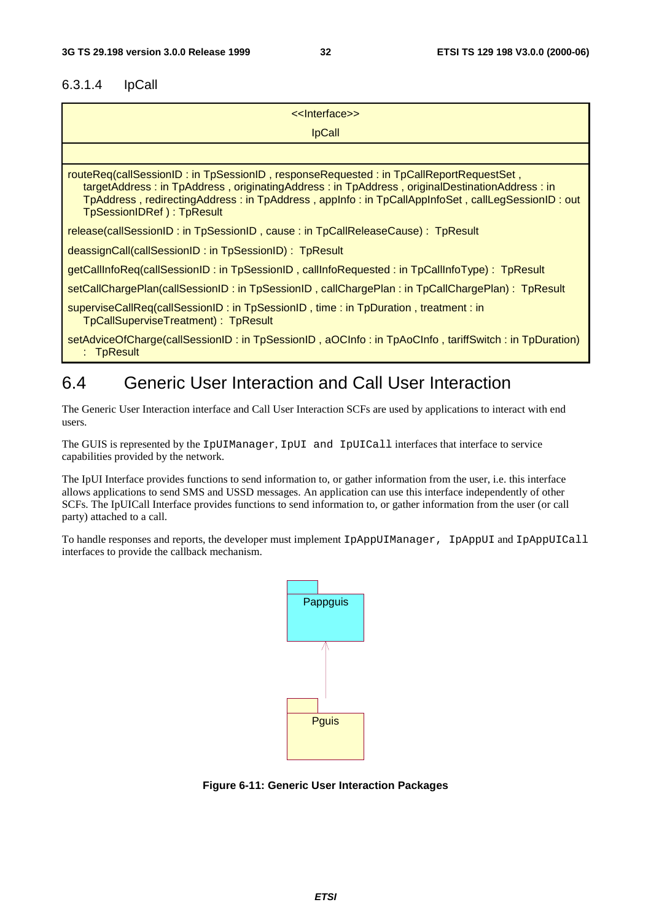### 6.3.1.4 IpCall

| <<Interface>> IpCall |
| --- |
| |
| routeReq(callSessionID : in TpSessionID , responseRequested : in TpCallReportRequestSet , targetAddress : in TpAddress , originatingAddress : in TpAddress , originalDestinationAddress : in TpAddress , redirectingAddress : in TpAddress , appInfo : in TpCallAppInfoSet , callLegSessionID : out TpSessionIDRef ) : TpResult<br>release(callSessionID : in TpSessionID , cause : in TpCallReleaseCause) : TpResult<br>deassignCall(callSessionID : in TpSessionID) : TpResult<br>getCallInfoReq(callSessionID : in TpSessionID , callInfoRequested : in TpCallInfoType) : TpResult<br>setCallChargePlan(callSessionID : in TpSessionID , callChargePlan : in TpCallChargePlan) : TpResult<br>superviseCallReq(callSessionID : in TpSessionID , time : in TpDuration , treatment : in TpCallSuperviseTreatment) : TpResult<br>setAdviceOfCharge(callSessionID : in TpSessionID , aOCInfo : in TpAoCInfo , tariffSwitch : in TpDuration) : TpResult |

## 6.4 Generic User Interaction and Call User Interaction

The Generic User Interaction interface and Call User Interaction SCFs are used by applications to interact with end users.

The GUIS is represented by the `IpUIManager`, `IpUI and IpUICall` interfaces that interface to service capabilities provided by the network.

The IpUI Interface provides functions to send information to, or gather information from the user, i.e. this interface allows applications to send SMS and USSD messages. An application can use this interface independently of other SCFs. The IpUICall Interface provides functions to send information to, or gather information from the user (or call party) attached to a call.

To handle responses and reports, the developer must implement `IpAppUIManager, IpAppUI` and `IpAppUICall` interfaces to provide the callback mechanism.

Pappguis

Pguis

**Figure 6-11: Generic User Interaction Packages**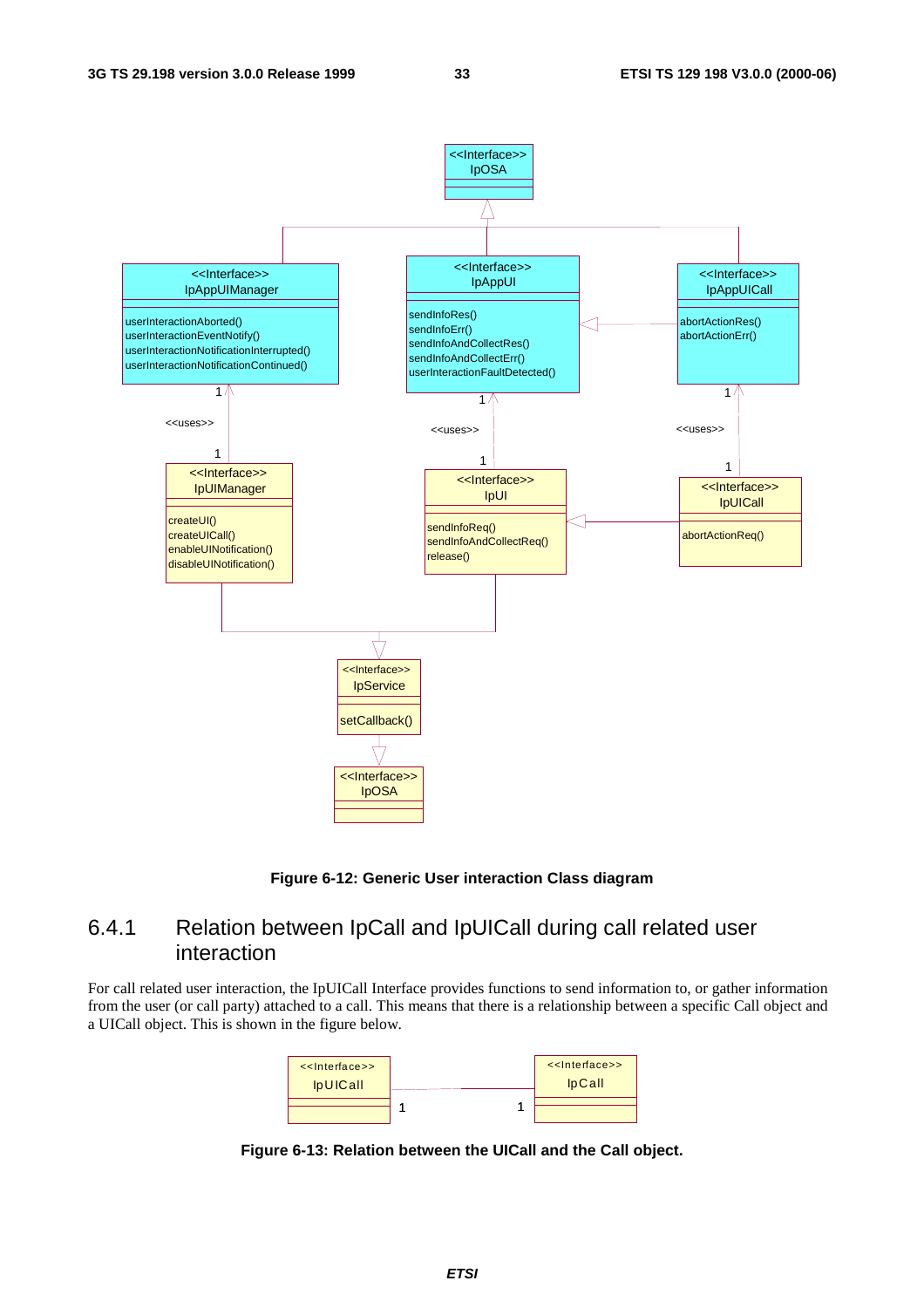Figure 6-12: Generic User interaction Class diagram

## 6.4.1 Relation between IpCall and IpUICall during call related user interaction

For call related user interaction, the IpUICall Interface provides functions to send information to, or gather information from the user (or call party) attached to a call. This means that there is a relationship between a specific Call object and a UICall object. This is shown in the figure below.

Figure 6-13: Relation between the UICall and the Call object.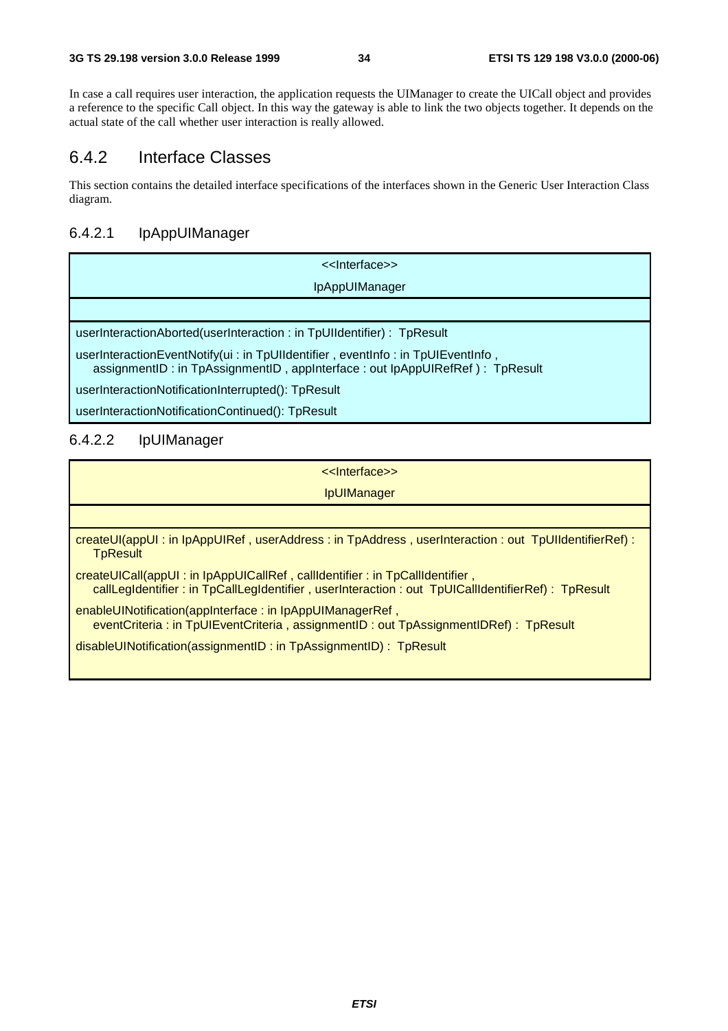In case a call requires user interaction, the application requests the UIManager to create the UICall object and provides a reference to the specific Call object. In this way the gateway is able to link the two objects together. It depends on the actual state of the call whether user interaction is really allowed.

## 6.4.2 Interface Classes

This section contains the detailed interface specifications of the interfaces shown in the Generic User Interaction Class diagram.

### 6.4.2.1 IpAppUIManager

| <<Interface>><br>IpAppUIManager |
|---|
| |
| userInteractionAborted(userInteraction : in TpUIIdentifier) : TpResult<br>userInteractionEventNotify(ui : in TpUIIdentifier , eventInfo : in TpUIEventInfo , assignmentID : in TpAssignmentID , appInterface : out IpAppUIRefRef ) : TpResult<br>userInteractionNotificationInterrupted(): TpResult<br>userInteractionNotificationContinued(): TpResult |

### 6.4.2.2 IpUIManager

| <<Interface>><br>IpUIManager |
|---|
| |
| createUI(appUI : in IpAppUIRef , userAddress : in TpAddress , userInteraction : out TpUIIdentifierRef) : TpResult<br>createUICall(appUI : in IpAppUICallRef , callIdentifier : in TpCallIdentifier , callLegIdentifier : in TpCallLegIdentifier , userInteraction : out TpUICallIdentifierRef) : TpResult<br>enableUINotification(appInterface : in IpAppUIManagerRef , eventCriteria : in TpUIEventCriteria , assignmentID : out TpAssignmentIDRef) : TpResult<br>disableUINotification(assignmentID : in TpAssignmentID) : TpResult |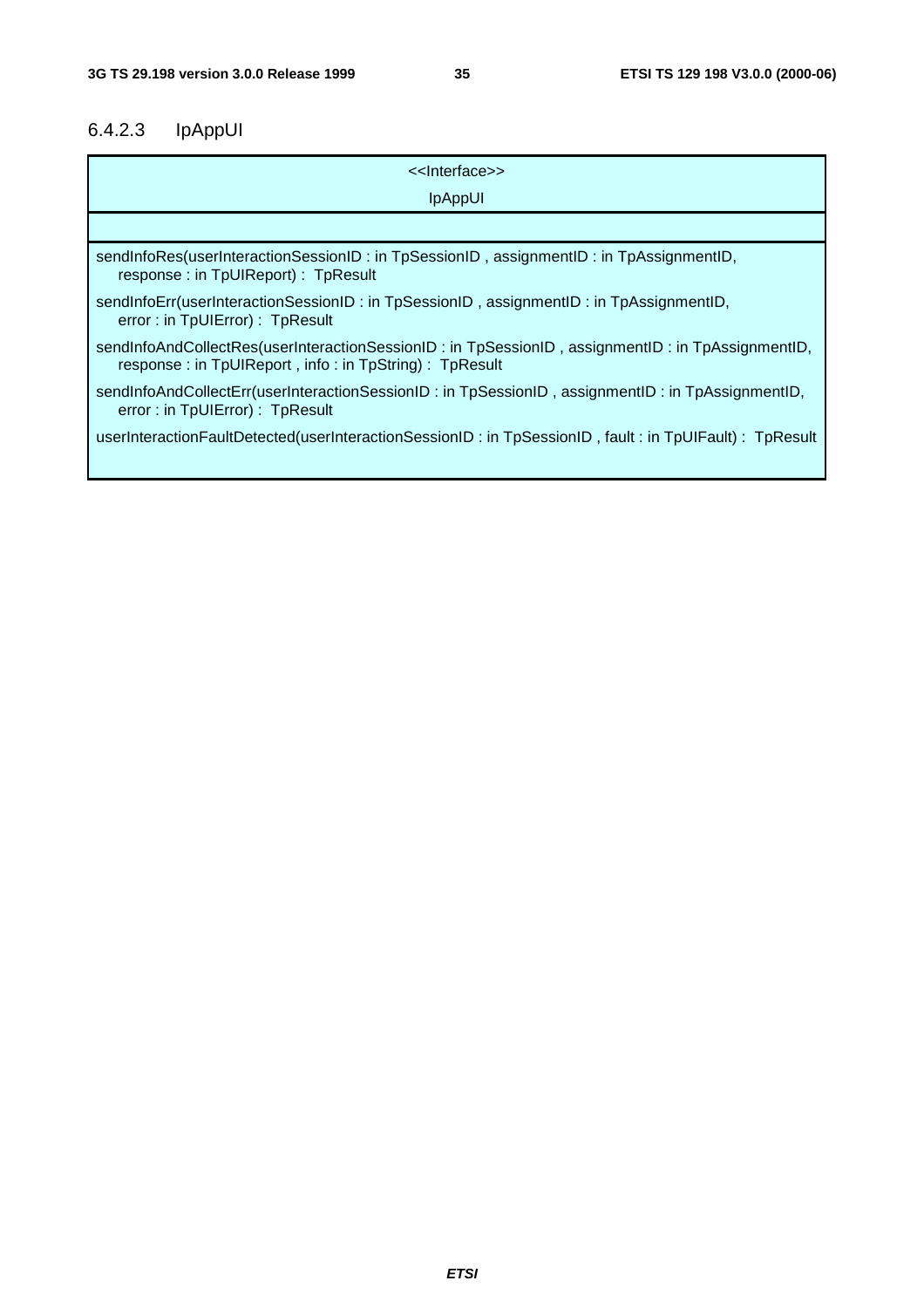#### 6.4.2.3 IpAppUI

| <<Interface>><br>IpAppUI |
|---|
| |
| sendInfoRes(userInteractionSessionID : in TpSessionID , assignmentID : in TpAssignmentID, response : in TpUIReport) : TpResult<br><br>sendInfoErr(userInteractionSessionID : in TpSessionID , assignmentID : in TpAssignmentID, error : in TpUIError) : TpResult<br><br>sendInfoAndCollectRes(userInteractionSessionID : in TpSessionID , assignmentID : in TpAssignmentID, response : in TpUIReport , info : in TpString) : TpResult<br><br>sendInfoAndCollectErr(userInteractionSessionID : in TpSessionID , assignmentID : in TpAssignmentID, error : in TpUIError) : TpResult<br><br>userInteractionFaultDetected(userInteractionSessionID : in TpSessionID , fault : in TpUIFault) : TpResult |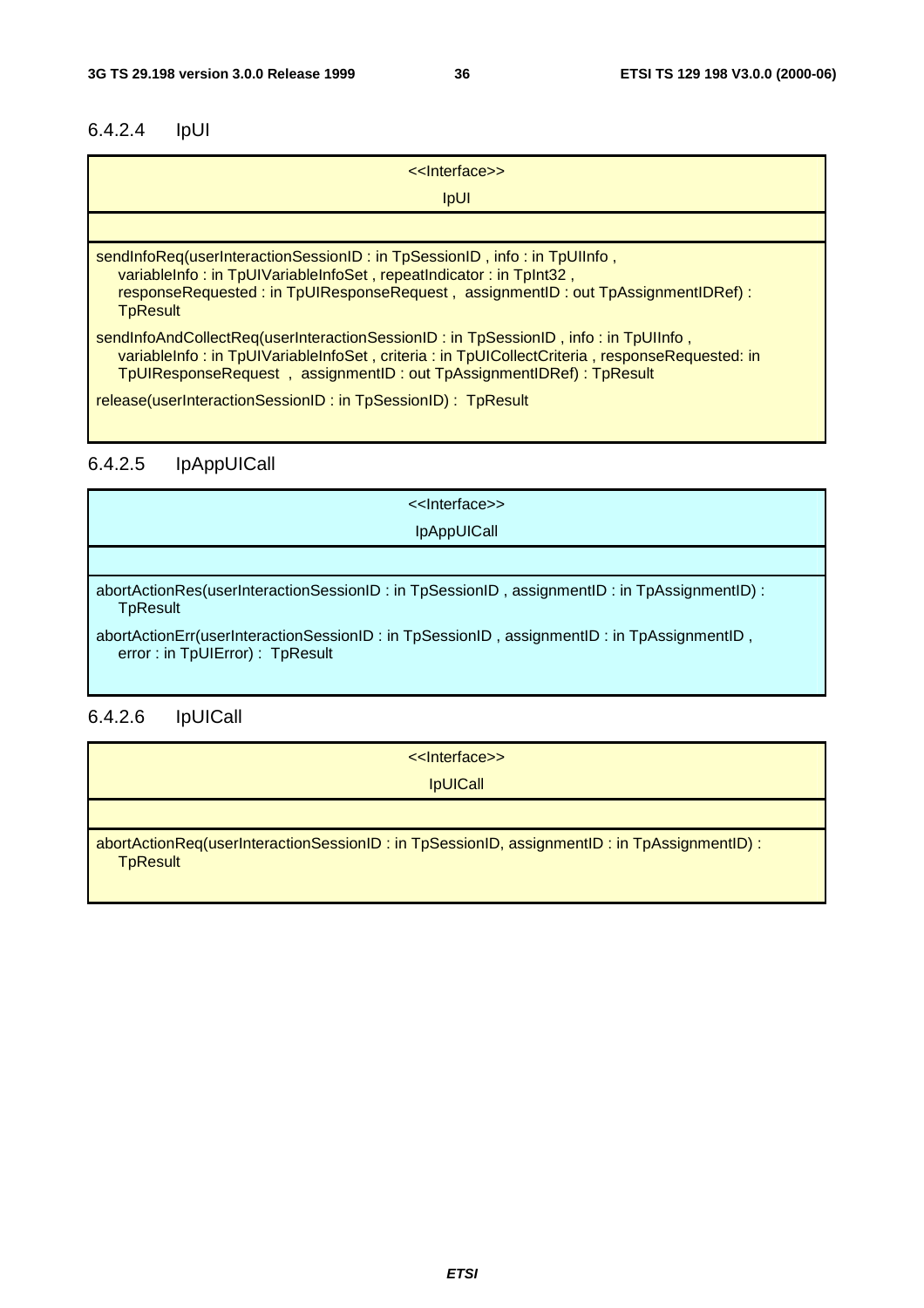### 6.4.2.4 IpUI

| <<Interface>><br>IpUI |
|---|
| |
| sendInfoReq(userInteractionSessionID : in TpSessionID , info : in TpUIInfo , variableInfo : in TpUIVariableInfoSet , repeatIndicator : in TpInt32 , responseRequested : in TpUIResponseRequest , assignmentID : out TpAssignmentIDRef) : TpResult<br><br>sendInfoAndCollectReq(userInteractionSessionID : in TpSessionID , info : in TpUIInfo , variableInfo : in TpUIVariableInfoSet , criteria : in TpUICollectCriteria , responseRequested: in TpUIResponseRequest , assignmentID : out TpAssignmentIDRef) : TpResult<br><br>release(userInteractionSessionID : in TpSessionID) : TpResult |

### 6.4.2.5 IpAppUICall

| <<Interface>><br>IpAppUICall |
|---|
| |
| abortActionRes(userInteractionSessionID : in TpSessionID , assignmentID : in TpAssignmentID) : TpResult<br><br>abortActionErr(userInteractionSessionID : in TpSessionID , assignmentID : in TpAssignmentID , error : in TpUIError) : TpResult |

### 6.4.2.6 IpUICall

| <<Interface>><br>IpUICall |
|---|
| |
| abortActionReq(userInteractionSessionID : in TpSessionID, assignmentID : in TpAssignmentID) : TpResult |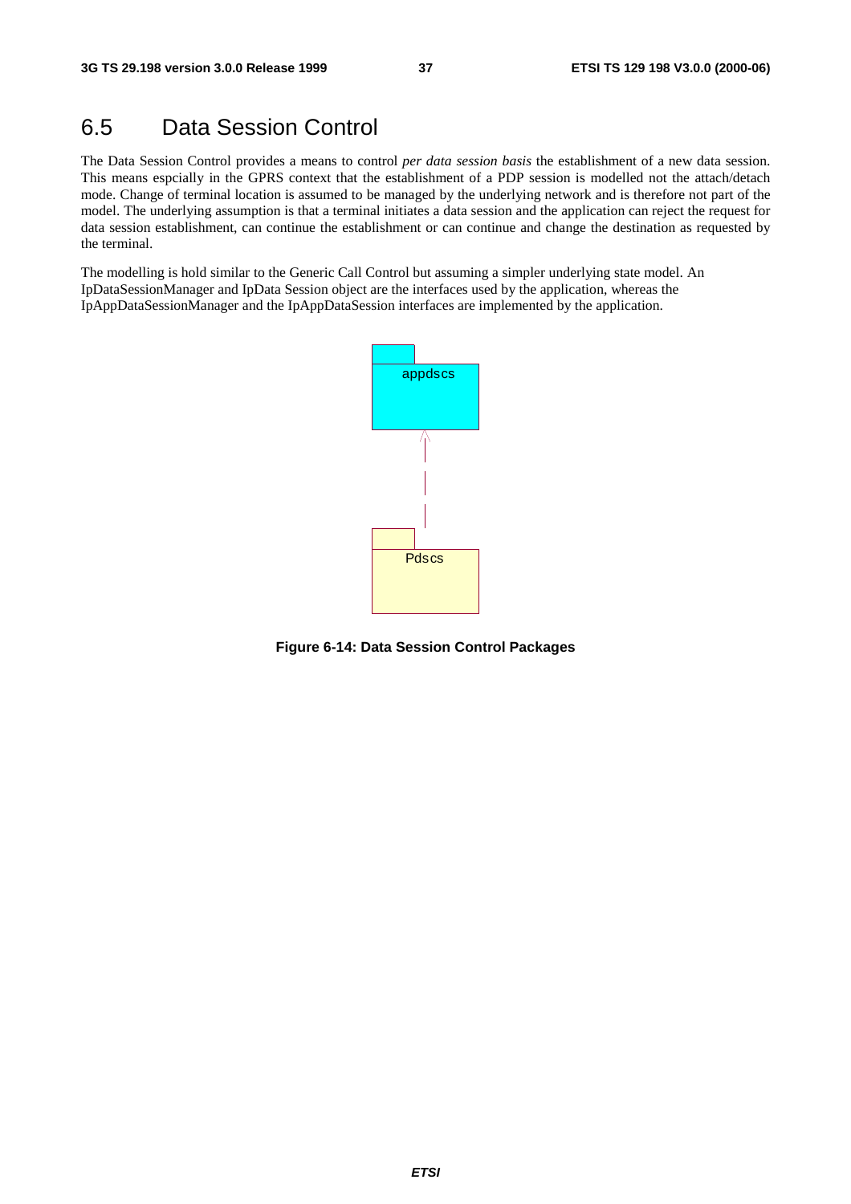## 6.5 Data Session Control

The Data Session Control provides a means to control *per data session basis* the establishment of a new data session. This means espcially in the GPRS context that the establishment of a PDP session is modelled not the attach/detach mode. Change of terminal location is assumed to be managed by the underlying network and is therefore not part of the model. The underlying assumption is that a terminal initiates a data session and the application can reject the request for data session establishment, can continue the establishment or can continue and change the destination as requested by the terminal.

The modelling is hold similar to the Generic Call Control but assuming a simpler underlying state model. An IpDataSessionManager and IpData Session object are the interfaces used by the application, whereas the IpAppDataSessionManager and the IpAppDataSession interfaces are implemented by the application.

appdscs

Pdscs

**Figure 6-14: Data Session Control Packages**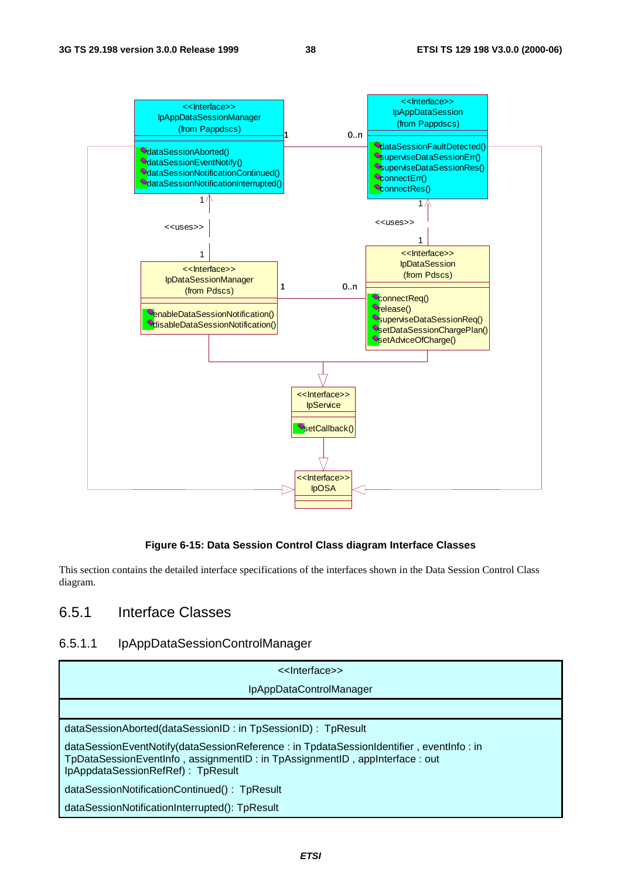Figure 6-15: Data Session Control Class diagram Interface Classes

This section contains the detailed interface specifications of the interfaces shown in the Data Session Control Class diagram.

## 6.5.1 Interface Classes

### 6.5.1.1 IpAppDataSessionControlManager

| <<Interface>> IpAppDataControlManager |
|---|
| |
| dataSessionAborted(dataSessionID : in TpSessionID) : TpResult<br>dataSessionEventNotify(dataSessionReference : in TpdataSessionIdentifier , eventInfo : in TpDataSessionEventInfo , assignmentID : in TpAssignmentID , appInterface : out IpAppdataSessionRefRef) : TpResult<br>dataSessionNotificationContinued() : TpResult<br>dataSessionNotificationInterrupted(): TpResult |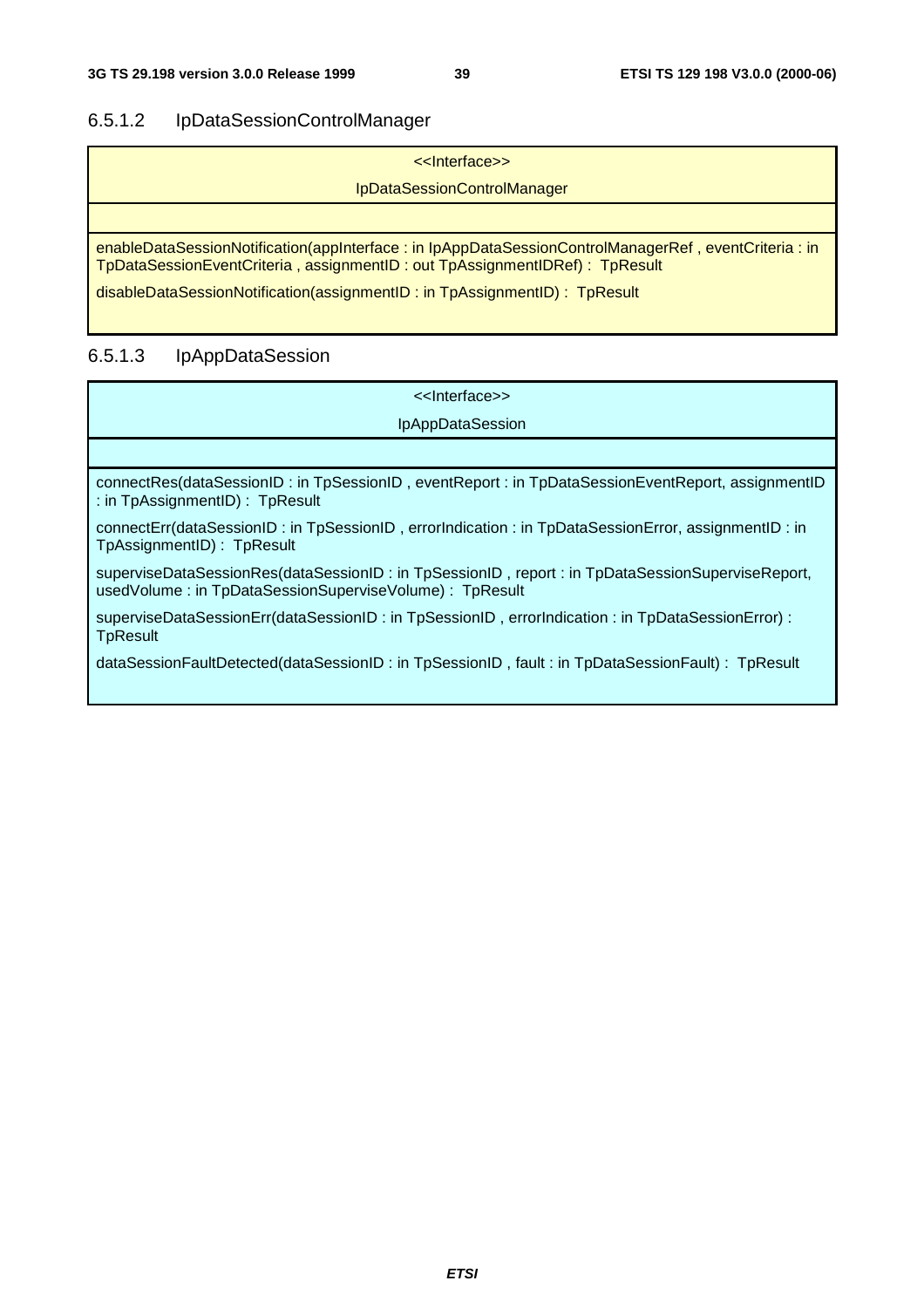### 6.5.1.2 IpDataSessionControlManager

| <<Interface>><br>IpDataSessionControlManager |
|---|
| |
| enableDataSessionNotification(appInterface : in IpAppDataSessionControlManagerRef , eventCriteria : in TpDataSessionEventCriteria , assignmentID : out TpAssignmentIDRef) : TpResult<br><br>disableDataSessionNotification(assignmentID : in TpAssignmentID) : TpResult |

### 6.5.1.3 IpAppDataSession

| <<Interface>><br>IpAppDataSession |
|---|
| |
| connectRes(dataSessionID : in TpSessionID , eventReport : in TpDataSessionEventReport, assignmentID : in TpAssignmentID) : TpResult<br><br>connectErr(dataSessionID : in TpSessionID , errorIndication : in TpDataSessionError, assignmentID : in TpAssignmentID) : TpResult<br><br>superviseDataSessionRes(dataSessionID : in TpSessionID , report : in TpDataSessionSuperviseReport, usedVolume : in TpDataSessionSuperviseVolume) : TpResult<br><br>superviseDataSessionErr(dataSessionID : in TpSessionID , errorIndication : in TpDataSessionError) : TpResult<br><br>dataSessionFaultDetected(dataSessionID : in TpSessionID , fault : in TpDataSessionFault) : TpResult |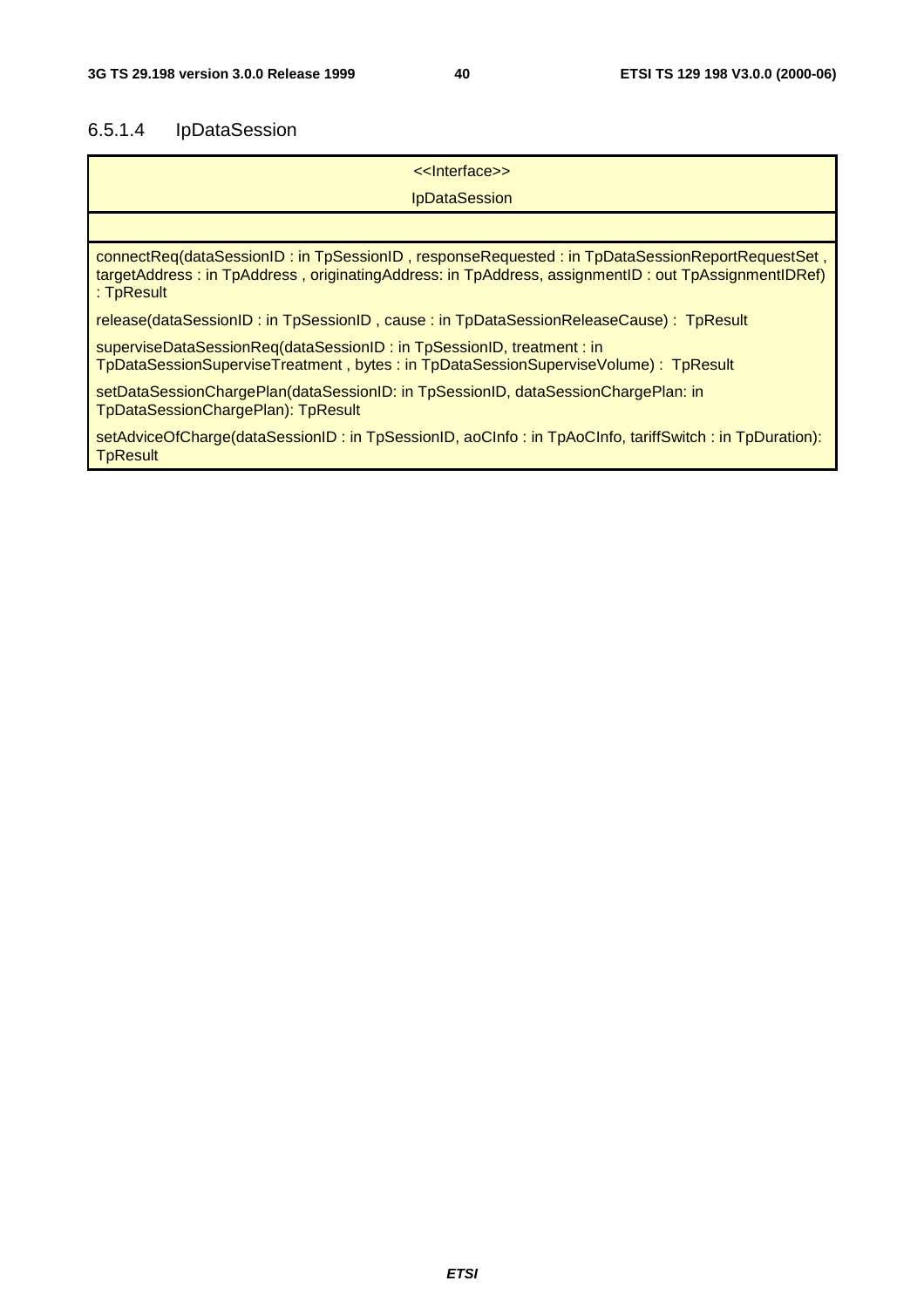#### 6.5.1.4 IpDataSession

| <<Interface>><br>IpDataSession |
|---|
| |
| connectReq(dataSessionID : in TpSessionID , responseRequested : in TpDataSessionReportRequestSet , targetAddress : in TpAddress , originatingAddress: in TpAddress, assignmentID : out TpAssignmentIDRef) : TpResult<br><br>release(dataSessionID : in TpSessionID , cause : in TpDataSessionReleaseCause) : TpResult<br><br>superviseDataSessionReq(dataSessionID : in TpSessionID, treatment : in TpDataSessionSuperviseTreatment , bytes : in TpDataSessionSuperviseVolume) : TpResult<br><br>setDataSessionChargePlan(dataSessionID: in TpSessionID, dataSessionChargePlan: in TpDataSessionChargePlan): TpResult<br><br>setAdviceOfCharge(dataSessionID : in TpSessionID, aoCInfo : in TpAoCInfo, tariffSwitch : in TpDuration): TpResult |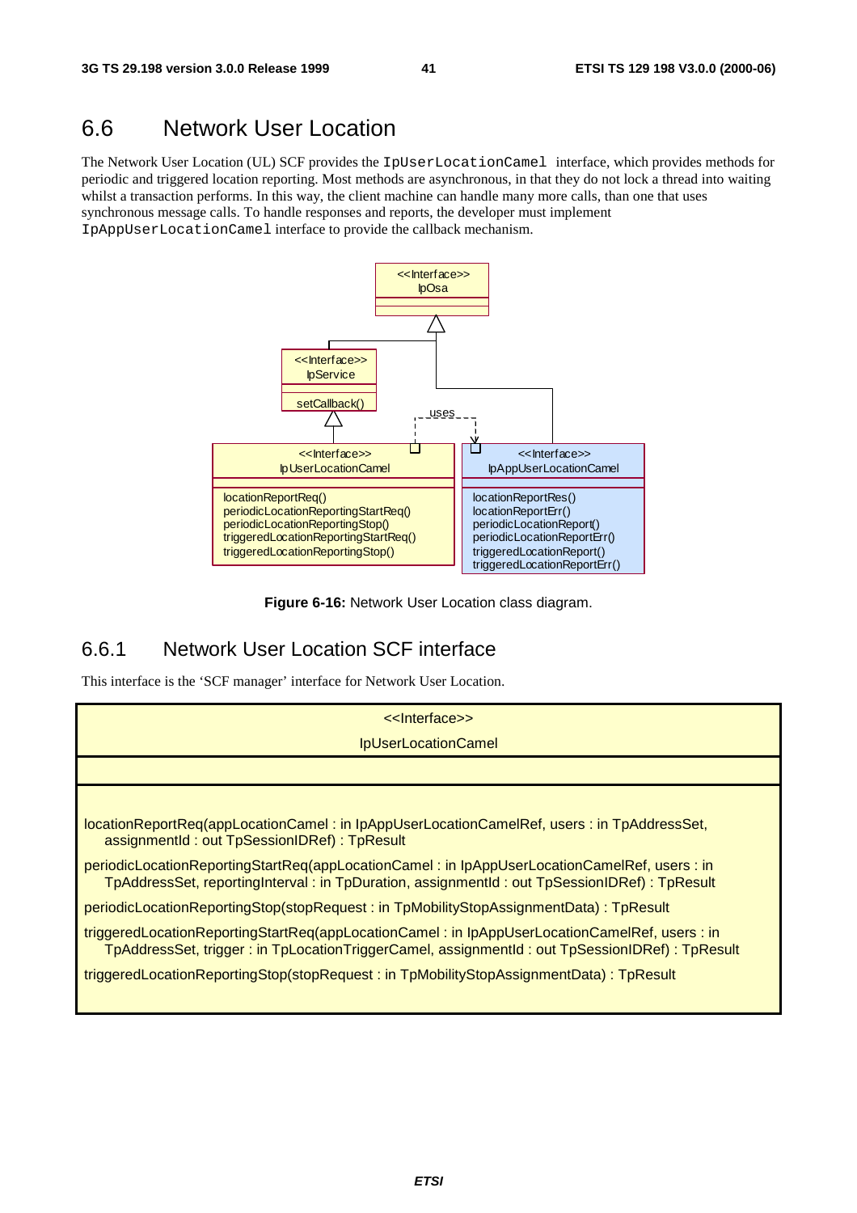## 6.6 Network User Location

The Network User Location (UL) SCF provides the `IpUserLocationCamel` interface, which provides methods for periodic and triggered location reporting. Most methods are asynchronous, in that they do not lock a thread into waiting whilst a transaction performs. In this way, the client machine can handle many more calls, than one that uses synchronous message calls. To handle responses and reports, the developer must implement `IpAppUserLocationCamel` interface to provide the callback mechanism.

**Figure 6-16:** Network User Location class diagram.

### 6.6.1 Network User Location SCF interface

This interface is the 'SCF manager' interface for Network User Location.

| <<Interface>><br>IpUserLocationCamel |
|---|
| |
| locationReportReq(appLocationCamel : in IpAppUserLocationCamelRef, users : in TpAddressSet, assignmentId : out TpSessionIDRef) : TpResult<br><br>periodicLocationReportingStartReq(appLocationCamel : in IpAppUserLocationCamelRef, users : in TpAddressSet, reportingInterval : in TpDuration, assignmentId : out TpSessionIDRef) : TpResult<br><br>periodicLocationReportingStop(stopRequest : in TpMobilityStopAssignmentData) : TpResult<br><br>triggeredLocationReportingStartReq(appLocationCamel : in IpAppUserLocationCamelRef, users : in TpAddressSet, trigger : in TpLocationTriggerCamel, assignmentId : out TpSessionIDRef) : TpResult<br><br>triggeredLocationReportingStop(stopRequest : in TpMobilityStopAssignmentData) : TpResult |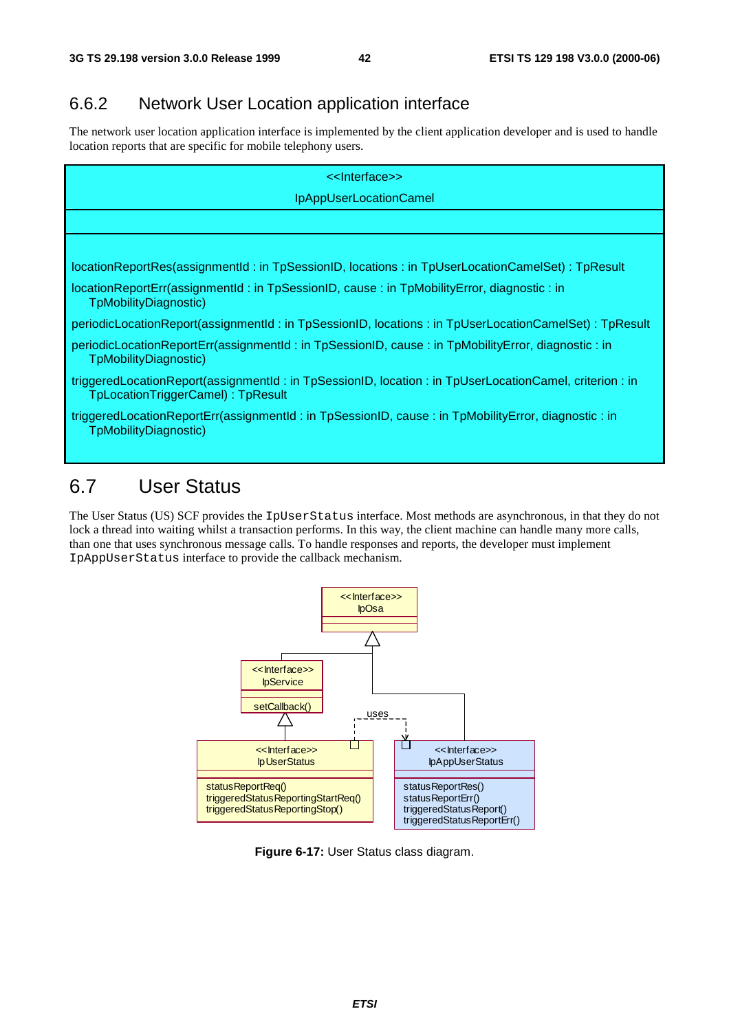### 6.6.2 Network User Location application interface

The network user location application interface is implemented by the client application developer and is used to handle location reports that are specific for mobile telephony users.

| <<Interface>><br>IpAppUserLocationCamel |
|---|
| |
| locationReportRes(assignmentId : in TpSessionID, locations : in TpUserLocationCamelSet) : TpResult<br><br>locationReportErr(assignmentId : in TpSessionID, cause : in TpMobilityError, diagnostic : in TpMobilityDiagnostic)<br><br>periodicLocationReport(assignmentId : in TpSessionID, locations : in TpUserLocationCamelSet) : TpResult<br><br>periodicLocationReportErr(assignmentId : in TpSessionID, cause : in TpMobilityError, diagnostic : in TpMobilityDiagnostic)<br><br>triggeredLocationReport(assignmentId : in TpSessionID, location : in TpUserLocationCamel, criterion : in TpLocationTriggerCamel) : TpResult<br><br>triggeredLocationReportErr(assignmentId : in TpSessionID, cause : in TpMobilityError, diagnostic : in TpMobilityDiagnostic) |

## 6.7 User Status

The User Status (US) SCF provides the `IpUserStatus` interface. Most methods are asynchronous, in that they do not lock a thread into waiting whilst a transaction performs. In this way, the client machine can handle many more calls, than one that uses synchronous message calls. To handle responses and reports, the developer must implement `IpAppUserStatus` interface to provide the callback mechanism.

**Figure 6-17:** User Status class diagram.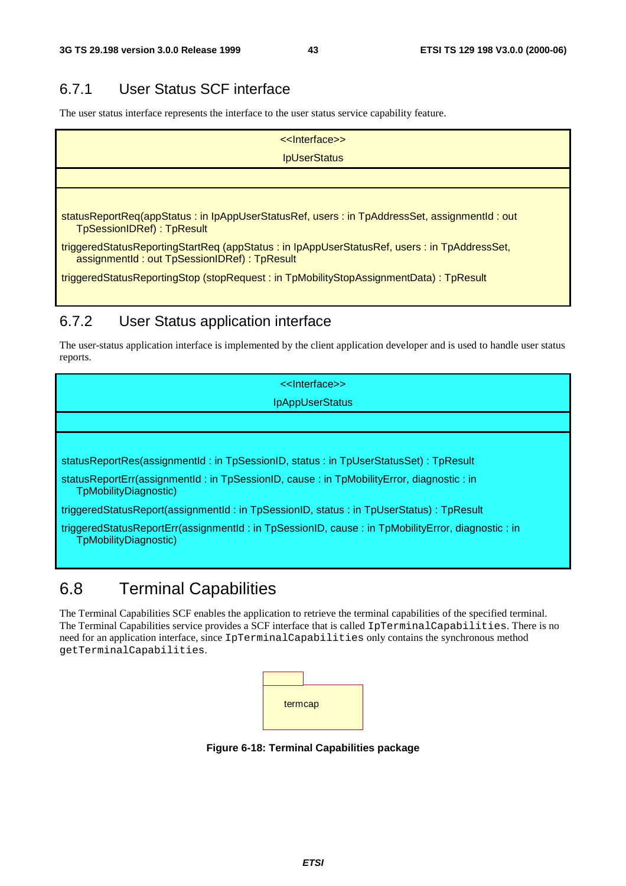### 6.7.1 User Status SCF interface

The user status interface represents the interface to the user status service capability feature.

| <<Interface>><br>IpUserStatus |
|---|
| |
| statusReportReq(appStatus : in IpAppUserStatusRef, users : in TpAddressSet, assignmentId : out TpSessionIDRef) : TpResult<br><br>triggeredStatusReportingStartReq (appStatus : in IpAppUserStatusRef, users : in TpAddressSet, assignmentId : out TpSessionIDRef) : TpResult<br><br>triggeredStatusReportingStop (stopRequest : in TpMobilityStopAssignmentData) : TpResult |

### 6.7.2 User Status application interface

The user-status application interface is implemented by the client application developer and is used to handle user status reports.

| <<Interface>><br>IpAppUserStatus |
|---|
| |
| statusReportRes(assignmentId : in TpSessionID, status : in TpUserStatusSet) : TpResult<br><br>statusReportErr(assignmentId : in TpSessionID, cause : in TpMobilityError, diagnostic : in TpMobilityDiagnostic)<br><br>triggeredStatusReport(assignmentId : in TpSessionID, status : in TpUserStatus) : TpResult<br><br>triggeredStatusReportErr(assignmentId : in TpSessionID, cause : in TpMobilityError, diagnostic : in TpMobilityDiagnostic) |

## 6.8 Terminal Capabilities

The Terminal Capabilities SCF enables the application to retrieve the terminal capabilities of the specified terminal. The Terminal Capabilities service provides a SCF interface that is called `IpTerminalCapabilities`. There is no need for an application interface, since `IpTerminalCapabilities` only contains the synchronous method `getTerminalCapabilities`.

termcap

**Figure 6-18: Terminal Capabilities package**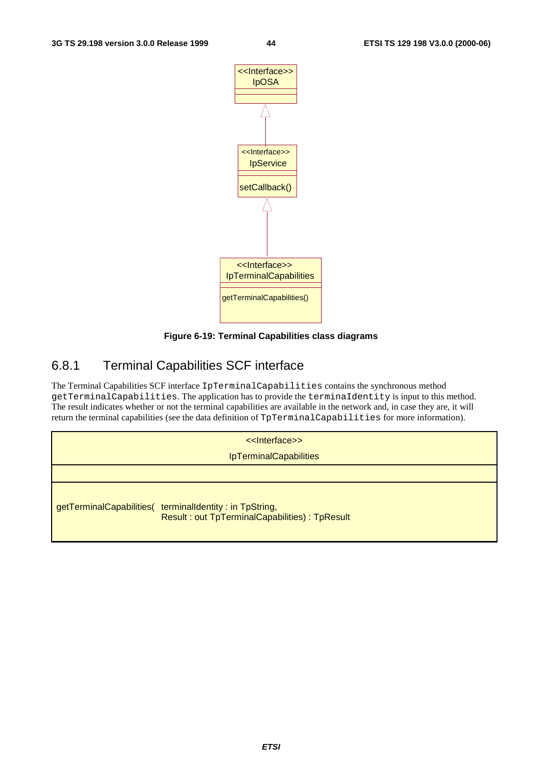Figure 6-19: Terminal Capabilities class diagrams

## 6.8.1 Terminal Capabilities SCF interface

The Terminal Capabilities SCF interface `IpTerminalCapabilities` contains the synchronous method `getTerminalCapabilities`. The application has to provide the `terminaIdentity` is input to this method. The result indicates whether or not the terminal capabilities are available in the network and, in case they are, it will return the terminal capabilities (see the data definition of `TpTerminalCapabilities` for more information).

| <<Interface>><br>IpTerminalCapabilities |
|---|
| |
| getTerminalCapabilities( terminalIdentity : in TpString,<br>Result : out TpTerminalCapabilities) : TpResult |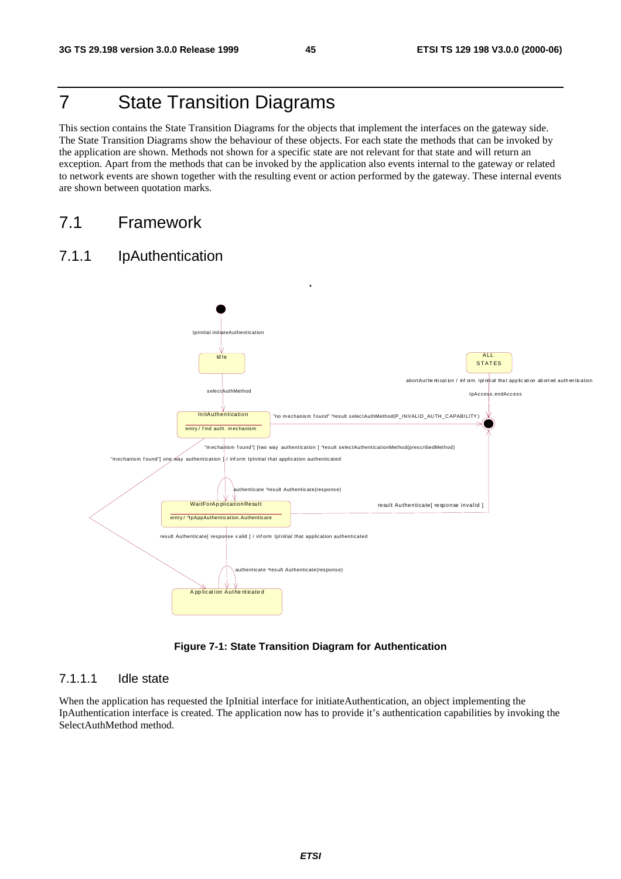# 7 State Transition Diagrams

This section contains the State Transition Diagrams for the objects that implement the interfaces on the gateway side. The State Transition Diagrams show the behaviour of these objects. For each state the methods that can be invoked by the application are shown. Methods not shown for a specific state are not relevant for that state and will return an exception. Apart from the methods that can be invoked by the application also events internal to the gateway or related to network events are shown together with the resulting event or action performed by the gateway. These internal events are shown between quotation marks.

## 7.1 Framework

### 7.1.1 IpAuthentication

**Figure 7-1: State Transition Diagram for Authentication**

#### 7.1.1.1 Idle state

When the application has requested the IpInitial interface for initiateAuthentication, an object implementing the IpAuthentication interface is created. The application now has to provide it's authentication capabilities by invoking the SelectAuthMethod method.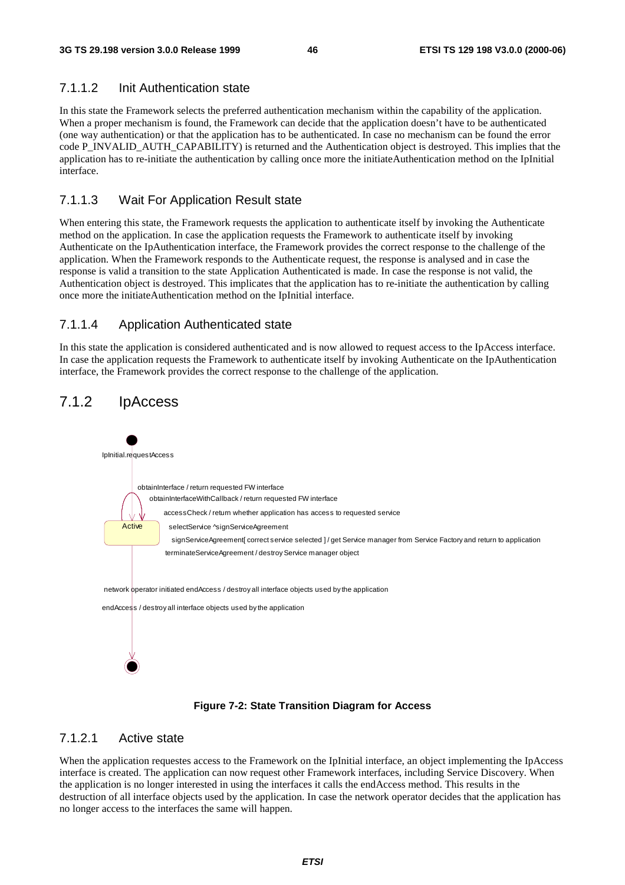#### 7.1.1.2 Init Authentication state

In this state the Framework selects the preferred authentication mechanism within the capability of the application. When a proper mechanism is found, the Framework can decide that the application doesn't have to be authenticated (one way authentication) or that the application has to be authenticated. In case no mechanism can be found the error code P_INVALID_AUTH_CAPABILITY) is returned and the Authentication object is destroyed. This implies that the application has to re-initiate the authentication by calling once more the initiateAuthentication method on the IpInitial interface.

#### 7.1.1.3 Wait For Application Result state

When entering this state, the Framework requests the application to authenticate itself by invoking the Authenticate method on the application. In case the application requests the Framework to authenticate itself by invoking Authenticate on the IpAuthentication interface, the Framework provides the correct response to the challenge of the application. When the Framework responds to the Authenticate request, the response is analysed and in case the response is valid a transition to the state Application Authenticated is made. In case the response is not valid, the Authentication object is destroyed. This implicates that the application has to re-initiate the authentication by calling once more the initiateAuthentication method on the IpInitial interface.

#### 7.1.1.4 Application Authenticated state

In this state the application is considered authenticated and is now allowed to request access to the IpAccess interface. In case the application requests the Framework to authenticate itself by invoking Authenticate on the IpAuthentication interface, the Framework provides the correct response to the challenge of the application.

### 7.1.2 IpAccess

IpInitial.requestAccess

Active

obtainInterface / return requested FW interface
obtainInterfaceWithCallback / return requested FW interface
accessCheck / return whether application has access to requested service
selectService ^signServiceAgreement
signServiceAgreement[ correct service selected ] / get Service manager from Service Factory and return to application
terminateServiceAgreement / destroy Service manager object

network operator initiated endAccess / destroy all interface objects used by the application
endAccess / destroy all interface objects used by the application

**Figure 7-2: State Transition Diagram for Access**

#### 7.1.2.1 Active state

When the application requestes access to the Framework on the IpInitial interface, an object implementing the IpAccess interface is created. The application can now request other Framework interfaces, including Service Discovery. When the application is no longer interested in using the interfaces it calls the endAccess method. This results in the destruction of all interface objects used by the application. In case the network operator decides that the application has no longer access to the interfaces the same will happen.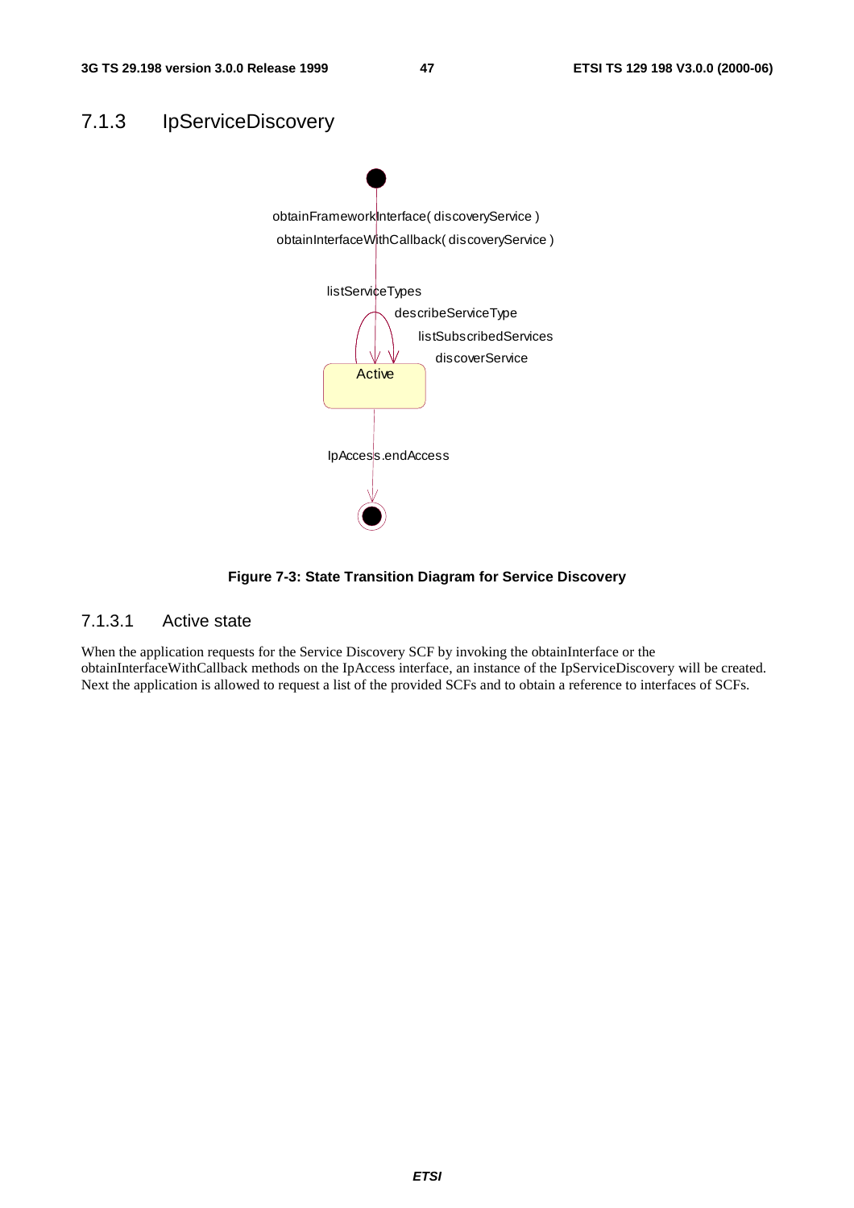## 7.1.3 IpServiceDiscovery

obtainFrameworkInterface( discoveryService )

obtainInterfaceWithCallback( discoveryService )

listServiceTypes

describeServiceType

listSubscribedServices

discoverService

Active

IpAccess.endAccess

**Figure 7-3: State Transition Diagram for Service Discovery**

### 7.1.3.1 Active state

When the application requests for the Service Discovery SCF by invoking the obtainInterface or the obtainInterfaceWithCallback methods on the IpAccess interface, an instance of the IpServiceDiscovery will be created. Next the application is allowed to request a list of the provided SCFs and to obtain a reference to interfaces of SCFs.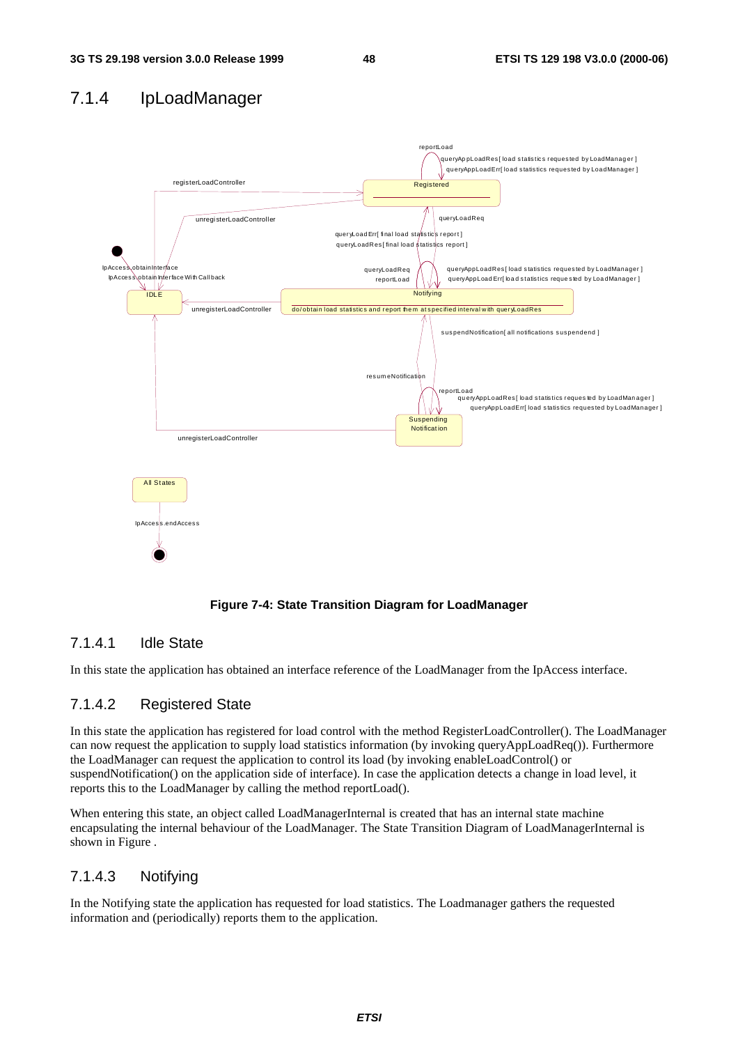## 7.1.4 IpLoadManager

**Figure 7-4: State Transition Diagram for LoadManager**

### 7.1.4.1 Idle State

In this state the application has obtained an interface reference of the LoadManager from the IpAccess interface.

### 7.1.4.2 Registered State

In this state the application has registered for load control with the method RegisterLoadController(). The LoadManager can now request the application to supply load statistics information (by invoking queryAppLoadReq()). Furthermore the LoadManager can request the application to control its load (by invoking enableLoadControl() or suspendNotification() on the application side of interface). In case the application detects a change in load level, it reports this to the LoadManager by calling the method reportLoad().

When entering this state, an object called LoadManagerInternal is created that has an internal state machine encapsulating the internal behaviour of the LoadManager. The State Transition Diagram of LoadManagerInternal is shown in Figure .

### 7.1.4.3 Notifying

In the Notifying state the application has requested for load statistics. The Loadmanager gathers the requested information and (periodically) reports them to the application.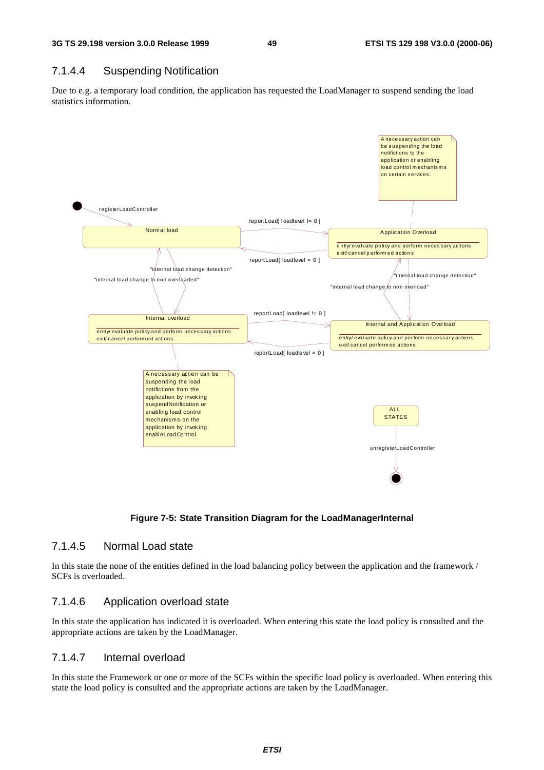### 7.1.4.4 Suspending Notification

Due to e.g. a temporary load condition, the application has requested the LoadManager to suspend sending the load statistics information.

Figure 7-5: State Transition Diagram for the LoadManagerInternal

### 7.1.4.5 Normal Load state

In this state the none of the entities defined in the load balancing policy between the application and the framework / SCFs is overloaded.

### 7.1.4.6 Application overload state

In this state the application has indicated it is overloaded. When entering this state the load policy is consulted and the appropriate actions are taken by the LoadManager.

### 7.1.4.7 Internal overload

In this state the Framework or one or more of the SCFs within the specific load policy is overloaded. When entering this state the load policy is consulted and the appropriate actions are taken by the LoadManager.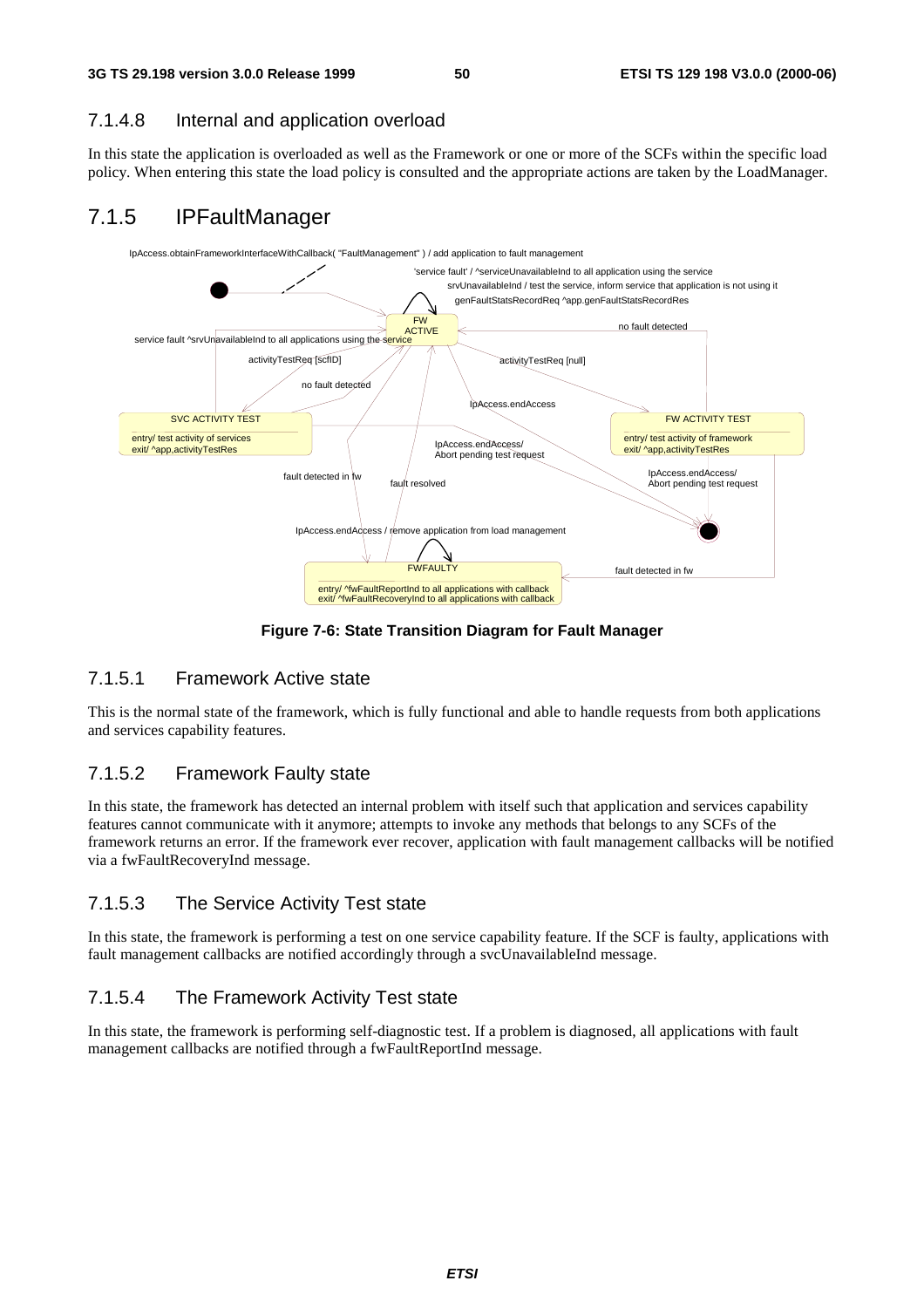### 7.1.4.8 Internal and application overload

In this state the application is overloaded as well as the Framework or one or more of the SCFs within the specific load policy. When entering this state the load policy is consulted and the appropriate actions are taken by the LoadManager.

## 7.1.5 IPFaultManager

**Figure 7-6: State Transition Diagram for Fault Manager**

### 7.1.5.1 Framework Active state

This is the normal state of the framework, which is fully functional and able to handle requests from both applications and services capability features.

### 7.1.5.2 Framework Faulty state

In this state, the framework has detected an internal problem with itself such that application and services capability features cannot communicate with it anymore; attempts to invoke any methods that belongs to any SCFs of the framework returns an error. If the framework ever recover, application with fault management callbacks will be notified via a fwFaultRecoveryInd message.

### 7.1.5.3 The Service Activity Test state

In this state, the framework is performing a test on one service capability feature. If the SCF is faulty, applications with fault management callbacks are notified accordingly through a svcUnavailableInd message.

### 7.1.5.4 The Framework Activity Test state

In this state, the framework is performing self-diagnostic test. If a problem is diagnosed, all applications with fault management callbacks are notified through a fwFaultReportInd message.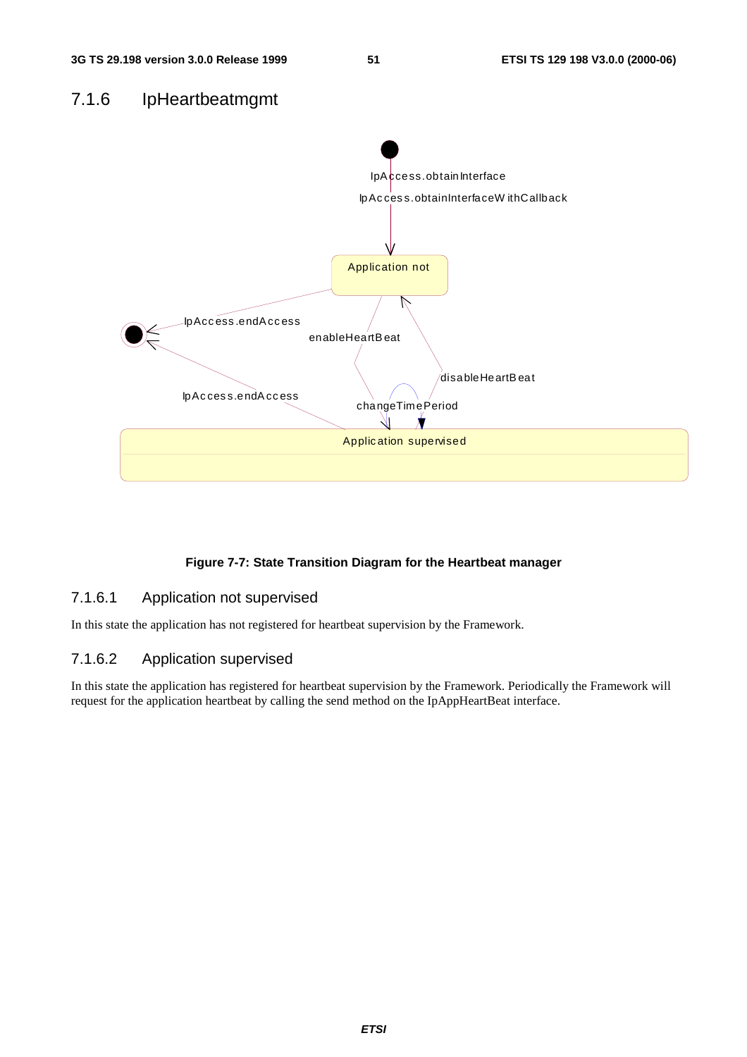## 7.1.6 IpHeartbeatmgmt

**Figure 7-7: State Transition Diagram for the Heartbeat manager**

### 7.1.6.1 Application not supervised

In this state the application has not registered for heartbeat supervision by the Framework.

### 7.1.6.2 Application supervised

In this state the application has registered for heartbeat supervision by the Framework. Periodically the Framework will request for the application heartbeat by calling the send method on the IpAppHeartBeat interface.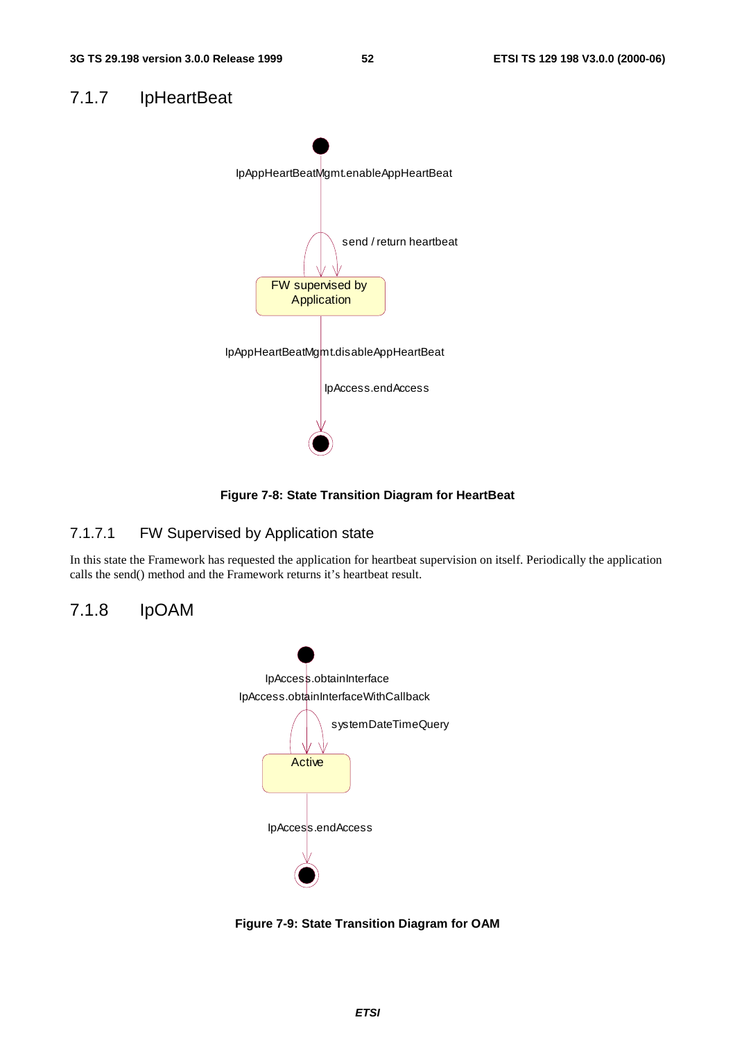## 7.1.7 IpHeartBeat

IpAppHeartBeatMgmt.enableAppHeartBeat

send / return heartbeat

FW supervised by Application

IpAppHeartBeatMgmt.disableAppHeartBeat

IpAccess.endAccess

**Figure 7-8: State Transition Diagram for HeartBeat**

### 7.1.7.1 FW Supervised by Application state

In this state the Framework has requested the application for heartbeat supervision on itself. Periodically the application calls the send() method and the Framework returns it's heartbeat result.

## 7.1.8 IpOAM

IpAccess.obtainInterface

IpAccess.obtainInterfaceWithCallback

systemDateTimeQuery

Active

IpAccess.endAccess

**Figure 7-9: State Transition Diagram for OAM**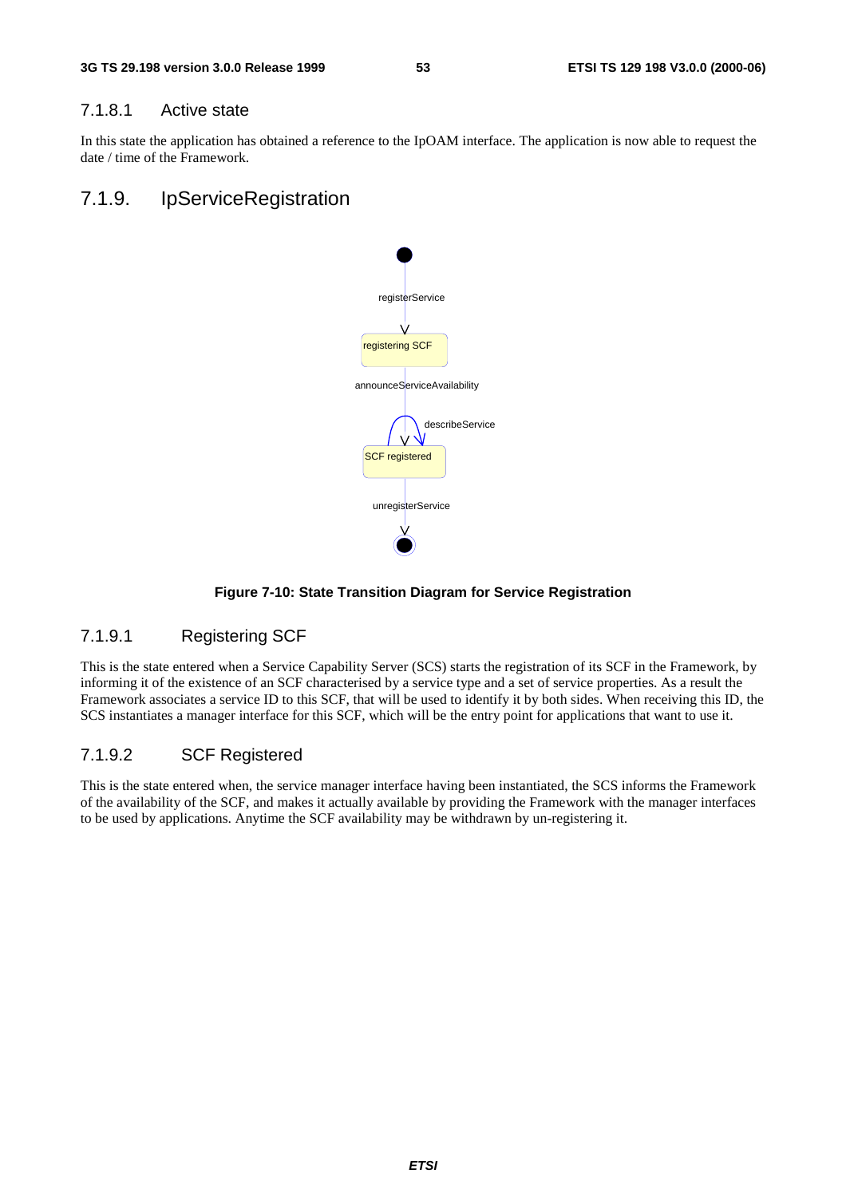### 7.1.8.1 Active state

In this state the application has obtained a reference to the IpOAM interface. The application is now able to request the date / time of the Framework.

## 7.1.9. IpServiceRegistration

**Figure 7-10: State Transition Diagram for Service Registration**

### 7.1.9.1 Registering SCF

This is the state entered when a Service Capability Server (SCS) starts the registration of its SCF in the Framework, by informing it of the existence of an SCF characterised by a service type and a set of service properties. As a result the Framework associates a service ID to this SCF, that will be used to identify it by both sides. When receiving this ID, the SCS instantiates a manager interface for this SCF, which will be the entry point for applications that want to use it.

### 7.1.9.2 SCF Registered

This is the state entered when, the service manager interface having been instantiated, the SCS informs the Framework of the availability of the SCF, and makes it actually available by providing the Framework with the manager interfaces to be used by applications. Anytime the SCF availability may be withdrawn by un-registering it.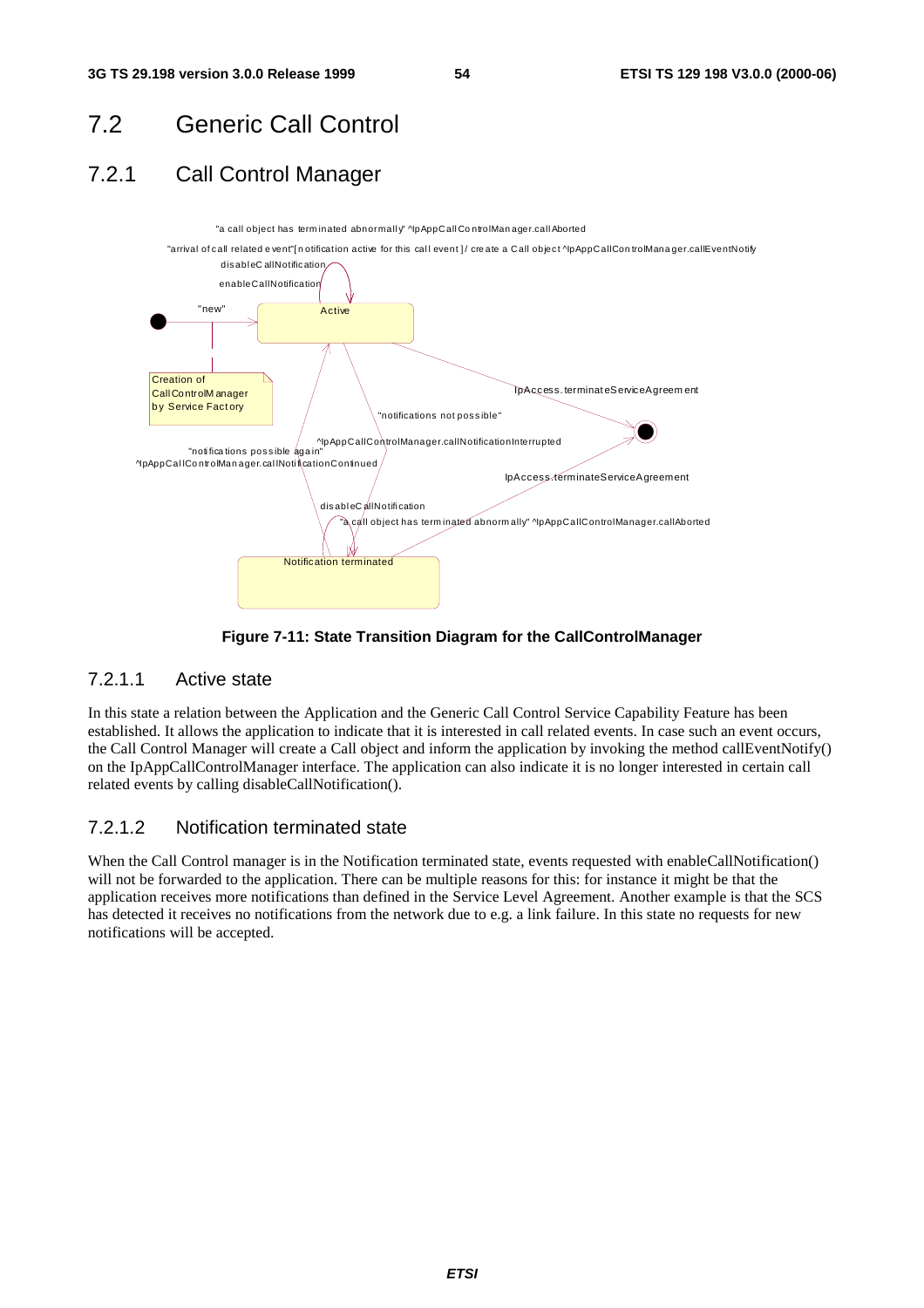## 7.2 Generic Call Control

### 7.2.1 Call Control Manager

Figure 7-11: State Transition Diagram for the CallControlManager

#### 7.2.1.1 Active state

In this state a relation between the Application and the Generic Call Control Service Capability Feature has been established. It allows the application to indicate that it is interested in call related events. In case such an event occurs, the Call Control Manager will create a Call object and inform the application by invoking the method callEventNotify() on the IpAppCallControlManager interface. The application can also indicate it is no longer interested in certain call related events by calling disableCallNotification().

#### 7.2.1.2 Notification terminated state

When the Call Control manager is in the Notification terminated state, events requested with enableCallNotification() will not be forwarded to the application. There can be multiple reasons for this: for instance it might be that the application receives more notifications than defined in the Service Level Agreement. Another example is that the SCS has detected it receives no notifications from the network due to e.g. a link failure. In this state no requests for new notifications will be accepted.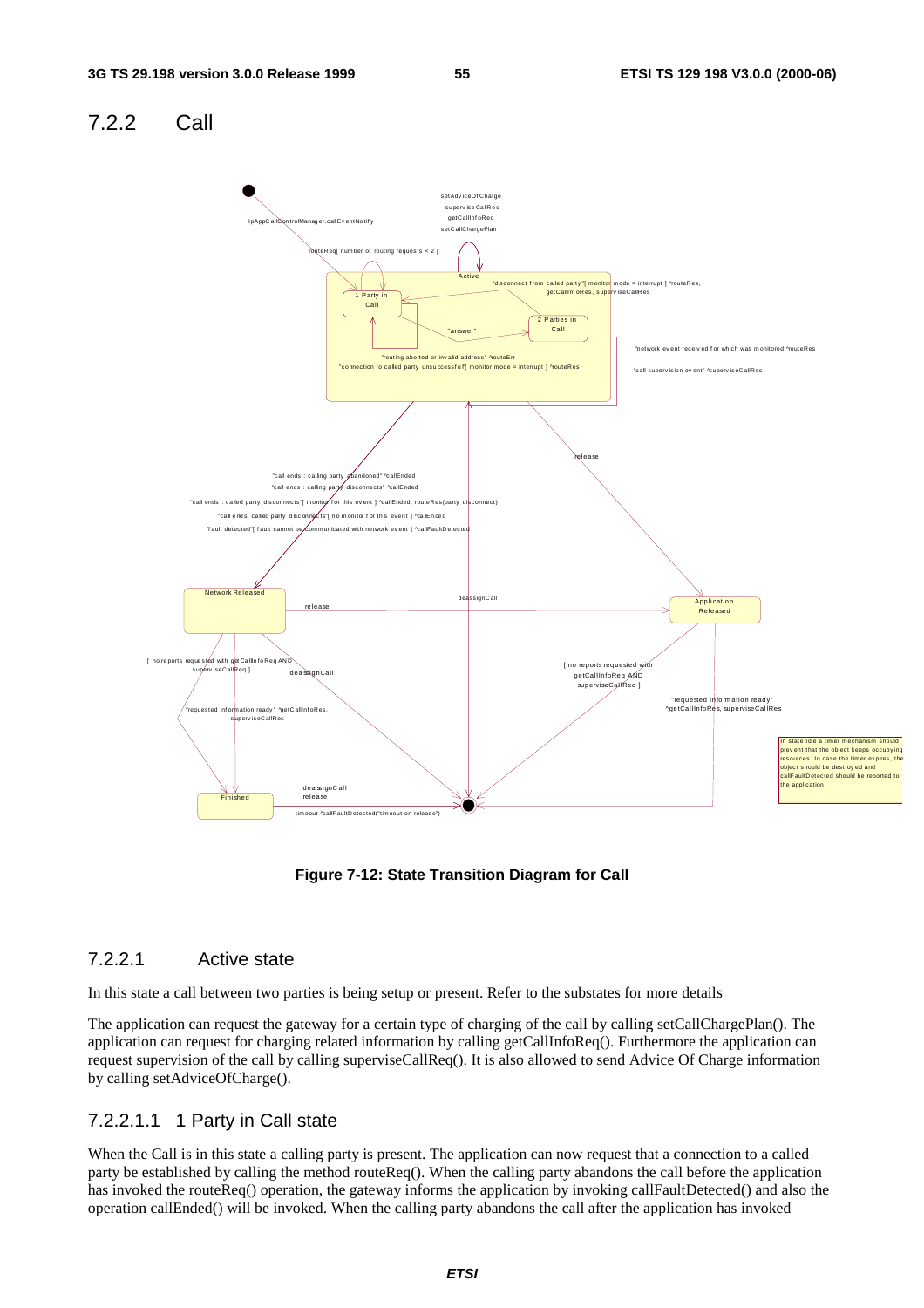## 7.2.2 Call

Figure 7-12: State Transition Diagram for Call

### 7.2.2.1 Active state

In this state a call between two parties is being setup or present. Refer to the substates for more details

The application can request the gateway for a certain type of charging of the call by calling setCallChargePlan(). The application can request for charging related information by calling getCallInfoReq(). Furthermore the application can request supervision of the call by calling superviseCallReq(). It is also allowed to send Advice Of Charge information by calling setAdviceOfCharge().

#### 7.2.2.1.1 1 Party in Call state

When the Call is in this state a calling party is present. The application can now request that a connection to a called party be established by calling the method routeReq(). When the calling party abandons the call before the application has invoked the routeReq() operation, the gateway informs the application by invoking callFaultDetected() and also the operation callEnded() will be invoked. When the calling party abandons the call after the application has invoked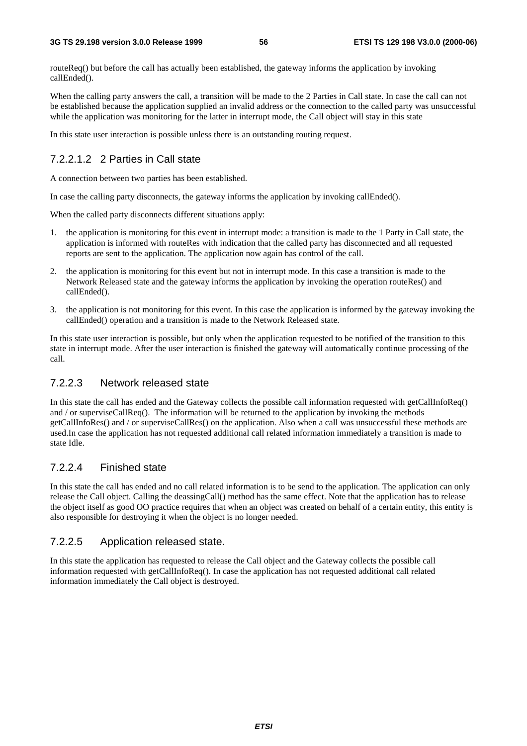routeReq() but before the call has actually been established, the gateway informs the application by invoking callEnded().

When the calling party answers the call, a transition will be made to the 2 Parties in Call state. In case the call can not be established because the application supplied an invalid address or the connection to the called party was unsuccessful while the application was monitoring for the latter in interrupt mode, the Call object will stay in this state

In this state user interaction is possible unless there is an outstanding routing request.

##### 7.2.2.1.2 2 Parties in Call state

A connection between two parties has been established.

In case the calling party disconnects, the gateway informs the application by invoking callEnded().

When the called party disconnects different situations apply:

1. the application is monitoring for this event in interrupt mode: a transition is made to the 1 Party in Call state, the application is informed with routeRes with indication that the called party has disconnected and all requested reports are sent to the application. The application now again has control of the call.
2. the application is monitoring for this event but not in interrupt mode. In this case a transition is made to the Network Released state and the gateway informs the application by invoking the operation routeRes() and callEnded().
3. the application is not monitoring for this event. In this case the application is informed by the gateway invoking the callEnded() operation and a transition is made to the Network Released state.

In this state user interaction is possible, but only when the application requested to be notified of the transition to this state in interrupt mode. After the user interaction is finished the gateway will automatically continue processing of the call.

#### 7.2.2.3 Network released state

In this state the call has ended and the Gateway collects the possible call information requested with getCallInfoReq() and / or superviseCallReq(). The information will be returned to the application by invoking the methods getCallInfoRes() and / or superviseCallRes() on the application. Also when a call was unsuccessful these methods are used.In case the application has not requested additional call related information immediately a transition is made to state Idle.

#### 7.2.2.4 Finished state

In this state the call has ended and no call related information is to be send to the application. The application can only release the Call object. Calling the deassingCall() method has the same effect. Note that the application has to release the object itself as good OO practice requires that when an object was created on behalf of a certain entity, this entity is also responsible for destroying it when the object is no longer needed.

#### 7.2.2.5 Application released state.

In this state the application has requested to release the Call object and the Gateway collects the possible call information requested with getCallInfoReq(). In case the application has not requested additional call related information immediately the Call object is destroyed.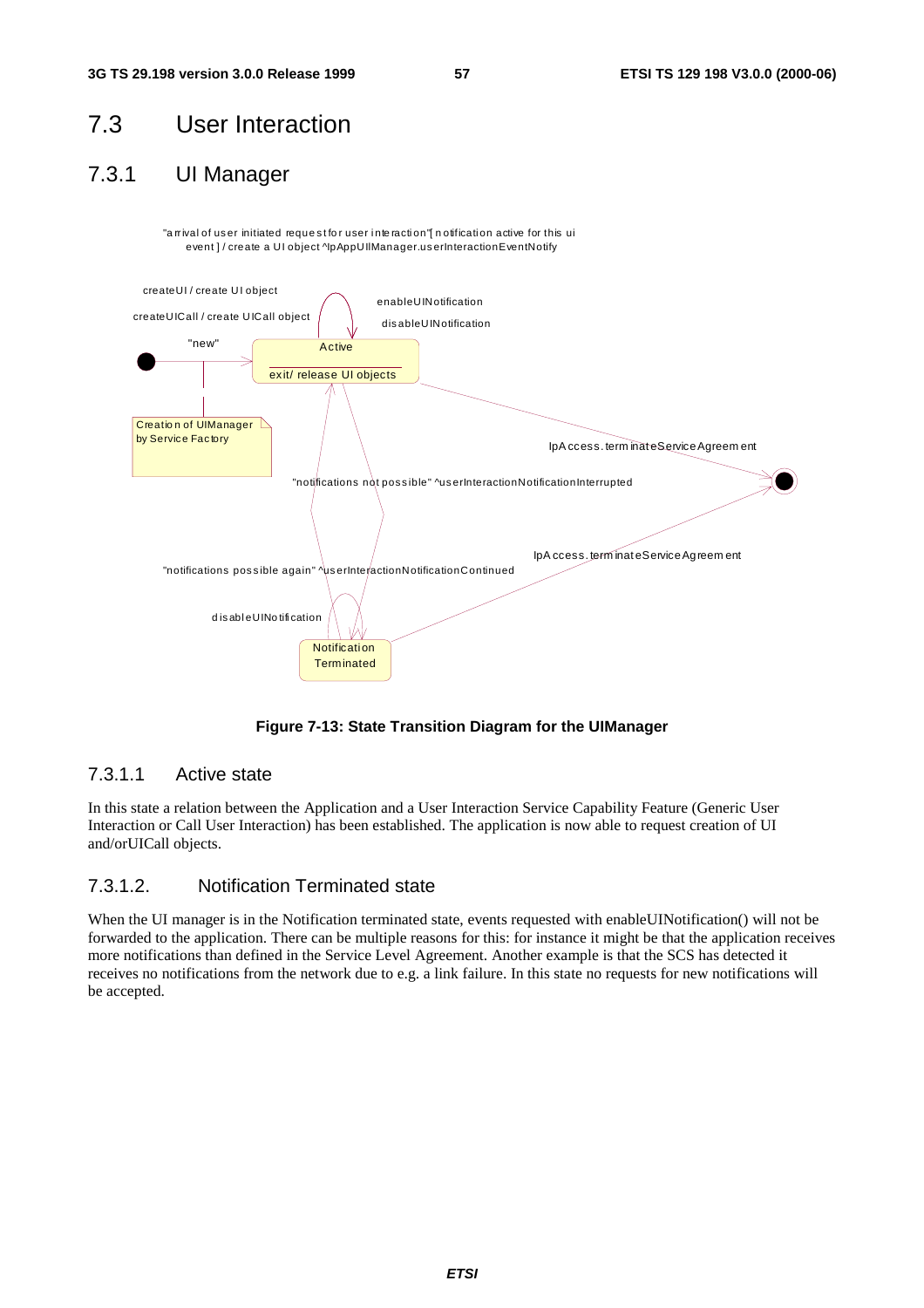## 7.3 User Interaction

### 7.3.1 UI Manager

"arrival of user initiated request for user interaction"[notification active for this ui event] / create a UI object ^IpAppUIManager.userInteractionEventNotify

createUI / create UI object

createUICall / create UICall object

enableUINotification

disableUINotification

"new"

Active

exit/ release UI objects

Creation of UIManager by Service Factory

IpAccess.terminateServiceAgreement

"notifications not possible" ^userInteractionNotificationInterrupted

IpAccess.terminateServiceAgreement

"notifications possible again" ^userInteractionNotificationContinued

disableUINotification

Notification Terminated

**Figure 7-13: State Transition Diagram for the UIManager**

#### 7.3.1.1 Active state

In this state a relation between the Application and a User Interaction Service Capability Feature (Generic User Interaction or Call User Interaction) has been established. The application is now able to request creation of UI and/orUICall objects.

#### 7.3.1.2. Notification Terminated state

When the UI manager is in the Notification terminated state, events requested with enableUINotification() will not be forwarded to the application. There can be multiple reasons for this: for instance it might be that the application receives more notifications than defined in the Service Level Agreement. Another example is that the SCS has detected it receives no notifications from the network due to e.g. a link failure. In this state no requests for new notifications will be accepted.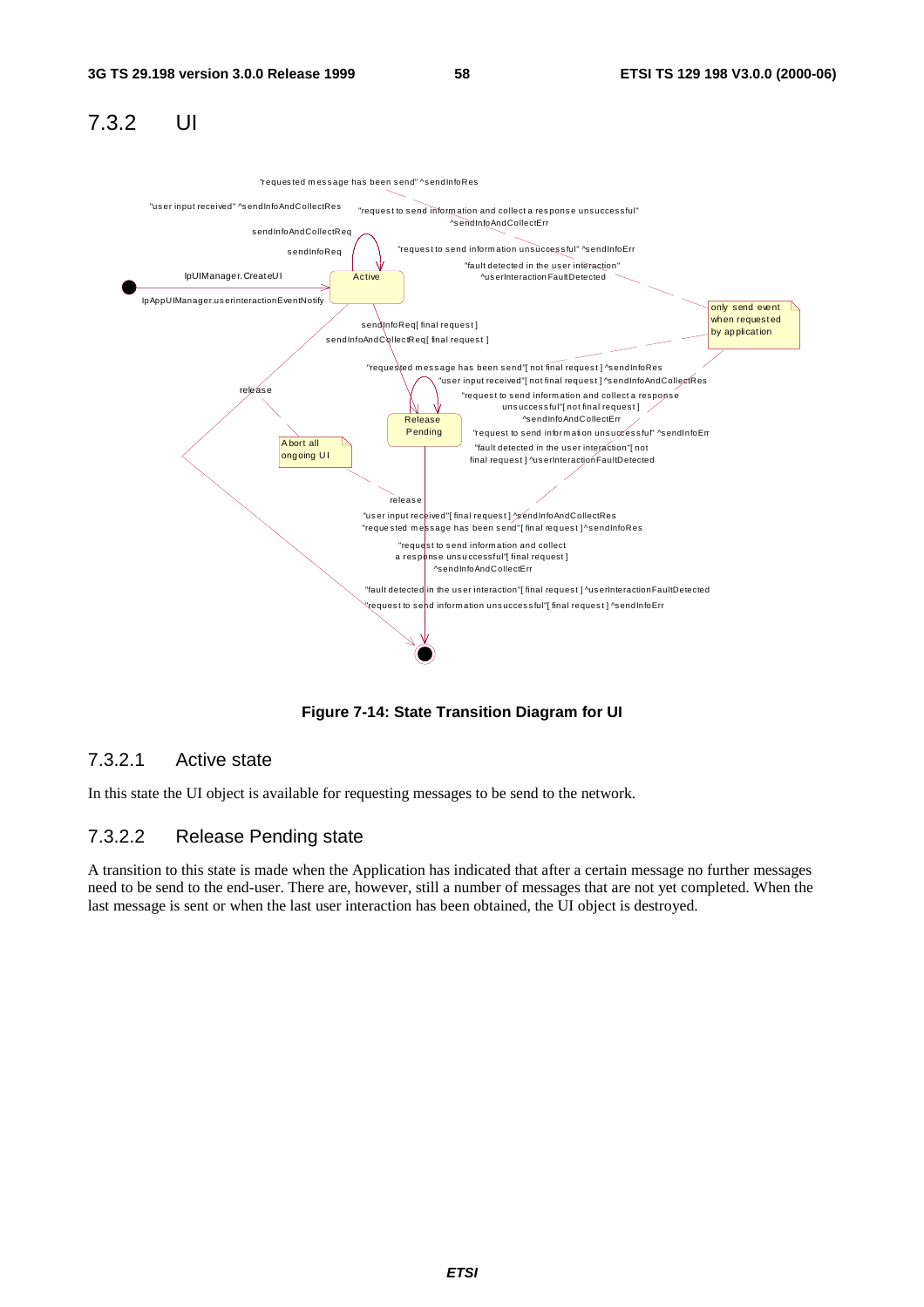## 7.3.2 UI

**Figure 7-14: State Transition Diagram for UI**

### 7.3.2.1 Active state

In this state the UI object is available for requesting messages to be send to the network.

### 7.3.2.2 Release Pending state

A transition to this state is made when the Application has indicated that after a certain message no further messages need to be send to the end-user. There are, however, still a number of messages that are not yet completed. When the last message is sent or when the last user interaction has been obtained, the UI object is destroyed.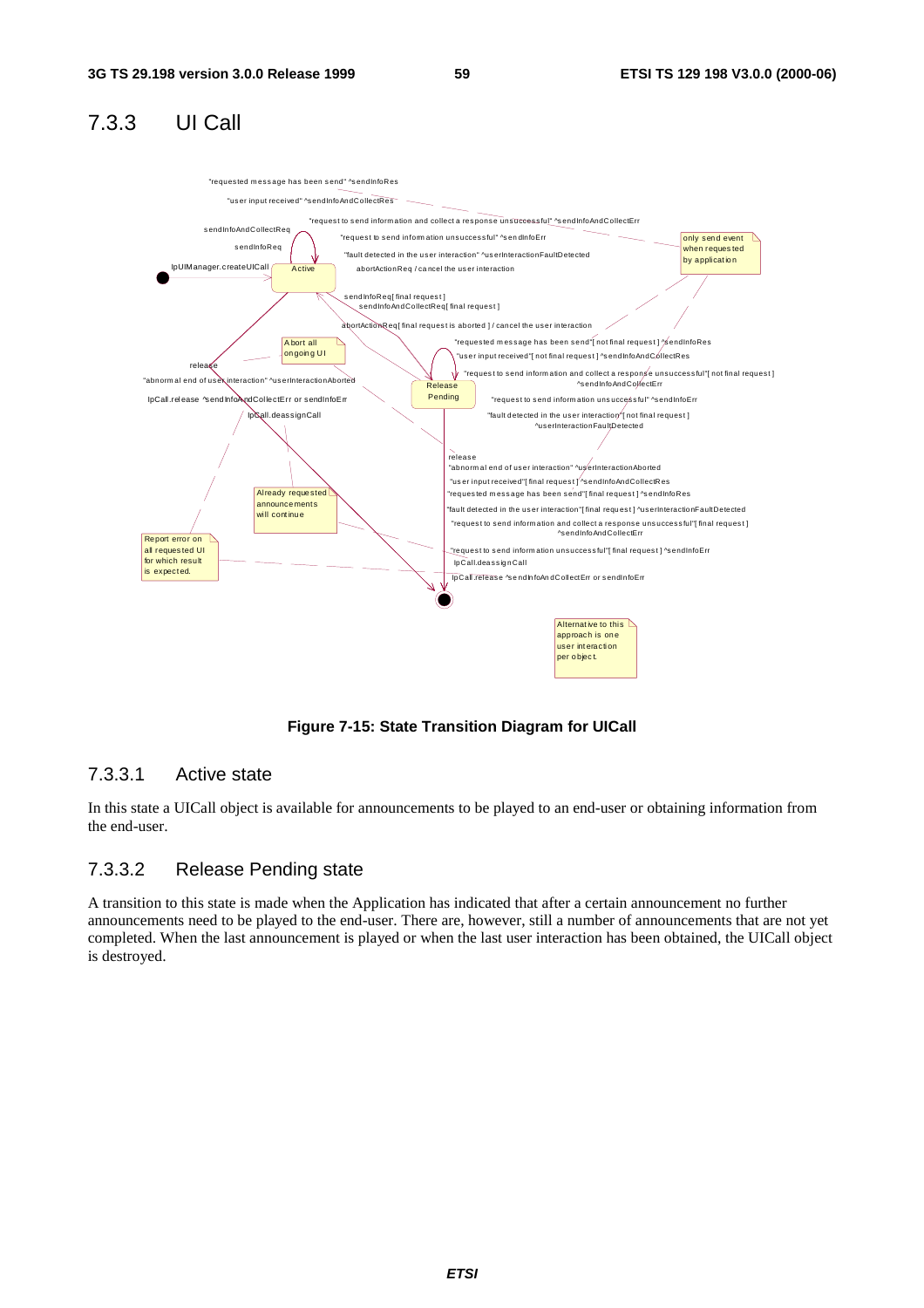## 7.3.3 UI Call

**Figure 7-15: State Transition Diagram for UICall**

### 7.3.3.1 Active state

In this state a UICall object is available for announcements to be played to an end-user or obtaining information from the end-user.

### 7.3.3.2 Release Pending state

A transition to this state is made when the Application has indicated that after a certain announcement no further announcements need to be played to the end-user. There are, however, still a number of announcements that are not yet completed. When the last announcement is played or when the last user interaction has been obtained, the UICall object is destroyed.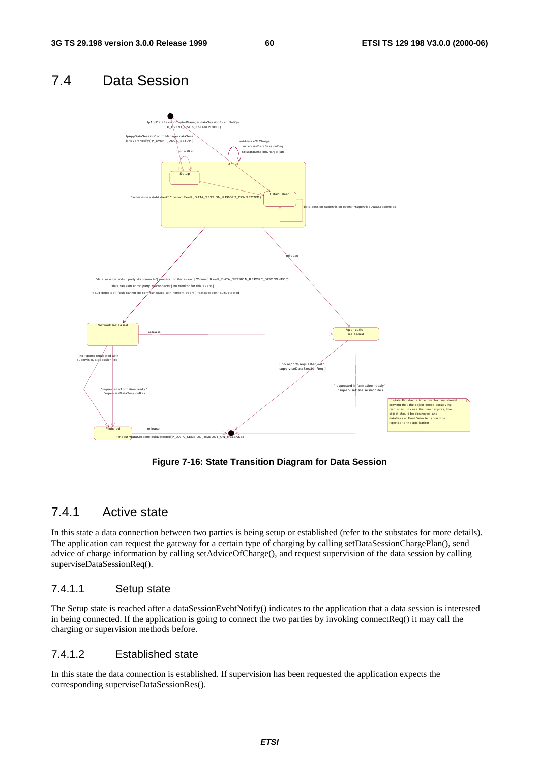# 7.4 Data Session

**Figure 7-16: State Transition Diagram for Data Session**

## 7.4.1 Active state

In this state a data connection between two parties is being setup or established (refer to the substates for more details). The application can request the gateway for a certain type of charging by calling setDataSessionChargePlan(), send advice of charge information by calling setAdviceOfCharge(), and request supervision of the data session by calling superviseDataSessionReq().

### 7.4.1.1 Setup state

The Setup state is reached after a dataSessionEvebtNotify() indicates to the application that a data session is interested in being connected. If the application is going to connect the two parties by invoking connectReq() it may call the charging or supervision methods before.

### 7.4.1.2 Established state

In this state the data connection is established. If supervision has been requested the application expects the corresponding superviseDataSessionRes().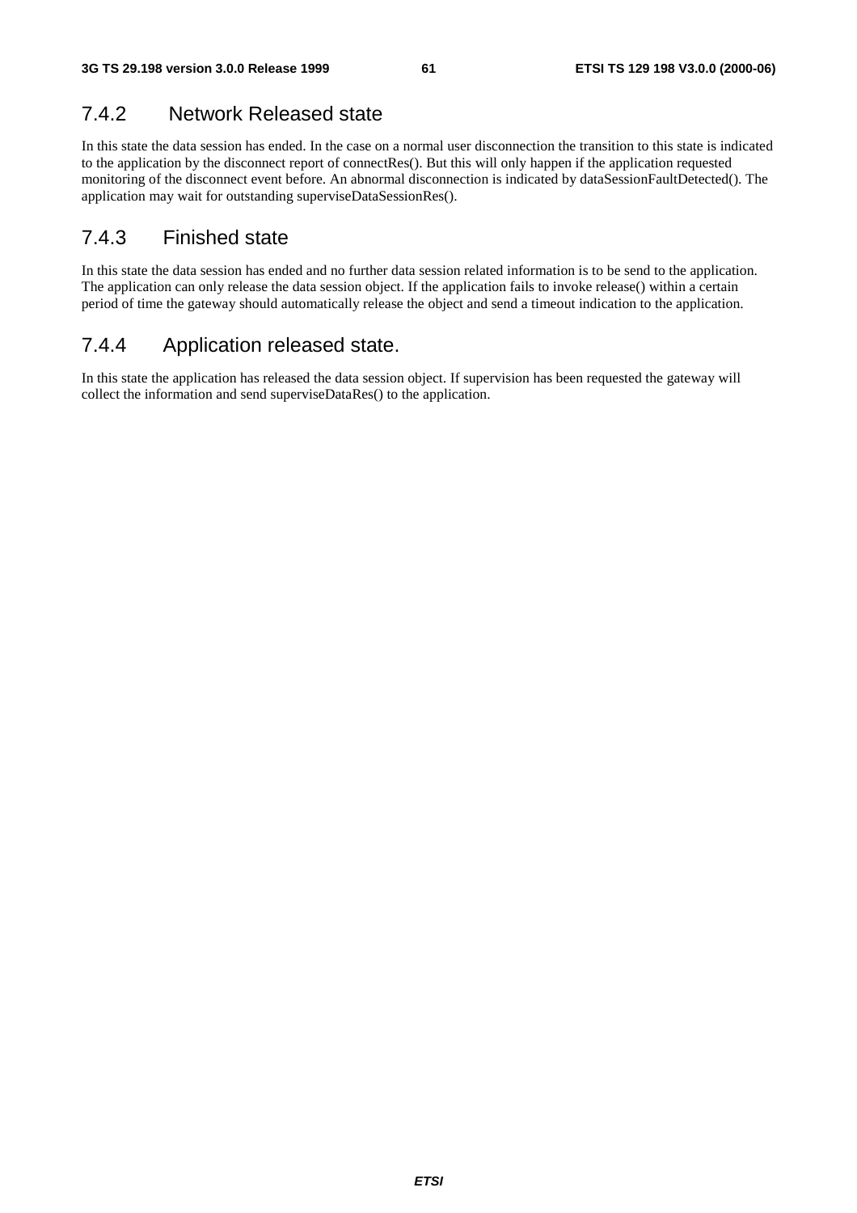### 7.4.2 Network Released state

In this state the data session has ended. In the case on a normal user disconnection the transition to this state is indicated to the application by the disconnect report of connectRes(). But this will only happen if the application requested monitoring of the disconnect event before. An abnormal disconnection is indicated by dataSessionFaultDetected(). The application may wait for outstanding superviseDataSessionRes().

### 7.4.3 Finished state

In this state the data session has ended and no further data session related information is to be send to the application. The application can only release the data session object. If the application fails to invoke release() within a certain period of time the gateway should automatically release the object and send a timeout indication to the application.

### 7.4.4 Application released state.

In this state the application has released the data session object. If supervision has been requested the gateway will collect the information and send superviseDataRes() to the application.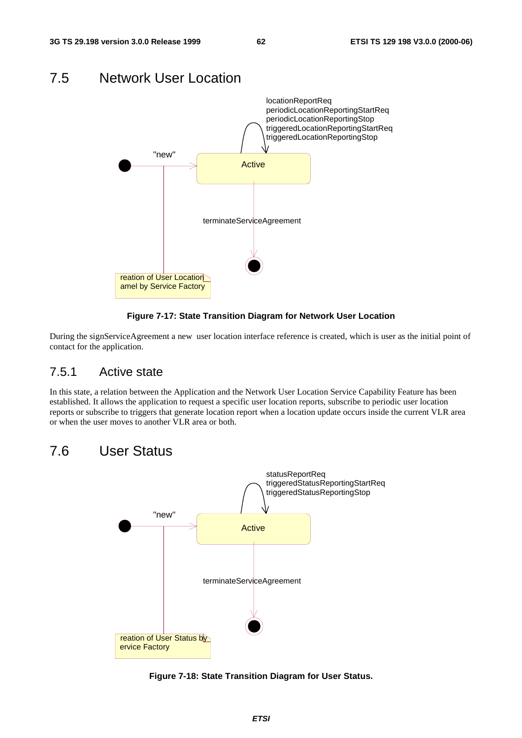## 7.5 Network User Location

locationReportReq
periodicLocationReportingStartReq
periodicLocationReportingStop
triggeredLocationReportingStartReq
triggeredLocationReportingStop

"new"

Active

terminateServiceAgreement

reation of User Location
amel by Service Factory

**Figure 7-17: State Transition Diagram for Network User Location**

During the signServiceAgreement a new  user location interface reference is created, which is user as the initial point of contact for the application.

### 7.5.1 Active state

In this state, a relation between the Application and the Network User Location Service Capability Feature has been established. It allows the application to request a specific user location reports, subscribe to periodic user location reports or subscribe to triggers that generate location report when a location update occurs inside the current VLR area or when the user moves to another VLR area or both.

## 7.6 User Status

statusReportReq
triggeredStatusReportingStartReq
triggeredStatusReportingStop

"new"

Active

terminateServiceAgreement

reation of User Status by
ervice Factory

**Figure 7-18: State Transition Diagram for User Status.**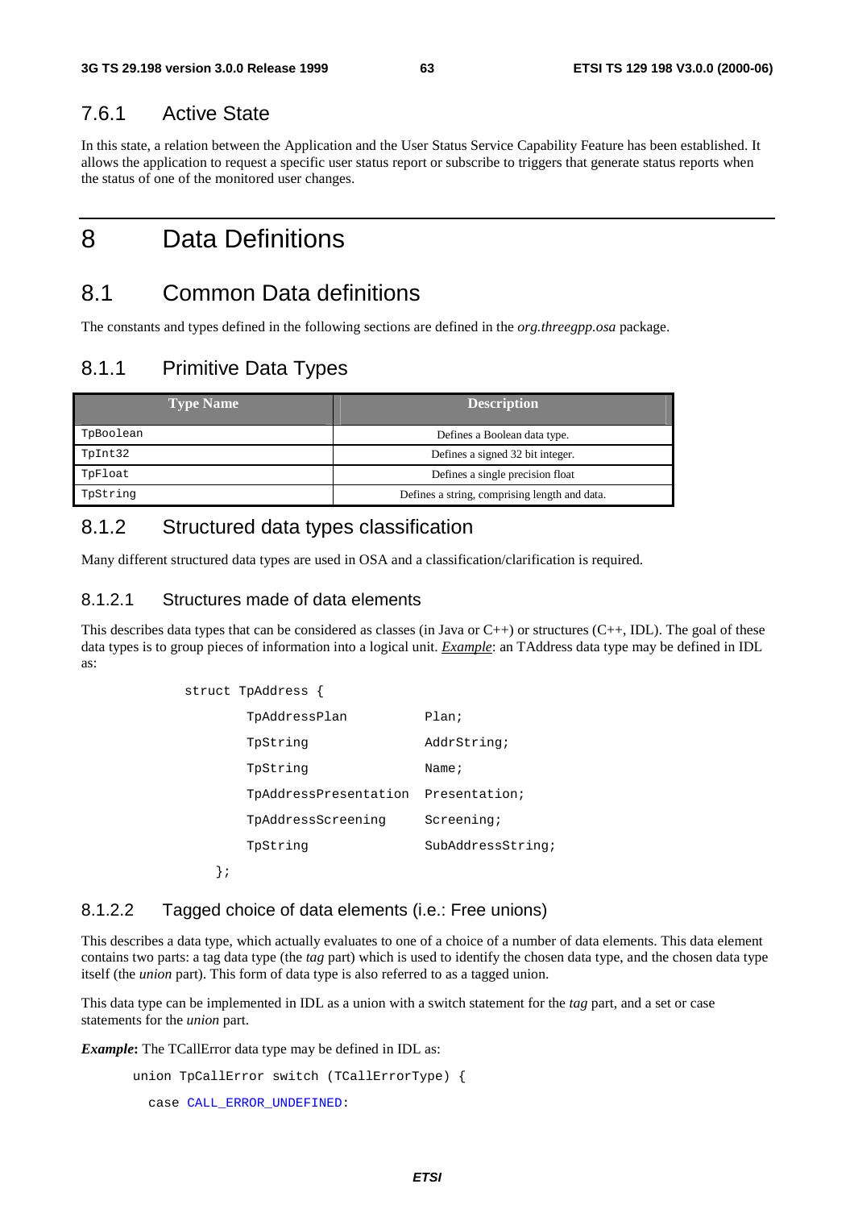### 7.6.1 Active State

In this state, a relation between the Application and the User Status Service Capability Feature has been established. It allows the application to request a specific user status report or subscribe to triggers that generate status reports when the status of one of the monitored user changes.

# 8 Data Definitions

## 8.1 Common Data definitions

The constants and types defined in the following sections are defined in the *org.threegpp.osa* package.

### 8.1.1 Primitive Data Types

| Type Name | Description |
|---|---|
| TpBoolean | Defines a Boolean data type. |
| TpInt32 | Defines a signed 32 bit integer. |
| TpFloat | Defines a single precision float |
| TpString | Defines a string, comprising length and data. |

### 8.1.2 Structured data types classification

Many different structured data types are used in OSA and a classification/clarification is required.

#### 8.1.2.1 Structures made of data elements

This describes data types that can be considered as classes (in Java or C++) or structures (C++, IDL). The goal of these data types is to group pieces of information into a logical unit. ***Example***: an TAddress data type may be defined in IDL as:

```
struct TpAddress {
        TpAddressPlan          Plan;
        TpString               AddrString;
        TpString               Name;
        TpAddressPresentation  Presentation;
        TpAddressScreening     Screening;
        TpString               SubAddressString;
    };
```

#### 8.1.2.2 Tagged choice of data elements (i.e.: Free unions)

This describes a data type, which actually evaluates to one of a choice of a number of data elements. This data element contains two parts: a tag data type (the *tag* part) which is used to identify the chosen data type, and the chosen data type itself (the *union* part). This form of data type is also referred to as a tagged union.

This data type can be implemented in IDL as a union with a switch statement for the *tag* part, and a set or case statements for the *union* part.

***Example*:** The TCallError data type may be defined in IDL as:

```
union TpCallError switch (TCallErrorType) {
  case CALL_ERROR_UNDEFINED:
```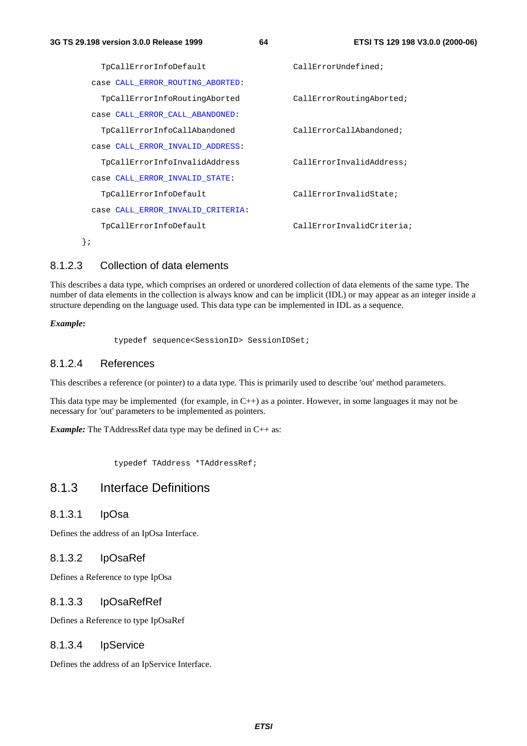```
    TpCallErrorInfoDefault              CallErrorUndefined;
  case CALL_ERROR_ROUTING_ABORTED:
    TpCallErrorInfoRoutingAborted       CallErrorRoutingAborted;
  case CALL_ERROR_CALL_ABANDONED:
    TpCallErrorInfoCallAbandoned        CallErrorCallAbandoned;
  case CALL_ERROR_INVALID_ADDRESS:
    TpCallErrorInfoInvalidAddress       CallErrorInvalidAddress;
  case CALL_ERROR_INVALID_STATE:
    TpCallErrorInfoDefault              CallErrorInvalidState;
  case CALL_ERROR_INVALID_CRITERIA:
    TpCallErrorInfoDefault              CallErrorInvalidCriteria;
};
```

#### 8.1.2.3 Collection of data elements

This describes a data type, which comprises an ordered or unordered collection of data elements of the same type. The number of data elements in the collection is always know and can be implicit (IDL) or may appear as an integer inside a structure depending on the language used. This data type can be implemented in IDL as a sequence.

***Example*:**

```
typedef sequence<SessionID> SessionIDSet;
```

#### 8.1.2.4 References

This describes a reference (or pointer) to a data type. This is primarily used to describe 'out' method parameters.

This data type may be implemented (for example, in C++) as a pointer. However, in some languages it may not be necessary for 'out' parameters to be implemented as pointers.

***Example:*** The TAddressRef data type may be defined in C++ as:

```
typedef TAddress *TAddressRef;
```

### 8.1.3 Interface Definitions

#### 8.1.3.1 IpOsa

Defines the address of an IpOsa Interface.

#### 8.1.3.2 IpOsaRef

Defines a Reference to type IpOsa

#### 8.1.3.3 IpOsaRefRef

Defines a Reference to type IpOsaRef

#### 8.1.3.4 IpService

Defines the address of an IpService Interface.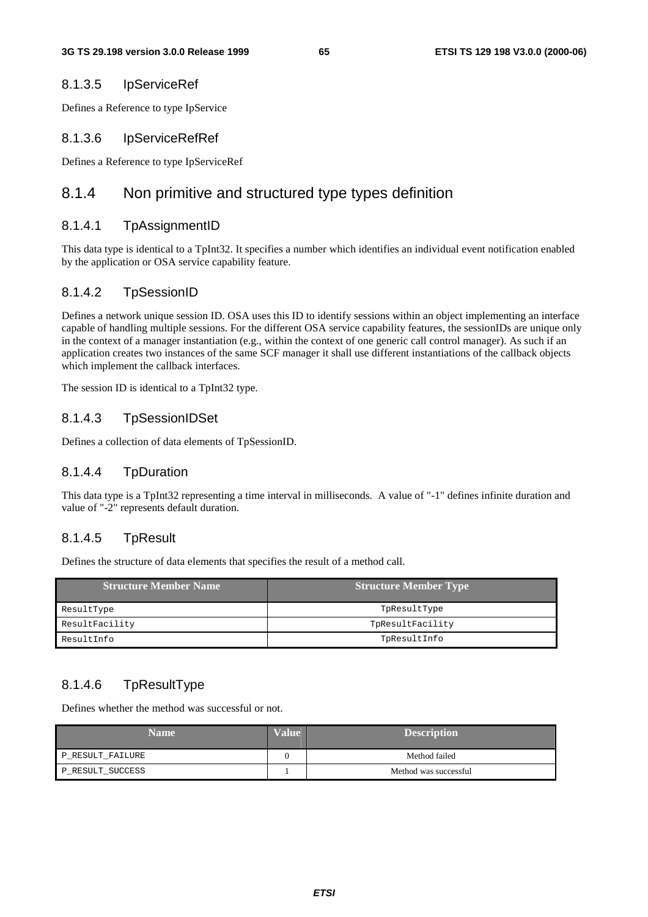#### 8.1.3.5 IpServiceRef

Defines a Reference to type IpService

#### 8.1.3.6 IpServiceRefRef

Defines a Reference to type IpServiceRef

### 8.1.4 Non primitive and structured type types definition

#### 8.1.4.1 TpAssignmentID

This data type is identical to a TpInt32. It specifies a number which identifies an individual event notification enabled by the application or OSA service capability feature.

#### 8.1.4.2 TpSessionID

Defines a network unique session ID. OSA uses this ID to identify sessions within an object implementing an interface capable of handling multiple sessions. For the different OSA service capability features, the sessionIDs are unique only in the context of a manager instantiation (e.g., within the context of one generic call control manager). As such if an application creates two instances of the same SCF manager it shall use different instantiations of the callback objects which implement the callback interfaces.

The session ID is identical to a TpInt32 type.

#### 8.1.4.3 TpSessionIDSet

Defines a collection of data elements of TpSessionID.

#### 8.1.4.4 TpDuration

This data type is a TpInt32 representing a time interval in milliseconds. A value of "-1" defines infinite duration and value of "-2" represents default duration.

#### 8.1.4.5 TpResult

Defines the structure of data elements that specifies the result of a method call.

| Structure Member Name | Structure Member Type |
|---|---|
| ResultType | TpResultType |
| ResultFacility | TpResultFacility |
| ResultInfo | TpResultInfo |

#### 8.1.4.6 TpResultType

Defines whether the method was successful or not.

| Name | Value | Description |
|---|---|---|
| P_RESULT_FAILURE | 0 | Method failed |
| P_RESULT_SUCCESS | 1 | Method was successful |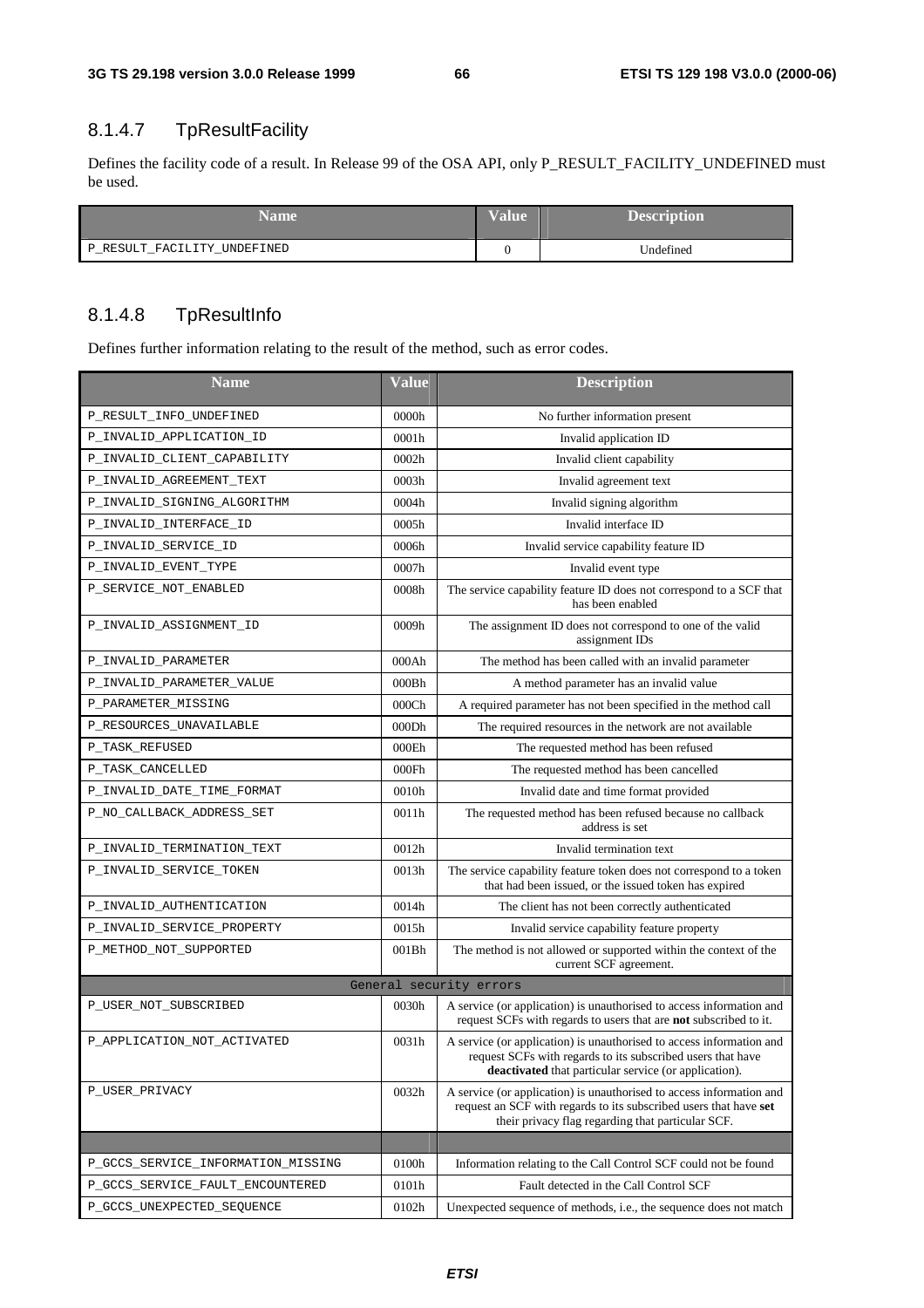### 8.1.4.7 TpResultFacility

Defines the facility code of a result. In Release 99 of the OSA API, only P_RESULT_FACILITY_UNDEFINED must be used.

| Name | Value | Description |
|---|---|---|
| P_RESULT_FACILITY_UNDEFINED | 0 | Undefined |

### 8.1.4.8 TpResultInfo

Defines further information relating to the result of the method, such as error codes.

| Name | Value | Description |
|---|---|---|
| P_RESULT_INFO_UNDEFINED | 0000h | No further information present |
| P_INVALID_APPLICATION_ID | 0001h | Invalid application ID |
| P_INVALID_CLIENT_CAPABILITY | 0002h | Invalid client capability |
| P_INVALID_AGREEMENT_TEXT | 0003h | Invalid agreement text |
| P_INVALID_SIGNING_ALGORITHM | 0004h | Invalid signing algorithm |
| P_INVALID_INTERFACE_ID | 0005h | Invalid interface ID |
| P_INVALID_SERVICE_ID | 0006h | Invalid service capability feature ID |
| P_INVALID_EVENT_TYPE | 0007h | Invalid event type |
| P_SERVICE_NOT_ENABLED | 0008h | The service capability feature ID does not correspond to a SCF that has been enabled |
| P_INVALID_ASSIGNMENT_ID | 0009h | The assignment ID does not correspond to one of the valid assignment IDs |
| P_INVALID_PARAMETER | 000Ah | The method has been called with an invalid parameter |
| P_INVALID_PARAMETER_VALUE | 000Bh | A method parameter has an invalid value |
| P_PARAMETER_MISSING | 000Ch | A required parameter has not been specified in the method call |
| P_RESOURCES_UNAVAILABLE | 000Dh | The required resources in the network are not available |
| P_TASK_REFUSED | 000Eh | The requested method has been refused |
| P_TASK_CANCELLED | 000Fh | The requested method has been cancelled |
| P_INVALID_DATE_TIME_FORMAT | 0010h | Invalid date and time format provided |
| P_NO_CALLBACK_ADDRESS_SET | 0011h | The requested method has been refused because no callback address is set |
| P_INVALID_TERMINATION_TEXT | 0012h | Invalid termination text |
| P_INVALID_SERVICE_TOKEN | 0013h | The service capability feature token does not correspond to a token that had been issued, or the issued token has expired |
| P_INVALID_AUTHENTICATION | 0014h | The client has not been correctly authenticated |
| P_INVALID_SERVICE_PROPERTY | 0015h | Invalid service capability feature property |
| P_METHOD_NOT_SUPPORTED | 001Bh | The method is not allowed or supported within the context of the current SCF agreement. |
| General security errors | | |
| P_USER_NOT_SUBSCRIBED | 0030h | A service (or application) is unauthorised to access information and request SCFs with regards to users that are **not** subscribed to it. |
| P_APPLICATION_NOT_ACTIVATED | 0031h | A service (or application) is unauthorised to access information and request SCFs with regards to its subscribed users that have **deactivated** that particular service (or application). |
| P_USER_PRIVACY | 0032h | A service (or application) is unauthorised to access information and request an SCF with regards to its subscribed users that have **set** their privacy flag regarding that particular SCF. |
| | | |
| P_GCCS_SERVICE_INFORMATION_MISSING | 0100h | Information relating to the Call Control SCF could not be found |
| P_GCCS_SERVICE_FAULT_ENCOUNTERED | 0101h | Fault detected in the Call Control SCF |
| P_GCCS_UNEXPECTED_SEQUENCE | 0102h | Unexpected sequence of methods, i.e., the sequence does not match |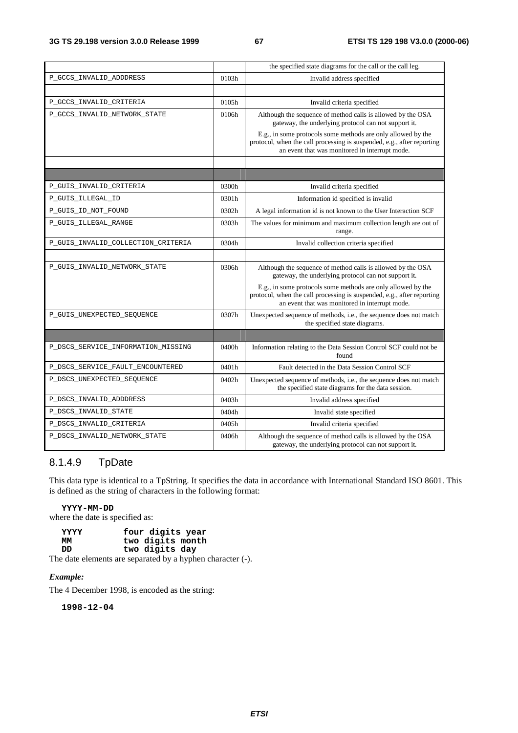| | | |
|---|---|---|
| | | the specified state diagrams for the call or the call leg. |
| P_GCCS_INVALID_ADDDRESS | 0103h | Invalid address specified |
| | | |
| P_GCCS_INVALID_CRITERIA | 0105h | Invalid criteria specified |
| P_GCCS_INVALID_NETWORK_STATE | 0106h | Although the sequence of method calls is allowed by the OSA gateway, the underlying protocol can not support it.<br><br>E.g., in some protocols some methods are only allowed by the protocol, when the call processing is suspended, e.g., after reporting an event that was monitored in interrupt mode. |
| | | |
| | | |
| P_GUIS_INVALID_CRITERIA | 0300h | Invalid criteria specified |
| P_GUIS_ILLEGAL_ID | 0301h | Information id specified is invalid |
| P_GUIS_ID_NOT_FOUND | 0302h | A legal information id is not known to the User Interaction SCF |
| P_GUIS_ILLEGAL_RANGE | 0303h | The values for minimum and maximum collection length are out of range. |
| P_GUIS_INVALID_COLLECTION_CRITERIA | 0304h | Invalid collection criteria specified |
| | | |
| P_GUIS_INVALID_NETWORK_STATE | 0306h | Although the sequence of method calls is allowed by the OSA gateway, the underlying protocol can not support it.<br><br>E.g., in some protocols some methods are only allowed by the protocol, when the call processing is suspended, e.g., after reporting an event that was monitored in interrupt mode. |
| P_GUIS_UNEXPECTED_SEQUENCE | 0307h | Unexpected sequence of methods, i.e., the sequence does not match the specified state diagrams. |
| | | |
| P_DSCS_SERVICE_INFORMATION_MISSING | 0400h | Information relating to the Data Session Control SCF could not be found |
| P_DSCS_SERVICE_FAULT_ENCOUNTERED | 0401h | Fault detected in the Data Session Control SCF |
| P_DSCS_UNEXPECTED_SEQUENCE | 0402h | Unexpected sequence of methods, i.e., the sequence does not match the specified state diagrams for the data session. |
| P_DSCS_INVALID_ADDDRESS | 0403h | Invalid address specified |
| P_DSCS_INVALID_STATE | 0404h | Invalid state specified |
| P_DSCS_INVALID_CRITERIA | 0405h | Invalid criteria specified |
| P_DSCS_INVALID_NETWORK_STATE | 0406h | Although the sequence of method calls is allowed by the OSA gateway, the underlying protocol can not support it. |

### 8.1.4.9 TpDate

This data type is identical to a TpString. It specifies the data in accordance with International Standard ISO 8601. This is defined as the string of characters in the following format:

**YYYY-MM-DD**

where the date is specified as:

| | |
|---|---|
| **YYYY** | **four digits year** |
| **MM** | **two digits month** |
| **DD** | **two digits day** |

The date elements are separated by a hyphen character (-).

***Example:***

The 4 December 1998, is encoded as the string:

**1998-12-04**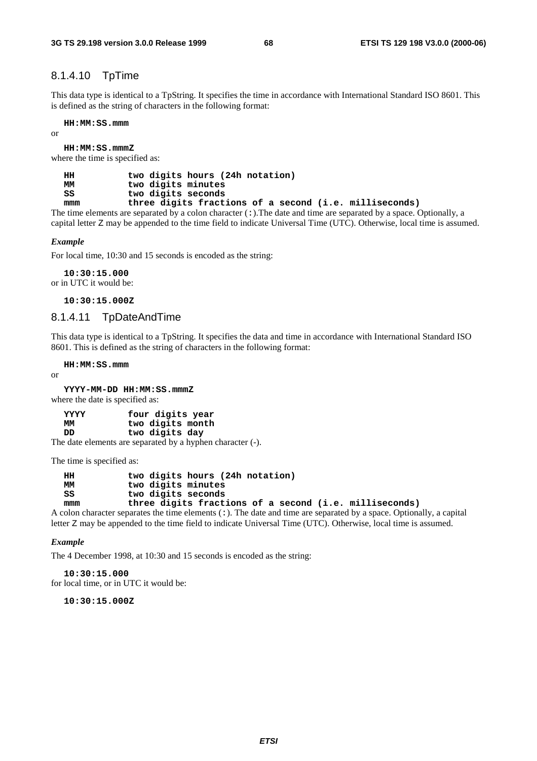### 8.1.4.10 TpTime

This data type is identical to a TpString. It specifies the time in accordance with International Standard ISO 8601. This is defined as the string of characters in the following format:

**HH:MM:SS.mmm**

or

**HH:MM:SS.mmmZ**

where the time is specified as:

```
HH          two digits hours (24h notation)
MM          two digits minutes
SS          two digits seconds
mmm         three digits fractions of a second (i.e. milliseconds)
```

The time elements are separated by a colon character (**:**).The date and time are separated by a space. Optionally, a capital letter Z may be appended to the time field to indicate Universal Time (UTC). Otherwise, local time is assumed.

***Example***

For local time, 10:30 and 15 seconds is encoded as the string:

**10:30:15.000**

or in UTC it would be:

**10:30:15.000Z**

### 8.1.4.11 TpDateAndTime

This data type is identical to a TpString. It specifies the data and time in accordance with International Standard ISO 8601. This is defined as the string of characters in the following format:

**HH:MM:SS.mmm**

or

**YYYY-MM-DD HH:MM:SS.mmmZ**

where the date is specified as:

```
YYYY        four digits year
MM          two digits month
DD          two digits day
```

The date elements are separated by a hyphen character (-).

The time is specified as:

```
HH          two digits hours (24h notation)
MM          two digits minutes
SS          two digits seconds
mmm         three digits fractions of a second (i.e. milliseconds)
```

A colon character separates the time elements (**:**). The date and time are separated by a space. Optionally, a capital letter Z may be appended to the time field to indicate Universal Time (UTC). Otherwise, local time is assumed.

***Example***

The 4 December 1998, at 10:30 and 15 seconds is encoded as the string:

**10:30:15.000**

for local time, or in UTC it would be:

**10:30:15.000Z**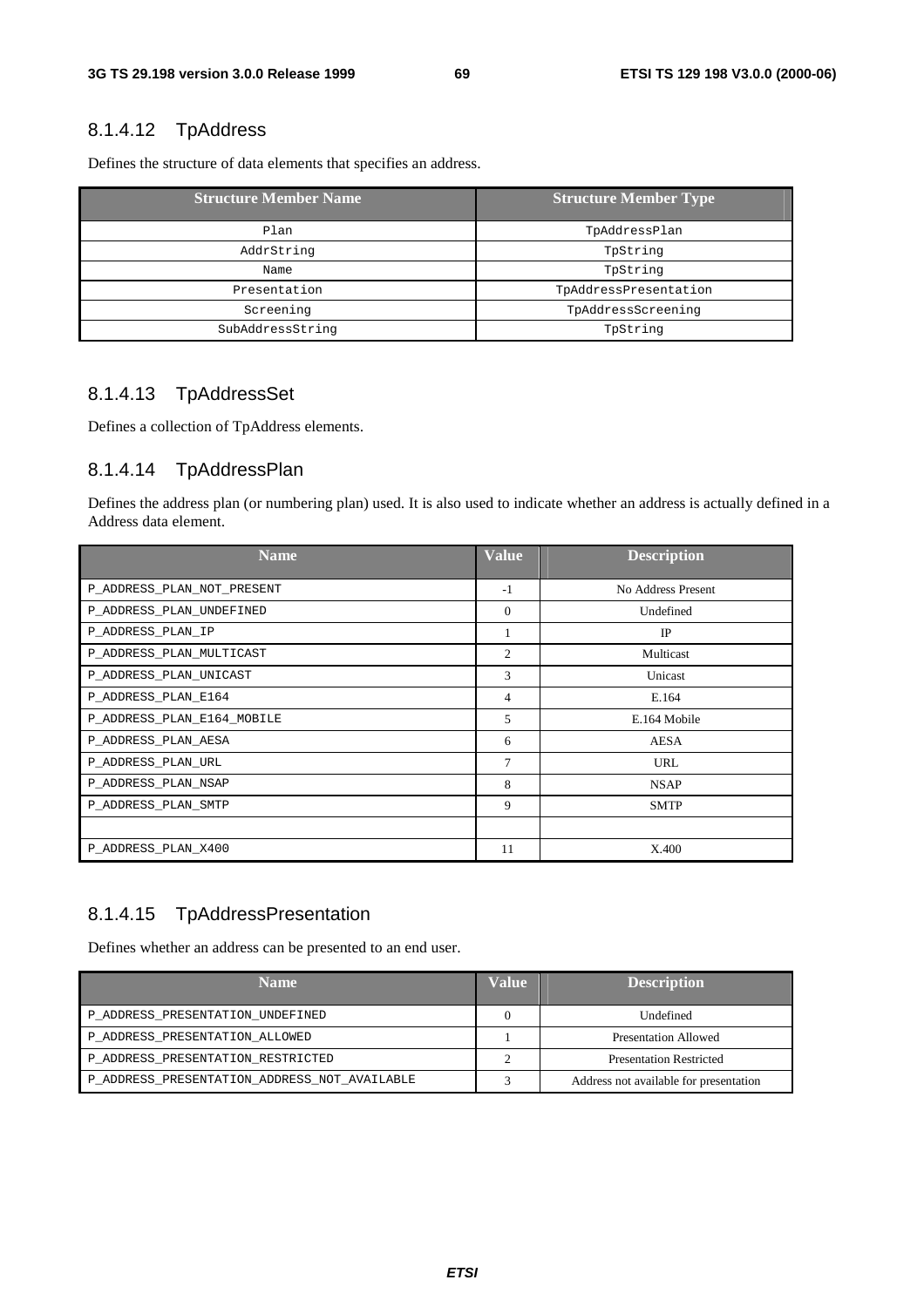#### 8.1.4.12 TpAddress

Defines the structure of data elements that specifies an address.

| Structure Member Name | Structure Member Type |
|---|---|
| Plan | TpAddressPlan |
| AddrString | TpString |
| Name | TpString |
| Presentation | TpAddressPresentation |
| Screening | TpAddressScreening |
| SubAddressString | TpString |

#### 8.1.4.13 TpAddressSet

Defines a collection of TpAddress elements.

#### 8.1.4.14 TpAddressPlan

Defines the address plan (or numbering plan) used. It is also used to indicate whether an address is actually defined in a Address data element.

| Name | Value | Description |
|---|---|---|
| P_ADDRESS_PLAN_NOT_PRESENT | -1 | No Address Present |
| P_ADDRESS_PLAN_UNDEFINED | 0 | Undefined |
| P_ADDRESS_PLAN_IP | 1 | IP |
| P_ADDRESS_PLAN_MULTICAST | 2 | Multicast |
| P_ADDRESS_PLAN_UNICAST | 3 | Unicast |
| P_ADDRESS_PLAN_E164 | 4 | E.164 |
| P_ADDRESS_PLAN_E164_MOBILE | 5 | E.164 Mobile |
| P_ADDRESS_PLAN_AESA | 6 | AESA |
| P_ADDRESS_PLAN_URL | 7 | URL |
| P_ADDRESS_PLAN_NSAP | 8 | NSAP |
| P_ADDRESS_PLAN_SMTP | 9 | SMTP |
| | | |
| P_ADDRESS_PLAN_X400 | 11 | X.400 |

#### 8.1.4.15 TpAddressPresentation

Defines whether an address can be presented to an end user.

| Name | Value | Description |
|---|---|---|
| P_ADDRESS_PRESENTATION_UNDEFINED | 0 | Undefined |
| P_ADDRESS_PRESENTATION_ALLOWED | 1 | Presentation Allowed |
| P_ADDRESS_PRESENTATION_RESTRICTED | 2 | Presentation Restricted |
| P_ADDRESS_PRESENTATION_ADDRESS_NOT_AVAILABLE | 3 | Address not available for presentation |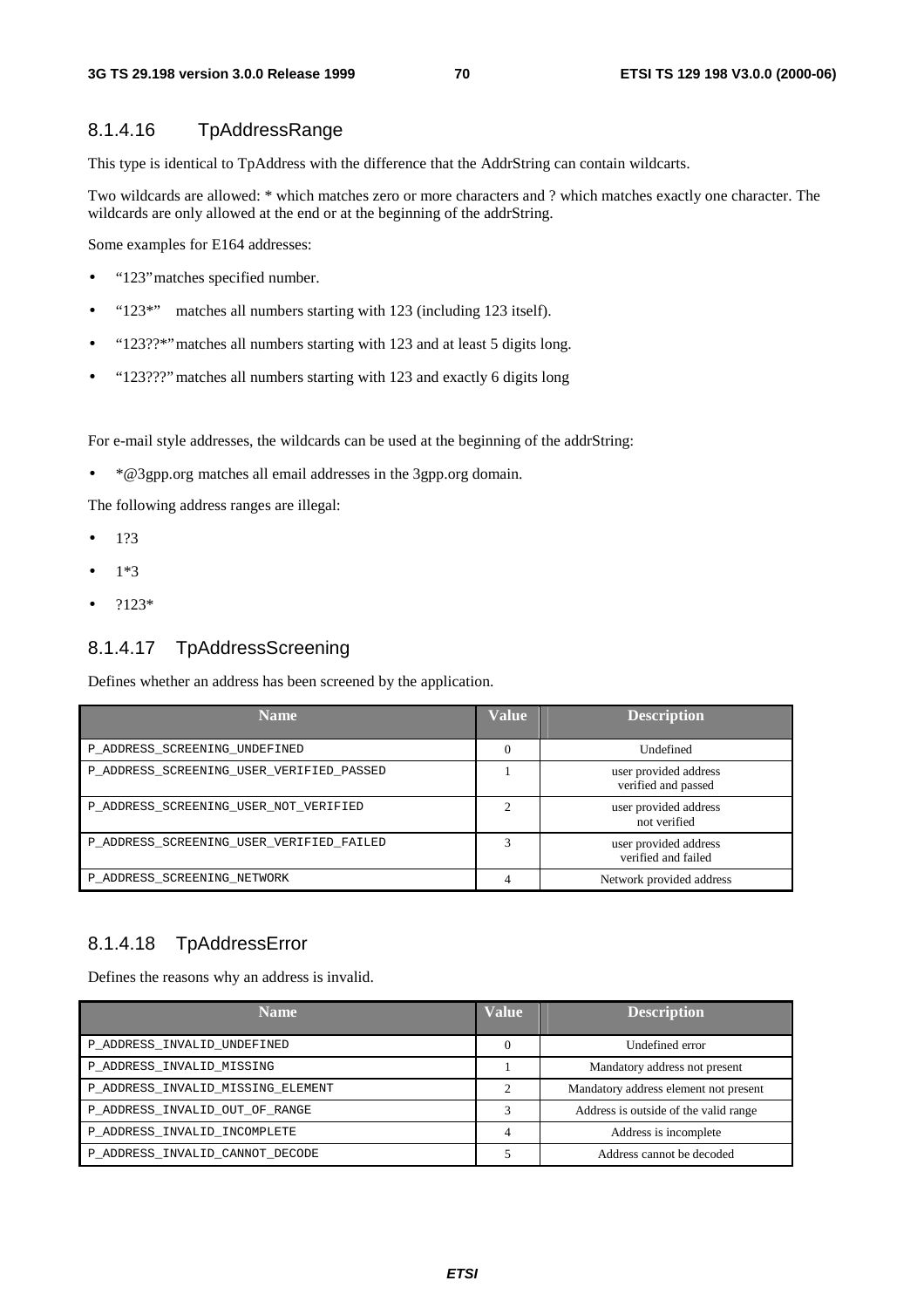### 8.1.4.16 TpAddressRange

This type is identical to TpAddress with the difference that the AddrString can contain wildcarts.

Two wildcards are allowed: * which matches zero or more characters and ? which matches exactly one character. The wildcards are only allowed at the end or at the beginning of the addrString.

Some examples for E164 addresses:

- "123" matches specified number.
- "123*" matches all numbers starting with 123 (including 123 itself).
- "123??*" matches all numbers starting with 123 and at least 5 digits long.
- "123???" matches all numbers starting with 123 and exactly 6 digits long

For e-mail style addresses, the wildcards can be used at the beginning of the addrString:

- *@3gpp.org matches all email addresses in the 3gpp.org domain.

The following address ranges are illegal:

- 1?3
- 1*3
- ?123*

### 8.1.4.17 TpAddressScreening

Defines whether an address has been screened by the application.

| Name | Value | Description |
|---|---|---|
| P_ADDRESS_SCREENING_UNDEFINED | 0 | Undefined |
| P_ADDRESS_SCREENING_USER_VERIFIED_PASSED | 1 | user provided address verified and passed |
| P_ADDRESS_SCREENING_USER_NOT_VERIFIED | 2 | user provided address not verified |
| P_ADDRESS_SCREENING_USER_VERIFIED_FAILED | 3 | user provided address verified and failed |
| P_ADDRESS_SCREENING_NETWORK | 4 | Network provided address |

### 8.1.4.18 TpAddressError

Defines the reasons why an address is invalid.

| Name | Value | Description |
|---|---|---|
| P_ADDRESS_INVALID_UNDEFINED | 0 | Undefined error |
| P_ADDRESS_INVALID_MISSING | 1 | Mandatory address not present |
| P_ADDRESS_INVALID_MISSING_ELEMENT | 2 | Mandatory address element not present |
| P_ADDRESS_INVALID_OUT_OF_RANGE | 3 | Address is outside of the valid range |
| P_ADDRESS_INVALID_INCOMPLETE | 4 | Address is incomplete |
| P_ADDRESS_INVALID_CANNOT_DECODE | 5 | Address cannot be decoded |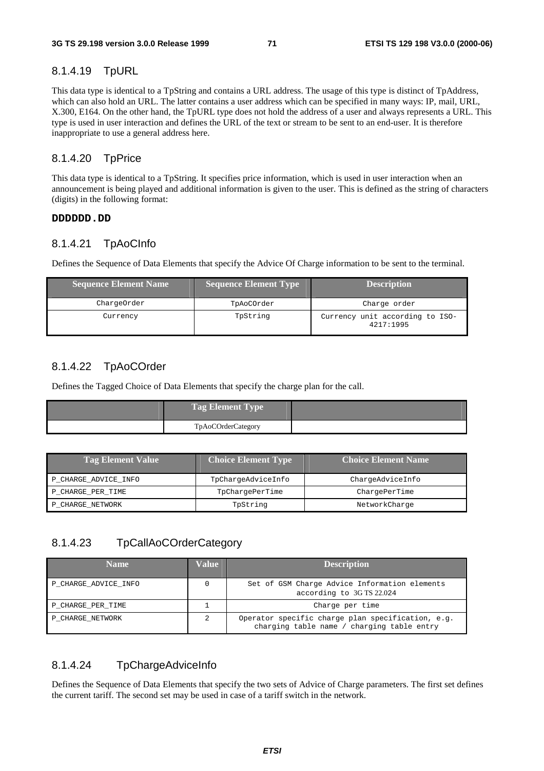#### 8.1.4.19 TpURL

This data type is identical to a TpString and contains a URL address. The usage of this type is distinct of TpAddress, which can also hold an URL. The latter contains a user address which can be specified in many ways: IP, mail, URL, X.300, E164. On the other hand, the TpURL type does not hold the address of a user and always represents a URL. This type is used in user interaction and defines the URL of the text or stream to be sent to an end-user. It is therefore inappropriate to use a general address here.

#### 8.1.4.20 TpPrice

This data type is identical to a TpString. It specifies price information, which is used in user interaction when an announcement is being played and additional information is given to the user. This is defined as the string of characters (digits) in the following format:

**DDDDDD.DD**

#### 8.1.4.21 TpAoCInfo

Defines the Sequence of Data Elements that specify the Advice Of Charge information to be sent to the terminal.

| Sequence Element Name | Sequence Element Type | Description |
|---|---|---|
| ChargeOrder | TpAoCOrder | Charge order |
| Currency | TpString | Currency unit according to ISO-4217:1995 |

#### 8.1.4.22 TpAoCOrder

Defines the Tagged Choice of Data Elements that specify the charge plan for the call.

| | Tag Element Type | |
|---|---|---|
| | TpAoCOrderCategory | |

| Tag Element Value | Choice Element Type | Choice Element Name |
|---|---|---|
| P_CHARGE_ADVICE_INFO | TpChargeAdviceInfo | ChargeAdviceInfo |
| P_CHARGE_PER_TIME | TpChargePerTime | ChargePerTime |
| P_CHARGE_NETWORK | TpString | NetworkCharge |

#### 8.1.4.23 TpCallAoCOrderCategory

| Name | Value | Description |
|---|---|---|
| P_CHARGE_ADVICE_INFO | 0 | Set of GSM Charge Advice Information elements according to 3G TS 22.024 |
| P_CHARGE_PER_TIME | 1 | Charge per time |
| P_CHARGE_NETWORK | 2 | Operator specific charge plan specification, e.g. charging table name / charging table entry |

#### 8.1.4.24 TpChargeAdviceInfo

Defines the Sequence of Data Elements that specify the two sets of Advice of Charge parameters. The first set defines the current tariff. The second set may be used in case of a tariff switch in the network.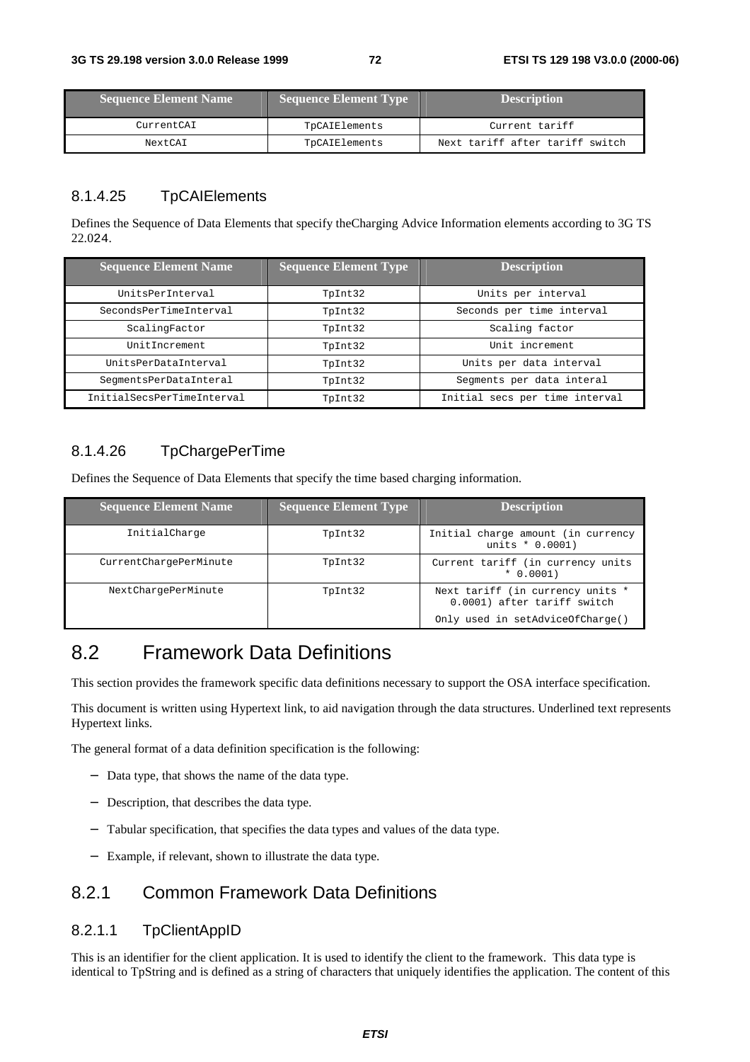| Sequence Element Name | Sequence Element Type | Description |
| --- | --- | --- |
| CurrentCAI | TpCAIElements | Current tariff |
| NextCAI | TpCAIElements | Next tariff after tariff switch |

### 8.1.4.25 TpCAIElements

Defines the Sequence of Data Elements that specify theCharging Advice Information elements according to 3G TS 22.024.

| Sequence Element Name | Sequence Element Type | Description |
| --- | --- | --- |
| UnitsPerInterval | TpInt32 | Units per interval |
| SecondsPerTimeInterval | TpInt32 | Seconds per time interval |
| ScalingFactor | TpInt32 | Scaling factor |
| UnitIncrement | TpInt32 | Unit increment |
| UnitsPerDataInterval | TpInt32 | Units per data interval |
| SegmentsPerDataInteral | TpInt32 | Segments per data interal |
| InitialSecsPerTimeInterval | TpInt32 | Initial secs per time interval |

### 8.1.4.26 TpChargePerTime

Defines the Sequence of Data Elements that specify the time based charging information.

| Sequence Element Name | Sequence Element Type | Description |
| --- | --- | --- |
| InitialCharge | TpInt32 | Initial charge amount (in currency units * 0.0001) |
| CurrentChargePerMinute | TpInt32 | Current tariff (in currency units * 0.0001) |
| NextChargePerMinute | TpInt32 | Next tariff (in currency units * 0.0001) after tariff switch<br>Only used in setAdviceOfCharge() |

# 8.2 Framework Data Definitions

This section provides the framework specific data definitions necessary to support the OSA interface specification.

This document is written using Hypertext link, to aid navigation through the data structures. Underlined text represents Hypertext links.

The general format of a data definition specification is the following:

- Data type, that shows the name of the data type.
- Description, that describes the data type.
- Tabular specification, that specifies the data types and values of the data type.
- Example, if relevant, shown to illustrate the data type.

## 8.2.1 Common Framework Data Definitions

### 8.2.1.1 TpClientAppID

This is an identifier for the client application. It is used to identify the client to the framework. This data type is identical to TpString and is defined as a string of characters that uniquely identifies the application. The content of this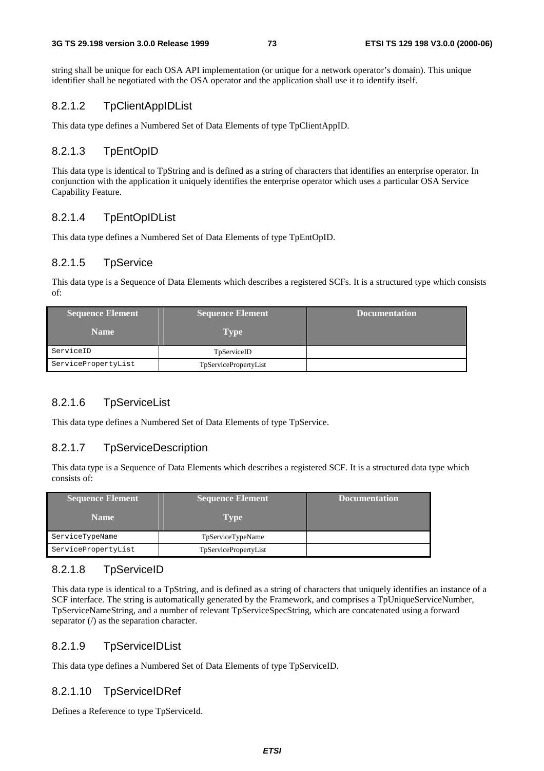string shall be unique for each OSA API implementation (or unique for a network operator's domain). This unique identifier shall be negotiated with the OSA operator and the application shall use it to identify itself.

#### 8.2.1.2 TpClientAppIDList

This data type defines a Numbered Set of Data Elements of type TpClientAppID.

#### 8.2.1.3 TpEntOpID

This data type is identical to TpString and is defined as a string of characters that identifies an enterprise operator. In conjunction with the application it uniquely identifies the enterprise operator which uses a particular OSA Service Capability Feature.

#### 8.2.1.4 TpEntOpIDList

This data type defines a Numbered Set of Data Elements of type TpEntOpID.

#### 8.2.1.5 TpService

This data type is a Sequence of Data Elements which describes a registered SCFs. It is a structured type which consists of:

| Sequence Element Name | Sequence Element Type | Documentation |
|---|---|---|
| ServiceID | TpServiceID | |
| ServicePropertyList | TpServicePropertyList | |

#### 8.2.1.6 TpServiceList

This data type defines a Numbered Set of Data Elements of type TpService.

#### 8.2.1.7 TpServiceDescription

This data type is a Sequence of Data Elements which describes a registered SCF. It is a structured data type which consists of:

| Sequence Element Name | Sequence Element Type | Documentation |
|---|---|---|
| ServiceTypeName | TpServiceTypeName | |
| ServicePropertyList | TpServicePropertyList | |

#### 8.2.1.8 TpServiceID

This data type is identical to a TpString, and is defined as a string of characters that uniquely identifies an instance of a SCF interface. The string is automatically generated by the Framework, and comprises a TpUniqueServiceNumber, TpServiceNameString, and a number of relevant TpServiceSpecString, which are concatenated using a forward separator (/) as the separation character.

#### 8.2.1.9 TpServiceIDList

This data type defines a Numbered Set of Data Elements of type TpServiceID.

#### 8.2.1.10 TpServiceIDRef

Defines a Reference to type TpServiceId.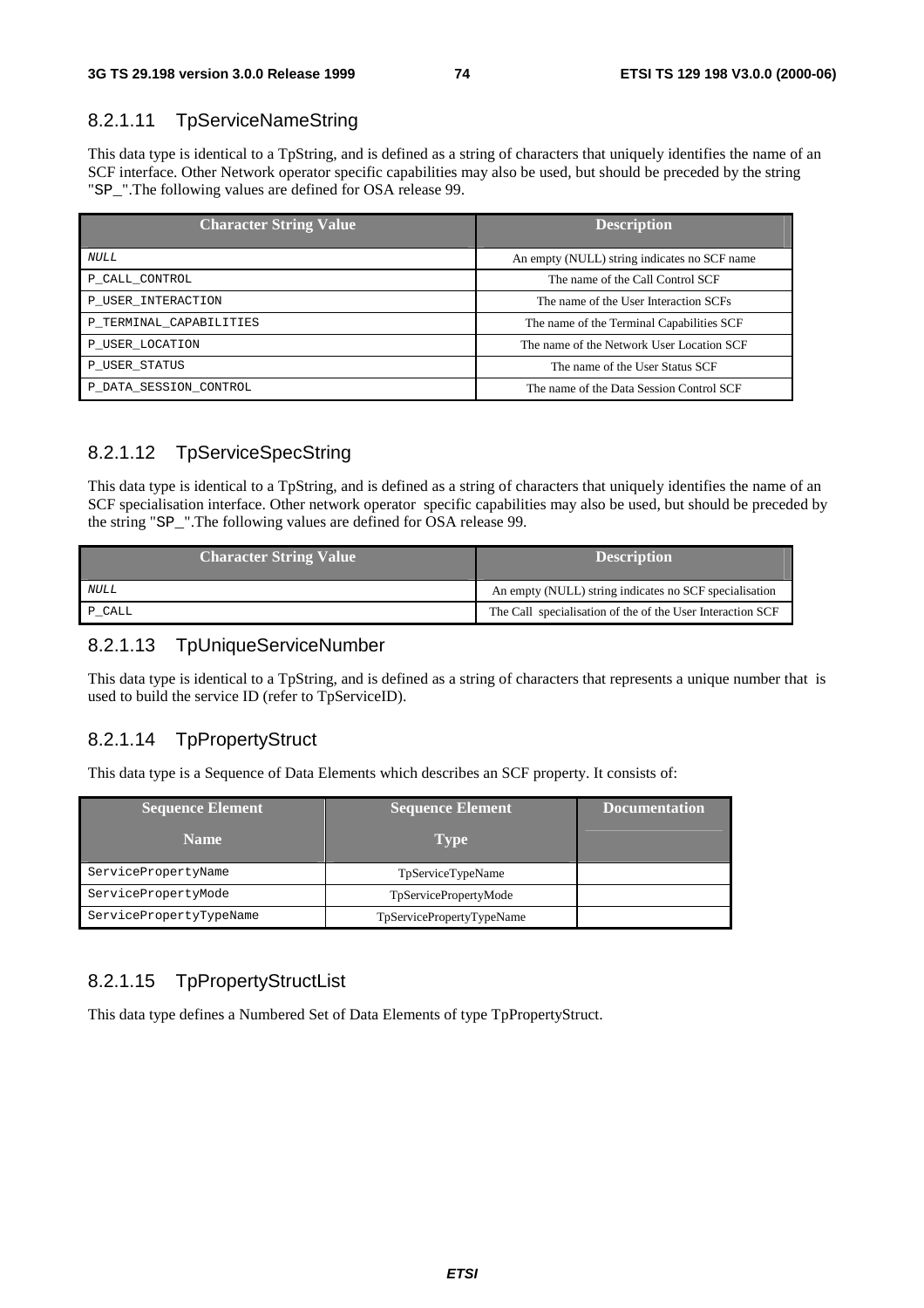### 8.2.1.11 TpServiceNameString

This data type is identical to a TpString, and is defined as a string of characters that uniquely identifies the name of an SCF interface. Other Network operator specific capabilities may also be used, but should be preceded by the string "SP_".The following values are defined for OSA release 99.

| Character String Value | Description |
|---|---|
| *NULL* | An empty (NULL) string indicates no SCF name |
| P_CALL_CONTROL | The name of the Call Control SCF |
| P_USER_INTERACTION | The name of the User Interaction SCFs |
| P_TERMINAL_CAPABILITIES | The name of the Terminal Capabilities SCF |
| P_USER_LOCATION | The name of the Network User Location SCF |
| P_USER_STATUS | The name of the User Status SCF |
| P_DATA_SESSION_CONTROL | The name of the Data Session Control SCF |

### 8.2.1.12 TpServiceSpecString

This data type is identical to a TpString, and is defined as a string of characters that uniquely identifies the name of an SCF specialisation interface. Other network operator specific capabilities may also be used, but should be preceded by the string "SP_".The following values are defined for OSA release 99.

| Character String Value | Description |
|---|---|
| *NULL* | An empty (NULL) string indicates no SCF specialisation |
| P_CALL | The Call specialisation of the of the User Interaction SCF |

### 8.2.1.13 TpUniqueServiceNumber

This data type is identical to a TpString, and is defined as a string of characters that represents a unique number that is used to build the service ID (refer to TpServiceID).

### 8.2.1.14 TpPropertyStruct

This data type is a Sequence of Data Elements which describes an SCF property. It consists of:

| Sequence Element Name | Sequence Element Type | Documentation |
|---|---|---|
| ServicePropertyName | TpServiceTypeName | |
| ServicePropertyMode | TpServicePropertyMode | |
| ServicePropertyTypeName | TpServicePropertyTypeName | |

### 8.2.1.15 TpPropertyStructList

This data type defines a Numbered Set of Data Elements of type TpPropertyStruct.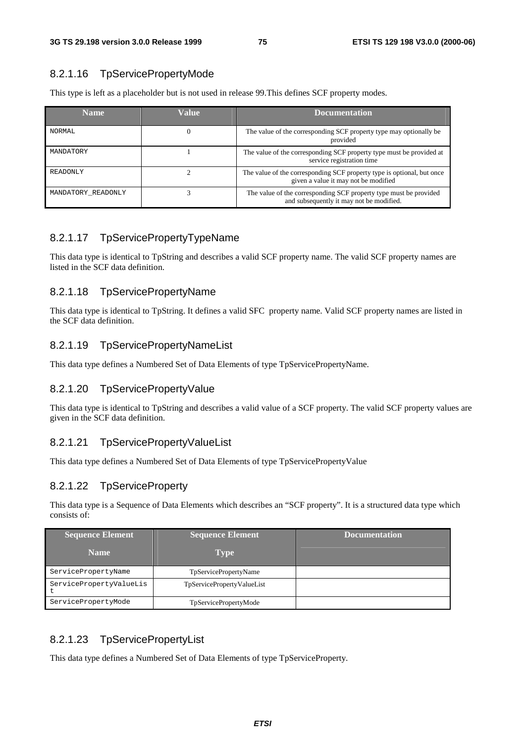### 8.2.1.16 TpServicePropertyMode

This type is left as a placeholder but is not used in release 99.This defines SCF property modes.

| Name | Value | Documentation |
|---|---|---|
| NORMAL | 0 | The value of the corresponding SCF property type may optionally be provided |
| MANDATORY | 1 | The value of the corresponding SCF property type must be provided at service registration time |
| READONLY | 2 | The value of the corresponding SCF property type is optional, but once given a value it may not be modified |
| MANDATORY_READONLY | 3 | The value of the corresponding SCF property type must be provided and subsequently it may not be modified. |

### 8.2.1.17 TpServicePropertyTypeName

This data type is identical to TpString and describes a valid SCF property name. The valid SCF property names are listed in the SCF data definition.

### 8.2.1.18 TpServicePropertyName

This data type is identical to TpString. It defines a valid SFC property name. Valid SCF property names are listed in the SCF data definition.

### 8.2.1.19 TpServicePropertyNameList

This data type defines a Numbered Set of Data Elements of type TpServicePropertyName.

### 8.2.1.20 TpServicePropertyValue

This data type is identical to TpString and describes a valid value of a SCF property. The valid SCF property values are given in the SCF data definition.

### 8.2.1.21 TpServicePropertyValueList

This data type defines a Numbered Set of Data Elements of type TpServicePropertyValue

### 8.2.1.22 TpServiceProperty

This data type is a Sequence of Data Elements which describes an "SCF property". It is a structured data type which consists of:

| Sequence Element Name | Sequence Element Type | Documentation |
|---|---|---|
| ServicePropertyName | TpServicePropertyName | |
| ServicePropertyValueList | TpServicePropertyValueList | |
| ServicePropertyMode | TpServicePropertyMode | |

### 8.2.1.23 TpServicePropertyList

This data type defines a Numbered Set of Data Elements of type TpServiceProperty.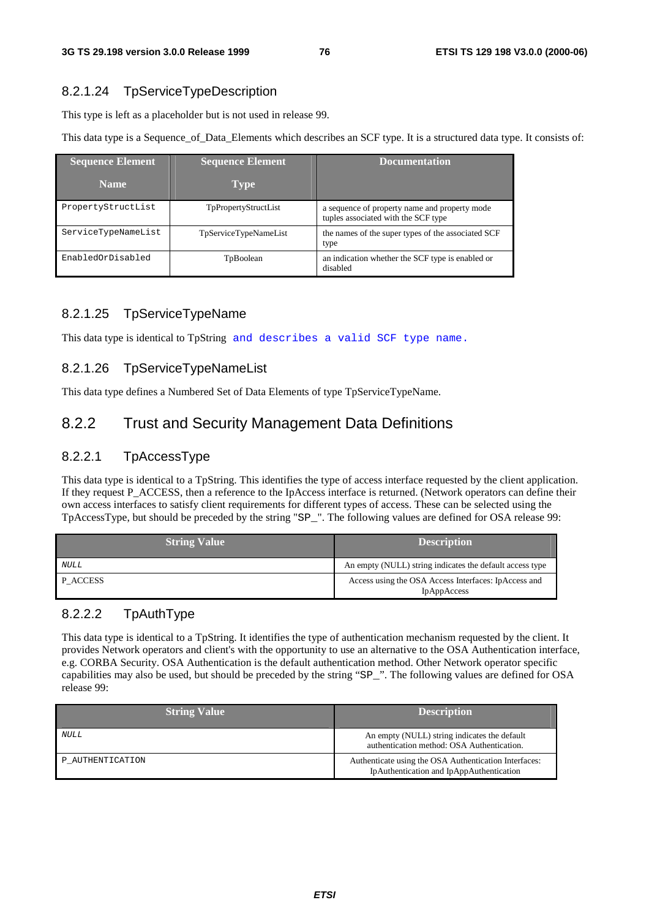### 8.2.1.24 TpServiceTypeDescription

This type is left as a placeholder but is not used in release 99.

This data type is a Sequence_of_Data_Elements which describes an SCF type. It is a structured data type. It consists of:

| Sequence Element Name | Sequence Element Type | Documentation |
|---|---|---|
| PropertyStructList | TpPropertyStructList | a sequence of property name and property mode tuples associated with the SCF type |
| ServiceTypeNameList | TpServiceTypeNameList | the names of the super types of the associated SCF type |
| EnabledOrDisabled | TpBoolean | an indication whether the SCF type is enabled or disabled |

### 8.2.1.25 TpServiceTypeName

This data type is identical to TpString and describes a valid SCF type name.

### 8.2.1.26 TpServiceTypeNameList

This data type defines a Numbered Set of Data Elements of type TpServiceTypeName.

## 8.2.2 Trust and Security Management Data Definitions

### 8.2.2.1 TpAccessType

This data type is identical to a TpString. This identifies the type of access interface requested by the client application. If they request P_ACCESS, then a reference to the IpAccess interface is returned. (Network operators can define their own access interfaces to satisfy client requirements for different types of access. These can be selected using the TpAccessType, but should be preceded by the string "SP_". The following values are defined for OSA release 99:

| String Value | Description |
|---|---|
| *NULL* | An empty (NULL) string indicates the default access type |
| P_ACCESS | Access using the OSA Access Interfaces: IpAccess and IpAppAccess |

### 8.2.2.2 TpAuthType

This data type is identical to a TpString. It identifies the type of authentication mechanism requested by the client. It provides Network operators and client's with the opportunity to use an alternative to the OSA Authentication interface, e.g. CORBA Security. OSA Authentication is the default authentication method. Other Network operator specific capabilities may also be used, but should be preceded by the string "SP_". The following values are defined for OSA release 99:

| String Value | Description |
|---|---|
| *NULL* | An empty (NULL) string indicates the default authentication method: OSA Authentication. |
| P_AUTHENTICATION | Authenticate using the OSA Authentication Interfaces: IpAuthentication and IpAppAuthentication |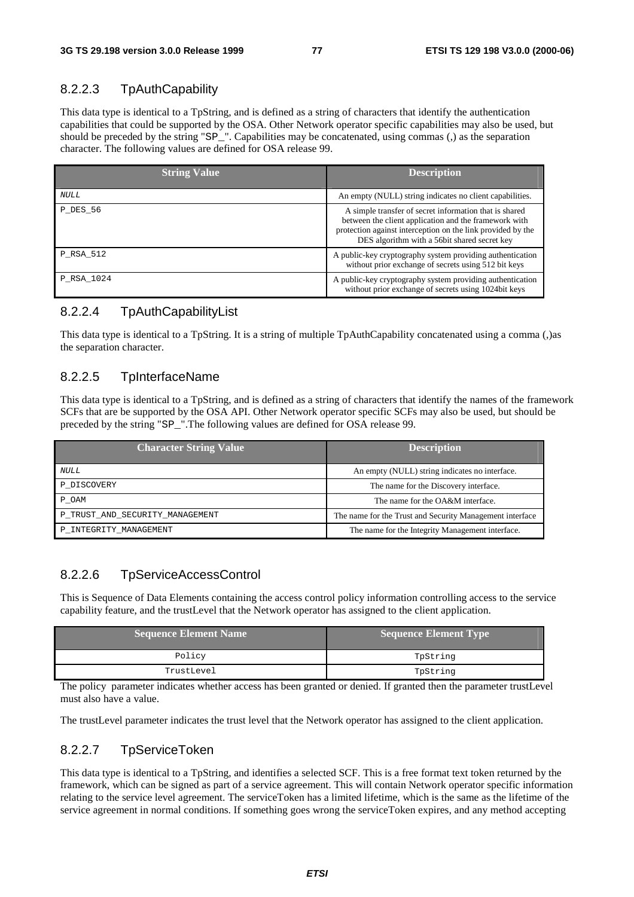### 8.2.2.3 TpAuthCapability

This data type is identical to a TpString, and is defined as a string of characters that identify the authentication capabilities that could be supported by the OSA. Other Network operator specific capabilities may also be used, but should be preceded by the string "SP_". Capabilities may be concatenated, using commas (,) as the separation character. The following values are defined for OSA release 99.

| String Value | Description |
|---|---|
| *NULL* | An empty (NULL) string indicates no client capabilities. |
| P_DES_56 | A simple transfer of secret information that is shared between the client application and the framework with protection against interception on the link provided by the DES algorithm with a 56bit shared secret key |
| P_RSA_512 | A public-key cryptography system providing authentication without prior exchange of secrets using 512 bit keys |
| P_RSA_1024 | A public-key cryptography system providing authentication without prior exchange of secrets using 1024bit keys |

### 8.2.2.4 TpAuthCapabilityList

This data type is identical to a TpString. It is a string of multiple TpAuthCapability concatenated using a comma (,)as the separation character.

### 8.2.2.5 TpInterfaceName

This data type is identical to a TpString, and is defined as a string of characters that identify the names of the framework SCFs that are be supported by the OSA API. Other Network operator specific SCFs may also be used, but should be preceded by the string "SP_".The following values are defined for OSA release 99.

| Character String Value | Description |
|---|---|
| *NULL* | An empty (NULL) string indicates no interface. |
| P_DISCOVERY | The name for the Discovery interface. |
| P_OAM | The name for the OA&M interface. |
| P_TRUST_AND_SECURITY_MANAGEMENT | The name for the Trust and Security Management interface |
| P_INTEGRITY_MANAGEMENT | The name for the Integrity Management interface. |

### 8.2.2.6 TpServiceAccessControl

This is Sequence of Data Elements containing the access control policy information controlling access to the service capability feature, and the trustLevel that the Network operator has assigned to the client application.

| Sequence Element Name | Sequence Element Type |
|---|---|
| Policy | TpString |
| TrustLevel | TpString |

The policy parameter indicates whether access has been granted or denied. If granted then the parameter trustLevel must also have a value.

The trustLevel parameter indicates the trust level that the Network operator has assigned to the client application.

### 8.2.2.7 TpServiceToken

This data type is identical to a TpString, and identifies a selected SCF. This is a free format text token returned by the framework, which can be signed as part of a service agreement. This will contain Network operator specific information relating to the service level agreement. The serviceToken has a limited lifetime, which is the same as the lifetime of the service agreement in normal conditions. If something goes wrong the serviceToken expires, and any method accepting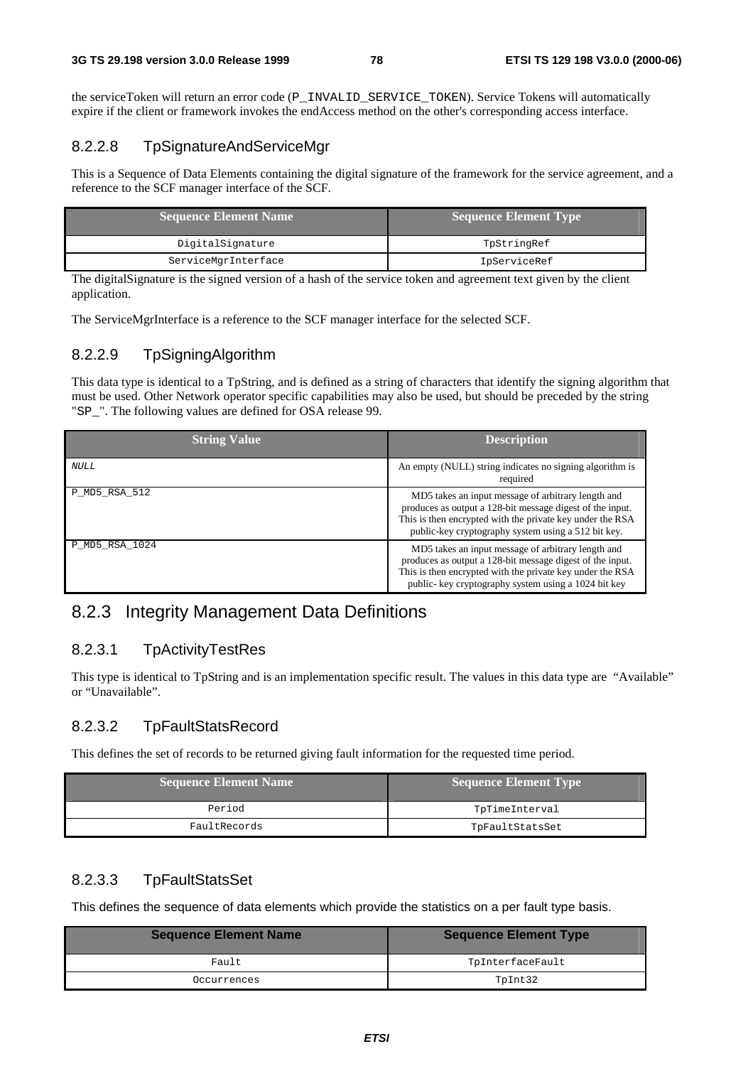the serviceToken will return an error code (P_INVALID_SERVICE_TOKEN). Service Tokens will automatically expire if the client or framework invokes the endAccess method on the other's corresponding access interface.

#### 8.2.2.8 TpSignatureAndServiceMgr

This is a Sequence of Data Elements containing the digital signature of the framework for the service agreement, and a reference to the SCF manager interface of the SCF.

| Sequence Element Name | Sequence Element Type |
|---|---|
| DigitalSignature | TpStringRef |
| ServiceMgrInterface | IpServiceRef |

The digitalSignature is the signed version of a hash of the service token and agreement text given by the client application.

The ServiceMgrInterface is a reference to the SCF manager interface for the selected SCF.

#### 8.2.2.9 TpSigningAlgorithm

This data type is identical to a TpString, and is defined as a string of characters that identify the signing algorithm that must be used. Other Network operator specific capabilities may also be used, but should be preceded by the string "SP_". The following values are defined for OSA release 99.

| String Value | Description |
|---|---|
| *NULL* | An empty (NULL) string indicates no signing algorithm is required |
| P_MD5_RSA_512 | MD5 takes an input message of arbitrary length and produces as output a 128-bit message digest of the input. This is then encrypted with the private key under the RSA public-key cryptography system using a 512 bit key. |
| P_MD5_RSA_1024 | MD5 takes an input message of arbitrary length and produces as output a 128-bit message digest of the input. This is then encrypted with the private key under the RSA public- key cryptography system using a 1024 bit key |

### 8.2.3 Integrity Management Data Definitions

#### 8.2.3.1 TpActivityTestRes

This type is identical to TpString and is an implementation specific result. The values in this data type are "Available" or "Unavailable".

#### 8.2.3.2 TpFaultStatsRecord

This defines the set of records to be returned giving fault information for the requested time period.

| Sequence Element Name | Sequence Element Type |
|---|---|
| Period | TpTimeInterval |
| FaultRecords | TpFaultStatsSet |

#### 8.2.3.3 TpFaultStatsSet

This defines the sequence of data elements which provide the statistics on a per fault type basis.

| Sequence Element Name | Sequence Element Type |
|---|---|
| Fault | TpInterfaceFault |
| Occurrences | TpInt32 |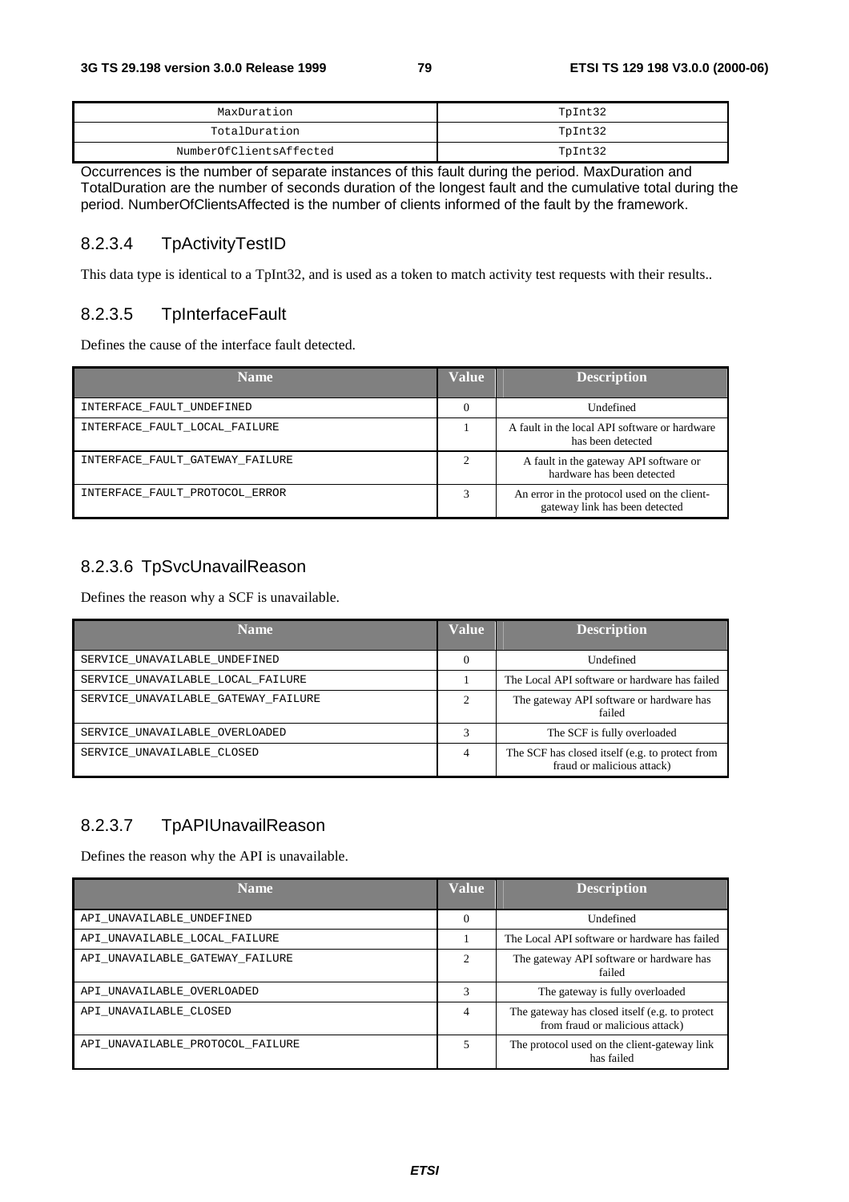| MaxDuration | TpInt32 |
|---|---|
| TotalDuration | TpInt32 |
| NumberOfClientsAffected | TpInt32 |

Occurrences is the number of separate instances of this fault during the period. MaxDuration and TotalDuration are the number of seconds duration of the longest fault and the cumulative total during the period. NumberOfClientsAffected is the number of clients informed of the fault by the framework.

### 8.2.3.4 TpActivityTestID

This data type is identical to a TpInt32, and is used as a token to match activity test requests with their results..

### 8.2.3.5 TpInterfaceFault

Defines the cause of the interface fault detected.

| Name | Value | Description |
|---|---|---|
| INTERFACE_FAULT_UNDEFINED | 0 | Undefined |
| INTERFACE_FAULT_LOCAL_FAILURE | 1 | A fault in the local API software or hardware has been detected |
| INTERFACE_FAULT_GATEWAY_FAILURE | 2 | A fault in the gateway API software or hardware has been detected |
| INTERFACE_FAULT_PROTOCOL_ERROR | 3 | An error in the protocol used on the client-gateway link has been detected |

### 8.2.3.6 TpSvcUnavailReason

Defines the reason why a SCF is unavailable.

| Name | Value | Description |
|---|---|---|
| SERVICE_UNAVAILABLE_UNDEFINED | 0 | Undefined |
| SERVICE_UNAVAILABLE_LOCAL_FAILURE | 1 | The Local API software or hardware has failed |
| SERVICE_UNAVAILABLE_GATEWAY_FAILURE | 2 | The gateway API software or hardware has failed |
| SERVICE_UNAVAILABLE_OVERLOADED | 3 | The SCF is fully overloaded |
| SERVICE_UNAVAILABLE_CLOSED | 4 | The SCF has closed itself (e.g. to protect from fraud or malicious attack) |

### 8.2.3.7 TpAPIUnavailReason

Defines the reason why the API is unavailable.

| Name | Value | Description |
|---|---|---|
| API_UNAVAILABLE_UNDEFINED | 0 | Undefined |
| API_UNAVAILABLE_LOCAL_FAILURE | 1 | The Local API software or hardware has failed |
| API_UNAVAILABLE_GATEWAY_FAILURE | 2 | The gateway API software or hardware has failed |
| API_UNAVAILABLE_OVERLOADED | 3 | The gateway is fully overloaded |
| API_UNAVAILABLE_CLOSED | 4 | The gateway has closed itself (e.g. to protect from fraud or malicious attack) |
| API_UNAVAILABLE_PROTOCOL_FAILURE | 5 | The protocol used on the client-gateway link has failed |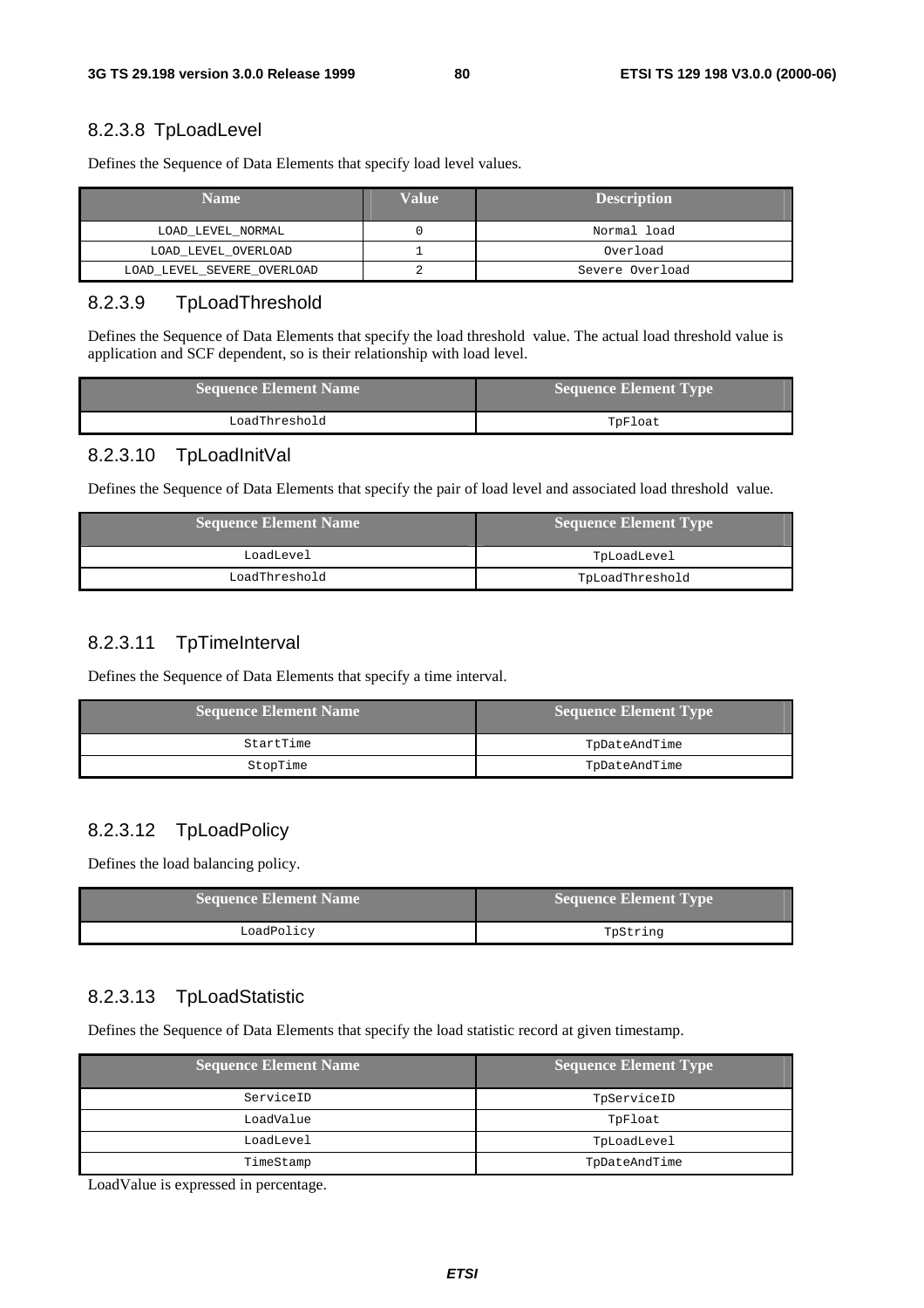#### 8.2.3.8 TpLoadLevel

Defines the Sequence of Data Elements that specify load level values.

| Name | Value | Description |
|---|---|---|
| LOAD_LEVEL_NORMAL | 0 | Normal load |
| LOAD_LEVEL_OVERLOAD | 1 | Overload |
| LOAD_LEVEL_SEVERE_OVERLOAD | 2 | Severe Overload |

#### 8.2.3.9 TpLoadThreshold

Defines the Sequence of Data Elements that specify the load threshold value. The actual load threshold value is application and SCF dependent, so is their relationship with load level.

| Sequence Element Name | Sequence Element Type |
|---|---|
| LoadThreshold | TpFloat |

#### 8.2.3.10 TpLoadInitVal

Defines the Sequence of Data Elements that specify the pair of load level and associated load threshold value.

| Sequence Element Name | Sequence Element Type |
|---|---|
| LoadLevel | TpLoadLevel |
| LoadThreshold | TpLoadThreshold |

#### 8.2.3.11 TpTimeInterval

Defines the Sequence of Data Elements that specify a time interval.

| Sequence Element Name | Sequence Element Type |
|---|---|
| StartTime | TpDateAndTime |
| StopTime | TpDateAndTime |

#### 8.2.3.12 TpLoadPolicy

Defines the load balancing policy.

| Sequence Element Name | Sequence Element Type |
|---|---|
| LoadPolicy | TpString |

#### 8.2.3.13 TpLoadStatistic

Defines the Sequence of Data Elements that specify the load statistic record at given timestamp.

| Sequence Element Name | Sequence Element Type |
|---|---|
| ServiceID | TpServiceID |
| LoadValue | TpFloat |
| LoadLevel | TpLoadLevel |
| TimeStamp | TpDateAndTime |

LoadValue is expressed in percentage.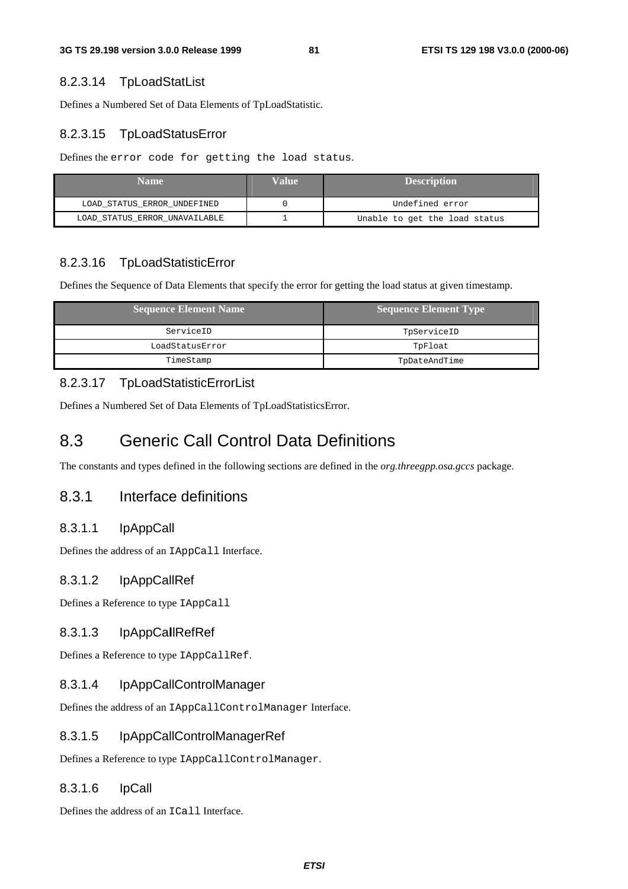#### 8.2.3.14 TpLoadStatList

Defines a Numbered Set of Data Elements of TpLoadStatistic.

#### 8.2.3.15 TpLoadStatusError

Defines the `error code for getting the load status`.

| Name | Value | Description |
|---|---|---|
| LOAD_STATUS_ERROR_UNDEFINED | 0 | Undefined error |
| LOAD_STATUS_ERROR_UNAVAILABLE | 1 | Unable to get the load status |

#### 8.2.3.16 TpLoadStatisticError

Defines the Sequence of Data Elements that specify the error for getting the load status at given timestamp.

| Sequence Element Name | Sequence Element Type |
|---|---|
| ServiceID | TpServiceID |
| LoadStatusError | TpFloat |
| TimeStamp | TpDateAndTime |

#### 8.2.3.17 TpLoadStatisticErrorList

Defines a Numbered Set of Data Elements of TpLoadStatisticsError.

## 8.3 Generic Call Control Data Definitions

The constants and types defined in the following sections are defined in the *org.threegpp.osa.gccs* package.

### 8.3.1 Interface definitions

#### 8.3.1.1 IpAppCall

Defines the address of an `IAppCall` Interface.

#### 8.3.1.2 IpAppCallRef

Defines a Reference to type `IAppCall`

#### 8.3.1.3 IpAppCallRefRef

Defines a Reference to type `IAppCallRef`.

#### 8.3.1.4 IpAppCallControlManager

Defines the address of an `IAppCallControlManager` Interface.

#### 8.3.1.5 IpAppCallControlManagerRef

Defines a Reference to type `IAppCallControlManager`.

#### 8.3.1.6 IpCall

Defines the address of an `ICall` Interface.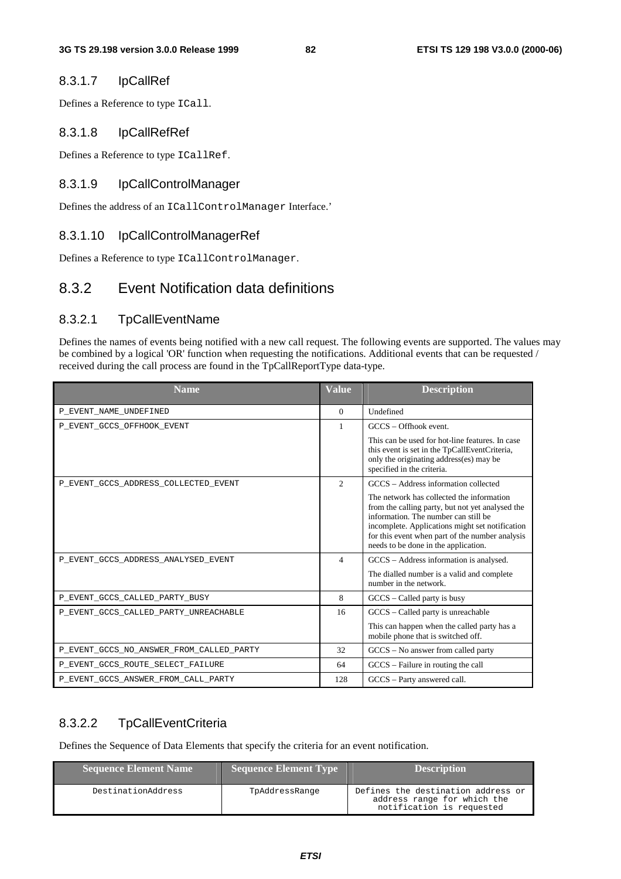#### 8.3.1.7 IpCallRef

Defines a Reference to type `ICall`.

#### 8.3.1.8 IpCallRefRef

Defines a Reference to type `ICallRef`.

#### 8.3.1.9 IpCallControlManager

Defines the address of an `ICallControlManager` Interface.'

#### 8.3.1.10 IpCallControlManagerRef

Defines a Reference to type `ICallControlManager`.

### 8.3.2 Event Notification data definitions

#### 8.3.2.1 TpCallEventName

Defines the names of events being notified with a new call request. The following events are supported. The values may be combined by a logical 'OR' function when requesting the notifications. Additional events that can be requested / received during the call process are found in the TpCallReportType data-type.

| Name | Value | Description |
|---|---|---|
| P_EVENT_NAME_UNDEFINED | 0 | Undefined |
| P_EVENT_GCCS_OFFHOOK_EVENT | 1 | GCCS – Offhook event.<br><br>This can be used for hot-line features. In case this event is set in the TpCallEventCriteria, only the originating address(es) may be specified in the criteria. |
| P_EVENT_GCCS_ADDRESS_COLLECTED_EVENT | 2 | GCCS – Address information collected<br><br>The network has collected the information from the calling party, but not yet analysed the information. The number can still be incomplete. Applications might set notification for this event when part of the number analysis needs to be done in the application. |
| P_EVENT_GCCS_ADDRESS_ANALYSED_EVENT | 4 | GCCS – Address information is analysed.<br><br>The dialled number is a valid and complete number in the network. |
| P_EVENT_GCCS_CALLED_PARTY_BUSY | 8 | GCCS – Called party is busy |
| P_EVENT_GCCS_CALLED_PARTY_UNREACHABLE | 16 | GCCS – Called party is unreachable<br><br>This can happen when the called party has a mobile phone that is switched off. |
| P_EVENT_GCCS_NO_ANSWER_FROM_CALLED_PARTY | 32 | GCCS – No answer from called party |
| P_EVENT_GCCS_ROUTE_SELECT_FAILURE | 64 | GCCS – Failure in routing the call |
| P_EVENT_GCCS_ANSWER_FROM_CALL_PARTY | 128 | GCCS – Party answered call. |

#### 8.3.2.2 TpCallEventCriteria

Defines the Sequence of Data Elements that specify the criteria for an event notification.

| Sequence Element Name | Sequence Element Type | Description |
|---|---|---|
| DestinationAddress | TpAddressRange | Defines the destination address or address range for which the notification is requested |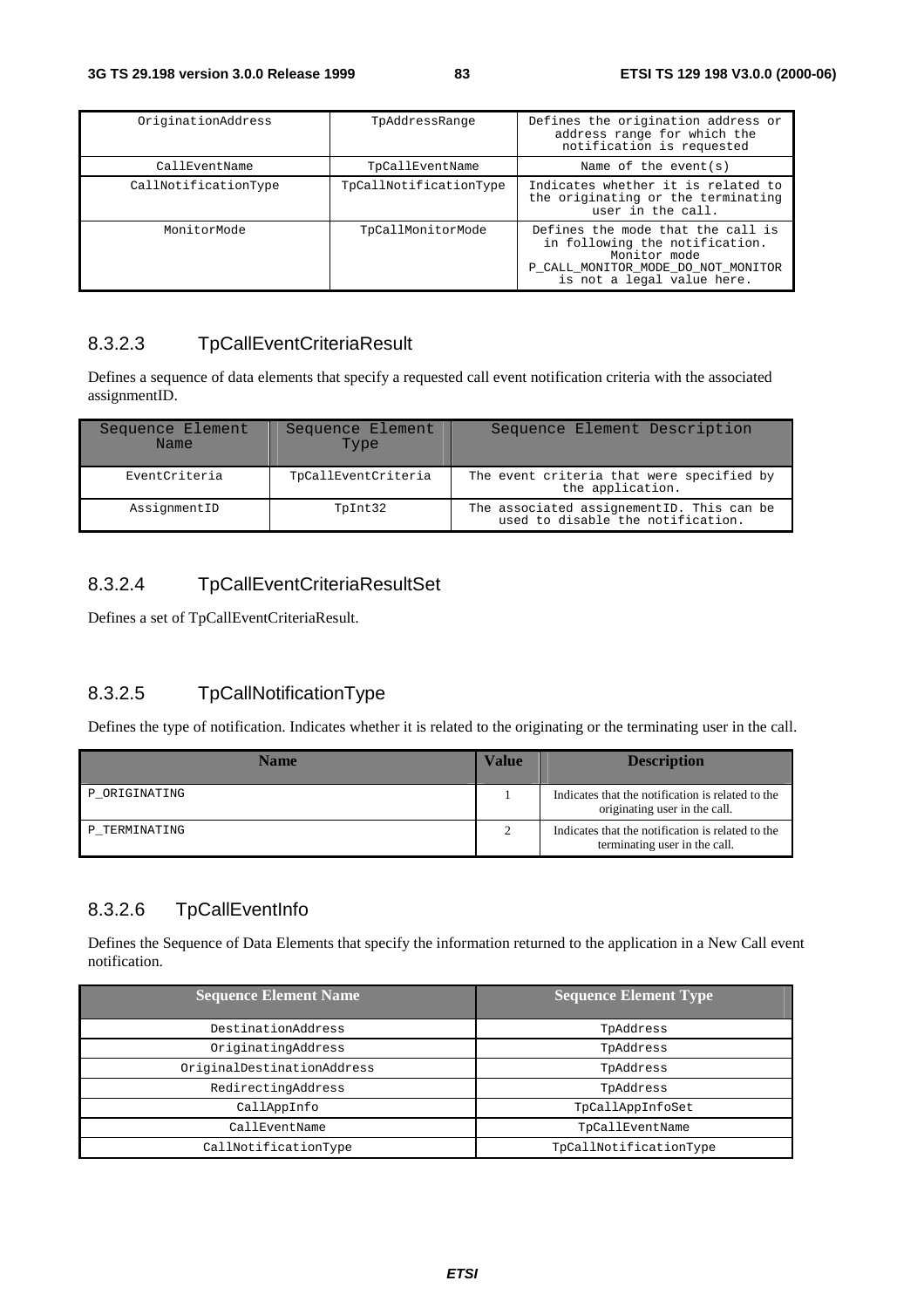| OriginationAddress | TpAddressRange | Defines the origination address or address range for which the notification is requested |
| --- | --- | --- |
| CallEventName | TpCallEventName | Name of the event(s) |
| CallNotificationType | TpCallNotificationType | Indicates whether it is related to the originating or the terminating user in the call. |
| MonitorMode | TpCallMonitorMode | Defines the mode that the call is in following the notification. Monitor mode P_CALL_MONITOR_MODE_DO_NOT_MONITOR is not a legal value here. |

### 8.3.2.3 TpCallEventCriteriaResult

Defines a sequence of data elements that specify a requested call event notification criteria with the associated assignmentID.

| Sequence Element Name | Sequence Element Type | Sequence Element Description |
| --- | --- | --- |
| EventCriteria | TpCallEventCriteria | The event criteria that were specified by the application. |
| AssignmentID | TpInt32 | The associated assignementID. This can be used to disable the notification. |

### 8.3.2.4 TpCallEventCriteriaResultSet

Defines a set of TpCallEventCriteriaResult.

### 8.3.2.5 TpCallNotificationType

Defines the type of notification. Indicates whether it is related to the originating or the terminating user in the call.

| Name | Value | Description |
| --- | --- | --- |
| P_ORIGINATING | 1 | Indicates that the notification is related to the originating user in the call. |
| P_TERMINATING | 2 | Indicates that the notification is related to the terminating user in the call. |

### 8.3.2.6 TpCallEventInfo

Defines the Sequence of Data Elements that specify the information returned to the application in a New Call event notification.

| Sequence Element Name | Sequence Element Type |
| --- | --- |
| DestinationAddress | TpAddress |
| OriginatingAddress | TpAddress |
| OriginalDestinationAddress | TpAddress |
| RedirectingAddress | TpAddress |
| CallAppInfo | TpCallAppInfoSet |
| CallEventName | TpCallEventName |
| CallNotificationType | TpCallNotificationType |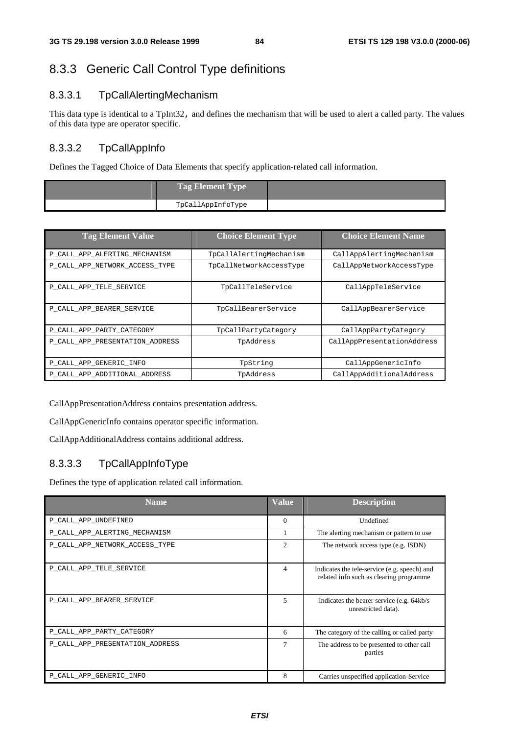## 8.3.3 Generic Call Control Type definitions

### 8.3.3.1 TpCallAlertingMechanism

This data type is identical to a TpInt32, and defines the mechanism that will be used to alert a called party. The values of this data type are operator specific.

### 8.3.3.2 TpCallAppInfo

Defines the Tagged Choice of Data Elements that specify application-related call information.

| | Tag Element Type | |
|---|---|---|
| | TpCallAppInfoType | |

| Tag Element Value | Choice Element Type | Choice Element Name |
|---|---|---|
| P_CALL_APP_ALERTING_MECHANISM | TpCallAlertingMechanism | CallAppAlertingMechanism |
| P_CALL_APP_NETWORK_ACCESS_TYPE | TpCallNetworkAccessType | CallAppNetworkAccessType |
| P_CALL_APP_TELE_SERVICE | TpCallTeleService | CallAppTeleService |
| P_CALL_APP_BEARER_SERVICE | TpCallBearerService | CallAppBearerService |
| P_CALL_APP_PARTY_CATEGORY | TpCallPartyCategory | CallAppPartyCategory |
| P_CALL_APP_PRESENTATION_ADDRESS | TpAddress | CallAppPresentationAddress |
| P_CALL_APP_GENERIC_INFO | TpString | CallAppGenericInfo |
| P_CALL_APP_ADDITIONAL_ADDRESS | TpAddress | CallAppAdditionalAddress |

CallAppPresentationAddress contains presentation address.

CallAppGenericInfo contains operator specific information.

CallAppAdditionalAddress contains additional address.

### 8.3.3.3 TpCallAppInfoType

Defines the type of application related call information.

| Name | Value | Description |
|---|---|---|
| P_CALL_APP_UNDEFINED | 0 | Undefined |
| P_CALL_APP_ALERTING_MECHANISM | 1 | The alerting mechanism or pattern to use |
| P_CALL_APP_NETWORK_ACCESS_TYPE | 2 | The network access type (e.g. ISDN) |
| P_CALL_APP_TELE_SERVICE | 4 | Indicates the tele-service (e.g. speech) and related info such as clearing programme |
| P_CALL_APP_BEARER_SERVICE | 5 | Indicates the bearer service (e.g. 64kb/s unrestricted data). |
| P_CALL_APP_PARTY_CATEGORY | 6 | The category of the calling or called party |
| P_CALL_APP_PRESENTATION_ADDRESS | 7 | The address to be presented to other call parties |
| P_CALL_APP_GENERIC_INFO | 8 | Carries unspecified application-Service |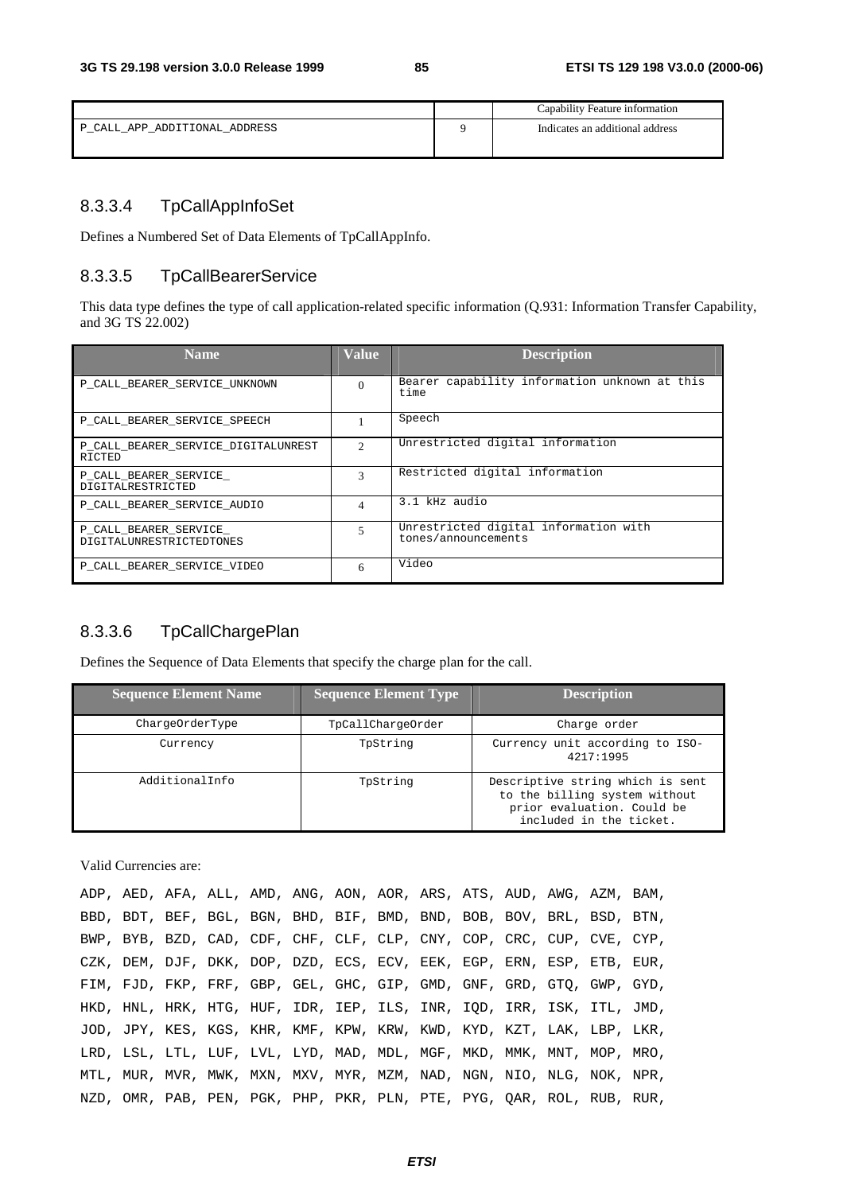| | | Capability Feature information |
|---|---|---|
| P_CALL_APP_ADDITIONAL_ADDRESS | 9 | Indicates an additional address |

### 8.3.3.4 TpCallAppInfoSet

Defines a Numbered Set of Data Elements of TpCallAppInfo.

### 8.3.3.5 TpCallBearerService

This data type defines the type of call application-related specific information (Q.931: Information Transfer Capability, and 3G TS 22.002)

| Name | Value | Description |
|---|---|---|
| P_CALL_BEARER_SERVICE_UNKNOWN | 0 | Bearer capability information unknown at this time |
| P_CALL_BEARER_SERVICE_SPEECH | 1 | Speech |
| P_CALL_BEARER_SERVICE_DIGITALUNRESTRICTED | 2 | Unrestricted digital information |
| P_CALL_BEARER_SERVICE_ DIGITALRESTRICTED | 3 | Restricted digital information |
| P_CALL_BEARER_SERVICE_AUDIO | 4 | 3.1 kHz audio |
| P_CALL_BEARER_SERVICE_ DIGITALUNRESTRICTEDTONES | 5 | Unrestricted digital information with tones/announcements |
| P_CALL_BEARER_SERVICE_VIDEO | 6 | Video |

### 8.3.3.6 TpCallChargePlan

Defines the Sequence of Data Elements that specify the charge plan for the call.

| Sequence Element Name | Sequence Element Type | Description |
|---|---|---|
| ChargeOrderType | TpCallChargeOrder | Charge order |
| Currency | TpString | Currency unit according to ISO-4217:1995 |
| AdditionalInfo | TpString | Descriptive string which is sent to the billing system without prior evaluation. Could be included in the ticket. |

Valid Currencies are:

ADP, AED, AFA, ALL, AMD, ANG, AON, AOR, ARS, ATS, AUD, AWG, AZM, BAM,
BBD, BDT, BEF, BGL, BGN, BHD, BIF, BMD, BND, BOB, BOV, BRL, BSD, BTN,
BWP, BYB, BZD, CAD, CDF, CHF, CLF, CLP, CNY, COP, CRC, CUP, CVE, CYP,
CZK, DEM, DJF, DKK, DOP, DZD, ECS, ECV, EEK, EGP, ERN, ESP, ETB, EUR,
FIM, FJD, FKP, FRF, GBP, GEL, GHC, GIP, GMD, GNF, GRD, GTQ, GWP, GYD,
HKD, HNL, HRK, HTG, HUF, IDR, IEP, ILS, INR, IQD, IRR, ISK, ITL, JMD,
JOD, JPY, KES, KGS, KHR, KMF, KPW, KRW, KWD, KYD, KZT, LAK, LBP, LKR,
LRD, LSL, LTL, LUF, LVL, LYD, MAD, MDL, MGF, MKD, MMK, MNT, MOP, MRO,
MTL, MUR, MVR, MWK, MXN, MXV, MYR, MZM, NAD, NGN, NIO, NLG, NOK, NPR,
NZD, OMR, PAB, PEN, PGK, PHP, PKR, PLN, PTE, PYG, QAR, ROL, RUB, RUR,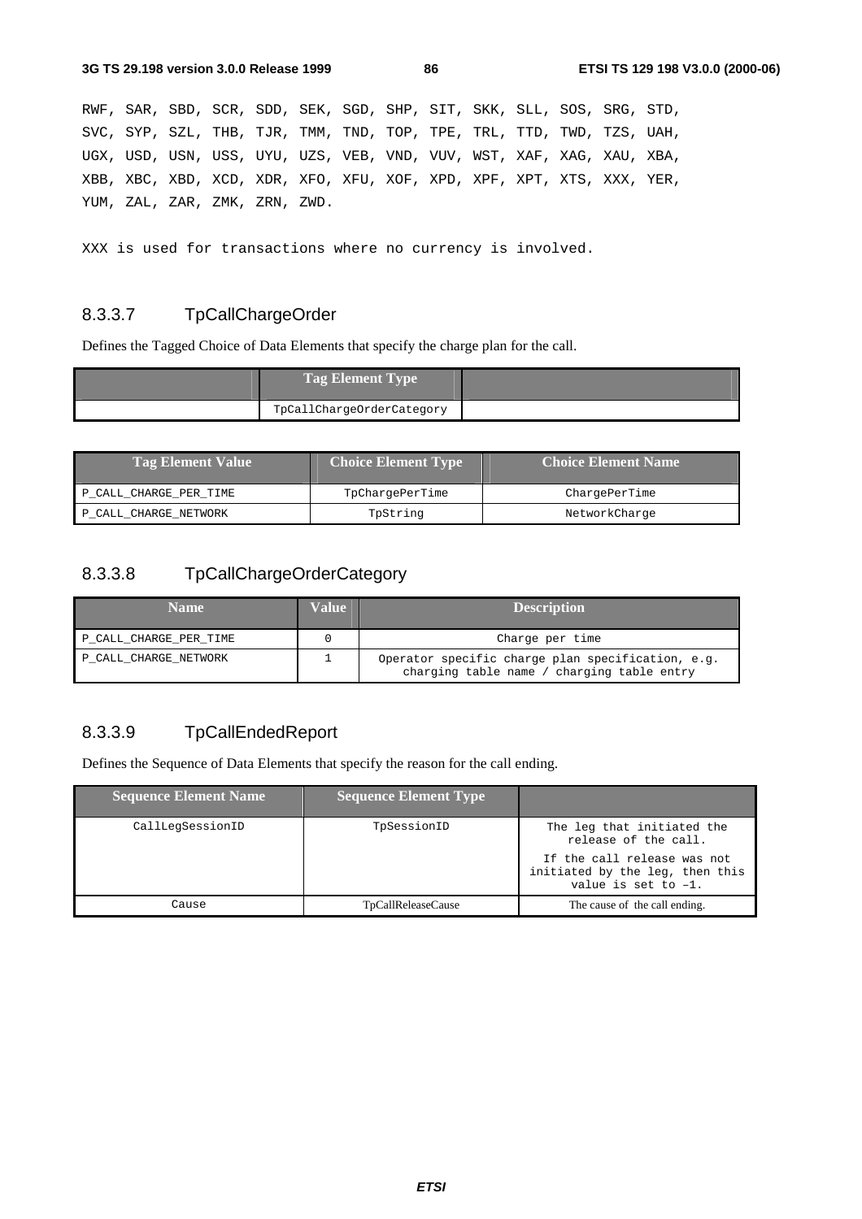RWF, SAR, SBD, SCR, SDD, SEK, SGD, SHP, SIT, SKK, SLL, SOS, SRG, STD, SVC, SYP, SZL, THB, TJR, TMM, TND, TOP, TPE, TRL, TTD, TWD, TZS, UAH, UGX, USD, USN, USS, UYU, UZS, VEB, VND, VUV, WST, XAF, XAG, XAU, XBA, XBB, XBC, XBD, XCD, XDR, XFO, XFU, XOF, XPD, XPF, XPT, XTS, XXX, YER, YUM, ZAL, ZAR, ZMK, ZRN, ZWD.

XXX is used for transactions where no currency is involved.

### 8.3.3.7 TpCallChargeOrder

Defines the Tagged Choice of Data Elements that specify the charge plan for the call.

| | Tag Element Type | |
|---|---|---|
| | TpCallChargeOrderCategory | |

| Tag Element Value | Choice Element Type | Choice Element Name |
|---|---|---|
| P_CALL_CHARGE_PER_TIME | TpChargePerTime | ChargePerTime |
| P_CALL_CHARGE_NETWORK | TpString | NetworkCharge |

### 8.3.3.8 TpCallChargeOrderCategory

| Name | Value | Description |
|---|---|---|
| P_CALL_CHARGE_PER_TIME | 0 | Charge per time |
| P_CALL_CHARGE_NETWORK | 1 | Operator specific charge plan specification, e.g. charging table name / charging table entry |

### 8.3.3.9 TpCallEndedReport

Defines the Sequence of Data Elements that specify the reason for the call ending.

| Sequence Element Name | Sequence Element Type | |
|---|---|---|
| CallLegSessionID | TpSessionID | The leg that initiated the release of the call.<br><br>If the call release was not initiated by the leg, then this value is set to –1. |
| Cause | TpCallReleaseCause | The cause of the call ending. |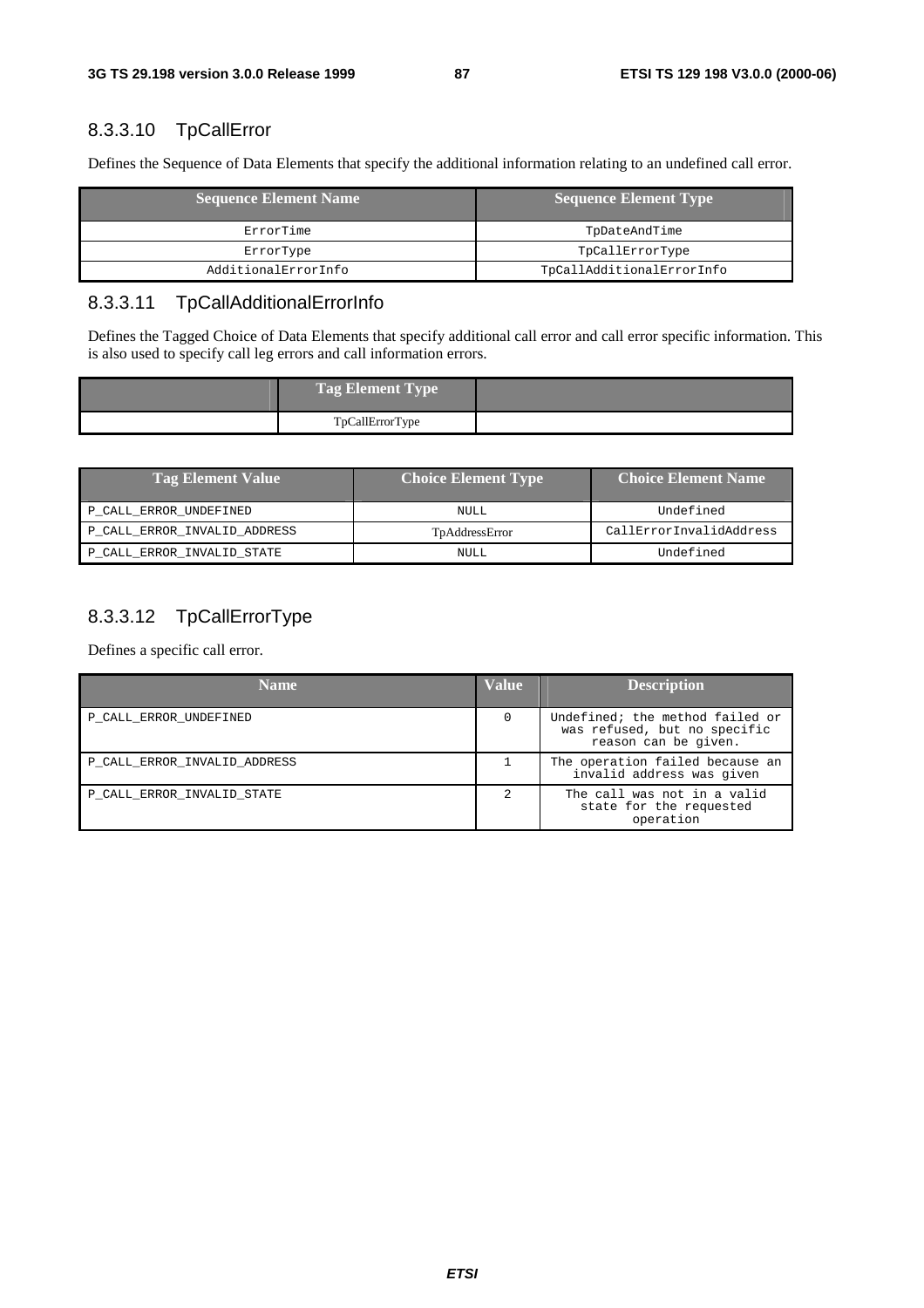### 8.3.3.10 TpCallError

Defines the Sequence of Data Elements that specify the additional information relating to an undefined call error.

| Sequence Element Name | Sequence Element Type |
| --- | --- |
| ErrorTime | TpDateAndTime |
| ErrorType | TpCallErrorType |
| AdditionalErrorInfo | TpCallAdditionalErrorInfo |

### 8.3.3.11 TpCallAdditionalErrorInfo

Defines the Tagged Choice of Data Elements that specify additional call error and call error specific information. This is also used to specify call leg errors and call information errors.

| | Tag Element Type | |
| --- | --- | --- |
| | TpCallErrorType | |

| Tag Element Value | Choice Element Type | Choice Element Name |
| --- | --- | --- |
| P_CALL_ERROR_UNDEFINED | NULL | Undefined |
| P_CALL_ERROR_INVALID_ADDRESS | TpAddressError | CallErrorInvalidAddress |
| P_CALL_ERROR_INVALID_STATE | NULL | Undefined |

### 8.3.3.12 TpCallErrorType

Defines a specific call error.

| Name | Value | Description |
| --- | --- | --- |
| P_CALL_ERROR_UNDEFINED | 0 | Undefined; the method failed or was refused, but no specific reason can be given. |
| P_CALL_ERROR_INVALID_ADDRESS | 1 | The operation failed because an invalid address was given |
| P_CALL_ERROR_INVALID_STATE | 2 | The call was not in a valid state for the requested operation |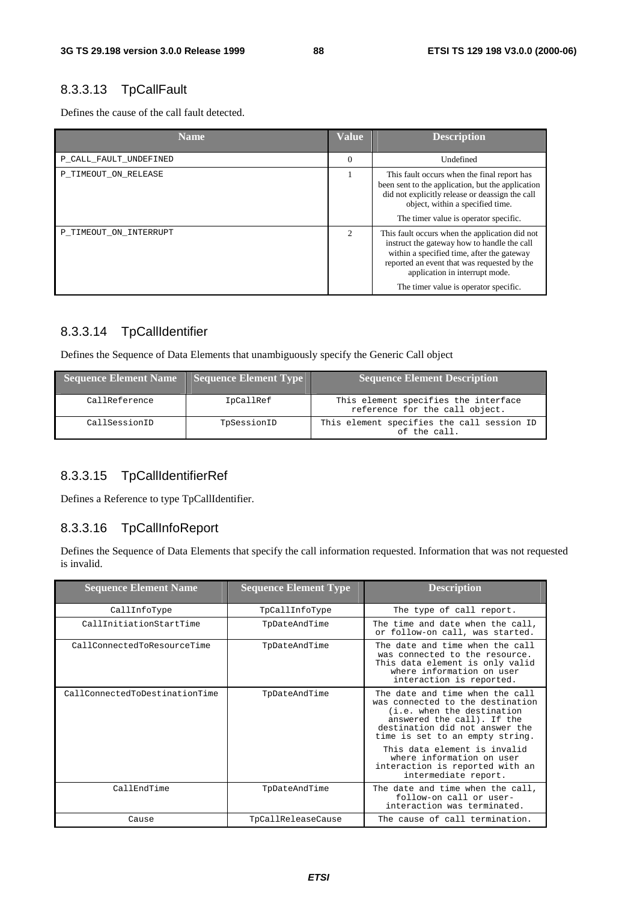### 8.3.3.13 TpCallFault

Defines the cause of the call fault detected.

| Name | Value | Description |
| --- | --- | --- |
| P_CALL_FAULT_UNDEFINED | 0 | Undefined |
| P_TIMEOUT_ON_RELEASE | 1 | This fault occurs when the final report has been sent to the application, but the application did not explicitly release or deassign the call object, within a specified time.<br><br>The timer value is operator specific. |
| P_TIMEOUT_ON_INTERRUPT | 2 | This fault occurs when the application did not instruct the gateway how to handle the call within a specified time, after the gateway reported an event that was requested by the application in interrupt mode.<br><br>The timer value is operator specific. |

### 8.3.3.14 TpCallIdentifier

Defines the Sequence of Data Elements that unambiguously specify the Generic Call object

| Sequence Element Name | Sequence Element Type | Sequence Element Description |
| --- | --- | --- |
| CallReference | IpCallRef | This element specifies the interface reference for the call object. |
| CallSessionID | TpSessionID | This element specifies the call session ID of the call. |

### 8.3.3.15 TpCallIdentifierRef

Defines a Reference to type TpCallIdentifier.

### 8.3.3.16 TpCallInfoReport

Defines the Sequence of Data Elements that specify the call information requested. Information that was not requested is invalid.

| Sequence Element Name | Sequence Element Type | Description |
| --- | --- | --- |
| CallInfoType | TpCallInfoType | The type of call report. |
| CallInitiationStartTime | TpDateAndTime | The time and date when the call, or follow-on call, was started. |
| CallConnectedToResourceTime | TpDateAndTime | The date and time when the call was connected to the resource. This data element is only valid where information on user interaction is reported. |
| CallConnectedToDestinationTime | TpDateAndTime | The date and time when the call was connected to the destination (i.e. when the destination answered the call). If the destination did not answer the time is set to an empty string.<br><br>This data element is invalid where information on user interaction is reported with an intermediate report. |
| CallEndTime | TpDateAndTime | The date and time when the call, follow-on call or user-interaction was terminated. |
| Cause | TpCallReleaseCause | The cause of call termination. |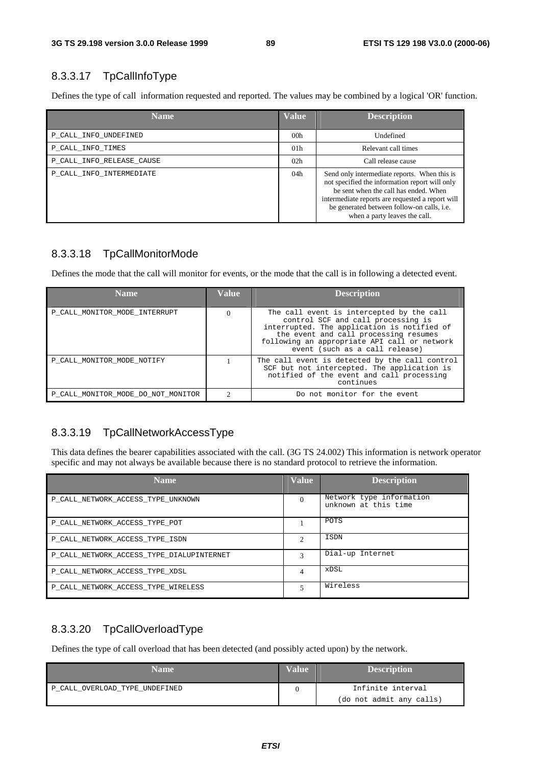### 8.3.3.17 TpCallInfoType

Defines the type of call information requested and reported. The values may be combined by a logical 'OR' function.

| Name | Value | Description |
|---|---|---|
| P_CALL_INFO_UNDEFINED | 00h | Undefined |
| P_CALL_INFO_TIMES | 01h | Relevant call times |
| P_CALL_INFO_RELEASE_CAUSE | 02h | Call release cause |
| P_CALL_INFO_INTERMEDIATE | 04h | Send only intermediate reports. When this is not specified the information report will only be sent when the call has ended. When intermediate reports are requested a report will be generated between follow-on calls, i.e. when a party leaves the call. |

### 8.3.3.18 TpCallMonitorMode

Defines the mode that the call will monitor for events, or the mode that the call is in following a detected event.

| Name | Value | Description |
|---|---|---|
| P_CALL_MONITOR_MODE_INTERRUPT | 0 | The call event is intercepted by the call control SCF and call processing is interrupted. The application is notified of the event and call processing resumes following an appropriate API call or network event (such as a call release) |
| P_CALL_MONITOR_MODE_NOTIFY | 1 | The call event is detected by the call control SCF but not intercepted. The application is notified of the event and call processing continues |
| P_CALL_MONITOR_MODE_DO_NOT_MONITOR | 2 | Do not monitor for the event |

### 8.3.3.19 TpCallNetworkAccessType

This data defines the bearer capabilities associated with the call. (3G TS 24.002) This information is network operator specific and may not always be available because there is no standard protocol to retrieve the information.

| Name | Value | Description |
|---|---|---|
| P_CALL_NETWORK_ACCESS_TYPE_UNKNOWN | 0 | Network type information unknown at this time |
| P_CALL_NETWORK_ACCESS_TYPE_POT | 1 | POTS |
| P_CALL_NETWORK_ACCESS_TYPE_ISDN | 2 | ISDN |
| P_CALL_NETWORK_ACCESS_TYPE_DIALUPINTERNET | 3 | Dial-up Internet |
| P_CALL_NETWORK_ACCESS_TYPE_XDSL | 4 | xDSL |
| P_CALL_NETWORK_ACCESS_TYPE_WIRELESS | 5 | Wireless |

### 8.3.3.20 TpCallOverloadType

Defines the type of call overload that has been detected (and possibly acted upon) by the network.

| Name | Value | Description |
|---|---|---|
| P_CALL_OVERLOAD_TYPE_UNDEFINED | 0 | Infinite interval (do not admit any calls) |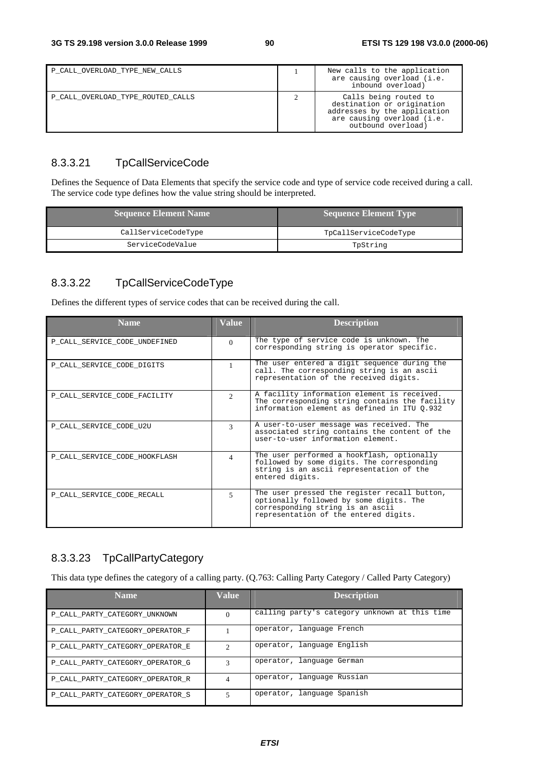| P_CALL_OVERLOAD_TYPE_NEW_CALLS | 1 | New calls to the application are causing overload (i.e. inbound overload) |
|---|---|---|
| P_CALL_OVERLOAD_TYPE_ROUTED_CALLS | 2 | Calls being routed to destination or origination addresses by the application are causing overload (i.e. outbound overload) |

### 8.3.3.21 TpCallServiceCode

Defines the Sequence of Data Elements that specify the service code and type of service code received during a call. The service code type defines how the value string should be interpreted.

| Sequence Element Name | Sequence Element Type |
|---|---|
| CallServiceCodeType | TpCallServiceCodeType |
| ServiceCodeValue | TpString |

### 8.3.3.22 TpCallServiceCodeType

Defines the different types of service codes that can be received during the call.

| Name | Value | Description |
|---|---|---|
| P_CALL_SERVICE_CODE_UNDEFINED | 0 | The type of service code is unknown. The corresponding string is operator specific. |
| P_CALL_SERVICE_CODE_DIGITS | 1 | The user entered a digit sequence during the call. The corresponding string is an ascii representation of the received digits. |
| P_CALL_SERVICE_CODE_FACILITY | 2 | A facility information element is received. The corresponding string contains the facility information element as defined in ITU Q.932 |
| P_CALL_SERVICE_CODE_U2U | 3 | A user-to-user message was received. The associated string contains the content of the user-to-user information element. |
| P_CALL_SERVICE_CODE_HOOKFLASH | 4 | The user performed a hookflash, optionally followed by some digits. The corresponding string is an ascii representation of the entered digits. |
| P_CALL_SERVICE_CODE_RECALL | 5 | The user pressed the register recall button, optionally followed by some digits. The corresponding string is an ascii representation of the entered digits. |

### 8.3.3.23 TpCallPartyCategory

This data type defines the category of a calling party. (Q.763: Calling Party Category / Called Party Category)

| Name | Value | Description |
|---|---|---|
| P_CALL_PARTY_CATEGORY_UNKNOWN | 0 | calling party's category unknown at this time |
| P_CALL_PARTY_CATEGORY_OPERATOR_F | 1 | operator, language French |
| P_CALL_PARTY_CATEGORY_OPERATOR_E | 2 | operator, language English |
| P_CALL_PARTY_CATEGORY_OPERATOR_G | 3 | operator, language German |
| P_CALL_PARTY_CATEGORY_OPERATOR_R | 4 | operator, language Russian |
| P_CALL_PARTY_CATEGORY_OPERATOR_S | 5 | operator, language Spanish |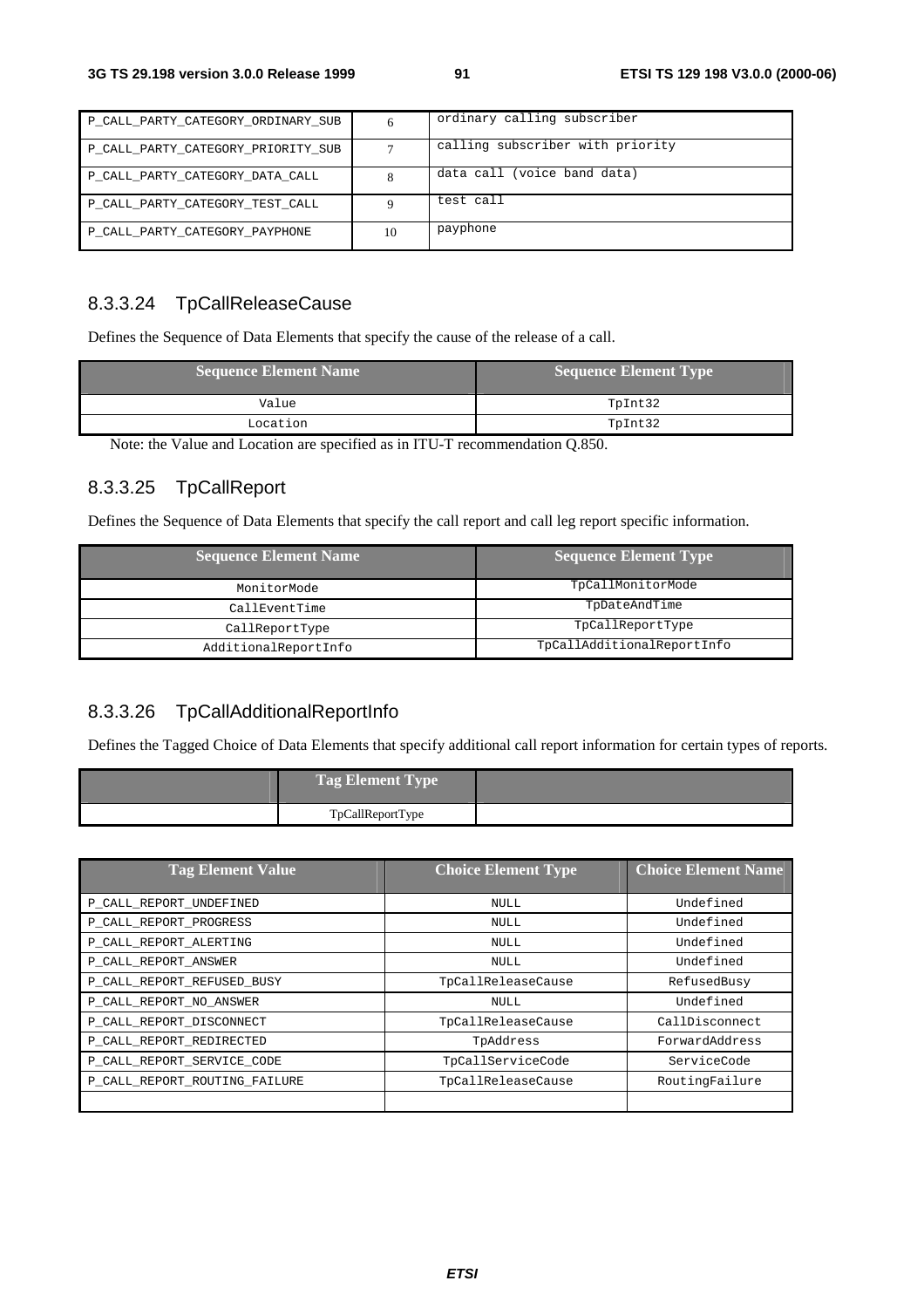| P_CALL_PARTY_CATEGORY_ORDINARY_SUB | 6 | ordinary calling subscriber |
|---|---|---|
| P_CALL_PARTY_CATEGORY_PRIORITY_SUB | 7 | calling subscriber with priority |
| P_CALL_PARTY_CATEGORY_DATA_CALL | 8 | data call (voice band data) |
| P_CALL_PARTY_CATEGORY_TEST_CALL | 9 | test call |
| P_CALL_PARTY_CATEGORY_PAYPHONE | 10 | payphone |

### 8.3.3.24 TpCallReleaseCause

Defines the Sequence of Data Elements that specify the cause of the release of a call.

| Sequence Element Name | Sequence Element Type |
|---|---|
| Value | TpInt32 |
| Location | TpInt32 |

Note: the Value and Location are specified as in ITU-T recommendation Q.850.

### 8.3.3.25 TpCallReport

Defines the Sequence of Data Elements that specify the call report and call leg report specific information.

| Sequence Element Name | Sequence Element Type |
|---|---|
| MonitorMode | TpCallMonitorMode |
| CallEventTime | TpDateAndTime |
| CallReportType | TpCallReportType |
| AdditionalReportInfo | TpCallAdditionalReportInfo |

### 8.3.3.26 TpCallAdditionalReportInfo

Defines the Tagged Choice of Data Elements that specify additional call report information for certain types of reports.

| | Tag Element Type | |
|---|---|---|
| | TpCallReportType | |

| Tag Element Value | Choice Element Type | Choice Element Name |
|---|---|---|
| P_CALL_REPORT_UNDEFINED | NULL | Undefined |
| P_CALL_REPORT_PROGRESS | NULL | Undefined |
| P_CALL_REPORT_ALERTING | NULL | Undefined |
| P_CALL_REPORT_ANSWER | NULL | Undefined |
| P_CALL_REPORT_REFUSED_BUSY | TpCallReleaseCause | RefusedBusy |
| P_CALL_REPORT_NO_ANSWER | NULL | Undefined |
| P_CALL_REPORT_DISCONNECT | TpCallReleaseCause | CallDisconnect |
| P_CALL_REPORT_REDIRECTED | TpAddress | ForwardAddress |
| P_CALL_REPORT_SERVICE_CODE | TpCallServiceCode | ServiceCode |
| P_CALL_REPORT_ROUTING_FAILURE | TpCallReleaseCause | RoutingFailure |
| | | |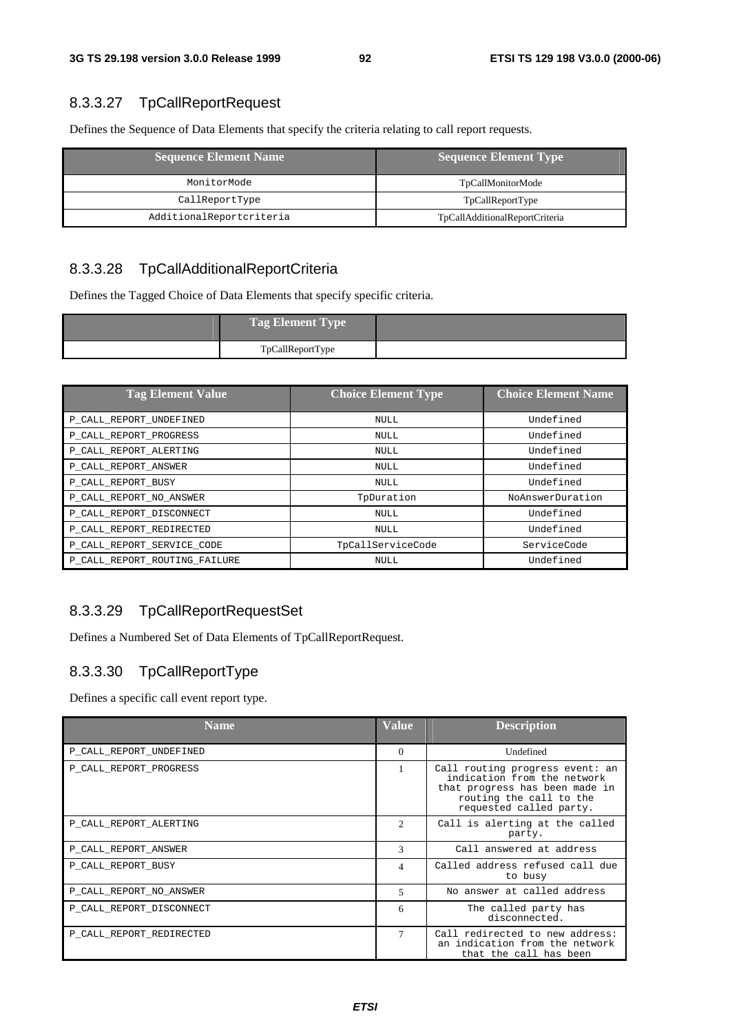### 8.3.3.27 TpCallReportRequest

Defines the Sequence of Data Elements that specify the criteria relating to call report requests.

| Sequence Element Name | Sequence Element Type |
|---|---|
| MonitorMode | TpCallMonitorMode |
| CallReportType | TpCallReportType |
| AdditionalReportcriteria | TpCallAdditionalReportCriteria |

### 8.3.3.28 TpCallAdditionalReportCriteria

Defines the Tagged Choice of Data Elements that specify specific criteria.

| | Tag Element Type | |
|---|---|---|
| | TpCallReportType | |

| Tag Element Value | Choice Element Type | Choice Element Name |
|---|---|---|
| P_CALL_REPORT_UNDEFINED | NULL | Undefined |
| P_CALL_REPORT_PROGRESS | NULL | Undefined |
| P_CALL_REPORT_ALERTING | NULL | Undefined |
| P_CALL_REPORT_ANSWER | NULL | Undefined |
| P_CALL_REPORT_BUSY | NULL | Undefined |
| P_CALL_REPORT_NO_ANSWER | TpDuration | NoAnswerDuration |
| P_CALL_REPORT_DISCONNECT | NULL | Undefined |
| P_CALL_REPORT_REDIRECTED | NULL | Undefined |
| P_CALL_REPORT_SERVICE_CODE | TpCallServiceCode | ServiceCode |
| P_CALL_REPORT_ROUTING_FAILURE | NULL | Undefined |

### 8.3.3.29 TpCallReportRequestSet

Defines a Numbered Set of Data Elements of TpCallReportRequest.

### 8.3.3.30 TpCallReportType

Defines a specific call event report type.

| Name | Value | Description |
|---|---|---|
| P_CALL_REPORT_UNDEFINED | 0 | Undefined |
| P_CALL_REPORT_PROGRESS | 1 | Call routing progress event: an indication from the network that progress has been made in routing the call to the requested called party. |
| P_CALL_REPORT_ALERTING | 2 | Call is alerting at the called party. |
| P_CALL_REPORT_ANSWER | 3 | Call answered at address |
| P_CALL_REPORT_BUSY | 4 | Called address refused call due to busy |
| P_CALL_REPORT_NO_ANSWER | 5 | No answer at called address |
| P_CALL_REPORT_DISCONNECT | 6 | The called party has disconnected. |
| P_CALL_REPORT_REDIRECTED | 7 | Call redirected to new address: an indication from the network that the call has been |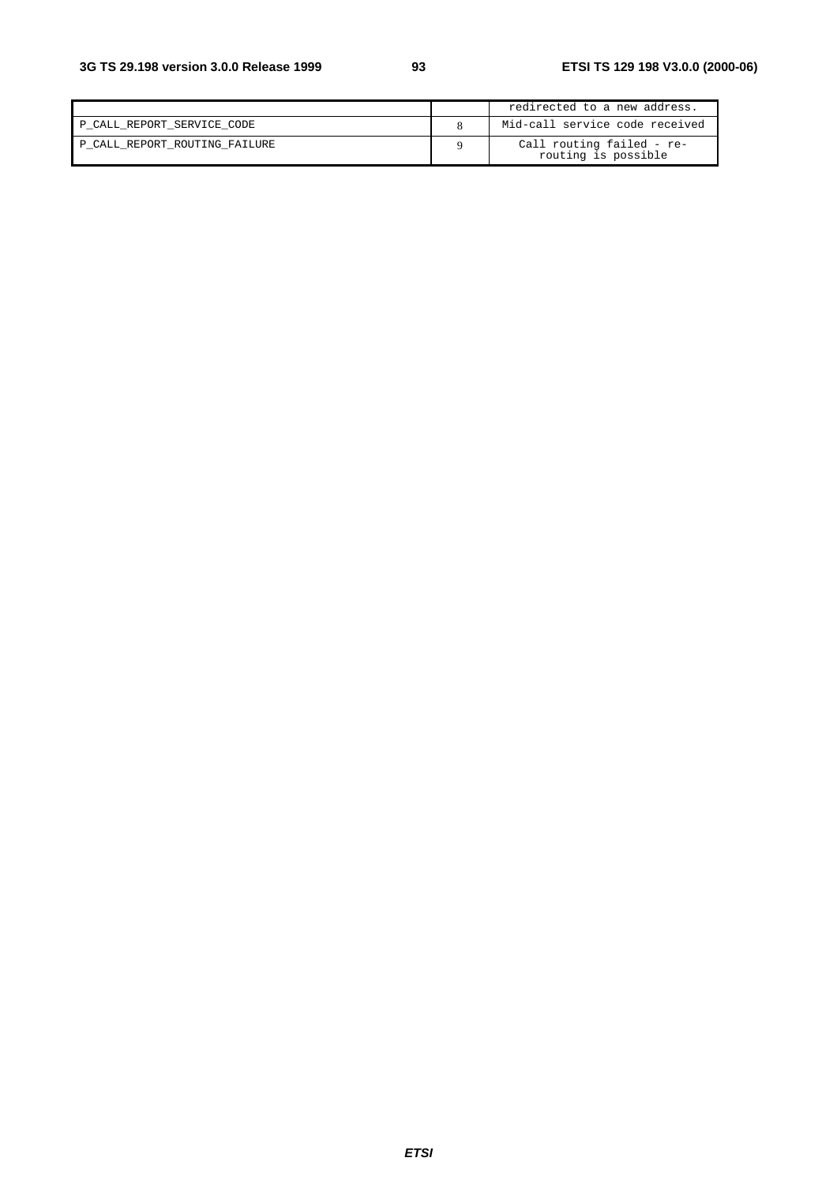| | | redirected to a new address. |
|---|---|---|
| P_CALL_REPORT_SERVICE_CODE | 8 | Mid-call service code received |
| P_CALL_REPORT_ROUTING_FAILURE | 9 | Call routing failed - re-routing is possible |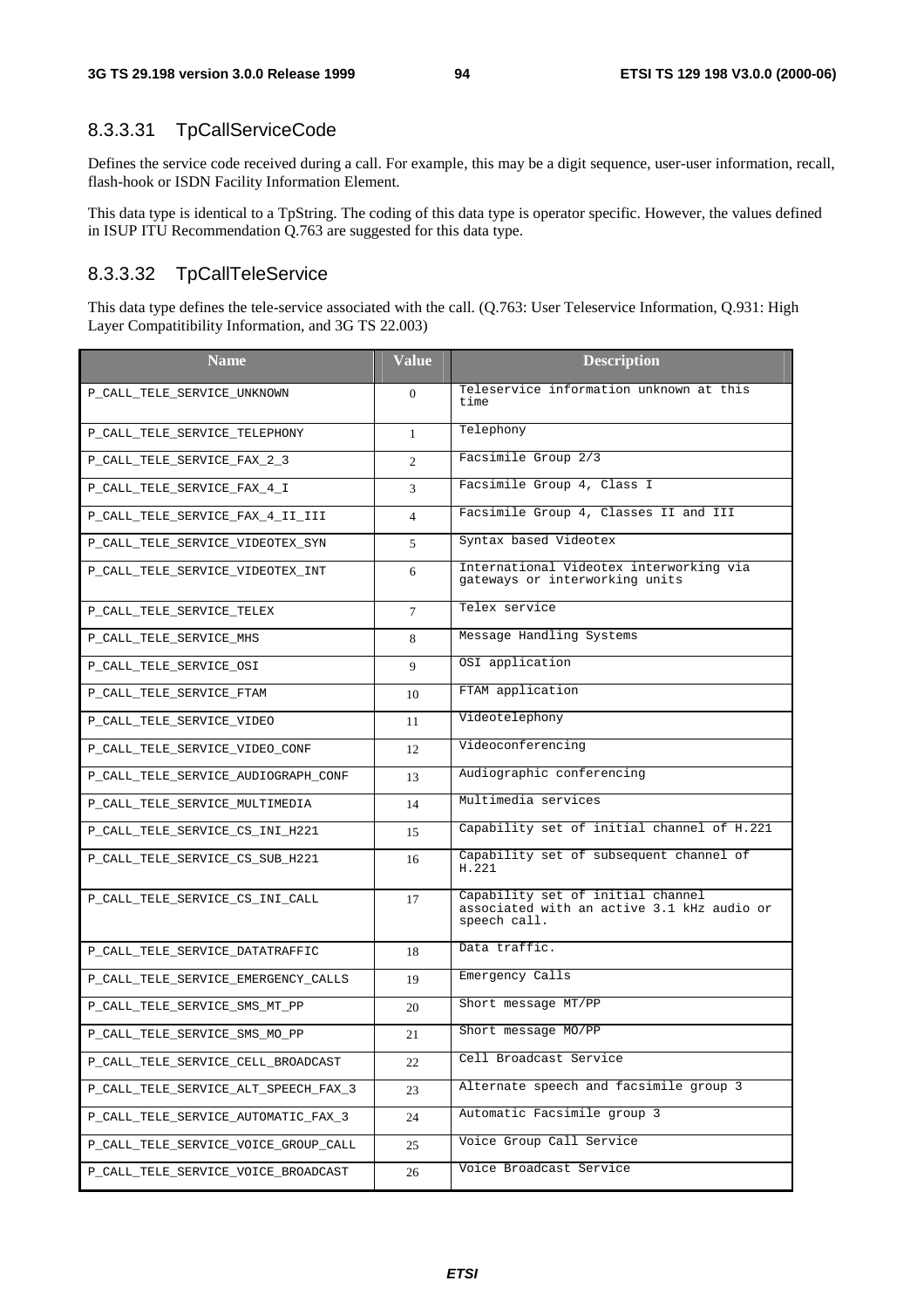### 8.3.3.31 TpCallServiceCode

Defines the service code received during a call. For example, this may be a digit sequence, user-user information, recall, flash-hook or ISDN Facility Information Element.

This data type is identical to a TpString. The coding of this data type is operator specific. However, the values defined in ISUP ITU Recommendation Q.763 are suggested for this data type.

### 8.3.3.32 TpCallTeleService

This data type defines the tele-service associated with the call. (Q.763: User Teleservice Information, Q.931: High Layer Compatitibility Information, and 3G TS 22.003)

| Name | Value | Description |
|---|---|---|
| P_CALL_TELE_SERVICE_UNKNOWN | 0 | Teleservice information unknown at this time |
| P_CALL_TELE_SERVICE_TELEPHONY | 1 | Telephony |
| P_CALL_TELE_SERVICE_FAX_2_3 | 2 | Facsimile Group 2/3 |
| P_CALL_TELE_SERVICE_FAX_4_I | 3 | Facsimile Group 4, Class I |
| P_CALL_TELE_SERVICE_FAX_4_II_III | 4 | Facsimile Group 4, Classes II and III |
| P_CALL_TELE_SERVICE_VIDEOTEX_SYN | 5 | Syntax based Videotex |
| P_CALL_TELE_SERVICE_VIDEOTEX_INT | 6 | International Videotex interworking via gateways or interworking units |
| P_CALL_TELE_SERVICE_TELEX | 7 | Telex service |
| P_CALL_TELE_SERVICE_MHS | 8 | Message Handling Systems |
| P_CALL_TELE_SERVICE_OSI | 9 | OSI application |
| P_CALL_TELE_SERVICE_FTAM | 10 | FTAM application |
| P_CALL_TELE_SERVICE_VIDEO | 11 | Videotelephony |
| P_CALL_TELE_SERVICE_VIDEO_CONF | 12 | Videoconferencing |
| P_CALL_TELE_SERVICE_AUDIOGRAPH_CONF | 13 | Audiographic conferencing |
| P_CALL_TELE_SERVICE_MULTIMEDIA | 14 | Multimedia services |
| P_CALL_TELE_SERVICE_CS_INI_H221 | 15 | Capability set of initial channel of H.221 |
| P_CALL_TELE_SERVICE_CS_SUB_H221 | 16 | Capability set of subsequent channel of H.221 |
| P_CALL_TELE_SERVICE_CS_INI_CALL | 17 | Capability set of initial channel associated with an active 3.1 kHz audio or speech call. |
| P_CALL_TELE_SERVICE_DATATRAFFIC | 18 | Data traffic. |
| P_CALL_TELE_SERVICE_EMERGENCY_CALLS | 19 | Emergency Calls |
| P_CALL_TELE_SERVICE_SMS_MT_PP | 20 | Short message MT/PP |
| P_CALL_TELE_SERVICE_SMS_MO_PP | 21 | Short message MO/PP |
| P_CALL_TELE_SERVICE_CELL_BROADCAST | 22 | Cell Broadcast Service |
| P_CALL_TELE_SERVICE_ALT_SPEECH_FAX_3 | 23 | Alternate speech and facsimile group 3 |
| P_CALL_TELE_SERVICE_AUTOMATIC_FAX_3 | 24 | Automatic Facsimile group 3 |
| P_CALL_TELE_SERVICE_VOICE_GROUP_CALL | 25 | Voice Group Call Service |
| P_CALL_TELE_SERVICE_VOICE_BROADCAST | 26 | Voice Broadcast Service |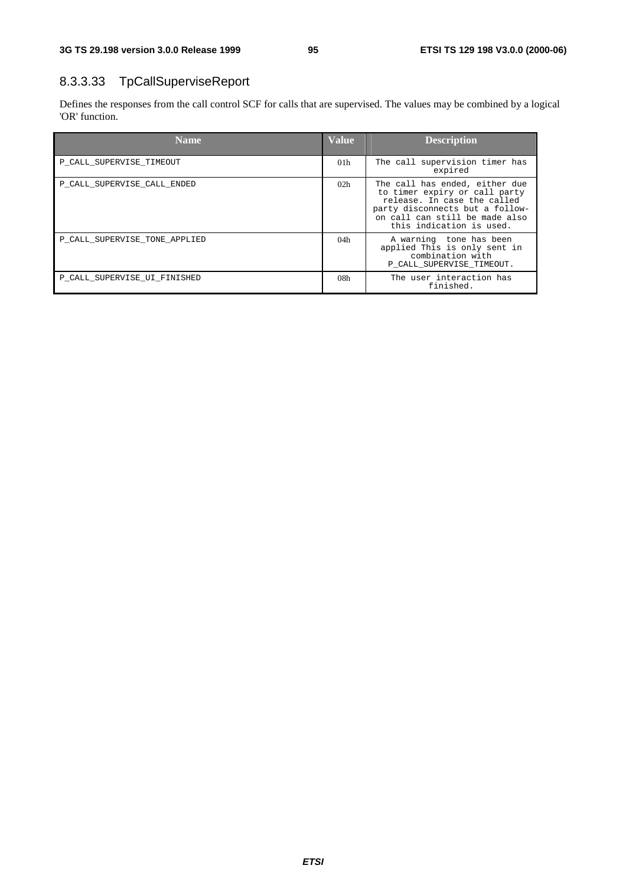### 8.3.3.33 TpCallSuperviseReport

Defines the responses from the call control SCF for calls that are supervised. The values may be combined by a logical 'OR' function.

| Name | Value | Description |
|---|---|---|
| P_CALL_SUPERVISE_TIMEOUT | 01h | The call supervision timer has expired |
| P_CALL_SUPERVISE_CALL_ENDED | 02h | The call has ended, either due to timer expiry or call party release. In case the called party disconnects but a follow-on call can still be made also this indication is used. |
| P_CALL_SUPERVISE_TONE_APPLIED | 04h | A warning tone has been applied This is only sent in combination with P_CALL_SUPERVISE_TIMEOUT. |
| P_CALL_SUPERVISE_UI_FINISHED | 08h | The user interaction has finished. |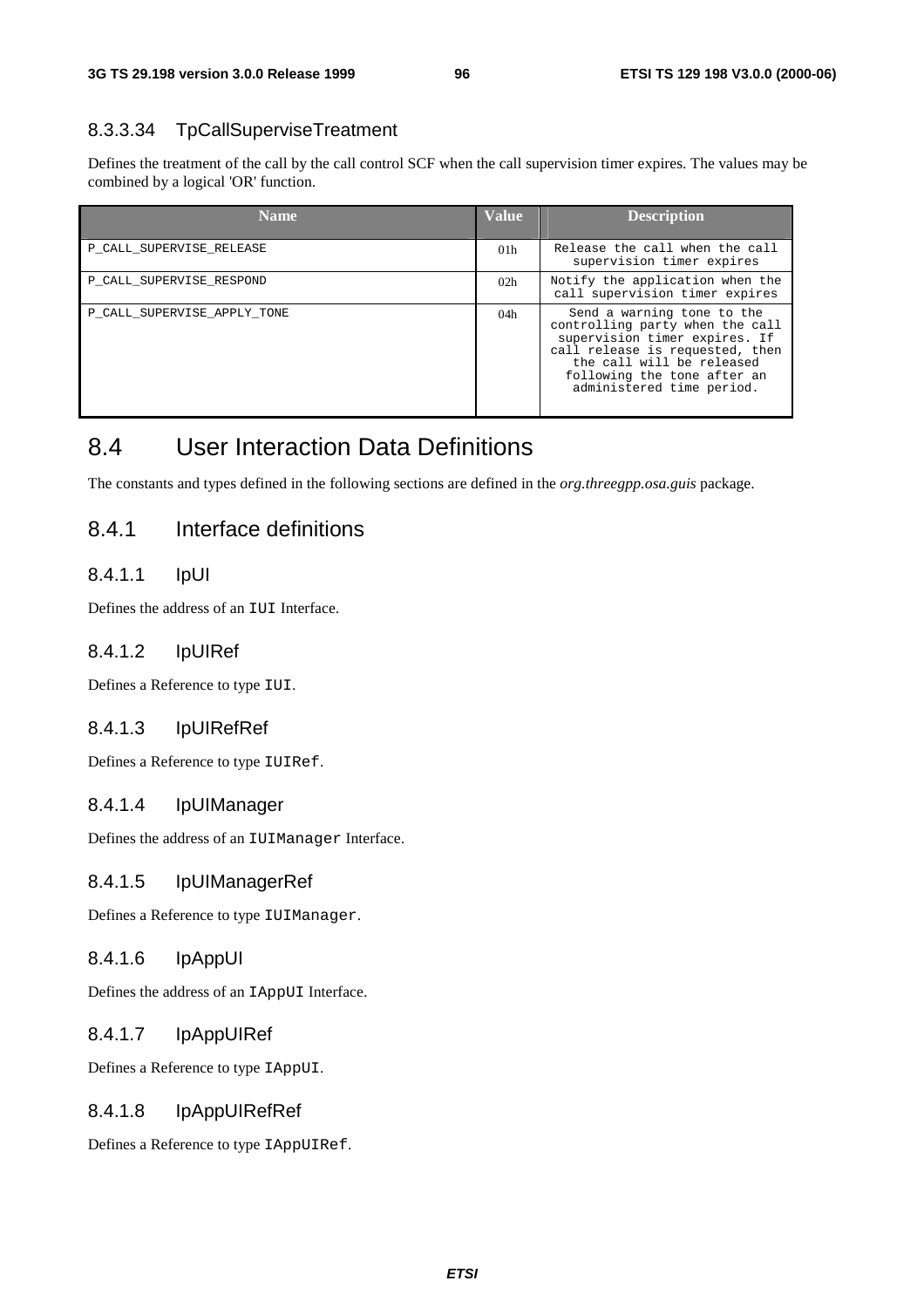#### 8.3.3.34 TpCallSuperviseTreatment

Defines the treatment of the call by the call control SCF when the call supervision timer expires. The values may be combined by a logical 'OR' function.

| Name | Value | Description |
|---|---|---|
| P_CALL_SUPERVISE_RELEASE | 01h | Release the call when the call supervision timer expires |
| P_CALL_SUPERVISE_RESPOND | 02h | Notify the application when the call supervision timer expires |
| P_CALL_SUPERVISE_APPLY_TONE | 04h | Send a warning tone to the controlling party when the call supervision timer expires. If call release is requested, then the call will be released following the tone after an administered time period. |

## 8.4 User Interaction Data Definitions

The constants and types defined in the following sections are defined in the *org.threegpp.osa.guis* package.

### 8.4.1 Interface definitions

#### 8.4.1.1 IpUI

Defines the address of an `IUI` Interface.

#### 8.4.1.2 IpUIRef

Defines a Reference to type `IUI`.

#### 8.4.1.3 IpUIRefRef

Defines a Reference to type `IUIRef`.

#### 8.4.1.4 IpUIManager

Defines the address of an `IUIManager` Interface.

#### 8.4.1.5 IpUIManagerRef

Defines a Reference to type `IUIManager`.

#### 8.4.1.6 IpAppUI

Defines the address of an `IAppUI` Interface.

#### 8.4.1.7 IpAppUIRef

Defines a Reference to type `IAppUI`.

#### 8.4.1.8 IpAppUIRefRef

Defines a Reference to type `IAppUIRef`.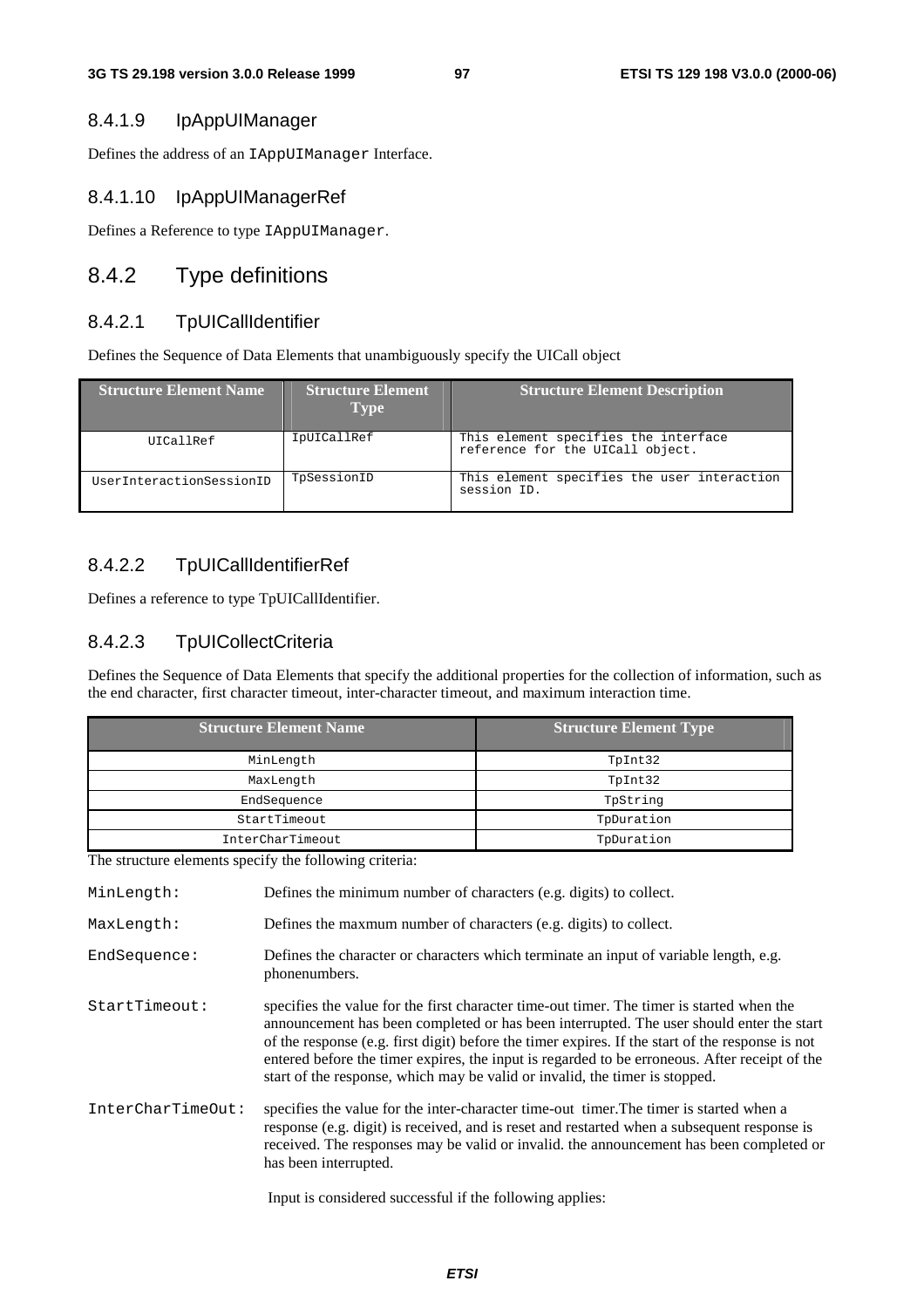### 8.4.1.9 IpAppUIManager

Defines the address of an `IAppUIManager` Interface.

### 8.4.1.10 IpAppUIManagerRef

Defines a Reference to type `IAppUIManager`.

## 8.4.2 Type definitions

### 8.4.2.1 TpUICallIdentifier

Defines the Sequence of Data Elements that unambiguously specify the UICall object

| Structure Element Name | Structure Element Type | Structure Element Description |
|---|---|---|
| UICallRef | IpUICallRef | This element specifies the interface reference for the UICall object. |
| UserInteractionSessionID | TpSessionID | This element specifies the user interaction session ID. |

### 8.4.2.2 TpUICallIdentifierRef

Defines a reference to type TpUICallIdentifier.

### 8.4.2.3 TpUICollectCriteria

Defines the Sequence of Data Elements that specify the additional properties for the collection of information, such as the end character, first character timeout, inter-character timeout, and maximum interaction time.

| Structure Element Name | Structure Element Type |
|---|---|
| MinLength | TpInt32 |
| MaxLength | TpInt32 |
| EndSequence | TpString |
| StartTimeout | TpDuration |
| InterCharTimeout | TpDuration |

The structure elements specify the following criteria:

`MinLength:` Defines the minimum number of characters (e.g. digits) to collect.

`MaxLength:` Defines the maxmum number of characters (e.g. digits) to collect.

`EndSequence:` Defines the character or characters which terminate an input of variable length, e.g. phonenumbers.

`StartTimeout:` specifies the value for the first character time-out timer. The timer is started when the announcement has been completed or has been interrupted. The user should enter the start of the response (e.g. first digit) before the timer expires. If the start of the response is not entered before the timer expires, the input is regarded to be erroneous. After receipt of the start of the response, which may be valid or invalid, the timer is stopped.

`InterCharTimeOut:` specifies the value for the inter-character time-out timer.The timer is started when a response (e.g. digit) is received, and is reset and restarted when a subsequent response is received. The responses may be valid or invalid. the announcement has been completed or has been interrupted.

Input is considered successful if the following applies: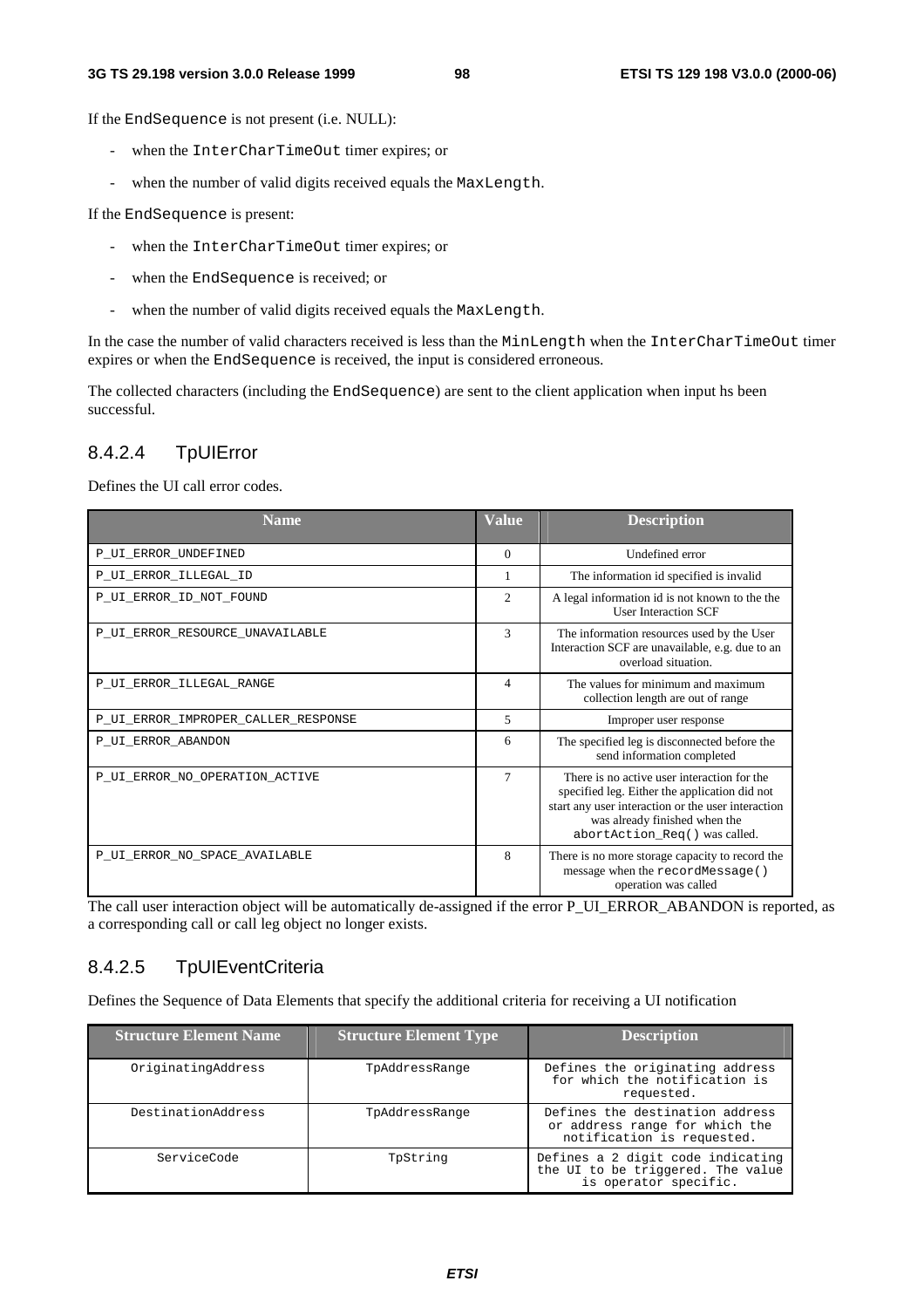If the EndSequence is not present (i.e. NULL):

- when the InterCharTimeOut timer expires; or
- when the number of valid digits received equals the MaxLength.

If the EndSequence is present:

- when the InterCharTimeOut timer expires; or
- when the EndSequence is received; or
- when the number of valid digits received equals the MaxLength.

In the case the number of valid characters received is less than the MinLength when the InterCharTimeOut timer expires or when the EndSequence is received, the input is considered erroneous.

The collected characters (including the EndSequence) are sent to the client application when input hs been successful.

### 8.4.2.4 TpUIError

Defines the UI call error codes.

| Name | Value | Description |
|---|---|---|
| P_UI_ERROR_UNDEFINED | 0 | Undefined error |
| P_UI_ERROR_ILLEGAL_ID | 1 | The information id specified is invalid |
| P_UI_ERROR_ID_NOT_FOUND | 2 | A legal information id is not known to the the User Interaction SCF |
| P_UI_ERROR_RESOURCE_UNAVAILABLE | 3 | The information resources used by the User Interaction SCF are unavailable, e.g. due to an overload situation. |
| P_UI_ERROR_ILLEGAL_RANGE | 4 | The values for minimum and maximum collection length are out of range |
| P_UI_ERROR_IMPROPER_CALLER_RESPONSE | 5 | Improper user response |
| P_UI_ERROR_ABANDON | 6 | The specified leg is disconnected before the send information completed |
| P_UI_ERROR_NO_OPERATION_ACTIVE | 7 | There is no active user interaction for the specified leg. Either the application did not start any user interaction or the user interaction was already finished when the abortAction_Req() was called. |
| P_UI_ERROR_NO_SPACE_AVAILABLE | 8 | There is no more storage capacity to record the message when the recordMessage() operation was called |

The call user interaction object will be automatically de-assigned if the error P_UI_ERROR_ABANDON is reported, as a corresponding call or call leg object no longer exists.

### 8.4.2.5 TpUIEventCriteria

Defines the Sequence of Data Elements that specify the additional criteria for receiving a UI notification

| Structure Element Name | Structure Element Type | Description |
|---|---|---|
| OriginatingAddress | TpAddressRange | Defines the originating address for which the notification is requested. |
| DestinationAddress | TpAddressRange | Defines the destination address or address range for which the notification is requested. |
| ServiceCode | TpString | Defines a 2 digit code indicating the UI to be triggered. The value is operator specific. |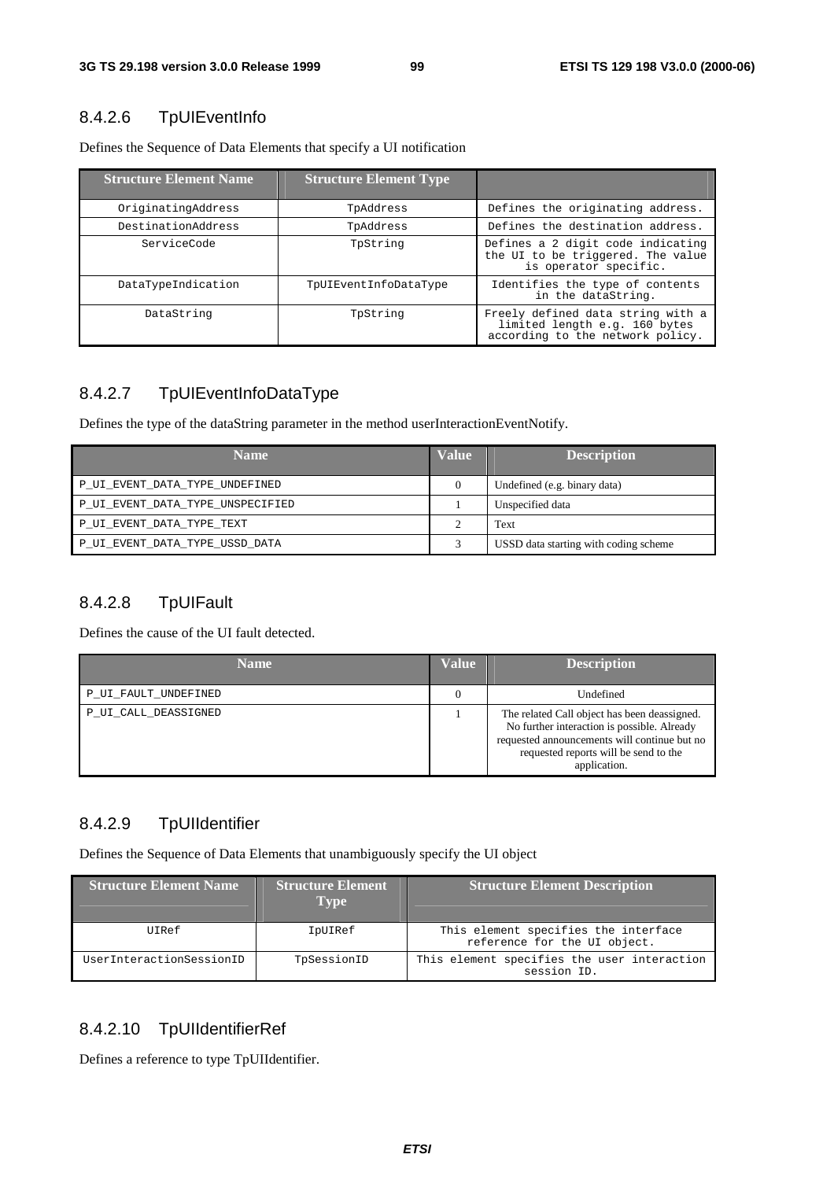#### 8.4.2.6 TpUIEventInfo

Defines the Sequence of Data Elements that specify a UI notification

| Structure Element Name | Structure Element Type | |
|---|---|---|
| OriginatingAddress | TpAddress | Defines the originating address. |
| DestinationAddress | TpAddress | Defines the destination address. |
| ServiceCode | TpString | Defines a 2 digit code indicating the UI to be triggered. The value is operator specific. |
| DataTypeIndication | TpUIEventInfoDataType | Identifies the type of contents in the dataString. |
| DataString | TpString | Freely defined data string with a limited length e.g. 160 bytes according to the network policy. |

#### 8.4.2.7 TpUIEventInfoDataType

Defines the type of the dataString parameter in the method userInteractionEventNotify.

| Name | Value | Description |
|---|---|---|
| P_UI_EVENT_DATA_TYPE_UNDEFINED | 0 | Undefined (e.g. binary data) |
| P_UI_EVENT_DATA_TYPE_UNSPECIFIED | 1 | Unspecified data |
| P_UI_EVENT_DATA_TYPE_TEXT | 2 | Text |
| P_UI_EVENT_DATA_TYPE_USSD_DATA | 3 | USSD data starting with coding scheme |

#### 8.4.2.8 TpUIFault

Defines the cause of the UI fault detected.

| Name | Value | Description |
|---|---|---|
| P_UI_FAULT_UNDEFINED | 0 | Undefined |
| P_UI_CALL_DEASSIGNED | 1 | The related Call object has been deassigned. No further interaction is possible. Already requested announcements will continue but no requested reports will be send to the application. |

#### 8.4.2.9 TpUIIdentifier

Defines the Sequence of Data Elements that unambiguously specify the UI object

| Structure Element Name | Structure Element Type | Structure Element Description |
|---|---|---|
| UIRef | IpUIRef | This element specifies the interface reference for the UI object. |
| UserInteractionSessionID | TpSessionID | This element specifies the user interaction session ID. |

#### 8.4.2.10 TpUIIdentifierRef

Defines a reference to type TpUIIdentifier.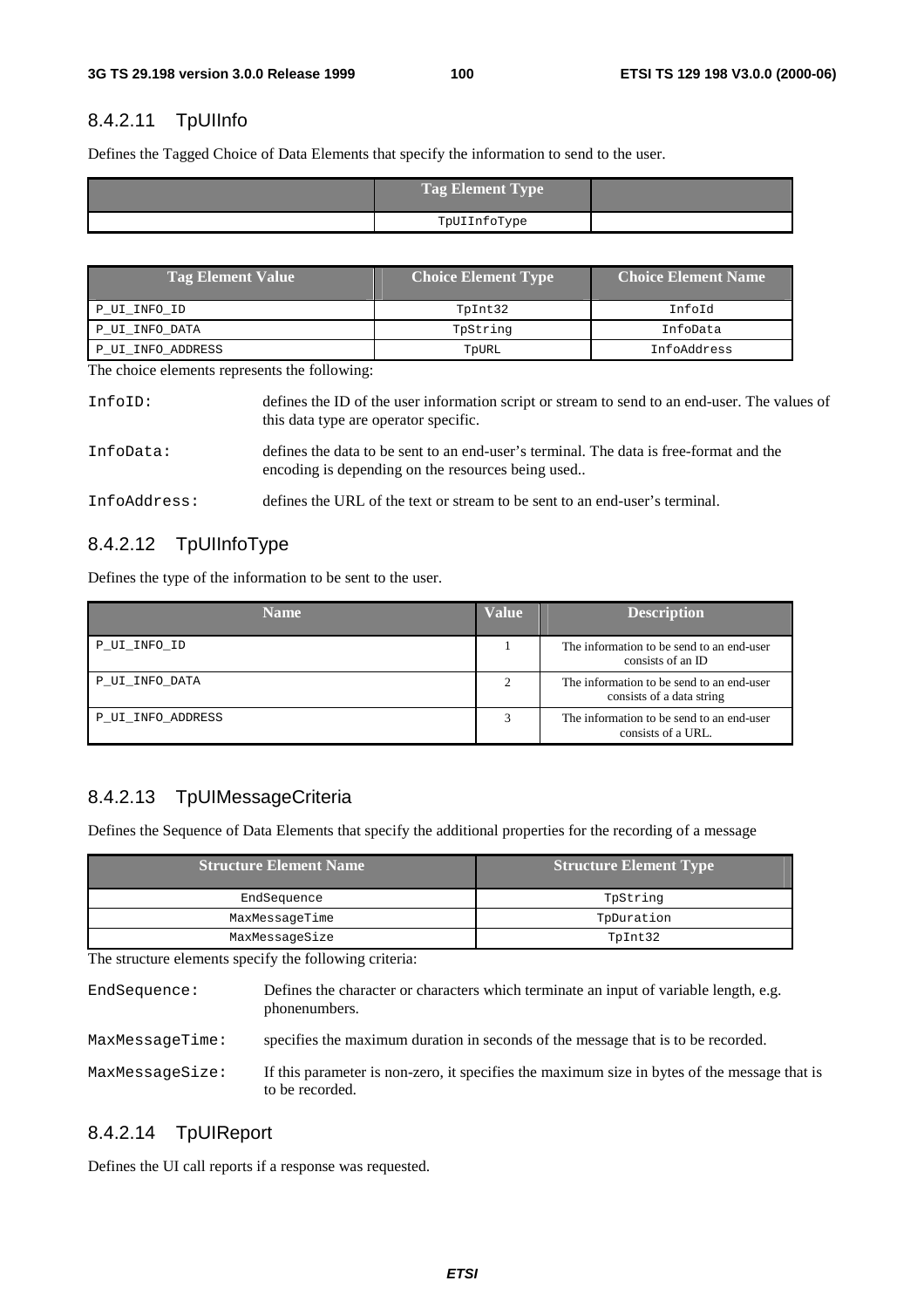### 8.4.2.11 TpUIInfo

Defines the Tagged Choice of Data Elements that specify the information to send to the user.

| | Tag Element Type | |
|---|---|---|
| | TpUIInfoType | |

| Tag Element Value | Choice Element Type | Choice Element Name |
|---|---|---|
| P_UI_INFO_ID | TpInt32 | InfoId |
| P_UI_INFO_DATA | TpString | InfoData |
| P_UI_INFO_ADDRESS | TpURL | InfoAddress |

The choice elements represents the following:

InfoID: defines the ID of the user information script or stream to send to an end-user. The values of this data type are operator specific.

InfoData: defines the data to be sent to an end-user's terminal. The data is free-format and the encoding is depending on the resources being used..

InfoAddress: defines the URL of the text or stream to be sent to an end-user's terminal.

### 8.4.2.12 TpUIInfoType

Defines the type of the information to be sent to the user.

| Name | Value | Description |
|---|---|---|
| P_UI_INFO_ID | 1 | The information to be send to an end-user consists of an ID |
| P_UI_INFO_DATA | 2 | The information to be send to an end-user consists of a data string |
| P_UI_INFO_ADDRESS | 3 | The information to be send to an end-user consists of a URL. |

### 8.4.2.13 TpUIMessageCriteria

Defines the Sequence of Data Elements that specify the additional properties for the recording of a message

| Structure Element Name | Structure Element Type |
|---|---|
| EndSequence | TpString |
| MaxMessageTime | TpDuration |
| MaxMessageSize | TpInt32 |

The structure elements specify the following criteria:

EndSequence: Defines the character or characters which terminate an input of variable length, e.g. phonenumbers.

MaxMessageTime: specifies the maximum duration in seconds of the message that is to be recorded.

MaxMessageSize: If this parameter is non-zero, it specifies the maximum size in bytes of the message that is to be recorded.

### 8.4.2.14 TpUIReport

Defines the UI call reports if a response was requested.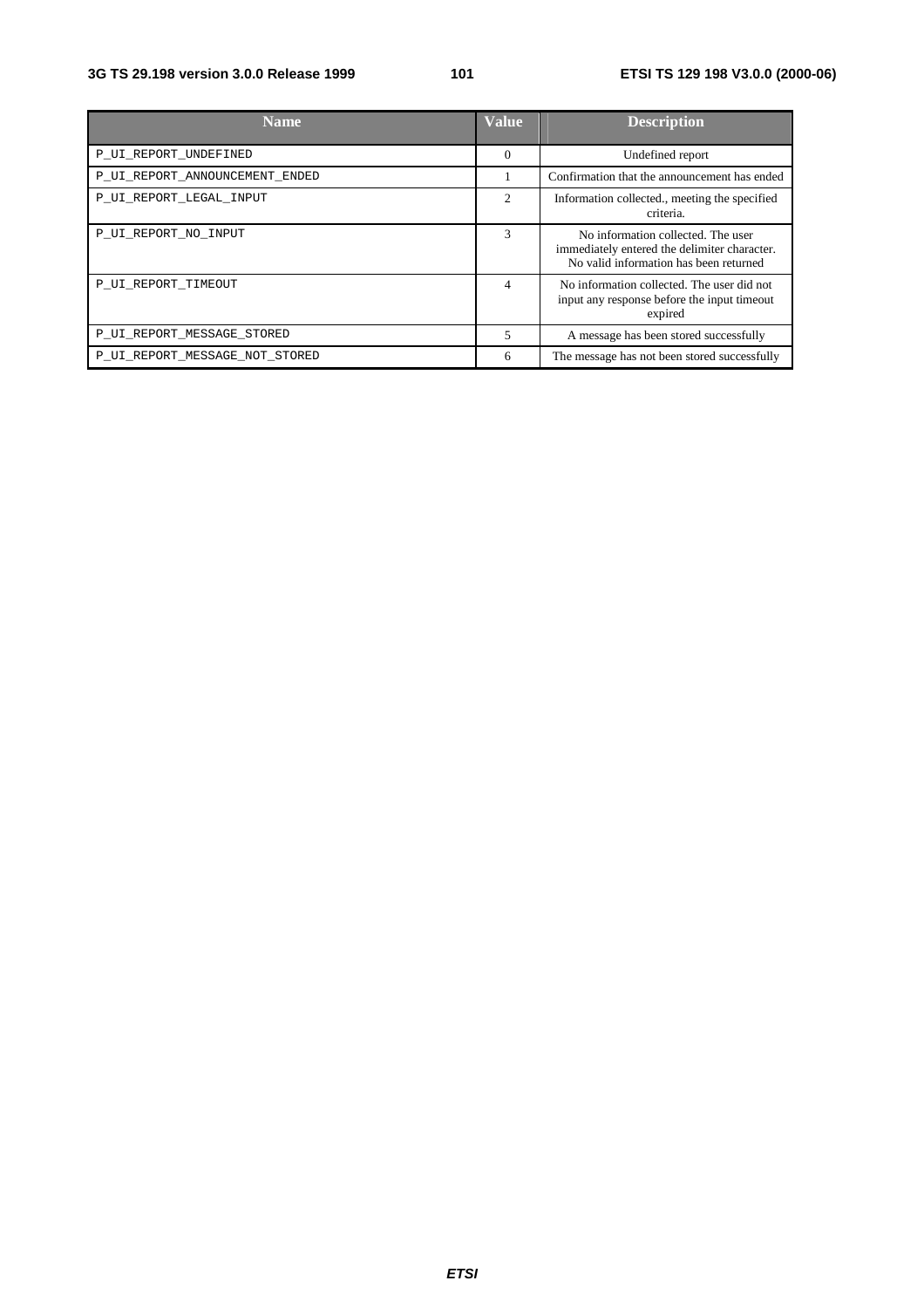| Name | Value | Description |
|---|---|---|
| P_UI_REPORT_UNDEFINED | 0 | Undefined report |
| P_UI_REPORT_ANNOUNCEMENT_ENDED | 1 | Confirmation that the announcement has ended |
| P_UI_REPORT_LEGAL_INPUT | 2 | Information collected., meeting the specified criteria. |
| P_UI_REPORT_NO_INPUT | 3 | No information collected. The user immediately entered the delimiter character. No valid information has been returned |
| P_UI_REPORT_TIMEOUT | 4 | No information collected. The user did not input any response before the input timeout expired |
| P_UI_REPORT_MESSAGE_STORED | 5 | A message has been stored successfully |
| P_UI_REPORT_MESSAGE_NOT_STORED | 6 | The message has not been stored successfully |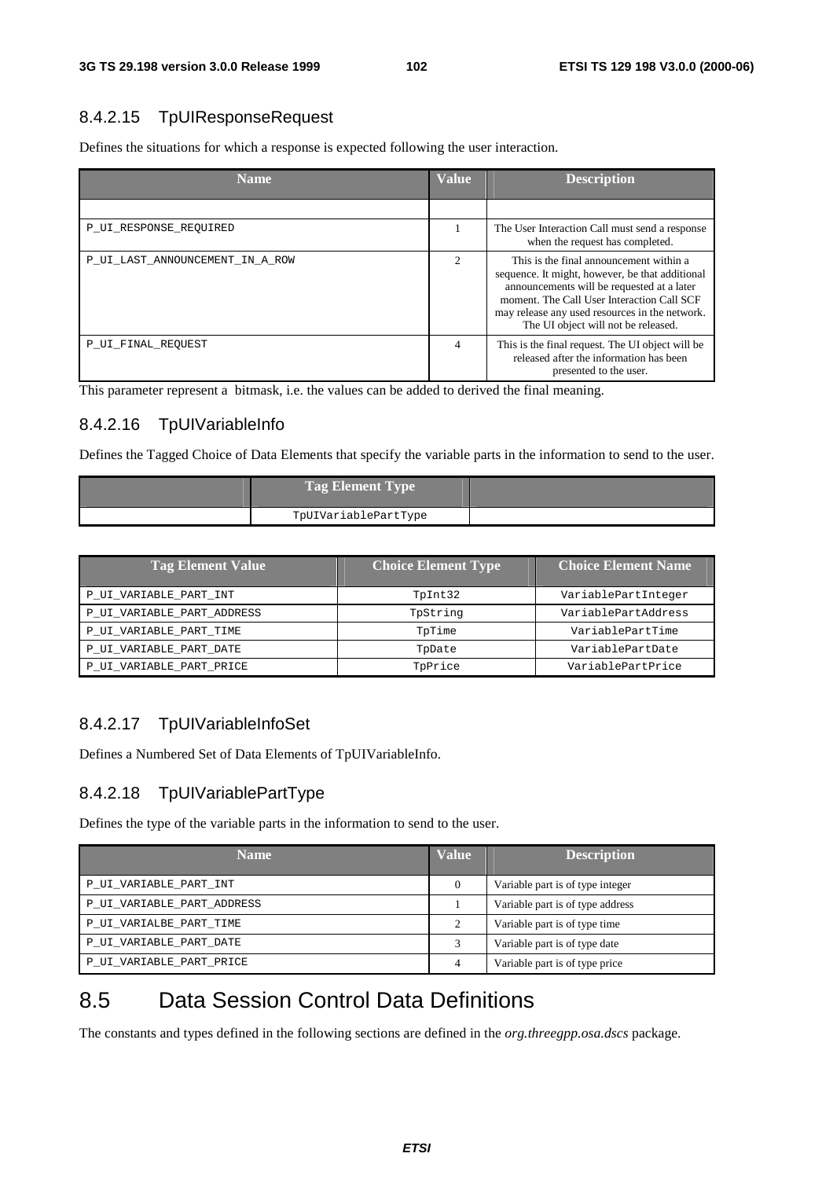### 8.4.2.15 TpUIResponseRequest

Defines the situations for which a response is expected following the user interaction.

| Name | Value | Description |
|---|---|---|
| | | |
| P_UI_RESPONSE_REQUIRED | 1 | The User Interaction Call must send a response when the request has completed. |
| P_UI_LAST_ANNOUNCEMENT_IN_A_ROW | 2 | This is the final announcement within a sequence. It might, however, be that additional announcements will be requested at a later moment. The Call User Interaction Call SCF may release any used resources in the network. The UI object will not be released. |
| P_UI_FINAL_REQUEST | 4 | This is the final request. The UI object will be released after the information has been presented to the user. |

This parameter represent a bitmask, i.e. the values can be added to derived the final meaning.

### 8.4.2.16 TpUIVariableInfo

Defines the Tagged Choice of Data Elements that specify the variable parts in the information to send to the user.

| | Tag Element Type | |
|---|---|---|
| | TpUIVariablePartType | |

| Tag Element Value | Choice Element Type | Choice Element Name |
|---|---|---|
| P_UI_VARIABLE_PART_INT | TpInt32 | VariablePartInteger |
| P_UI_VARIABLE_PART_ADDRESS | TpString | VariablePartAddress |
| P_UI_VARIABLE_PART_TIME | TpTime | VariablePartTime |
| P_UI_VARIABLE_PART_DATE | TpDate | VariablePartDate |
| P_UI_VARIABLE_PART_PRICE | TpPrice | VariablePartPrice |

### 8.4.2.17 TpUIVariableInfoSet

Defines a Numbered Set of Data Elements of TpUIVariableInfo.

### 8.4.2.18 TpUIVariablePartType

Defines the type of the variable parts in the information to send to the user.

| Name | Value | Description |
|---|---|---|
| P_UI_VARIABLE_PART_INT | 0 | Variable part is of type integer |
| P_UI_VARIABLE_PART_ADDRESS | 1 | Variable part is of type address |
| P_UI_VARIALBE_PART_TIME | 2 | Variable part is of type time |
| P_UI_VARIABLE_PART_DATE | 3 | Variable part is of type date |
| P_UI_VARIABLE_PART_PRICE | 4 | Variable part is of type price |

## 8.5 Data Session Control Data Definitions

The constants and types defined in the following sections are defined in the *org.threegpp.osa.dscs* package.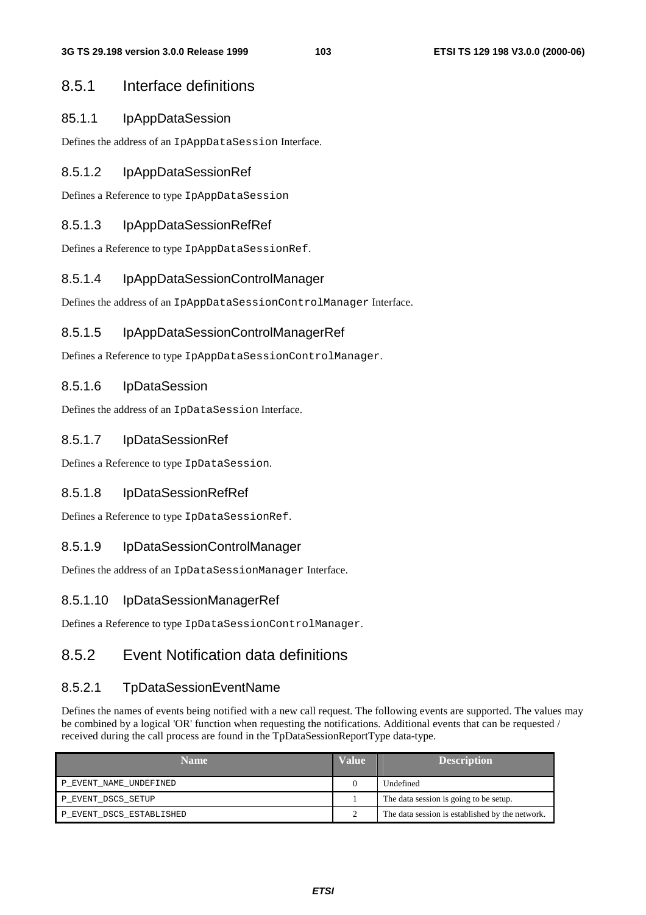## 8.5.1 Interface definitions

### 85.1.1 IpAppDataSession

Defines the address of an `IpAppDataSession` Interface.

### 8.5.1.2 IpAppDataSessionRef

Defines a Reference to type `IpAppDataSession`

### 8.5.1.3 IpAppDataSessionRefRef

Defines a Reference to type `IpAppDataSessionRef`.

### 8.5.1.4 IpAppDataSessionControlManager

Defines the address of an `IpAppDataSessionControlManager` Interface.

### 8.5.1.5 IpAppDataSessionControlManagerRef

Defines a Reference to type `IpAppDataSessionControlManager`.

### 8.5.1.6 IpDataSession

Defines the address of an `IpDataSession` Interface.

### 8.5.1.7 IpDataSessionRef

Defines a Reference to type `IpDataSession`.

### 8.5.1.8 IpDataSessionRefRef

Defines a Reference to type `IpDataSessionRef`.

### 8.5.1.9 IpDataSessionControlManager

Defines the address of an `IpDataSessionManager` Interface.

### 8.5.1.10 IpDataSessionManagerRef

Defines a Reference to type `IpDataSessionControlManager`.

## 8.5.2 Event Notification data definitions

### 8.5.2.1 TpDataSessionEventName

Defines the names of events being notified with a new call request. The following events are supported. The values may be combined by a logical 'OR' function when requesting the notifications. Additional events that can be requested / received during the call process are found in the TpDataSessionReportType data-type.

| Name | Value | Description |
|---|---|---|
| P_EVENT_NAME_UNDEFINED | 0 | Undefined |
| P_EVENT_DSCS_SETUP | 1 | The data session is going to be setup. |
| P_EVENT_DSCS_ESTABLISHED | 2 | The data session is established by the network. |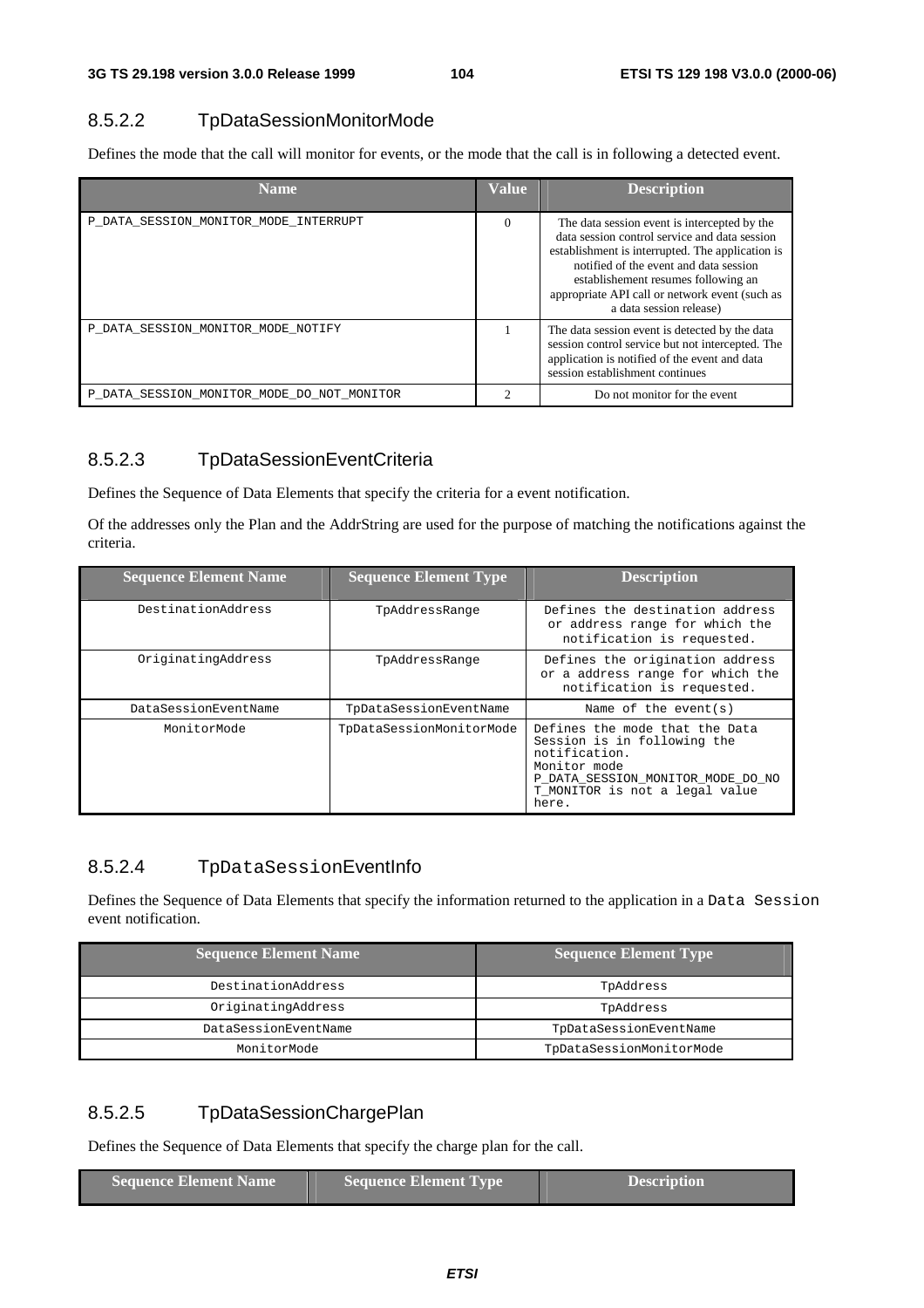### 8.5.2.2 TpDataSessionMonitorMode

Defines the mode that the call will monitor for events, or the mode that the call is in following a detected event.

| Name | Value | Description |
|---|---|---|
| P_DATA_SESSION_MONITOR_MODE_INTERRUPT | 0 | The data session event is intercepted by the data session control service and data session establishment is interrupted. The application is notified of the event and data session establishement resumes following an appropriate API call or network event (such as a data session release) |
| P_DATA_SESSION_MONITOR_MODE_NOTIFY | 1 | The data session event is detected by the data session control service but not intercepted. The application is notified of the event and data session establishment continues |
| P_DATA_SESSION_MONITOR_MODE_DO_NOT_MONITOR | 2 | Do not monitor for the event |

### 8.5.2.3 TpDataSessionEventCriteria

Defines the Sequence of Data Elements that specify the criteria for a event notification.

Of the addresses only the Plan and the AddrString are used for the purpose of matching the notifications against the criteria.

| Sequence Element Name | Sequence Element Type | Description |
|---|---|---|
| DestinationAddress | TpAddressRange | Defines the destination address or address range for which the notification is requested. |
| OriginatingAddress | TpAddressRange | Defines the origination address or a address range for which the notification is requested. |
| DataSessionEventName | TpDataSessionEventName | Name of the event(s) |
| MonitorMode | TpDataSessionMonitorMode | Defines the mode that the Data Session is in following the notification. Monitor mode P_DATA_SESSION_MONITOR_MODE_DO_NOT_MONITOR is not a legal value here. |

### 8.5.2.4 TpDataSessionEventInfo

Defines the Sequence of Data Elements that specify the information returned to the application in a Data Session event notification.

| Sequence Element Name | Sequence Element Type |
|---|---|
| DestinationAddress | TpAddress |
| OriginatingAddress | TpAddress |
| DataSessionEventName | TpDataSessionEventName |
| MonitorMode | TpDataSessionMonitorMode |

### 8.5.2.5 TpDataSessionChargePlan

Defines the Sequence of Data Elements that specify the charge plan for the call.

| Sequence Element Name | Sequence Element Type | Description |
|---|---|---|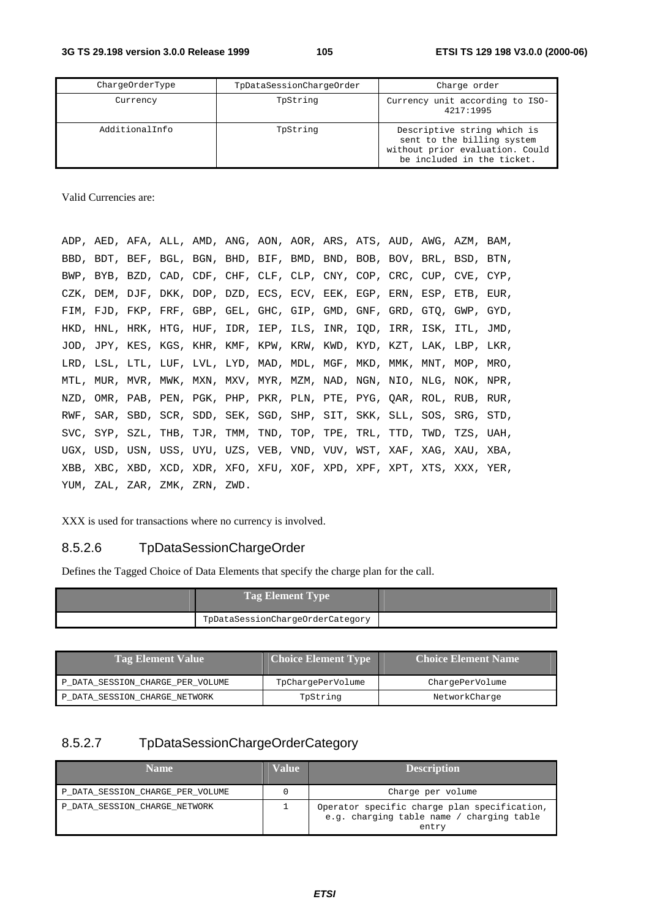| ChargeOrderType | TpDataSessionChargeOrder | Charge order |
|---|---|---|
| Currency | TpString | Currency unit according to ISO-4217:1995 |
| AdditionalInfo | TpString | Descriptive string which is sent to the billing system without prior evaluation. Could be included in the ticket. |

Valid Currencies are:

ADP, AED, AFA, ALL, AMD, ANG, AON, AOR, ARS, ATS, AUD, AWG, AZM, BAM, BBD, BDT, BEF, BGL, BGN, BHD, BIF, BMD, BND, BOB, BOV, BRL, BSD, BTN, BWP, BYB, BZD, CAD, CDF, CHF, CLF, CLP, CNY, COP, CRC, CUP, CVE, CYP, CZK, DEM, DJF, DKK, DOP, DZD, ECS, ECV, EEK, EGP, ERN, ESP, ETB, EUR, FIM, FJD, FKP, FRF, GBP, GEL, GHC, GIP, GMD, GNF, GRD, GTQ, GWP, GYD, HKD, HNL, HRK, HTG, HUF, IDR, IEP, ILS, INR, IQD, IRR, ISK, ITL, JMD, JOD, JPY, KES, KGS, KHR, KMF, KPW, KRW, KWD, KYD, KZT, LAK, LBP, LKR, LRD, LSL, LTL, LUF, LVL, LYD, MAD, MDL, MGF, MKD, MMK, MNT, MOP, MRO, MTL, MUR, MVR, MWK, MXN, MXV, MYR, MZM, NAD, NGN, NIO, NLG, NOK, NPR, NZD, OMR, PAB, PEN, PGK, PHP, PKR, PLN, PTE, PYG, QAR, ROL, RUB, RUR, RWF, SAR, SBD, SCR, SDD, SEK, SGD, SHP, SIT, SKK, SLL, SOS, SRG, STD, SVC, SYP, SZL, THB, TJR, TMM, TND, TOP, TPE, TRL, TTD, TWD, TZS, UAH, UGX, USD, USN, USS, UYU, UZS, VEB, VND, VUV, WST, XAF, XAG, XAU, XBA, XBB, XBC, XBD, XCD, XDR, XFO, XFU, XOF, XPD, XPF, XPT, XTS, XXX, YER, YUM, ZAL, ZAR, ZMK, ZRN, ZWD.

XXX is used for transactions where no currency is involved.

### 8.5.2.6 TpDataSessionChargeOrder

Defines the Tagged Choice of Data Elements that specify the charge plan for the call.

| | Tag Element Type | |
|---|---|---|
| | TpDataSessionChargeOrderCategory | |

| Tag Element Value | Choice Element Type | Choice Element Name |
|---|---|---|
| P_DATA_SESSION_CHARGE_PER_VOLUME | TpChargePerVolume | ChargePerVolume |
| P_DATA_SESSION_CHARGE_NETWORK | TpString | NetworkCharge |

### 8.5.2.7 TpDataSessionChargeOrderCategory

| Name | Value | Description |
|---|---|---|
| P_DATA_SESSION_CHARGE_PER_VOLUME | 0 | Charge per volume |
| P_DATA_SESSION_CHARGE_NETWORK | 1 | Operator specific charge plan specification, e.g. charging table name / charging table entry |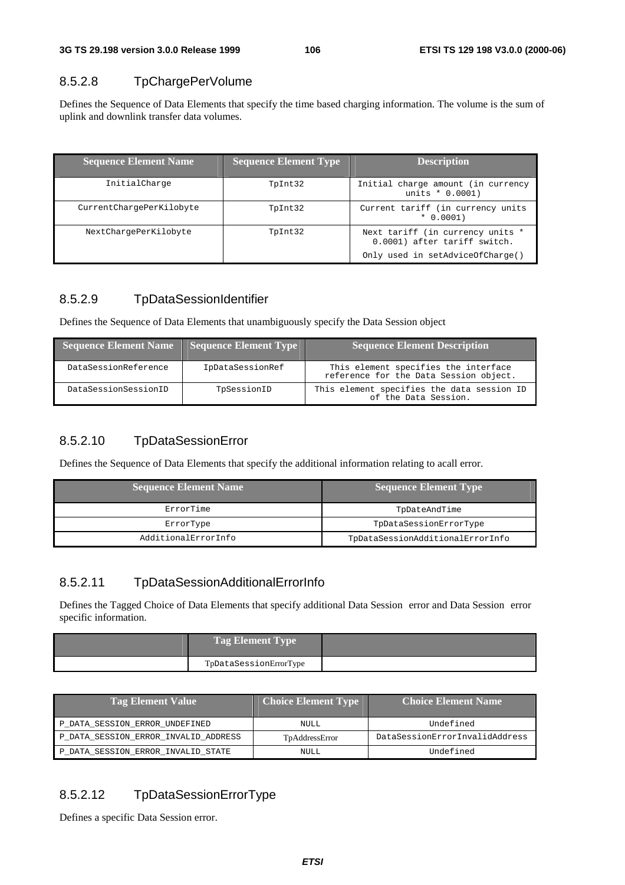### 8.5.2.8 TpChargePerVolume

Defines the Sequence of Data Elements that specify the time based charging information. The volume is the sum of uplink and downlink transfer data volumes.

| Sequence Element Name | Sequence Element Type | Description |
|---|---|---|
| InitialCharge | TpInt32 | Initial charge amount (in currency units * 0.0001) |
| CurrentChargePerKilobyte | TpInt32 | Current tariff (in currency units * 0.0001) |
| NextChargePerKilobyte | TpInt32 | Next tariff (in currency units * 0.0001) after tariff switch.<br>Only used in setAdviceOfCharge() |

### 8.5.2.9 TpDataSessionIdentifier

Defines the Sequence of Data Elements that unambiguously specify the Data Session object

| Sequence Element Name | Sequence Element Type | Sequence Element Description |
|---|---|---|
| DataSessionReference | IpDataSessionRef | This element specifies the interface reference for the Data Session object. |
| DataSessionSessionID | TpSessionID | This element specifies the data session ID of the Data Session. |

### 8.5.2.10 TpDataSessionError

Defines the Sequence of Data Elements that specify the additional information relating to acall error.

| Sequence Element Name | Sequence Element Type |
|---|---|
| ErrorTime | TpDateAndTime |
| ErrorType | TpDataSessionErrorType |
| AdditionalErrorInfo | TpDataSessionAdditionalErrorInfo |

### 8.5.2.11 TpDataSessionAdditionalErrorInfo

Defines the Tagged Choice of Data Elements that specify additional Data Session error and Data Session error specific information.

| | Tag Element Type | |
|---|---|---|
| | TpDataSessionErrorType | |

| Tag Element Value | Choice Element Type | Choice Element Name |
|---|---|---|
| P_DATA_SESSION_ERROR_UNDEFINED | NULL | Undefined |
| P_DATA_SESSION_ERROR_INVALID_ADDRESS | TpAddressError | DataSessionErrorInvalidAddress |
| P_DATA_SESSION_ERROR_INVALID_STATE | NULL | Undefined |

### 8.5.2.12 TpDataSessionErrorType

Defines a specific Data Session error.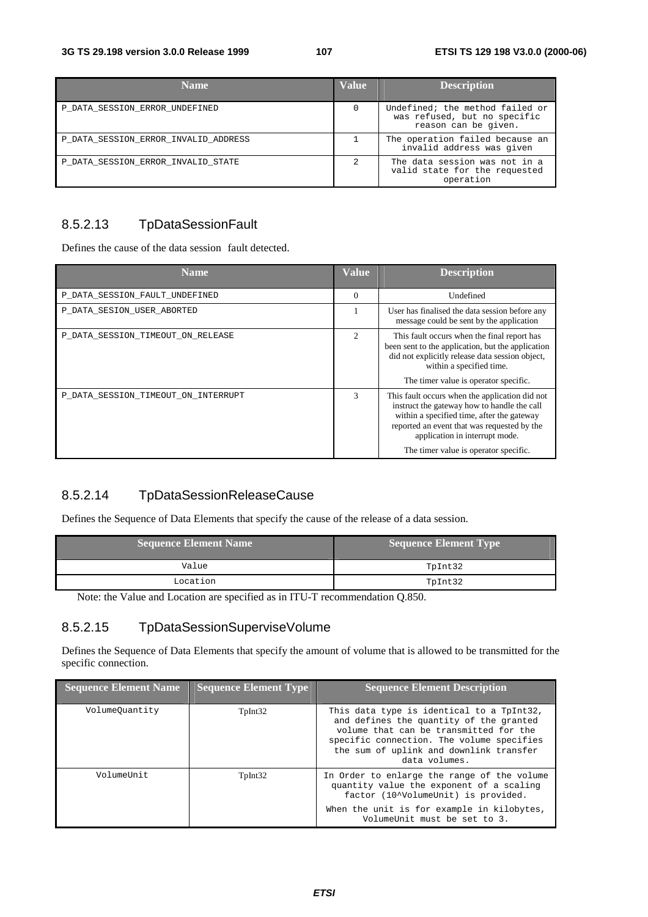| Name | Value | Description |
| --- | --- | --- |
| P_DATA_SESSION_ERROR_UNDEFINED | 0 | Undefined; the method failed or was refused, but no specific reason can be given. |
| P_DATA_SESSION_ERROR_INVALID_ADDRESS | 1 | The operation failed because an invalid address was given |
| P_DATA_SESSION_ERROR_INVALID_STATE | 2 | The data session was not in a valid state for the requested operation |

### 8.5.2.13 TpDataSessionFault

Defines the cause of the data session fault detected.

| Name | Value | Description |
| --- | --- | --- |
| P_DATA_SESSION_FAULT_UNDEFINED | 0 | Undefined |
| P_DATA_SESION_USER_ABORTED | 1 | User has finalised the data session before any message could be sent by the application |
| P_DATA_SESSION_TIMEOUT_ON_RELEASE | 2 | This fault occurs when the final report has been sent to the application, but the application did not explicitly release data session object, within a specified time.<br><br>The timer value is operator specific. |
| P_DATA_SESSION_TIMEOUT_ON_INTERRUPT | 3 | This fault occurs when the application did not instruct the gateway how to handle the call within a specified time, after the gateway reported an event that was requested by the application in interrupt mode.<br><br>The timer value is operator specific. |

### 8.5.2.14 TpDataSessionReleaseCause

Defines the Sequence of Data Elements that specify the cause of the release of a data session.

| Sequence Element Name | Sequence Element Type |
| --- | --- |
| Value | TpInt32 |
| Location | TpInt32 |

Note: the Value and Location are specified as in ITU-T recommendation Q.850.

### 8.5.2.15 TpDataSessionSuperviseVolume

Defines the Sequence of Data Elements that specify the amount of volume that is allowed to be transmitted for the specific connection.

| Sequence Element Name | Sequence Element Type | Sequence Element Description |
| --- | --- | --- |
| VolumeQuantity | TpInt32 | This data type is identical to a TpInt32, and defines the quantity of the granted volume that can be transmitted for the specific connection. The volume specifies the sum of uplink and downlink transfer data volumes. |
| VolumeUnit | TpInt32 | In Order to enlarge the range of the volume quantity value the exponent of a scaling factor (10^VolumeUnit) is provided.<br><br>When the unit is for example in kilobytes, VolumeUnit must be set to 3. |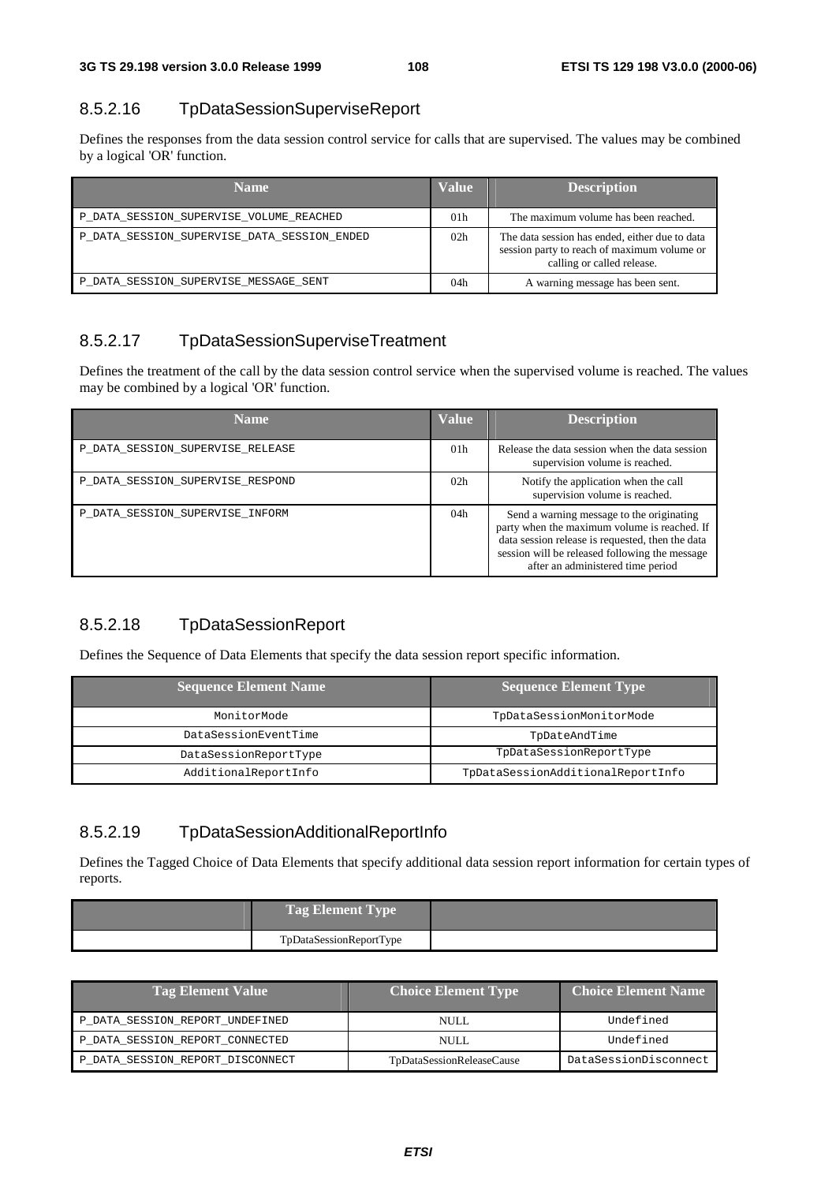### 8.5.2.16 TpDataSessionSuperviseReport

Defines the responses from the data session control service for calls that are supervised. The values may be combined by a logical 'OR' function.

| Name | Value | Description |
|---|---|---|
| P_DATA_SESSION_SUPERVISE_VOLUME_REACHED | 01h | The maximum volume has been reached. |
| P_DATA_SESSION_SUPERVISE_DATA_SESSION_ENDED | 02h | The data session has ended, either due to data session party to reach of maximum volume or calling or called release. |
| P_DATA_SESSION_SUPERVISE_MESSAGE_SENT | 04h | A warning message has been sent. |

### 8.5.2.17 TpDataSessionSuperviseTreatment

Defines the treatment of the call by the data session control service when the supervised volume is reached. The values may be combined by a logical 'OR' function.

| Name | Value | Description |
|---|---|---|
| P_DATA_SESSION_SUPERVISE_RELEASE | 01h | Release the data session when the data session supervision volume is reached. |
| P_DATA_SESSION_SUPERVISE_RESPOND | 02h | Notify the application when the call supervision volume is reached. |
| P_DATA_SESSION_SUPERVISE_INFORM | 04h | Send a warning message to the originating party when the maximum volume is reached. If data session release is requested, then the data session will be released following the message after an administered time period |

### 8.5.2.18 TpDataSessionReport

Defines the Sequence of Data Elements that specify the data session report specific information.

| Sequence Element Name | Sequence Element Type |
|---|---|
| MonitorMode | TpDataSessionMonitorMode |
| DataSessionEventTime | TpDateAndTime |
| DataSessionReportType | TpDataSessionReportType |
| AdditionalReportInfo | TpDataSessionAdditionalReportInfo |

### 8.5.2.19 TpDataSessionAdditionalReportInfo

Defines the Tagged Choice of Data Elements that specify additional data session report information for certain types of reports.

| | Tag Element Type | |
|---|---|---|
| | TpDataSessionReportType | |

| Tag Element Value | Choice Element Type | Choice Element Name |
|---|---|---|
| P_DATA_SESSION_REPORT_UNDEFINED | NULL | Undefined |
| P_DATA_SESSION_REPORT_CONNECTED | NULL | Undefined |
| P_DATA_SESSION_REPORT_DISCONNECT | TpDataSessionReleaseCause | DataSessionDisconnect |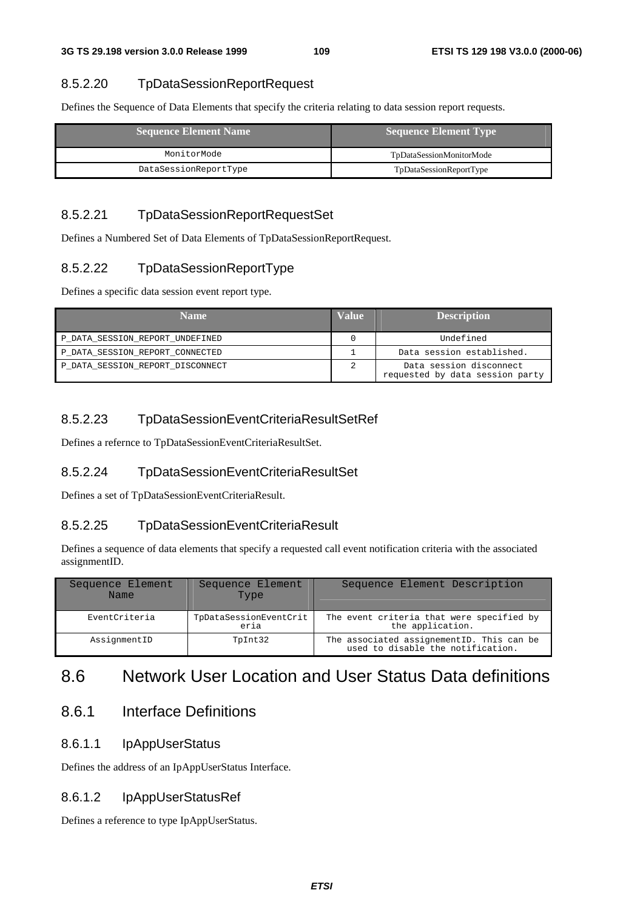### 8.5.2.20 TpDataSessionReportRequest

Defines the Sequence of Data Elements that specify the criteria relating to data session report requests.

| Sequence Element Name | Sequence Element Type |
|---|---|
| MonitorMode | TpDataSessionMonitorMode |
| DataSessionReportType | TpDataSessionReportType |

### 8.5.2.21 TpDataSessionReportRequestSet

Defines a Numbered Set of Data Elements of TpDataSessionReportRequest.

### 8.5.2.22 TpDataSessionReportType

Defines a specific data session event report type.

| Name | Value | Description |
|---|---|---|
| P_DATA_SESSION_REPORT_UNDEFINED | 0 | Undefined |
| P_DATA_SESSION_REPORT_CONNECTED | 1 | Data session established. |
| P_DATA_SESSION_REPORT_DISCONNECT | 2 | Data session disconnect requested by data session party |

### 8.5.2.23 TpDataSessionEventCriteriaResultSetRef

Defines a refernce to TpDataSessionEventCriteriaResultSet.

### 8.5.2.24 TpDataSessionEventCriteriaResultSet

Defines a set of TpDataSessionEventCriteriaResult.

### 8.5.2.25 TpDataSessionEventCriteriaResult

Defines a sequence of data elements that specify a requested call event notification criteria with the associated assignmentID.

| Sequence Element Name | Sequence Element Type | Sequence Element Description |
|---|---|---|
| EventCriteria | TpDataSessionEventCriteria | The event criteria that were specified by the application. |
| AssignmentID | TpInt32 | The associated assignementID. This can be used to disable the notification. |

# 8.6 Network User Location and User Status Data definitions

## 8.6.1 Interface Definitions

### 8.6.1.1 IpAppUserStatus

Defines the address of an IpAppUserStatus Interface.

### 8.6.1.2 IpAppUserStatusRef

Defines a reference to type IpAppUserStatus.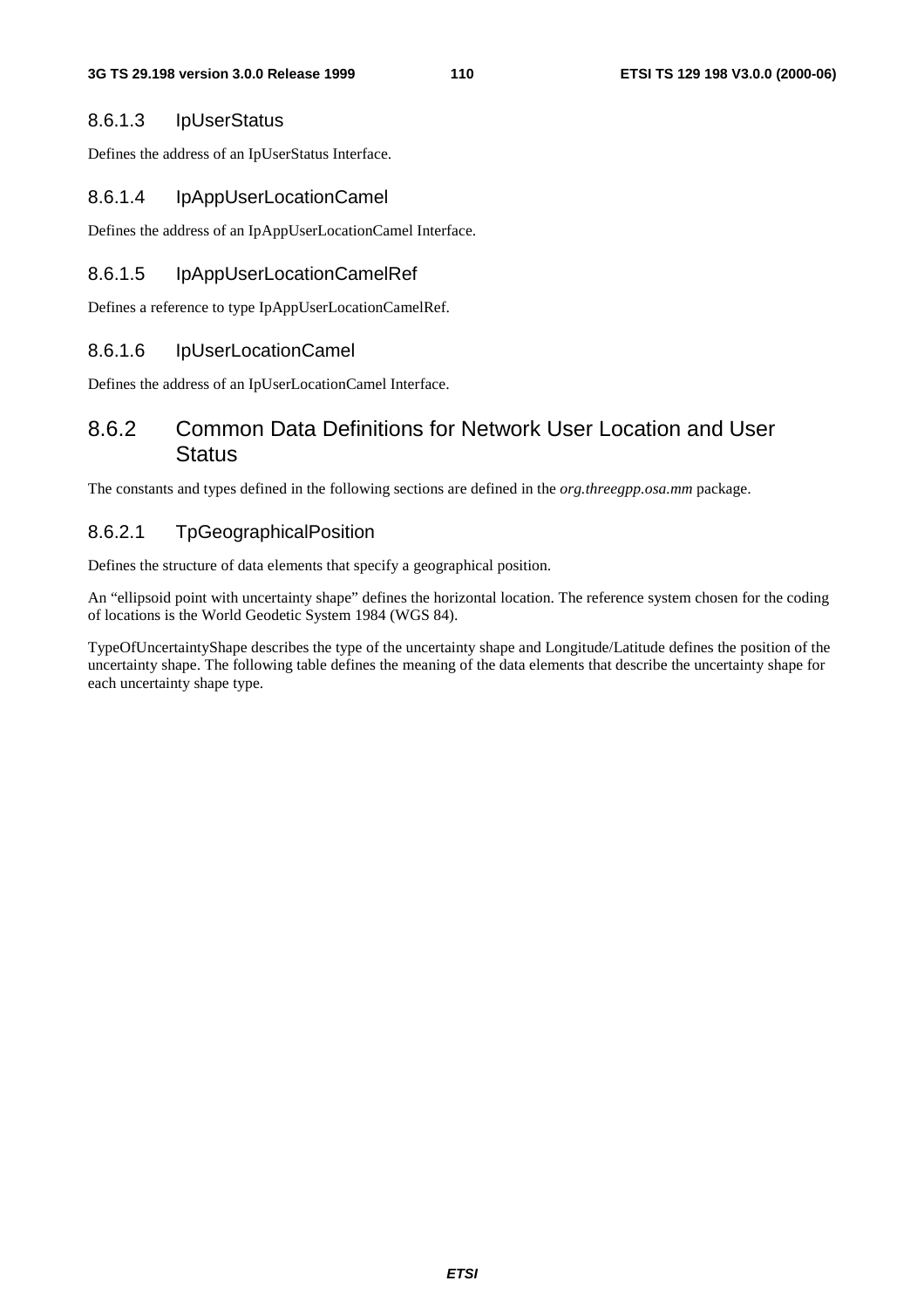#### 8.6.1.3 IpUserStatus

Defines the address of an IpUserStatus Interface.

#### 8.6.1.4 IpAppUserLocationCamel

Defines the address of an IpAppUserLocationCamel Interface.

#### 8.6.1.5 IpAppUserLocationCamelRef

Defines a reference to type IpAppUserLocationCamelRef.

#### 8.6.1.6 IpUserLocationCamel

Defines the address of an IpUserLocationCamel Interface.

### 8.6.2 Common Data Definitions for Network User Location and User Status

The constants and types defined in the following sections are defined in the *org.threegpp.osa.mm* package.

#### 8.6.2.1 TpGeographicalPosition

Defines the structure of data elements that specify a geographical position.

An "ellipsoid point with uncertainty shape" defines the horizontal location. The reference system chosen for the coding of locations is the World Geodetic System 1984 (WGS 84).

TypeOfUncertaintyShape describes the type of the uncertainty shape and Longitude/Latitude defines the position of the uncertainty shape. The following table defines the meaning of the data elements that describe the uncertainty shape for each uncertainty shape type.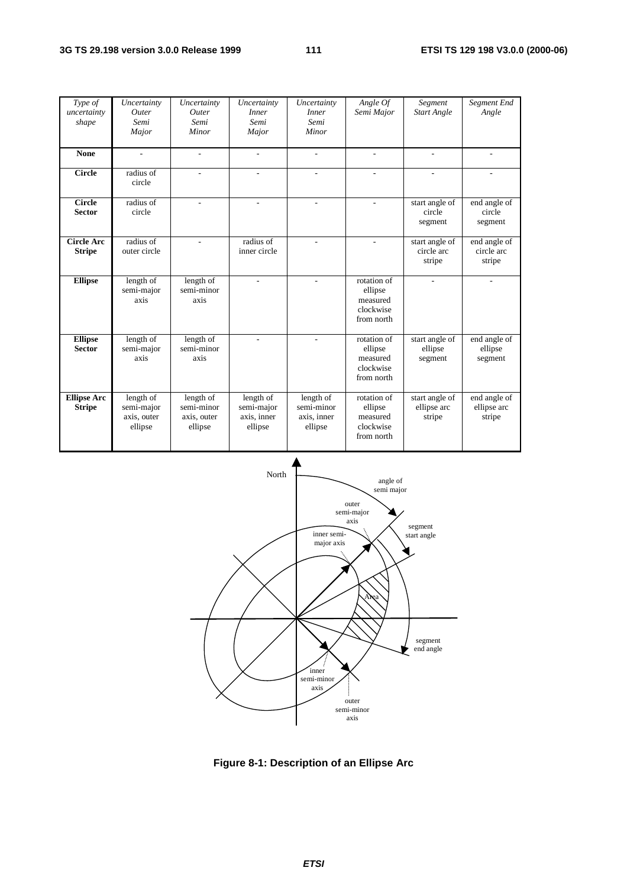| *Type of uncertainty shape* | *Uncertainty Outer Semi Major* | *Uncertainty Outer Semi Minor* | *Uncertainty Inner Semi Major* | *Uncertainty Inner Semi Minor* | *Angle Of Semi Major* | *Segment Start Angle* | *Segment End Angle* |
|---|---|---|---|---|---|---|---|
| **None** | - | - | - | - | - | - | - |
| **Circle** | radius of circle | - | - | - | - | - | - |
| **Circle Sector** | radius of circle | - | - | - | - | start angle of circle segment | end angle of circle segment |
| **Circle Arc Stripe** | radius of outer circle | - | radius of inner circle | - | - | start angle of circle arc stripe | end angle of circle arc stripe |
| **Ellipse** | length of semi-major axis | length of semi-minor axis | - | - | rotation of ellipse measured clockwise from north | - | - |
| **Ellipse Sector** | length of semi-major axis | length of semi-minor axis | - | - | rotation of ellipse measured clockwise from north | start angle of ellipse segment | end angle of ellipse segment |
| **Ellipse Arc Stripe** | length of semi-major axis, outer ellipse | length of semi-minor axis, outer ellipse | length of semi-major axis, inner ellipse | length of semi-minor axis, inner ellipse | rotation of ellipse measured clockwise from north | start angle of ellipse arc stripe | end angle of ellipse arc stripe |

**Figure 8-1: Description of an Ellipse Arc**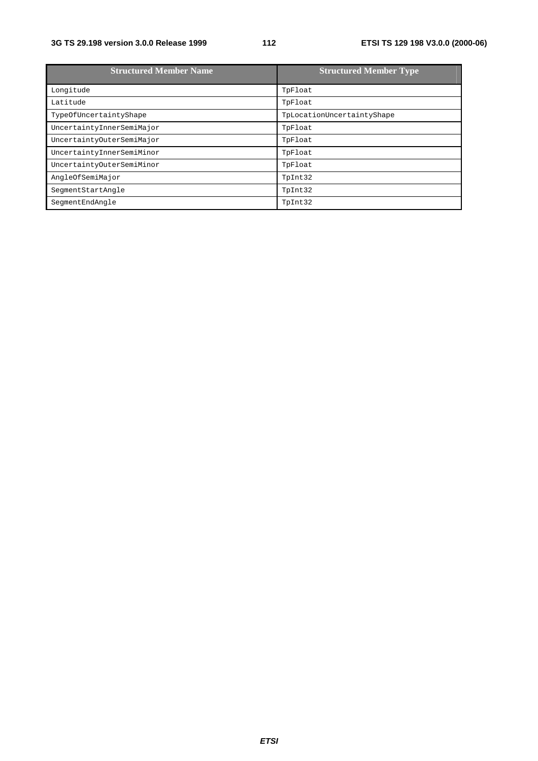| Structured Member Name | Structured Member Type |
| --- | --- |
| Longitude | TpFloat |
| Latitude | TpFloat |
| TypeOfUncertaintyShape | TpLocationUncertaintyShape |
| UncertaintyInnerSemiMajor | TpFloat |
| UncertaintyOuterSemiMajor | TpFloat |
| UncertaintyInnerSemiMinor | TpFloat |
| UncertaintyOuterSemiMinor | TpFloat |
| AngleOfSemiMajor | TpInt32 |
| SegmentStartAngle | TpInt32 |
| SegmentEndAngle | TpInt32 |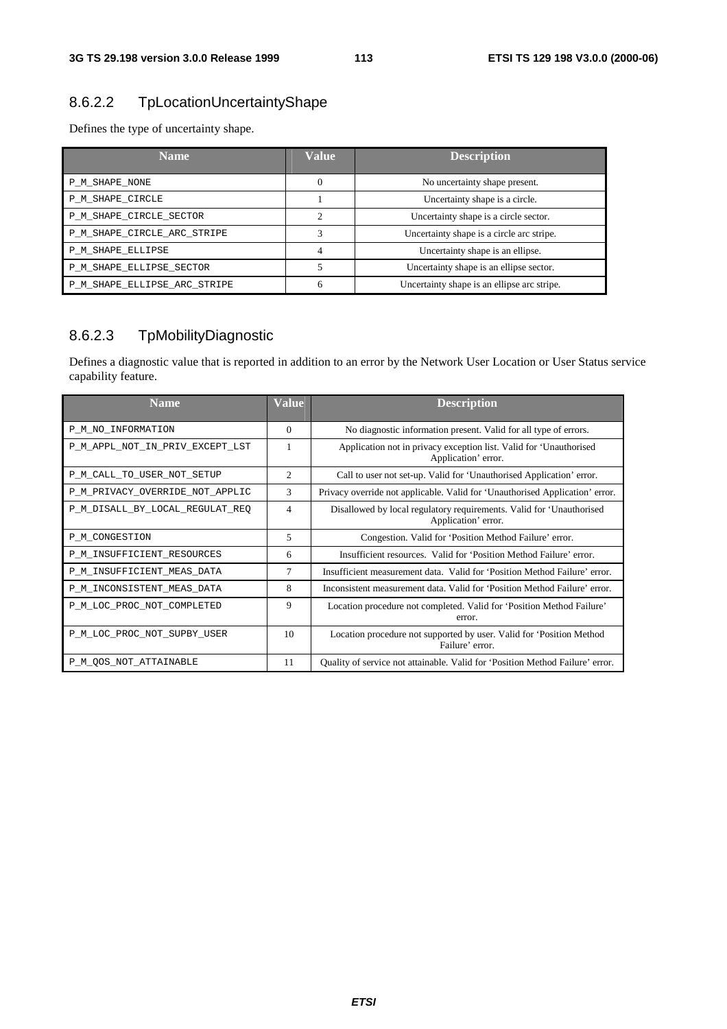### 8.6.2.2 TpLocationUncertaintyShape

Defines the type of uncertainty shape.

| Name | Value | Description |
|---|---|---|
| P_M_SHAPE_NONE | 0 | No uncertainty shape present. |
| P_M_SHAPE_CIRCLE | 1 | Uncertainty shape is a circle. |
| P_M_SHAPE_CIRCLE_SECTOR | 2 | Uncertainty shape is a circle sector. |
| P_M_SHAPE_CIRCLE_ARC_STRIPE | 3 | Uncertainty shape is a circle arc stripe. |
| P_M_SHAPE_ELLIPSE | 4 | Uncertainty shape is an ellipse. |
| P_M_SHAPE_ELLIPSE_SECTOR | 5 | Uncertainty shape is an ellipse sector. |
| P_M_SHAPE_ELLIPSE_ARC_STRIPE | 6 | Uncertainty shape is an ellipse arc stripe. |

### 8.6.2.3 TpMobilityDiagnostic

Defines a diagnostic value that is reported in addition to an error by the Network User Location or User Status service capability feature.

| Name | Value | Description |
|---|---|---|
| P_M_NO_INFORMATION | 0 | No diagnostic information present. Valid for all type of errors. |
| P_M_APPL_NOT_IN_PRIV_EXCEPT_LST | 1 | Application not in privacy exception list. Valid for 'Unauthorised Application' error. |
| P_M_CALL_TO_USER_NOT_SETUP | 2 | Call to user not set-up. Valid for 'Unauthorised Application' error. |
| P_M_PRIVACY_OVERRIDE_NOT_APPLIC | 3 | Privacy override not applicable. Valid for 'Unauthorised Application' error. |
| P_M_DISALL_BY_LOCAL_REGULAT_REQ | 4 | Disallowed by local regulatory requirements. Valid for 'Unauthorised Application' error. |
| P_M_CONGESTION | 5 | Congestion. Valid for 'Position Method Failure' error. |
| P_M_INSUFFICIENT_RESOURCES | 6 | Insufficient resources. Valid for 'Position Method Failure' error. |
| P_M_INSUFFICIENT_MEAS_DATA | 7 | Insufficient measurement data. Valid for 'Position Method Failure' error. |
| P_M_INCONSISTENT_MEAS_DATA | 8 | Inconsistent measurement data. Valid for 'Position Method Failure' error. |
| P_M_LOC_PROC_NOT_COMPLETED | 9 | Location procedure not completed. Valid for 'Position Method Failure' error. |
| P_M_LOC_PROC_NOT_SUPBY_USER | 10 | Location procedure not supported by user. Valid for 'Position Method Failure' error. |
| P_M_QOS_NOT_ATTAINABLE | 11 | Quality of service not attainable. Valid for 'Position Method Failure' error. |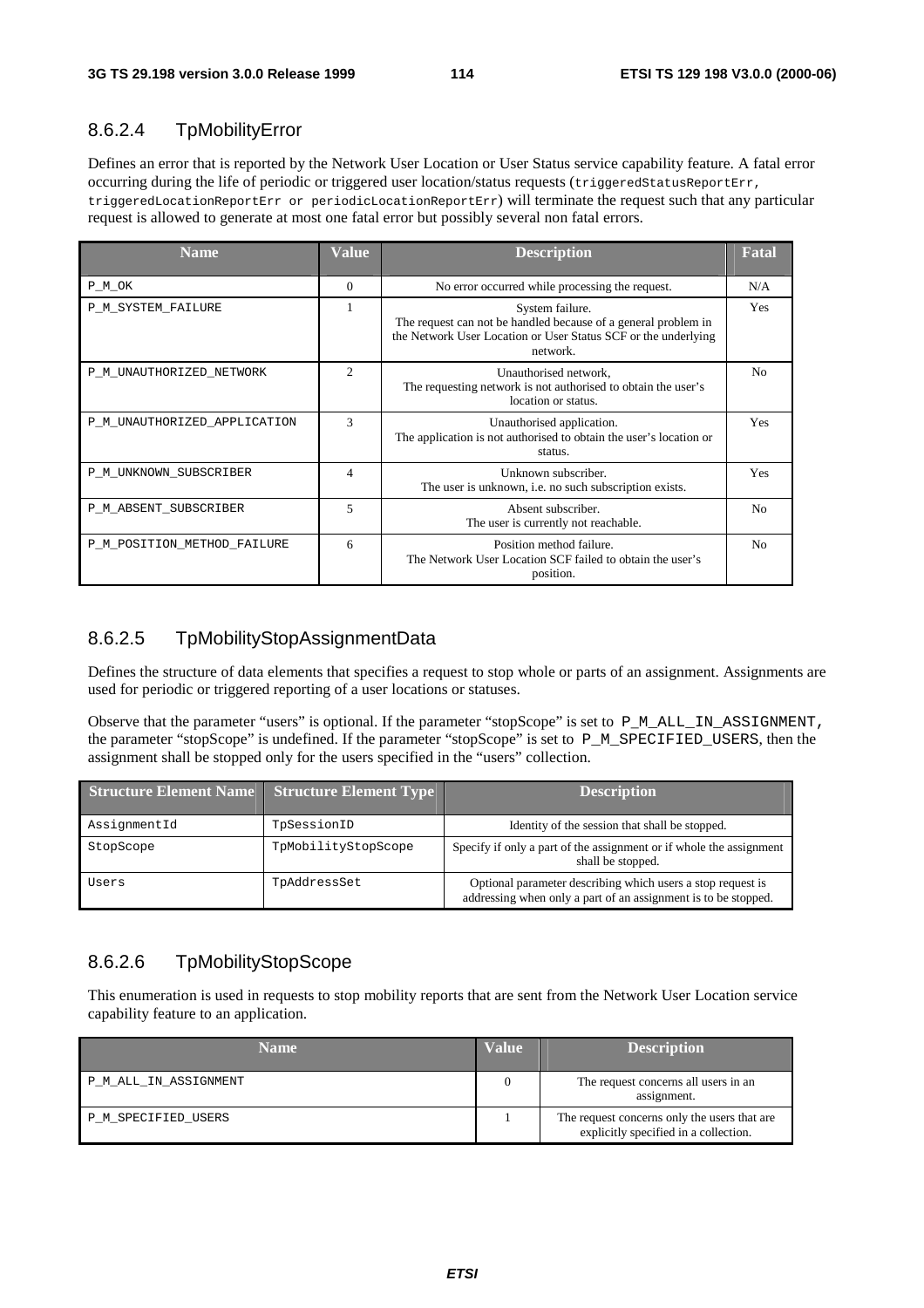### 8.6.2.4 TpMobilityError

Defines an error that is reported by the Network User Location or User Status service capability feature. A fatal error occurring during the life of periodic or triggered user location/status requests (`triggeredStatusReportErr, triggeredLocationReportErr or periodicLocationReportErr`) will terminate the request such that any particular request is allowed to generate at most one fatal error but possibly several non fatal errors.

| Name | Value | Description | Fatal |
|---|---|---|---|
| P_M_OK | 0 | No error occurred while processing the request. | N/A |
| P_M_SYSTEM_FAILURE | 1 | System failure. The request can not be handled because of a general problem in the Network User Location or User Status SCF or the underlying network. | Yes |
| P_M_UNAUTHORIZED_NETWORK | 2 | Unauthorised network, The requesting network is not authorised to obtain the user's location or status. | No |
| P_M_UNAUTHORIZED_APPLICATION | 3 | Unauthorised application. The application is not authorised to obtain the user's location or status. | Yes |
| P_M_UNKNOWN_SUBSCRIBER | 4 | Unknown subscriber. The user is unknown, i.e. no such subscription exists. | Yes |
| P_M_ABSENT_SUBSCRIBER | 5 | Absent subscriber. The user is currently not reachable. | No |
| P_M_POSITION_METHOD_FAILURE | 6 | Position method failure. The Network User Location SCF failed to obtain the user's position. | No |

### 8.6.2.5 TpMobilityStopAssignmentData

Defines the structure of data elements that specifies a request to stop whole or parts of an assignment. Assignments are used for periodic or triggered reporting of a user locations or statuses.

Observe that the parameter "users" is optional. If the parameter "stopScope" is set to `P_M_ALL_IN_ASSIGNMENT`, the parameter "stopScope" is undefined. If the parameter "stopScope" is set to `P_M_SPECIFIED_USERS`, then the assignment shall be stopped only for the users specified in the "users" collection.

| Structure Element Name | Structure Element Type | Description |
|---|---|---|
| AssignmentId | TpSessionID | Identity of the session that shall be stopped. |
| StopScope | TpMobilityStopScope | Specify if only a part of the assignment or if whole the assignment shall be stopped. |
| Users | TpAddressSet | Optional parameter describing which users a stop request is addressing when only a part of an assignment is to be stopped. |

### 8.6.2.6 TpMobilityStopScope

This enumeration is used in requests to stop mobility reports that are sent from the Network User Location service capability feature to an application.

| Name | Value | Description |
|---|---|---|
| P_M_ALL_IN_ASSIGNMENT | 0 | The request concerns all users in an assignment. |
| P_M_SPECIFIED_USERS | 1 | The request concerns only the users that are explicitly specified in a collection. |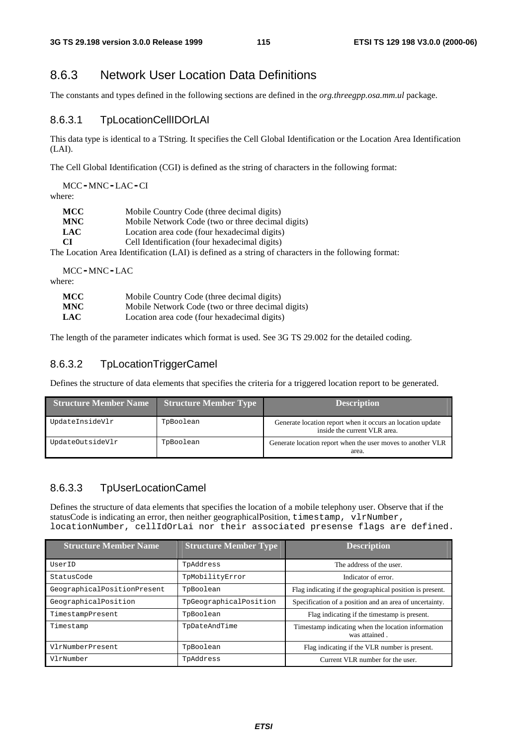## 8.6.3 Network User Location Data Definitions

The constants and types defined in the following sections are defined in the *org.threegpp.osa.mm.ul* package.

### 8.6.3.1 TpLocationCellIDOrLAI

This data type is identical to a TString. It specifies the Cell Global Identification or the Location Area Identification (LAI).

The Cell Global Identification (CGI) is defined as the string of characters in the following format:

MCC-MNC-LAC-CI

where:

| | |
|---|---|
| **MCC** | Mobile Country Code (three decimal digits) |
| **MNC** | Mobile Network Code (two or three decimal digits) |
| **LAC** | Location area code (four hexadecimal digits) |
| **CI** | Cell Identification (four hexadecimal digits) |

The Location Area Identification (LAI) is defined as a string of characters in the following format:

MCC-MNC-LAC

where:

| | |
|---|---|
| **MCC** | Mobile Country Code (three decimal digits) |
| **MNC** | Mobile Network Code (two or three decimal digits) |
| **LAC** | Location area code (four hexadecimal digits) |

The length of the parameter indicates which format is used. See 3G TS 29.002 for the detailed coding.

### 8.6.3.2 TpLocationTriggerCamel

Defines the structure of data elements that specifies the criteria for a triggered location report to be generated.

| Structure Member Name | Structure Member Type | Description |
|---|---|---|
| UpdateInsideVlr | TpBoolean | Generate location report when it occurs an location update inside the current VLR area. |
| UpdateOutsideVlr | TpBoolean | Generate location report when the user moves to another VLR area. |

### 8.6.3.3 TpUserLocationCamel

Defines the structure of data elements that specifies the location of a mobile telephony user. Observe that if the statusCode is indicating an error, then neither geographicalPosition, `timestamp, vlrNumber, locationNumber, cellIdOrLai nor their associated presense flags are defined.`

| Structure Member Name | Structure Member Type | Description |
|---|---|---|
| UserID | TpAddress | The address of the user. |
| StatusCode | TpMobilityError | Indicator of error. |
| GeographicalPositionPresent | TpBoolean | Flag indicating if the geographical position is present. |
| GeographicalPosition | TpGeographicalPosition | Specification of a position and an area of uncertainty. |
| TimestampPresent | TpBoolean | Flag indicating if the timestamp is present. |
| Timestamp | TpDateAndTime | Timestamp indicating when the location information was attained . |
| VlrNumberPresent | TpBoolean | Flag indicating if the VLR number is present. |
| VlrNumber | TpAddress | Current VLR number for the user. |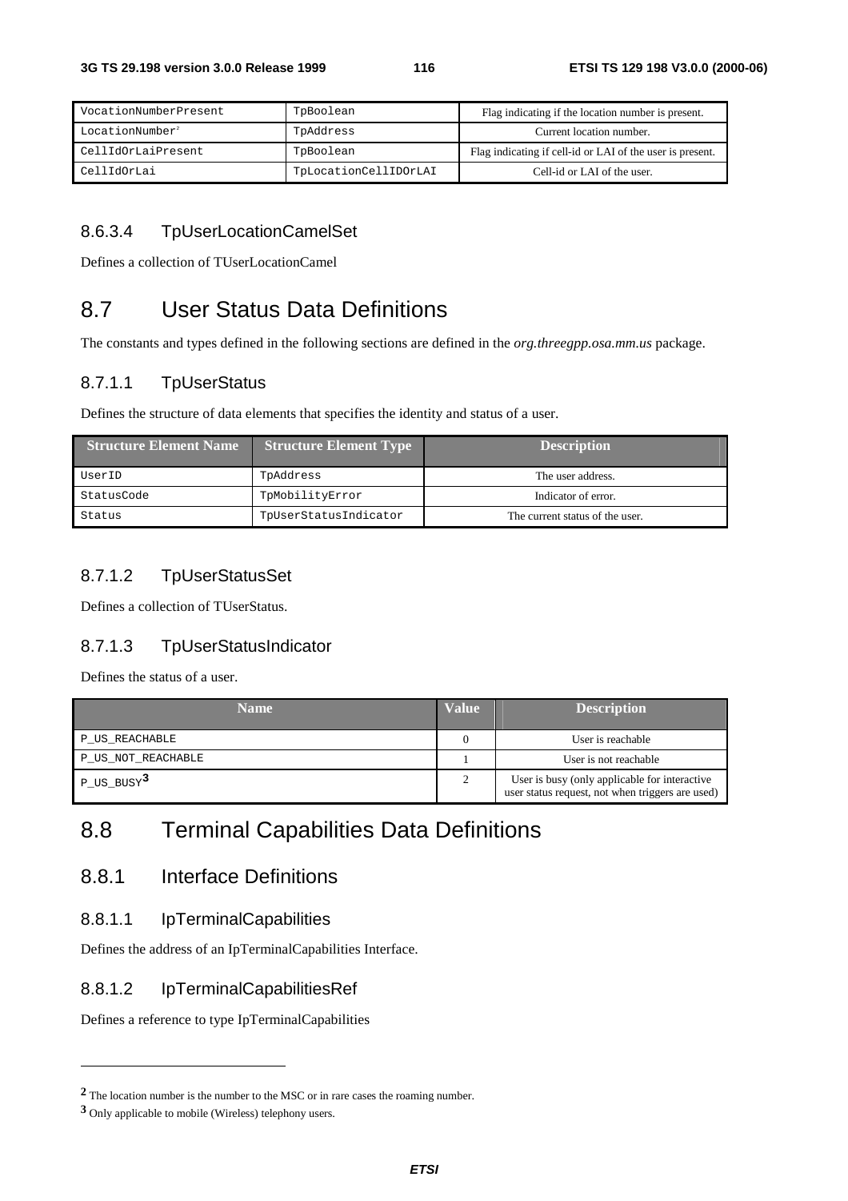| VocationNumberPresent | TpBoolean | Flag indicating if the location number is present. |
|---|---|---|
| LocationNumber[2] | TpAddress | Current location number. |
| CellIdOrLaiPresent | TpBoolean | Flag indicating if cell-id or LAI of the user is present. |
| CellIdOrLai | TpLocationCellIDOrLAI | Cell-id or LAI of the user. |

#### 8.6.3.4 TpUserLocationCamelSet

Defines a collection of TUserLocationCamel

## 8.7 User Status Data Definitions

The constants and types defined in the following sections are defined in the *org.threegpp.osa.mm.us* package.

#### 8.7.1.1 TpUserStatus

Defines the structure of data elements that specifies the identity and status of a user.

| Structure Element Name | Structure Element Type | Description |
|---|---|---|
| UserID | TpAddress | The user address. |
| StatusCode | TpMobilityError | Indicator of error. |
| Status | TpUserStatusIndicator | The current status of the user. |

#### 8.7.1.2 TpUserStatusSet

Defines a collection of TUserStatus.

#### 8.7.1.3 TpUserStatusIndicator

Defines the status of a user.

| Name | Value | Description |
|---|---|---|
| P_US_REACHABLE | 0 | User is reachable |
| P_US_NOT_REACHABLE | 1 | User is not reachable |
| P_US_BUSY[3] | 2 | User is busy (only applicable for interactive user status request, not when triggers are used) |

## 8.8 Terminal Capabilities Data Definitions

### 8.8.1 Interface Definitions

#### 8.8.1.1 IpTerminalCapabilities

Defines the address of an IpTerminalCapabilities Interface.

#### 8.8.1.2 IpTerminalCapabilitiesRef

Defines a reference to type IpTerminalCapabilities

---

[2] The location number is the number to the MSC or in rare cases the roaming number.

[3] Only applicable to mobile (Wireless) telephony users.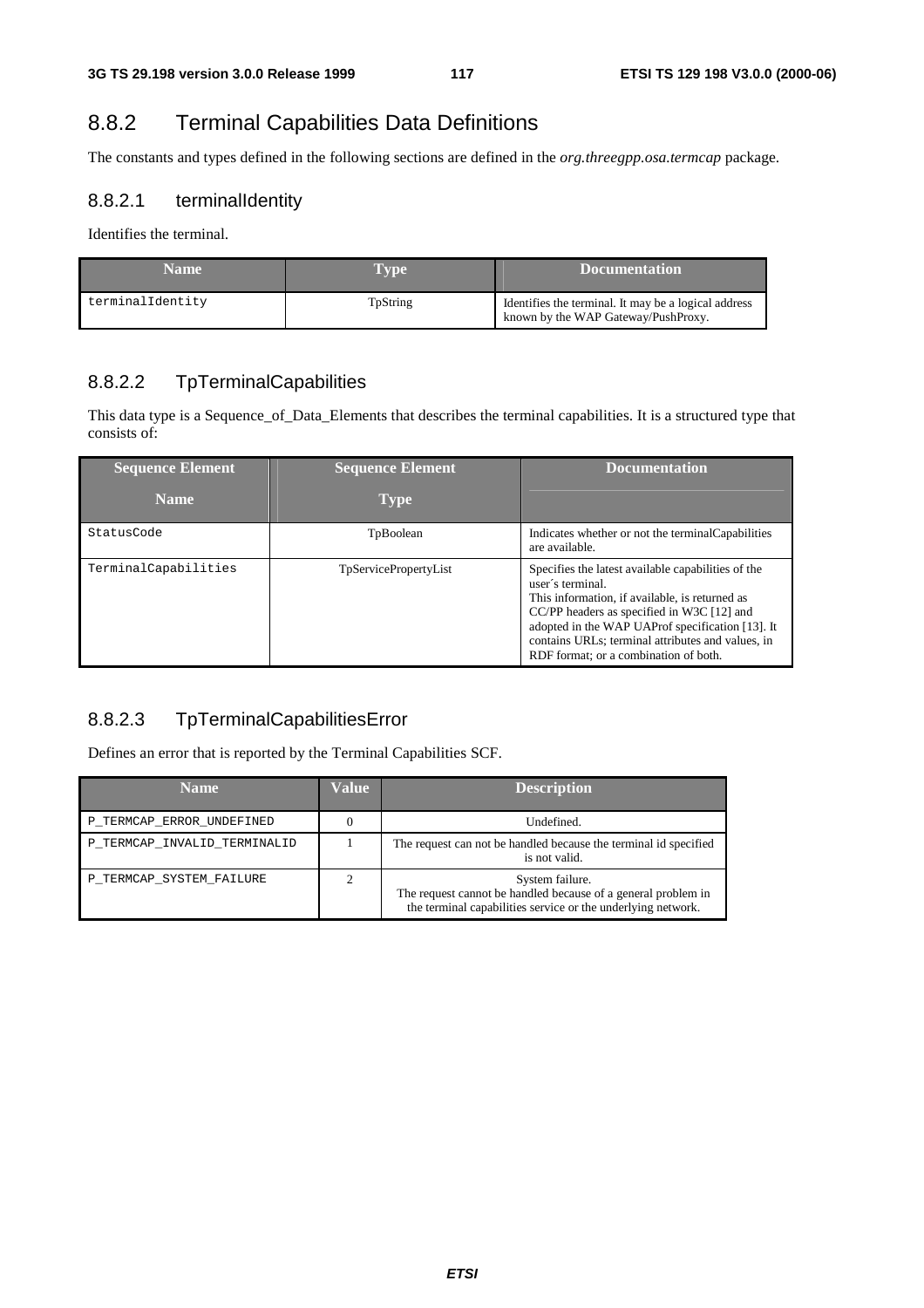## 8.8.2 Terminal Capabilities Data Definitions

The constants and types defined in the following sections are defined in the *org.threegpp.osa.termcap* package.

### 8.8.2.1 terminalIdentity

Identifies the terminal.

| Name | Type | Documentation |
|---|---|---|
| terminalIdentity | TpString | Identifies the terminal. It may be a logical address known by the WAP Gateway/PushProxy. |

### 8.8.2.2 TpTerminalCapabilities

This data type is a Sequence_of_Data_Elements that describes the terminal capabilities. It is a structured type that consists of:

| Sequence Element Name | Sequence Element Type | Documentation |
|---|---|---|
| StatusCode | TpBoolean | Indicates whether or not the terminalCapabilities are available. |
| TerminalCapabilities | TpServicePropertyList | Specifies the latest available capabilities of the user´s terminal.<br>This information, if available, is returned as CC/PP headers as specified in W3C [12] and adopted in the WAP UAProf specification [13]. It contains URLs; terminal attributes and values, in RDF format; or a combination of both. |

### 8.8.2.3 TpTerminalCapabilitiesError

Defines an error that is reported by the Terminal Capabilities SCF.

| Name | Value | Description |
|---|---|---|
| P_TERMCAP_ERROR_UNDEFINED | 0 | Undefined. |
| P_TERMCAP_INVALID_TERMINALID | 1 | The request can not be handled because the terminal id specified is not valid. |
| P_TERMCAP_SYSTEM_FAILURE | 2 | System failure.<br>The request cannot be handled because of a general problem in the terminal capabilities service or the underlying network. |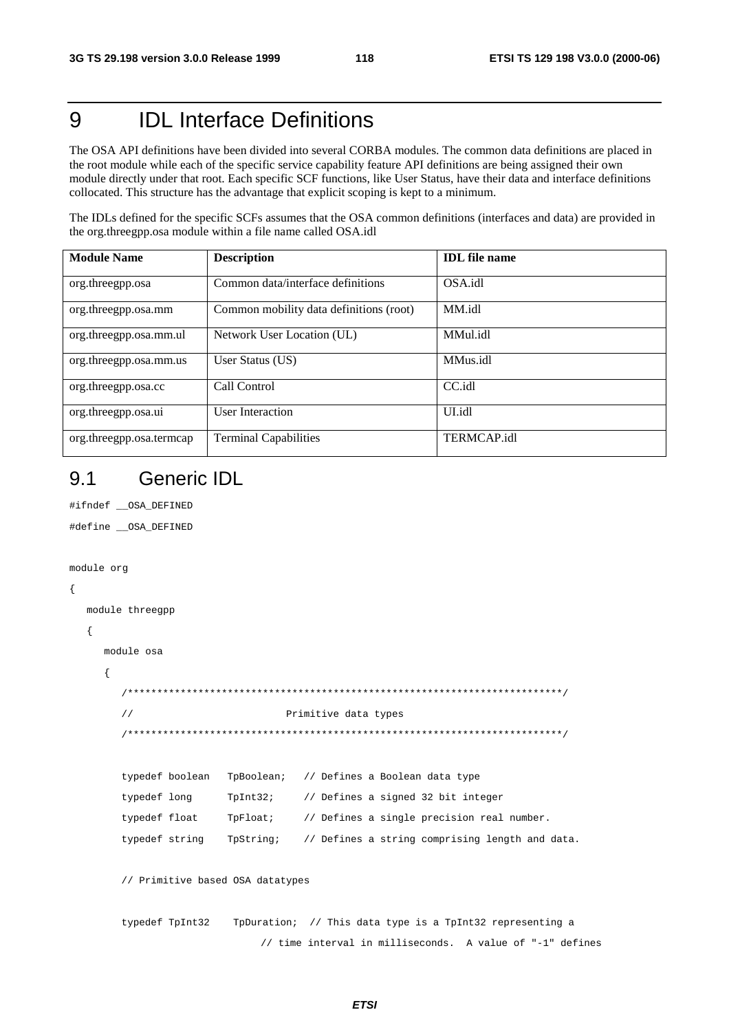# 9 IDL Interface Definitions

The OSA API definitions have been divided into several CORBA modules. The common data definitions are placed in the root module while each of the specific service capability feature API definitions are being assigned their own module directly under that root. Each specific SCF functions, like User Status, have their data and interface definitions collocated. This structure has the advantage that explicit scoping is kept to a minimum.

The IDLs defined for the specific SCFs assumes that the OSA common definitions (interfaces and data) are provided in the org.threegpp.osa module within a file name called OSA.idl

| Module Name | Description | IDL file name |
|---|---|---|
| org.threegpp.osa | Common data/interface definitions | OSA.idl |
| org.threegpp.osa.mm | Common mobility data definitions (root) | MM.idl |
| org.threegpp.osa.mm.ul | Network User Location (UL) | MMul.idl |
| org.threegpp.osa.mm.us | User Status (US) | MMus.idl |
| org.threegpp.osa.cc | Call Control | CC.idl |
| org.threegpp.osa.ui | User Interaction | UI.idl |
| org.threegpp.osa.termcap | Terminal Capabilities | TERMCAP.idl |

## 9.1 Generic IDL

```
#ifndef __OSA_DEFINED
#define __OSA_DEFINED

module org
{
   module threegpp
   {
      module osa
      {
         /************************************************************************/
         //                           Primitive data types
         /************************************************************************/

         typedef boolean   TpBoolean;   // Defines a Boolean data type
         typedef long      TpInt32;     // Defines a signed 32 bit integer
         typedef float     TpFloat;     // Defines a single precision real number.
         typedef string    TpString;    // Defines a string comprising length and data.

         // Primitive based OSA datatypes

         typedef TpInt32    TpDuration;  // This data type is a TpInt32 representing a
                                // time interval in milliseconds.  A value of "-1" defines
```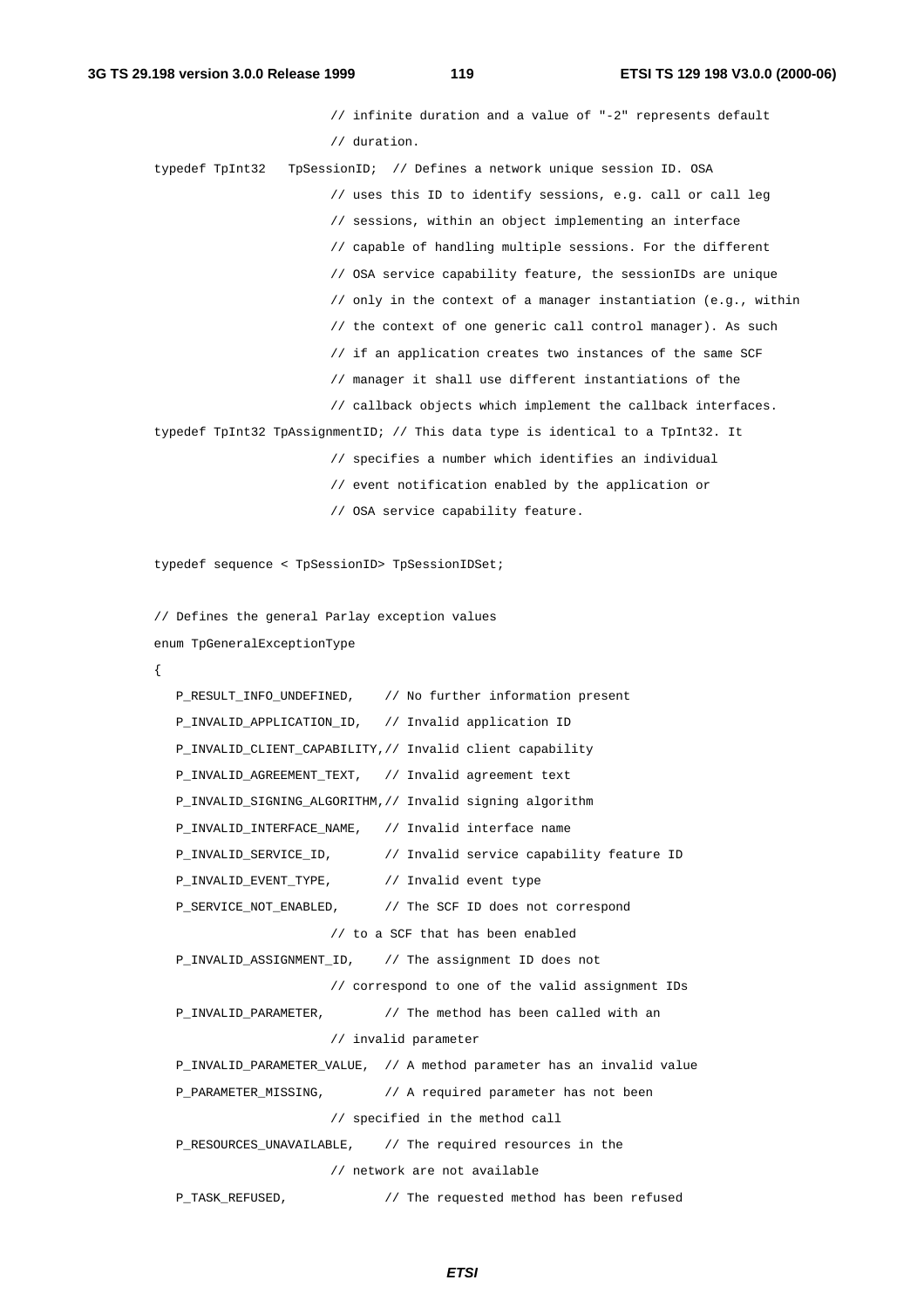```
                        // infinite duration and a value of "-2" represents default
                        // duration.
typedef TpInt32   TpSessionID;  // Defines a network unique session ID. OSA
                        // uses this ID to identify sessions, e.g. call or call leg
                        // sessions, within an object implementing an interface
                        // capable of handling multiple sessions. For the different
                        // OSA service capability feature, the sessionIDs are unique
                        // only in the context of a manager instantiation (e.g., within
                        // the context of one generic call control manager). As such
                        // if an application creates two instances of the same SCF
                        // manager it shall use different instantiations of the
                        // callback objects which implement the callback interfaces.
typedef TpInt32 TpAssignmentID; // This data type is identical to a TpInt32. It
                        // specifies a number which identifies an individual
                        // event notification enabled by the application or
                        // OSA service capability feature.

typedef sequence < TpSessionID> TpSessionIDSet;

// Defines the general Parlay exception values
enum TpGeneralExceptionType
{
   P_RESULT_INFO_UNDEFINED,    // No further information present
   P_INVALID_APPLICATION_ID,   // Invalid application ID
   P_INVALID_CLIENT_CAPABILITY,// Invalid client capability
   P_INVALID_AGREEMENT_TEXT,   // Invalid agreement text
   P_INVALID_SIGNING_ALGORITHM,// Invalid signing algorithm
   P_INVALID_INTERFACE_NAME,   // Invalid interface name
   P_INVALID_SERVICE_ID,       // Invalid service capability feature ID
   P_INVALID_EVENT_TYPE,       // Invalid event type
   P_SERVICE_NOT_ENABLED,      // The SCF ID does not correspond
                        // to a SCF that has been enabled
   P_INVALID_ASSIGNMENT_ID,    // The assignment ID does not
                        // correspond to one of the valid assignment IDs
   P_INVALID_PARAMETER,        // The method has been called with an
                        // invalid parameter
   P_INVALID_PARAMETER_VALUE,  // A method parameter has an invalid value
   P_PARAMETER_MISSING,        // A required parameter has not been
                        // specified in the method call
   P_RESOURCES_UNAVAILABLE,    // The required resources in the
                        // network are not available
   P_TASK_REFUSED,             // The requested method has been refused
```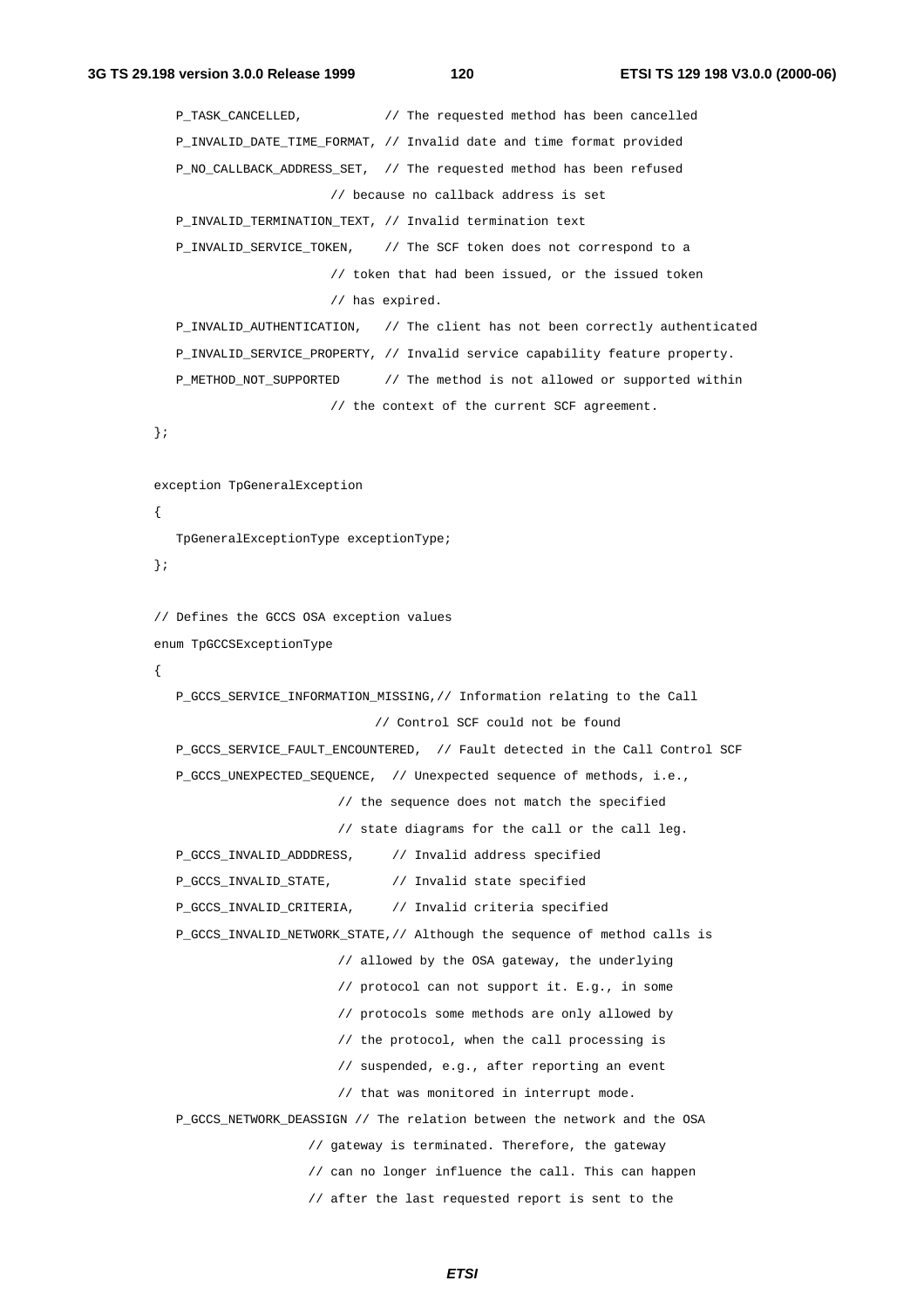```
    P_TASK_CANCELLED,           // The requested method has been cancelled
    P_INVALID_DATE_TIME_FORMAT, // Invalid date and time format provided
    P_NO_CALLBACK_ADDRESS_SET,  // The requested method has been refused
                        // because no callback address is set
    P_INVALID_TERMINATION_TEXT, // Invalid termination text
    P_INVALID_SERVICE_TOKEN,    // The SCF token does not correspond to a
                        // token that had been issued, or the issued token
                        // has expired.
    P_INVALID_AUTHENTICATION,   // The client has not been correctly authenticated
    P_INVALID_SERVICE_PROPERTY, // Invalid service capability feature property.
    P_METHOD_NOT_SUPPORTED      // The method is not allowed or supported within
                        // the context of the current SCF agreement.
};

exception TpGeneralException
{
    TpGeneralExceptionType exceptionType;
};

// Defines the GCCS OSA exception values
enum TpGCCSExceptionType
{
    P_GCCS_SERVICE_INFORMATION_MISSING,// Information relating to the Call
                              // Control SCF could not be found
    P_GCCS_SERVICE_FAULT_ENCOUNTERED,  // Fault detected in the Call Control SCF
    P_GCCS_UNEXPECTED_SEQUENCE,  // Unexpected sequence of methods, i.e.,
                        // the sequence does not match the specified
                        // state diagrams for the call or the call leg.
    P_GCCS_INVALID_ADDDRESS,     // Invalid address specified
    P_GCCS_INVALID_STATE,        // Invalid state specified
    P_GCCS_INVALID_CRITERIA,     // Invalid criteria specified
    P_GCCS_INVALID_NETWORK_STATE,// Although the sequence of method calls is
                        // allowed by the OSA gateway, the underlying
                        // protocol can not support it. E.g., in some
                        // protocols some methods are only allowed by
                        // the protocol, when the call processing is
                        // suspended, e.g., after reporting an event
                        // that was monitored in interrupt mode.
    P_GCCS_NETWORK_DEASSIGN // The relation between the network and the OSA
                    // gateway is terminated. Therefore, the gateway
                    // can no longer influence the call. This can happen
                    // after the last requested report is sent to the
```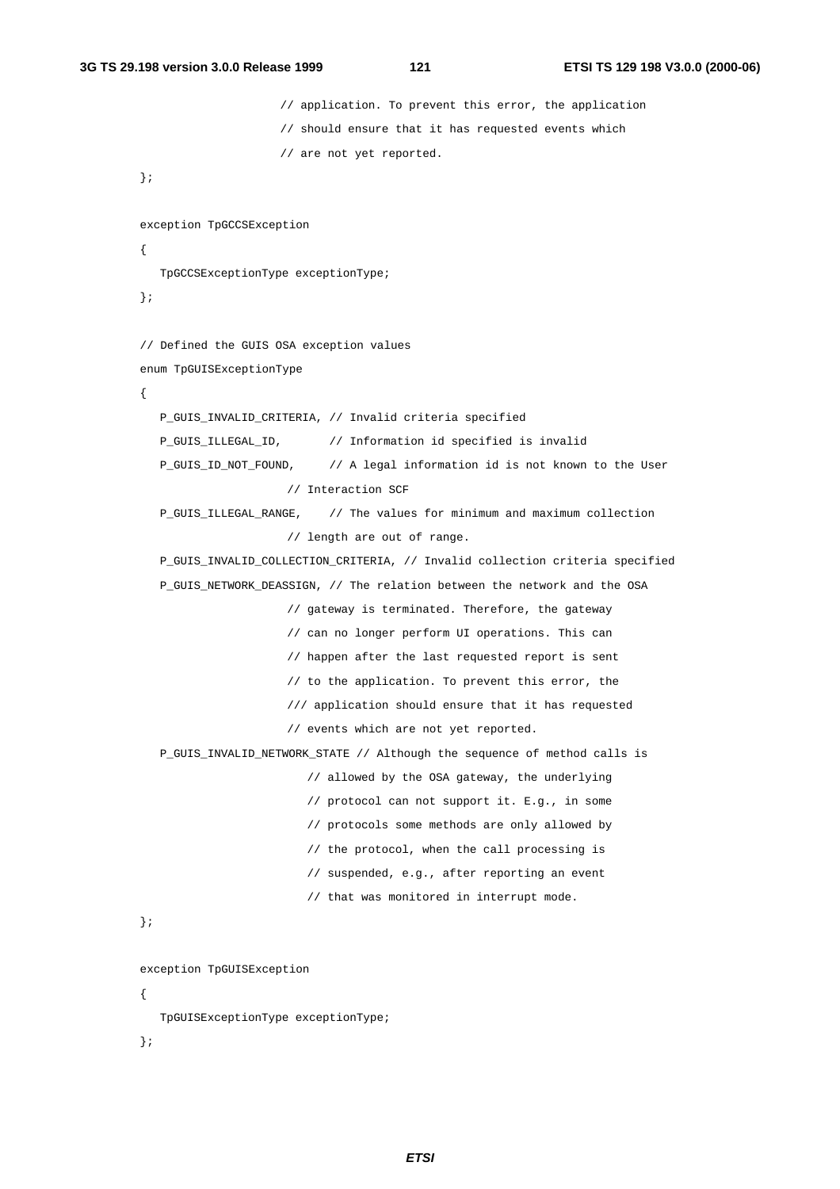```
                    // application. To prevent this error, the application
                    // should ensure that it has requested events which
                    // are not yet reported.
};

exception TpGCCSException
{
   TpGCCSExceptionType exceptionType;
};

// Defined the GUIS OSA exception values
enum TpGUISExceptionType
{
   P_GUIS_INVALID_CRITERIA, // Invalid criteria specified
   P_GUIS_ILLEGAL_ID,       // Information id specified is invalid
   P_GUIS_ID_NOT_FOUND,     // A legal information id is not known to the User
                    // Interaction SCF
   P_GUIS_ILLEGAL_RANGE,    // The values for minimum and maximum collection
                    // length are out of range.
   P_GUIS_INVALID_COLLECTION_CRITERIA, // Invalid collection criteria specified
   P_GUIS_NETWORK_DEASSIGN, // The relation between the network and the OSA
                    // gateway is terminated. Therefore, the gateway
                    // can no longer perform UI operations. This can
                    // happen after the last requested report is sent
                    // to the application. To prevent this error, the
                    /// application should ensure that it has requested
                    // events which are not yet reported.
   P_GUIS_INVALID_NETWORK_STATE // Although the sequence of method calls is
                       // allowed by the OSA gateway, the underlying
                       // protocol can not support it. E.g., in some
                       // protocols some methods are only allowed by
                       // the protocol, when the call processing is
                       // suspended, e.g., after reporting an event
                       // that was monitored in interrupt mode.
};

exception TpGUISException
{
   TpGUISExceptionType exceptionType;
};
```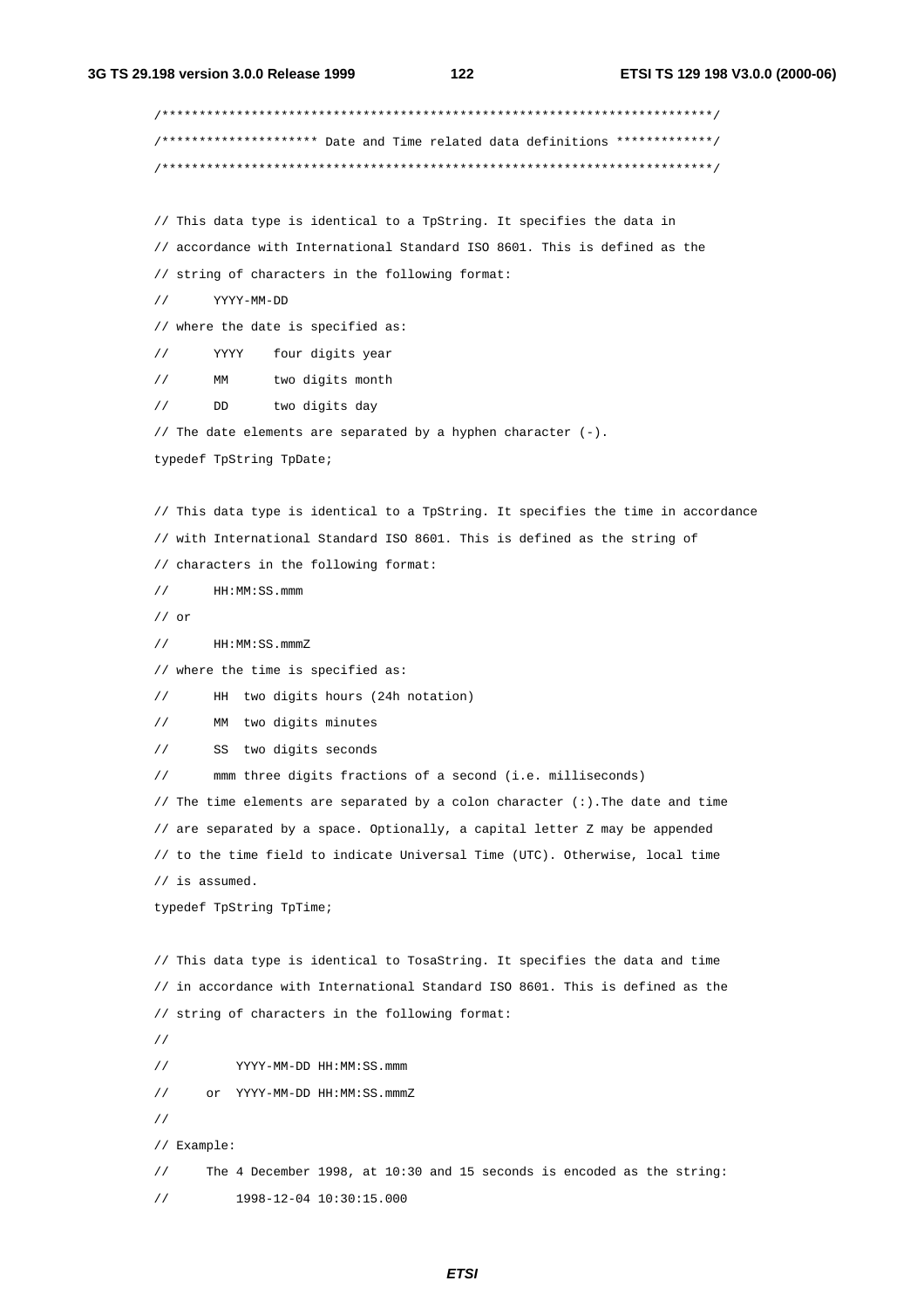```
/**************************************************************************/
/********************* Date and Time related data definitions *************/
/**************************************************************************/

// This data type is identical to a TpString. It specifies the data in
// accordance with International Standard ISO 8601. This is defined as the
// string of characters in the following format:
//      YYYY-MM-DD
// where the date is specified as:
//      YYYY    four digits year
//      MM      two digits month
//      DD      two digits day
// The date elements are separated by a hyphen character (-).
typedef TpString TpDate;

// This data type is identical to a TpString. It specifies the time in accordance
// with International Standard ISO 8601. This is defined as the string of
// characters in the following format:
//      HH:MM:SS.mmm
// or
//      HH:MM:SS.mmmZ
// where the time is specified as:
//      HH  two digits hours (24h notation)
//      MM  two digits minutes
//      SS  two digits seconds
//      mmm three digits fractions of a second (i.e. milliseconds)
// The time elements are separated by a colon character (:).The date and time
// are separated by a space. Optionally, a capital letter Z may be appended
// to the time field to indicate Universal Time (UTC). Otherwise, local time
// is assumed.
typedef TpString TpTime;

// This data type is identical to TosaString. It specifies the data and time
// in accordance with International Standard ISO 8601. This is defined as the
// string of characters in the following format:
//
//          YYYY-MM-DD HH:MM:SS.mmm
//      or  YYYY-MM-DD HH:MM:SS.mmmZ
//
// Example:
//      The 4 December 1998, at 10:30 and 15 seconds is encoded as the string:
//          1998-12-04 10:30:15.000
```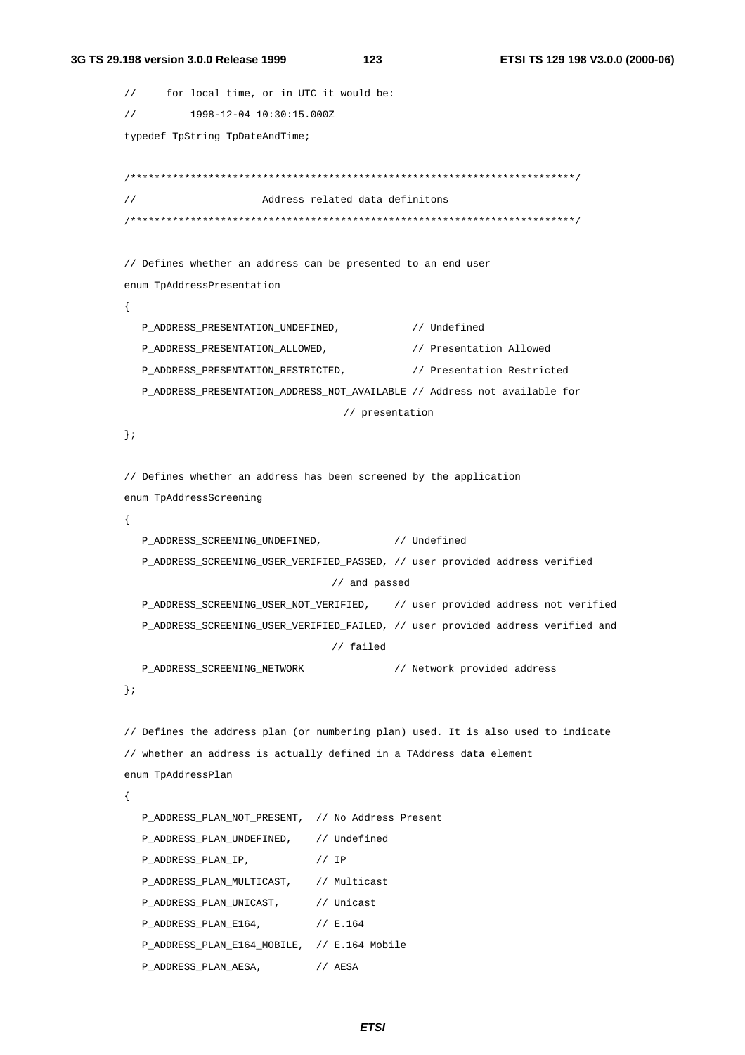```
//     for local time, or in UTC it would be:
//         1998-12-04 10:30:15.000Z
typedef TpString TpDateAndTime;

/*************************************************************************/
//                     Address related data definitons
/*************************************************************************/

// Defines whether an address can be presented to an end user
enum TpAddressPresentation
{
   P_ADDRESS_PRESENTATION_UNDEFINED,            // Undefined
   P_ADDRESS_PRESENTATION_ALLOWED,              // Presentation Allowed
   P_ADDRESS_PRESENTATION_RESTRICTED,           // Presentation Restricted
   P_ADDRESS_PRESENTATION_ADDRESS_NOT_AVAILABLE // Address not available for
                                  // presentation
};

// Defines whether an address has been screened by the application
enum TpAddressScreening
{
   P_ADDRESS_SCREENING_UNDEFINED,            // Undefined
   P_ADDRESS_SCREENING_USER_VERIFIED_PASSED, // user provided address verified
                                  // and passed
   P_ADDRESS_SCREENING_USER_NOT_VERIFIED,    // user provided address not verified
   P_ADDRESS_SCREENING_USER_VERIFIED_FAILED, // user provided address verified and
                                  // failed
   P_ADDRESS_SCREENING_NETWORK              // Network provided address
};

// Defines the address plan (or numbering plan) used. It is also used to indicate
// whether an address is actually defined in a TAddress data element
enum TpAddressPlan
{
   P_ADDRESS_PLAN_NOT_PRESENT,  // No Address Present
   P_ADDRESS_PLAN_UNDEFINED,    // Undefined
   P_ADDRESS_PLAN_IP,           // IP
   P_ADDRESS_PLAN_MULTICAST,    // Multicast
   P_ADDRESS_PLAN_UNICAST,      // Unicast
   P_ADDRESS_PLAN_E164,         // E.164
   P_ADDRESS_PLAN_E164_MOBILE,  // E.164 Mobile
   P_ADDRESS_PLAN_AESA,         // AESA
```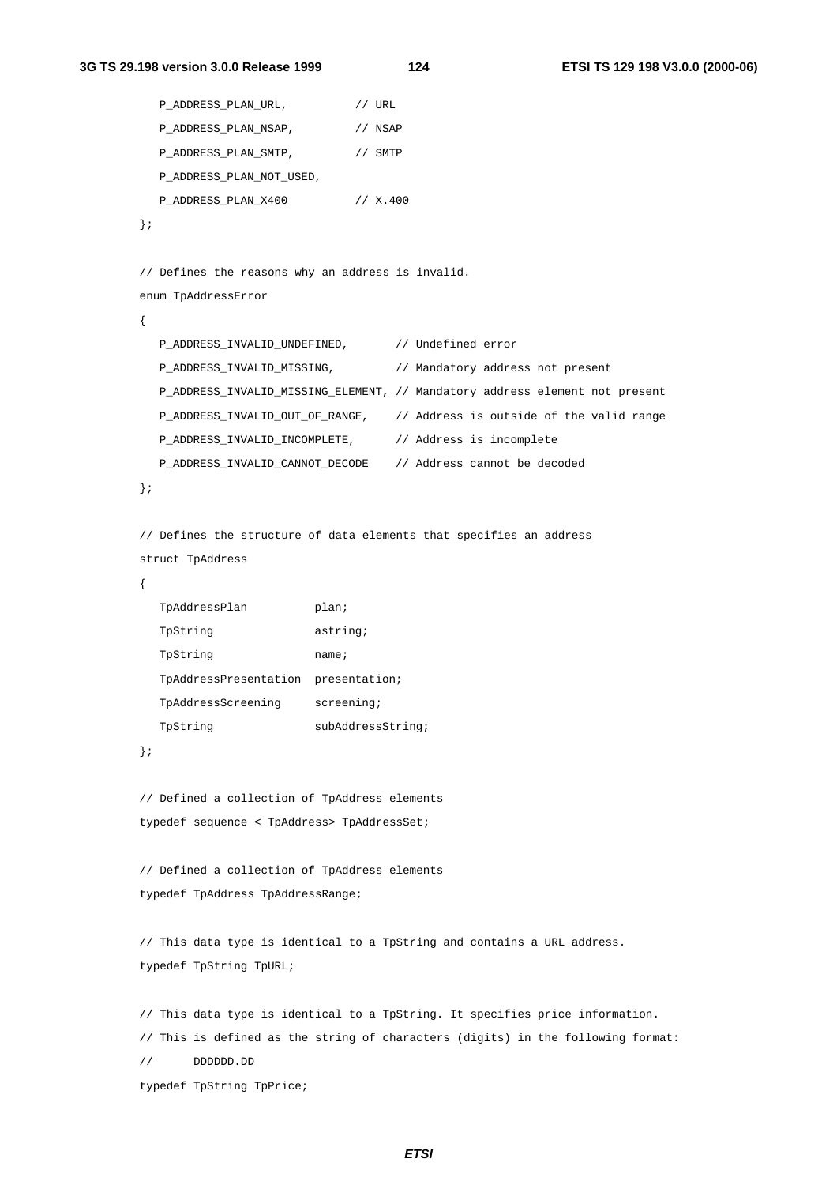```
   P_ADDRESS_PLAN_URL,          // URL
   P_ADDRESS_PLAN_NSAP,         // NSAP
   P_ADDRESS_PLAN_SMTP,         // SMTP
   P_ADDRESS_PLAN_NOT_USED,
   P_ADDRESS_PLAN_X400          // X.400
};

// Defines the reasons why an address is invalid.
enum TpAddressError
{
   P_ADDRESS_INVALID_UNDEFINED,       // Undefined error
   P_ADDRESS_INVALID_MISSING,         // Mandatory address not present
   P_ADDRESS_INVALID_MISSING_ELEMENT, // Mandatory address element not present
   P_ADDRESS_INVALID_OUT_OF_RANGE,    // Address is outside of the valid range
   P_ADDRESS_INVALID_INCOMPLETE,      // Address is incomplete
   P_ADDRESS_INVALID_CANNOT_DECODE    // Address cannot be decoded
};

// Defines the structure of data elements that specifies an address
struct TpAddress
{
   TpAddressPlan          plan;
   TpString               astring;
   TpString               name;
   TpAddressPresentation  presentation;
   TpAddressScreening     screening;
   TpString               subAddressString;
};

// Defined a collection of TpAddress elements
typedef sequence < TpAddress> TpAddressSet;

// Defined a collection of TpAddress elements
typedef TpAddress TpAddressRange;

// This data type is identical to a TpString and contains a URL address.
typedef TpString TpURL;

// This data type is identical to a TpString. It specifies price information.
// This is defined as the string of characters (digits) in the following format:
//      DDDDDD.DD
typedef TpString TpPrice;
```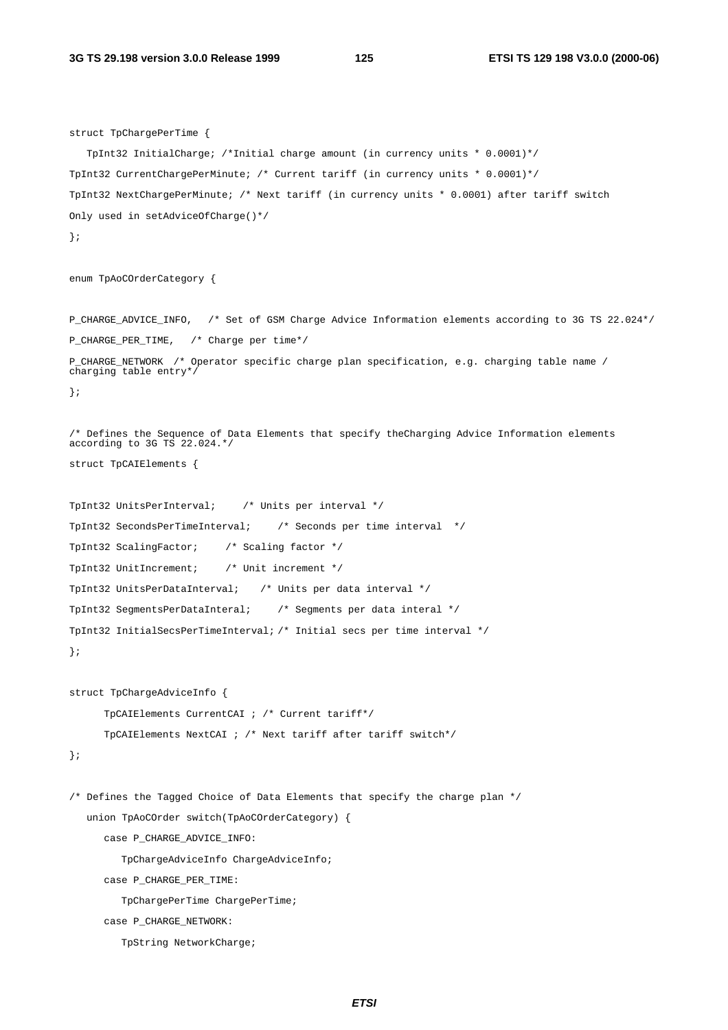```
struct TpChargePerTime {
   TpInt32 InitialCharge; /*Initial charge amount (in currency units * 0.0001)*/
TpInt32 CurrentChargePerMinute; /* Current tariff (in currency units * 0.0001)*/
TpInt32 NextChargePerMinute; /* Next tariff (in currency units * 0.0001) after tariff switch
Only used in setAdviceOfCharge()*/
};

enum TpAoCOrderCategory {

P_CHARGE_ADVICE_INFO,   /* Set of GSM Charge Advice Information elements according to 3G TS 22.024*/
P_CHARGE_PER_TIME,   /* Charge per time*/
P_CHARGE_NETWORK  /* Operator specific charge plan specification, e.g. charging table name / 
charging table entry*/
};

/* Defines the Sequence of Data Elements that specify theCharging Advice Information elements 
according to 3G TS 22.024.*/
struct TpCAIElements {

TpInt32 UnitsPerInterval;     /* Units per interval */
TpInt32 SecondsPerTimeInterval;     /* Seconds per time interval  */
TpInt32 ScalingFactor;     /* Scaling factor */
TpInt32 UnitIncrement;     /* Unit increment */
TpInt32 UnitsPerDataInterval;    /* Units per data interval */
TpInt32 SegmentsPerDataInteral;     /* Segments per data interal */
TpInt32 InitialSecsPerTimeInterval; /* Initial secs per time interval */
};

struct TpChargeAdviceInfo {
      TpCAIElements CurrentCAI ; /* Current tariff*/
      TpCAIElements NextCAI ; /* Next tariff after tariff switch*/
};

/* Defines the Tagged Choice of Data Elements that specify the charge plan */
   union TpAoCOrder switch(TpAoCOrderCategory) {
      case P_CHARGE_ADVICE_INFO:
         TpChargeAdviceInfo ChargeAdviceInfo;
      case P_CHARGE_PER_TIME:
         TpChargePerTime ChargePerTime;
      case P_CHARGE_NETWORK:
         TpString NetworkCharge;
```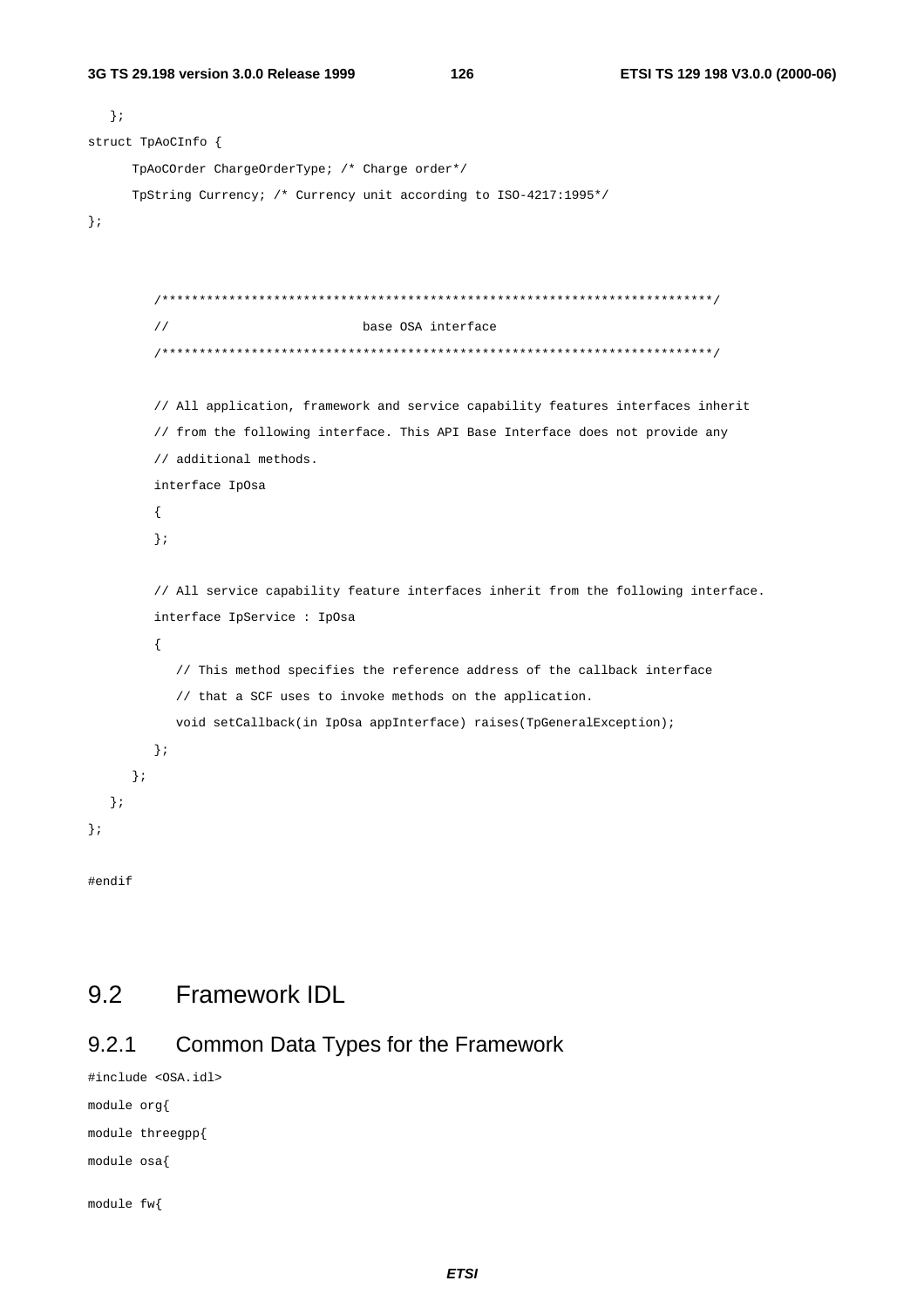```
   };
struct TpAoCInfo {
      TpAoCOrder ChargeOrderType; /* Charge order*/
      TpString Currency; /* Currency unit according to ISO-4217:1995*/
};


        /************************************************************************/
        //                          base OSA interface
        /************************************************************************/

        // All application, framework and service capability features interfaces inherit
        // from the following interface. This API Base Interface does not provide any
        // additional methods.
        interface IpOsa
        {
        };

        // All service capability feature interfaces inherit from the following interface.
        interface IpService : IpOsa
        {
           // This method specifies the reference address of the callback interface
           // that a SCF uses to invoke methods on the application.
           void setCallback(in IpOsa appInterface) raises(TpGeneralException);
        };
      };
   };
};

#endif
```

## 9.2 Framework IDL

### 9.2.1 Common Data Types for the Framework

```
#include <OSA.idl>
module org{
module threegpp{
module osa{

module fw{
```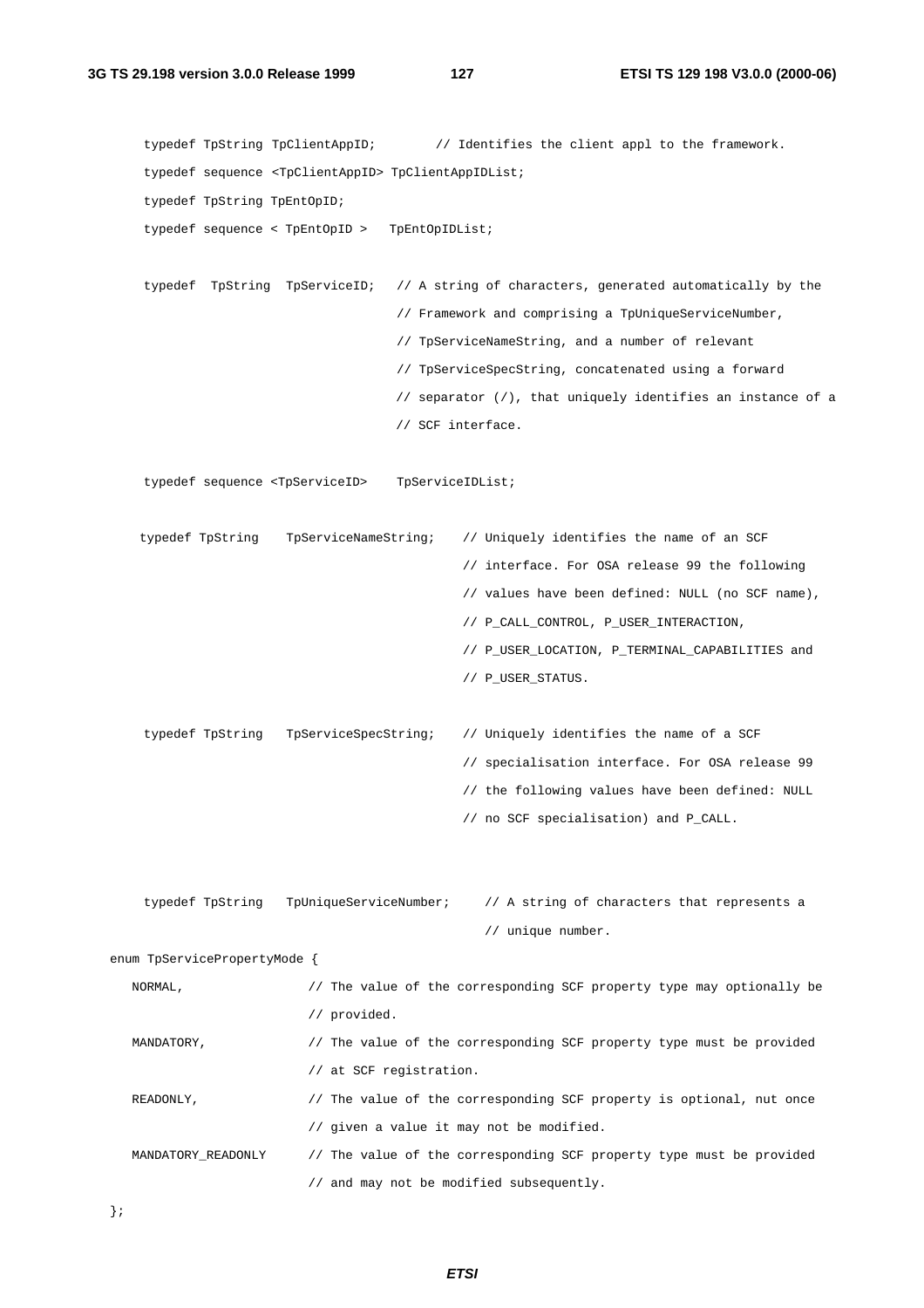```
typedef TpString TpClientAppID;        // Identifies the client appl to the framework.

typedef sequence <TpClientAppID> TpClientAppIDList;

typedef TpString TpEntOpID;

typedef sequence < TpEntOpID >   TpEntOpIDList;


typedef  TpString  TpServiceID;   // A string of characters, generated automatically by the
                                  // Framework and comprising a TpUniqueServiceNumber,
                                  // TpServiceNameString, and a number of relevant
                                  // TpServiceSpecString, concatenated using a forward
                                  // separator (/), that uniquely identifies an instance of a
                                  // SCF interface.


typedef sequence <TpServiceID>    TpServiceIDList;


typedef TpString    TpServiceNameString;    // Uniquely identifies the name of an SCF
                                            // interface. For OSA release 99 the following
                                            // values have been defined: NULL (no SCF name),
                                            // P_CALL_CONTROL, P_USER_INTERACTION,
                                            // P_USER_LOCATION, P_TERMINAL_CAPABILITIES and
                                            // P_USER_STATUS.


typedef TpString    TpServiceSpecString;    // Uniquely identifies the name of a SCF
                                            // specialisation interface. For OSA release 99
                                            // the following values have been defined: NULL
                                            // no SCF specialisation) and P_CALL.



typedef TpString    TpUniqueServiceNumber;     // A string of characters that represents a
                                               // unique number.

enum TpServicePropertyMode {

   NORMAL,                 // The value of the corresponding SCF property type may optionally be
                           // provided.

   MANDATORY,              // The value of the corresponding SCF property type must be provided
                           // at SCF registration.

   READONLY,               // The value of the corresponding SCF property is optional, nut once
                           // given a value it may not be modified.

   MANDATORY_READONLY      // The value of the corresponding SCF property type must be provided
                           // and may not be modified subsequently.

};
```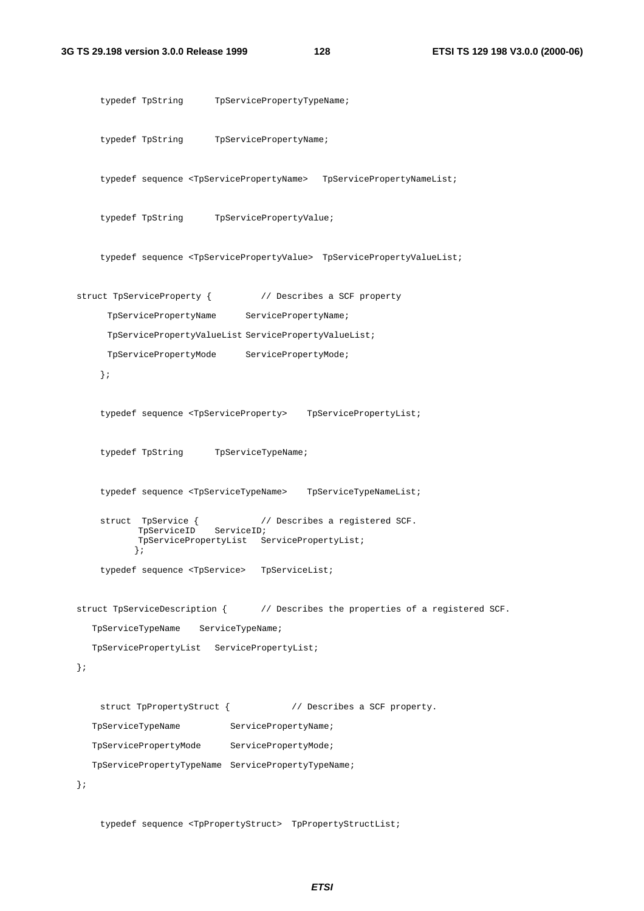```
typedef TpString      TpServicePropertyTypeName;

typedef TpString      TpServicePropertyName;

typedef sequence <TpServicePropertyName>   TpServicePropertyNameList;

typedef TpString      TpServicePropertyValue;

typedef sequence <TpServicePropertyValue>  TpServicePropertyValueList;

struct TpServiceProperty {          // Describes a SCF property
      TpServicePropertyName      ServicePropertyName;
      TpServicePropertyValueList ServicePropertyValueList;
      TpServicePropertyMode      ServicePropertyMode;
    };

typedef sequence <TpServiceProperty>    TpServicePropertyList;

typedef TpString      TpServiceTypeName;

typedef sequence <TpServiceTypeName>    TpServiceTypeNameList;

struct  TpService {            // Describes a registered SCF.
        TpServiceID    ServiceID;
        TpServicePropertyList   ServicePropertyList;
       };

typedef sequence <TpService>   TpServiceList;

struct TpServiceDescription {       // Describes the properties of a registered SCF.
   TpServiceTypeName    ServiceTypeName;
   TpServicePropertyList   ServicePropertyList;
};

struct TpPropertyStruct {            // Describes a SCF property.
   TpServiceTypeName          ServicePropertyName;
   TpServicePropertyMode      ServicePropertyMode;
   TpServicePropertyTypeName  ServicePropertyTypeName;
};

typedef sequence <TpPropertyStruct>  TpPropertyStructList;
```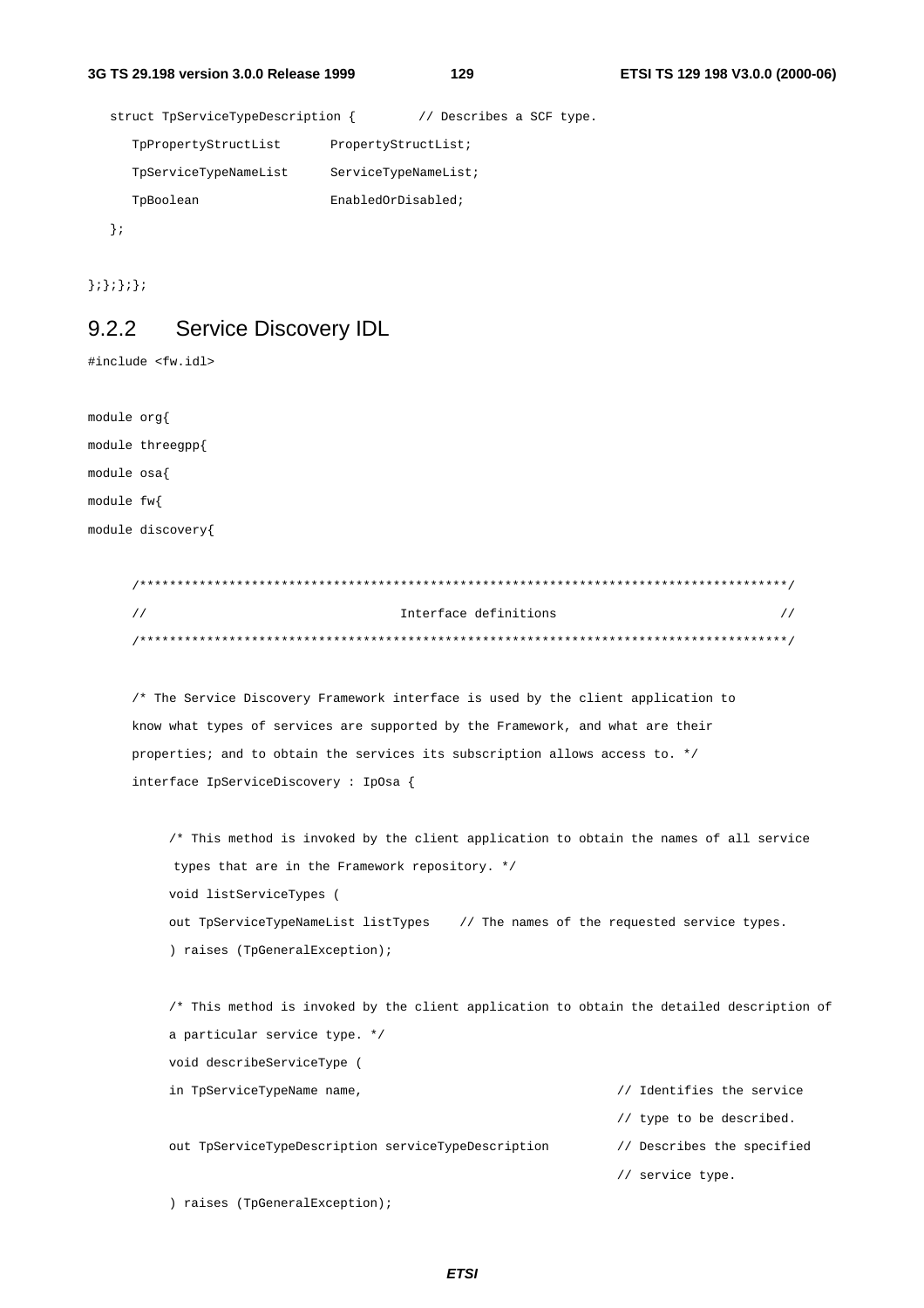```
   struct TpServiceTypeDescription {        // Describes a SCF type.
      TpPropertyStructList       PropertyStructList;
      TpServiceTypeNameList      ServiceTypeNameList;
      TpBoolean                  EnabledOrDisabled;
   };

};};};};
```

### 9.2.2 Service Discovery IDL

```
#include <fw.idl>

module org{
module threegpp{
module osa{
module fw{
module discovery{

      /**************************************************************************************/
      //                                Interface definitions                              //
      /**************************************************************************************/

      /* The Service Discovery Framework interface is used by the client application to
      know what types of services are supported by the Framework, and what are their
      properties; and to obtain the services its subscription allows access to. */
      interface IpServiceDiscovery : IpOsa {

           /* This method is invoked by the client application to obtain the names of all service
            types that are in the Framework repository. */
           void listServiceTypes (
           out TpServiceTypeNameList listTypes    // The names of the requested service types.
           ) raises (TpGeneralException);

           /* This method is invoked by the client application to obtain the detailed description of
           a particular service type. */
           void describeServiceType (
           in TpServiceTypeName name,                                 // Identifies the service
                                                                      // type to be described.
           out TpServiceTypeDescription serviceTypeDescription        // Describes the specified
                                                                      // service type.
           ) raises (TpGeneralException);
```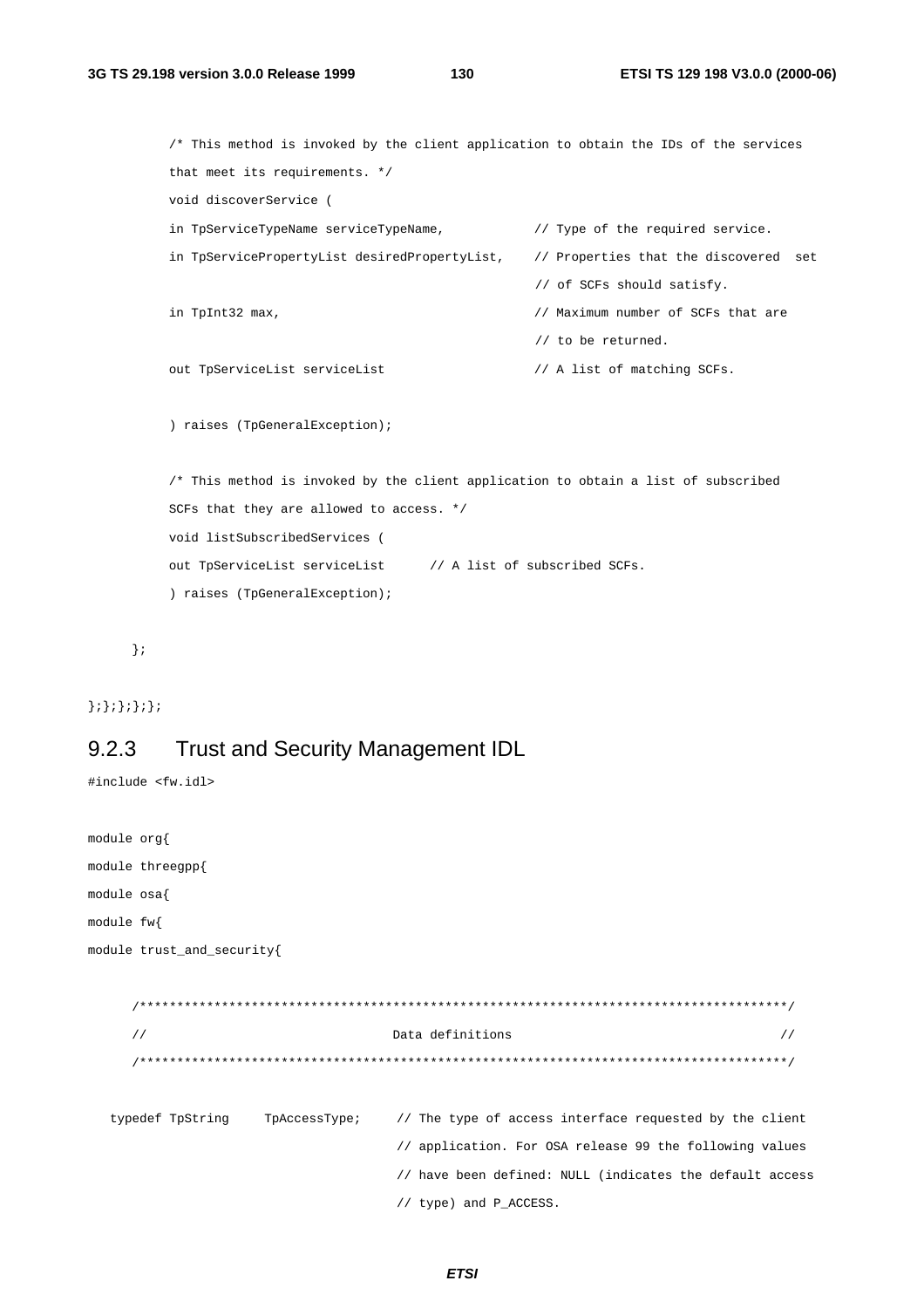```
        /* This method is invoked by the client application to obtain the IDs of the services
        that meet its requirements. */
        void discoverService (
        in TpServiceTypeName serviceTypeName,            // Type of the required service.
        in TpServicePropertyList desiredPropertyList,    // Properties that the discovered  set
                                                         // of SCFs should satisfy.
        in TpInt32 max,                                  // Maximum number of SCFs that are
                                                         // to be returned.
        out TpServiceList serviceList                    // A list of matching SCFs.

        ) raises (TpGeneralException);

        /* This method is invoked by the client application to obtain a list of subscribed
        SCFs that they are allowed to access. */
        void listSubscribedServices (
        out TpServiceList serviceList      // A list of subscribed SCFs.
        ) raises (TpGeneralException);

    };

};};};};};
```

### 9.2.3 Trust and Security Management IDL

```
#include <fw.idl>

module org{
module threegpp{
module osa{
module fw{
module trust_and_security{

    /****************************************************************************************/
    //                                  Data definitions                                    //
    /****************************************************************************************/

  typedef TpString     TpAccessType;     // The type of access interface requested by the client
                                         // application. For OSA release 99 the following values
                                         // have been defined: NULL (indicates the default access
                                         // type) and P_ACCESS.
```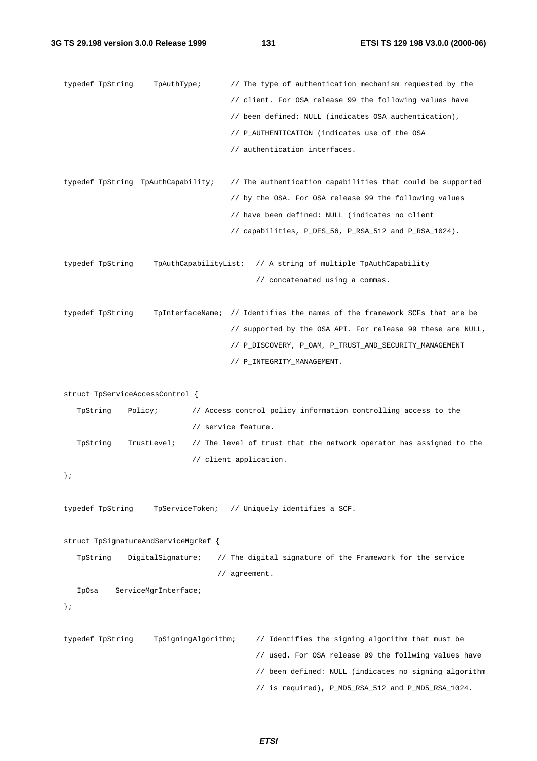```
typedef TpString    TpAuthType;        // The type of authentication mechanism requested by the
                                       // client. For OSA release 99 the following values have
                                       // been defined: NULL (indicates OSA authentication),
                                       // P_AUTHENTICATION (indicates use of the OSA
                                       // authentication interfaces.

typedef TpString  TpAuthCapability;    // The authentication capabilities that could be supported
                                       // by the OSA. For OSA release 99 the following values
                                       // have been defined: NULL (indicates no client
                                       // capabilities, P_DES_56, P_RSA_512 and P_RSA_1024).

typedef TpString    TpAuthCapabilityList;   // A string of multiple TpAuthCapability
                                            // concatenated using a commas.

typedef TpString    TpInterfaceName;  // Identifies the names of the framework SCFs that are be
                                       // supported by the OSA API. For release 99 these are NULL,
                                       // P_DISCOVERY, P_OAM, P_TRUST_AND_SECURITY_MANAGEMENT
                                       // P_INTEGRITY_MANAGEMENT.

struct TpServiceAccessControl {
   TpString    Policy;         // Access control policy information controlling access to the
                               // service feature.
   TpString    TrustLevel;     // The level of trust that the network operator has assigned to the
                               // client application.
};

typedef TpString    TpServiceToken;   // Uniquely identifies a SCF.

struct TpSignatureAndServiceMgrRef {
   TpString    DigitalSignature;    // The digital signature of the Framework for the service
                                    // agreement.
   IpOsa    ServiceMgrInterface;
};

typedef TpString    TpSigningAlgorithm;     // Identifies the signing algorithm that must be
                                            // used. For OSA release 99 the follwing values have
                                            // been defined: NULL (indicates no signing algorithm
                                            // is required), P_MD5_RSA_512 and P_MD5_RSA_1024.
```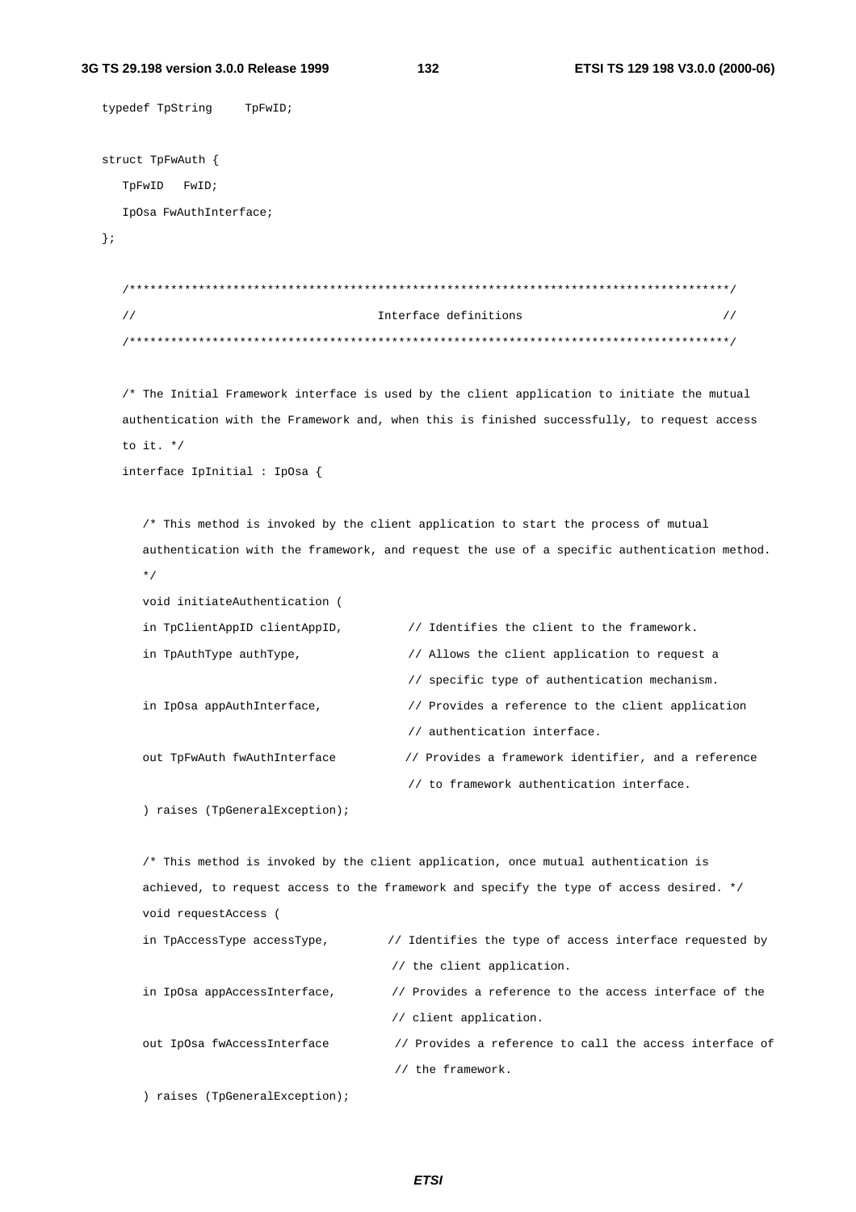```
typedef TpString     TpFwID;

struct TpFwAuth {
   TpFwID   FwID;
   IpOsa FwAuthInterface;
};

   /**************************************************************************************/
   //                                  Interface definitions                             //
   /**************************************************************************************/

   /* The Initial Framework interface is used by the client application to initiate the mutual
   authentication with the Framework and, when this is finished successfully, to request access
   to it. */
   interface IpInitial : IpOsa {

      /* This method is invoked by the client application to start the process of mutual
      authentication with the framework, and request the use of a specific authentication method.
      */
      void initiateAuthentication (
      in TpClientAppID clientAppID,         // Identifies the client to the framework.
      in TpAuthType authType,               // Allows the client application to request a
                                            // specific type of authentication mechanism.
      in IpOsa appAuthInterface,            // Provides a reference to the client application
                                            // authentication interface.
      out TpFwAuth fwAuthInterface          // Provides a framework identifier, and a reference
                                            // to framework authentication interface.
      ) raises (TpGeneralException);

      /* This method is invoked by the client application, once mutual authentication is
      achieved, to request access to the framework and specify the type of access desired. */
      void requestAccess (
      in TpAccessType accessType,          // Identifies the type of access interface requested by
                                           // the client application.
      in IpOsa appAccessInterface,         // Provides a reference to the access interface of the
                                           // client application.
      out IpOsa fwAccessInterface          // Provides a reference to call the access interface of
                                           // the framework.
      ) raises (TpGeneralException);
```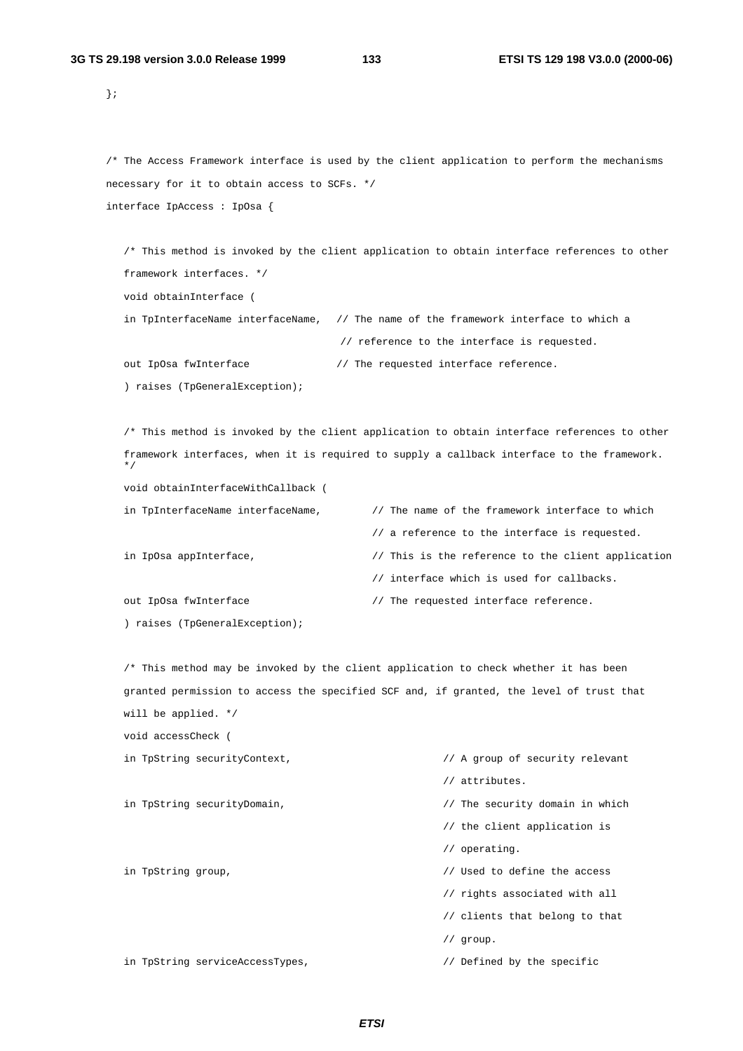```
};


/* The Access Framework interface is used by the client application to perform the mechanisms
necessary for it to obtain access to SCFs. */
interface IpAccess : IpOsa {

   /* This method is invoked by the client application to obtain interface references to other
   framework interfaces. */
   void obtainInterface (
   in TpInterfaceName interfaceName,   // The name of the framework interface to which a
                                        // reference to the interface is requested.
   out IpOsa fwInterface               // The requested interface reference.
   ) raises (TpGeneralException);

   /* This method is invoked by the client application to obtain interface references to other
   framework interfaces, when it is required to supply a callback interface to the framework.
   */
   void obtainInterfaceWithCallback (
   in TpInterfaceName interfaceName,         // The name of the framework interface to which
                                              // a reference to the interface is requested.
   in IpOsa appInterface,                    // This is the reference to the client application
                                              // interface which is used for callbacks.
   out IpOsa fwInterface                     // The requested interface reference.
   ) raises (TpGeneralException);

   /* This method may be invoked by the client application to check whether it has been
   granted permission to access the specified SCF and, if granted, the level of trust that
   will be applied. */
   void accessCheck (
   in TpString securityContext,                        // A group of security relevant
                                                        // attributes.
   in TpString securityDomain,                         // The security domain in which
                                                        // the client application is
                                                        // operating.
   in TpString group,                                  // Used to define the access
                                                        // rights associated with all
                                                        // clients that belong to that
                                                        // group.
   in TpString serviceAccessTypes,                     // Defined by the specific
```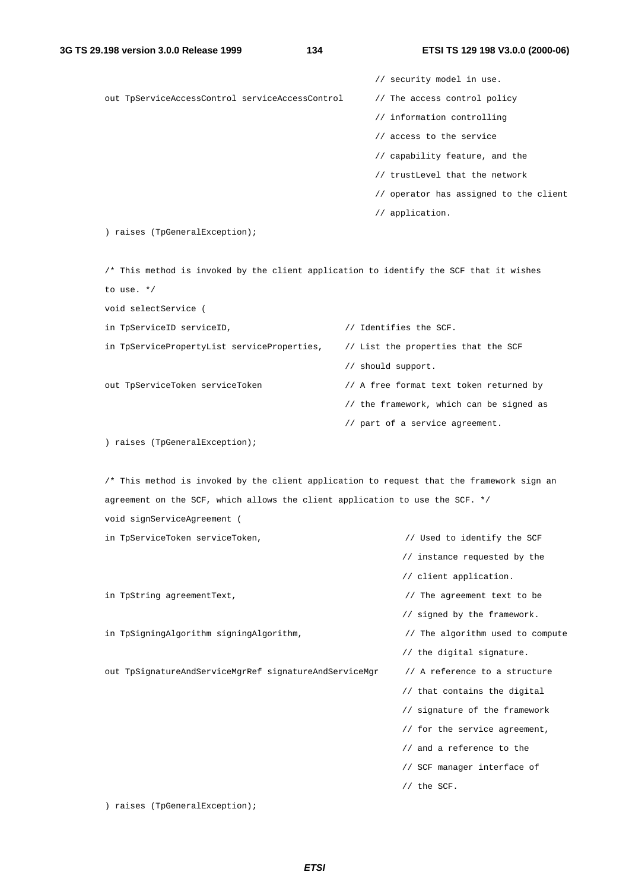```
                                                        // security model in use.
        out TpServiceAccessControl serviceAccessControl  // The access control policy
                                                        // information controlling
                                                        // access to the service
                                                        // capability feature, and the
                                                        // trustLevel that the network
                                                        // operator has assigned to the client
                                                        // application.
        ) raises (TpGeneralException);

        /* This method is invoked by the client application to identify the SCF that it wishes
        to use. */
        void selectService (
        in TpServiceID serviceID,                       // Identifies the SCF.
        in TpServicePropertyList serviceProperties,     // List the properties that the SCF
                                                        // should support.
        out TpServiceToken serviceToken                 // A free format text token returned by
                                                        // the framework, which can be signed as
                                                        // part of a service agreement.
        ) raises (TpGeneralException);

        /* This method is invoked by the client application to request that the framework sign an
        agreement on the SCF, which allows the client application to use the SCF. */
        void signServiceAgreement (
        in TpServiceToken serviceToken,                        // Used to identify the SCF
                                                               // instance requested by the
                                                               // client application.
        in TpString agreementText,                             // The agreement text to be
                                                               // signed by the framework.
        in TpSigningAlgorithm signingAlgorithm,                // The algorithm used to compute
                                                               // the digital signature.
        out TpSignatureAndServiceMgrRef signatureAndServiceMgr // A reference to a structure
                                                               // that contains the digital
                                                               // signature of the framework
                                                               // for the service agreement,
                                                               // and a reference to the
                                                               // SCF manager interface of
                                                               // the SCF.
        ) raises (TpGeneralException);
```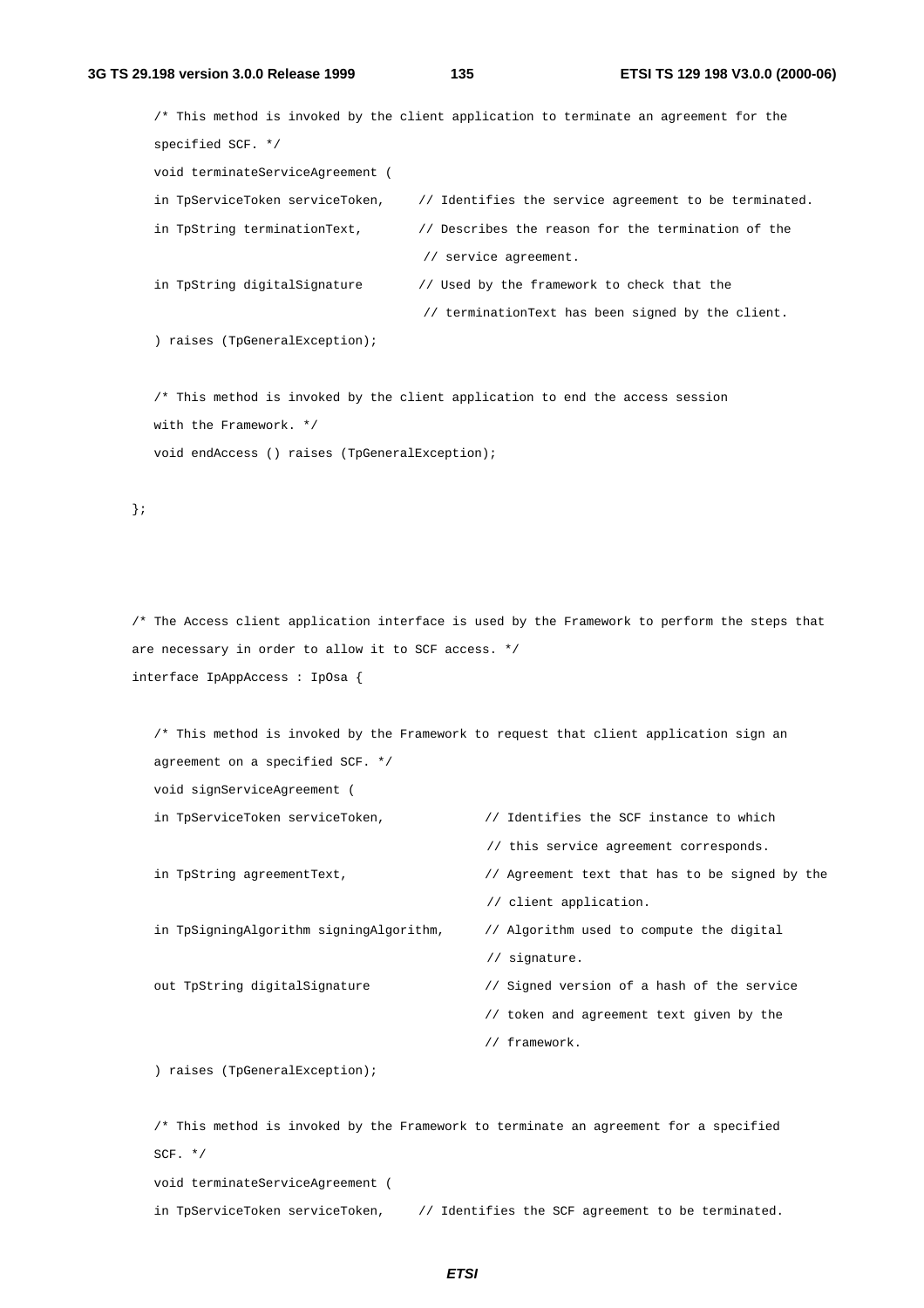```
    /* This method is invoked by the client application to terminate an agreement for the
    specified SCF. */
    void terminateServiceAgreement (
    in TpServiceToken serviceToken,     // Identifies the service agreement to be terminated.
    in TpString terminationText,        // Describes the reason for the termination of the
                                         // service agreement.
    in TpString digitalSignature        // Used by the framework to check that the
                                         // terminationText has been signed by the client.
    ) raises (TpGeneralException);

    /* This method is invoked by the client application to end the access session
    with the Framework. */
    void endAccess () raises (TpGeneralException);

};



/* The Access client application interface is used by the Framework to perform the steps that
are necessary in order to allow it to SCF access. */
interface IpAppAccess : IpOsa {

    /* This method is invoked by the Framework to request that client application sign an
    agreement on a specified SCF. */
    void signServiceAgreement (
    in TpServiceToken serviceToken,             // Identifies the SCF instance to which
                                                 // this service agreement corresponds.
    in TpString agreementText,                  // Agreement text that has to be signed by the
                                                 // client application.
    in TpSigningAlgorithm signingAlgorithm,     // Algorithm used to compute the digital
                                                 // signature.
    out TpString digitalSignature               // Signed version of a hash of the service
                                                // token and agreement text given by the
                                                // framework.
    ) raises (TpGeneralException);

    /* This method is invoked by the Framework to terminate an agreement for a specified
    SCF. */
    void terminateServiceAgreement (
    in TpServiceToken serviceToken,     // Identifies the SCF agreement to be terminated.
```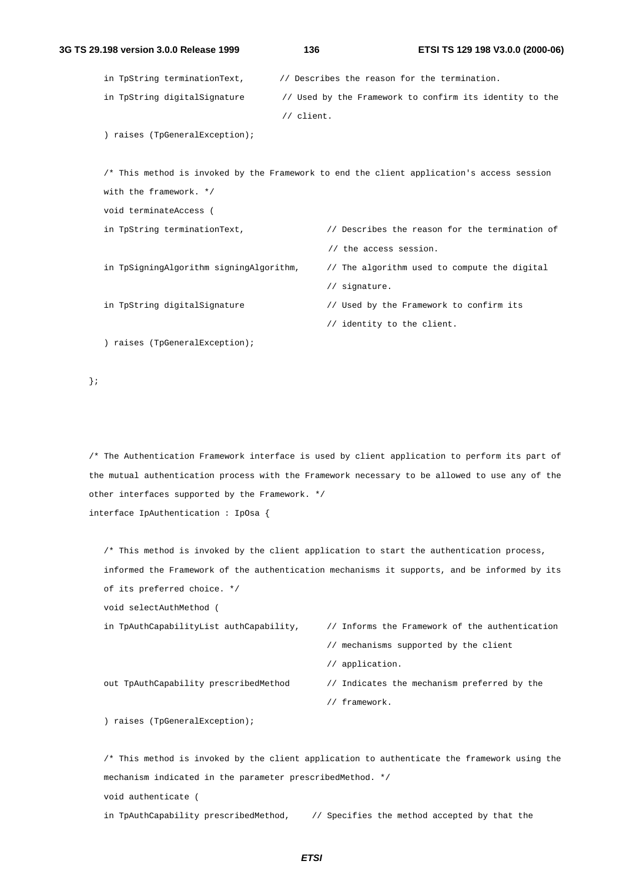```
    in TpString terminationText,       // Describes the reason for the termination.
    in TpString digitalSignature        // Used by the Framework to confirm its identity to the
                                        // client.
    ) raises (TpGeneralException);

    /* This method is invoked by the Framework to end the client application's access session
    with the framework. */
    void terminateAccess (
    in TpString terminationText,                // Describes the reason for the termination of
                                                // the access session.
    in TpSigningAlgorithm signingAlgorithm,     // The algorithm used to compute the digital
                                                // signature.
    in TpString digitalSignature                // Used by the Framework to confirm its
                                                // identity to the client.
    ) raises (TpGeneralException);

};



/* The Authentication Framework interface is used by client application to perform its part of
the mutual authentication process with the Framework necessary to be allowed to use any of the
other interfaces supported by the Framework. */
interface IpAuthentication : IpOsa {

    /* This method is invoked by the client application to start the authentication process,
    informed the Framework of the authentication mechanisms it supports, and be informed by its
    of its preferred choice. */
    void selectAuthMethod (
    in TpAuthCapabilityList authCapability,     // Informs the Framework of the authentication
                                                // mechanisms supported by the client
                                                // application.
    out TpAuthCapability prescribedMethod       // Indicates the mechanism preferred by the
                                                // framework.
    ) raises (TpGeneralException);

    /* This method is invoked by the client application to authenticate the framework using the
    mechanism indicated in the parameter prescribedMethod. */
    void authenticate (
    in TpAuthCapability prescribedMethod,     // Specifies the method accepted by that the
```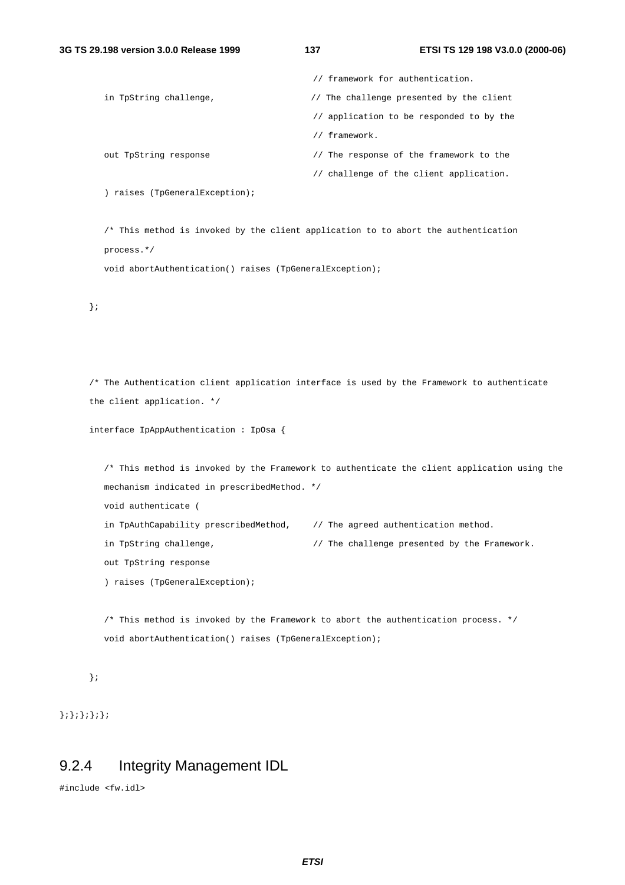```
                                        // framework for authentication.
    in TpString challenge,              // The challenge presented by the client
                                        // application to be responded to by the
                                        // framework.
    out TpString response               // The response of the framework to the
                                        // challenge of the client application.
    ) raises (TpGeneralException);

    /* This method is invoked by the client application to to abort the authentication
    process.*/
    void abortAuthentication() raises (TpGeneralException);

  };



  /* The Authentication client application interface is used by the Framework to authenticate
  the client application. */

  interface IpAppAuthentication : IpOsa {

    /* This method is invoked by the Framework to authenticate the client application using the
    mechanism indicated in prescribedMethod. */
    void authenticate (
    in TpAuthCapability prescribedMethod,    // The agreed authentication method.
    in TpString challenge,                   // The challenge presented by the Framework.
    out TpString response
    ) raises (TpGeneralException);

    /* This method is invoked by the Framework to abort the authentication process. */
    void abortAuthentication() raises (TpGeneralException);

  };

};};};};};
```

### 9.2.4 Integrity Management IDL

```
#include <fw.idl>
```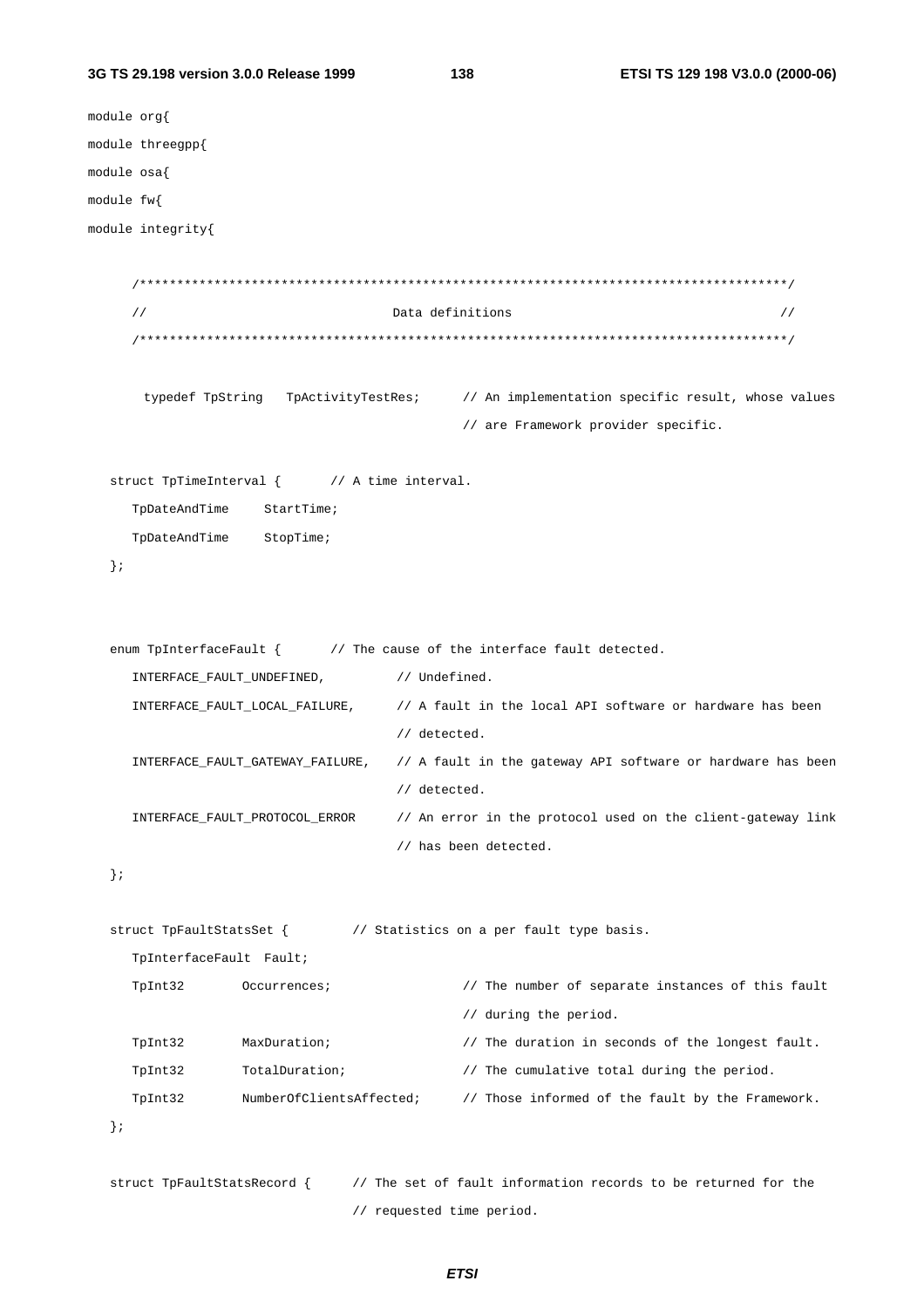```
module org{
module threegpp{
module osa{
module fw{
module integrity{

    /*************************************************************************************/
    //                                  Data definitions                                 //
    /*************************************************************************************/

      typedef TpString   TpActivityTestRes;     // An implementation specific result, whose values
                                                 // are Framework provider specific.

  struct TpTimeInterval {      // A time interval.
    TpDateAndTime     StartTime;
    TpDateAndTime     StopTime;
  };


  enum TpInterfaceFault {      // The cause of the interface fault detected.
    INTERFACE_FAULT_UNDEFINED,         // Undefined.
    INTERFACE_FAULT_LOCAL_FAILURE,     // A fault in the local API software or hardware has been
                                       // detected.
    INTERFACE_FAULT_GATEWAY_FAILURE,   // A fault in the gateway API software or hardware has been
                                       // detected.
    INTERFACE_FAULT_PROTOCOL_ERROR     // An error in the protocol used on the client-gateway link
                                       // has been detected.
  };

  struct TpFaultStatsSet {        // Statistics on a per fault type basis.
    TpInterfaceFault  Fault;
    TpInt32        Occurrences;                // The number of separate instances of this fault
                                               // during the period.
    TpInt32        MaxDuration;                // The duration in seconds of the longest fault.
    TpInt32        TotalDuration;              // The cumulative total during the period.
    TpInt32        NumberOfClientsAffected;    // Those informed of the fault by the Framework.
  };

  struct TpFaultStatsRecord {      // The set of fault information records to be returned for the
                                   // requested time period.
```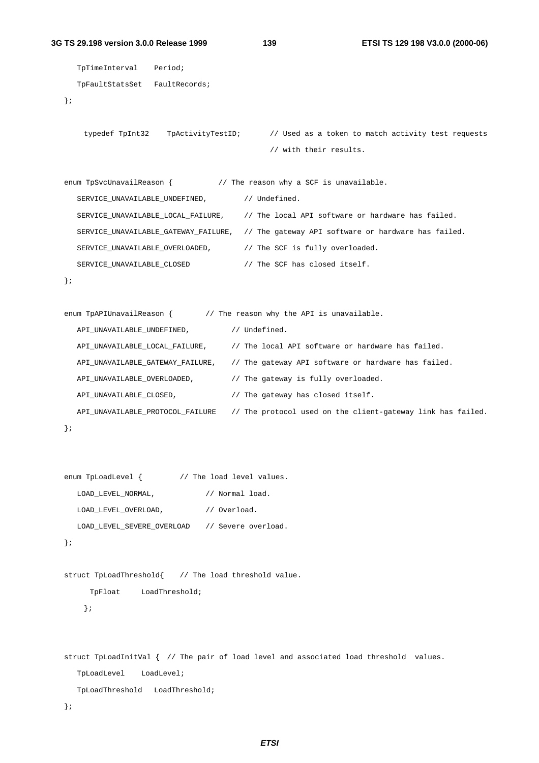```
   TpTimeInterval    Period;
   TpFaultStatsSet   FaultRecords;
};

     typedef TpInt32    TpActivityTestID;       // Used as a token to match activity test requests
                                                // with their results.

enum TpSvcUnavailReason {          // The reason why a SCF is unavailable.
   SERVICE_UNAVAILABLE_UNDEFINED,         // Undefined.
   SERVICE_UNAVAILABLE_LOCAL_FAILURE,     // The local API software or hardware has failed.
   SERVICE_UNAVAILABLE_GATEWAY_FAILURE,  // The gateway API software or hardware has failed.
   SERVICE_UNAVAILABLE_OVERLOADED,        // The SCF is fully overloaded.
   SERVICE_UNAVAILABLE_CLOSED             // The SCF has closed itself.
};

enum TpAPIUnavailReason {       // The reason why the API is unavailable.
   API_UNAVAILABLE_UNDEFINED,          // Undefined.
   API_UNAVAILABLE_LOCAL_FAILURE,      // The local API software or hardware has failed.
   API_UNAVAILABLE_GATEWAY_FAILURE,    // The gateway API software or hardware has failed.
   API_UNAVAILABLE_OVERLOADED,         // The gateway is fully overloaded.
   API_UNAVAILABLE_CLOSED,             // The gateway has closed itself.
   API_UNAVAILABLE_PROTOCOL_FAILURE    // The protocol used on the client-gateway link has failed.
};


enum TpLoadLevel {         // The load level values.
   LOAD_LEVEL_NORMAL,           // Normal load.
   LOAD_LEVEL_OVERLOAD,         // Overload.
   LOAD_LEVEL_SEVERE_OVERLOAD   // Severe overload.
};

struct TpLoadThreshold{    // The load threshold value.
      TpFloat     LoadThreshold;
     };


struct TpLoadInitVal {  // The pair of load level and associated load threshold  values.
   TpLoadLevel    LoadLevel;
   TpLoadThreshold   LoadThreshold;
};
```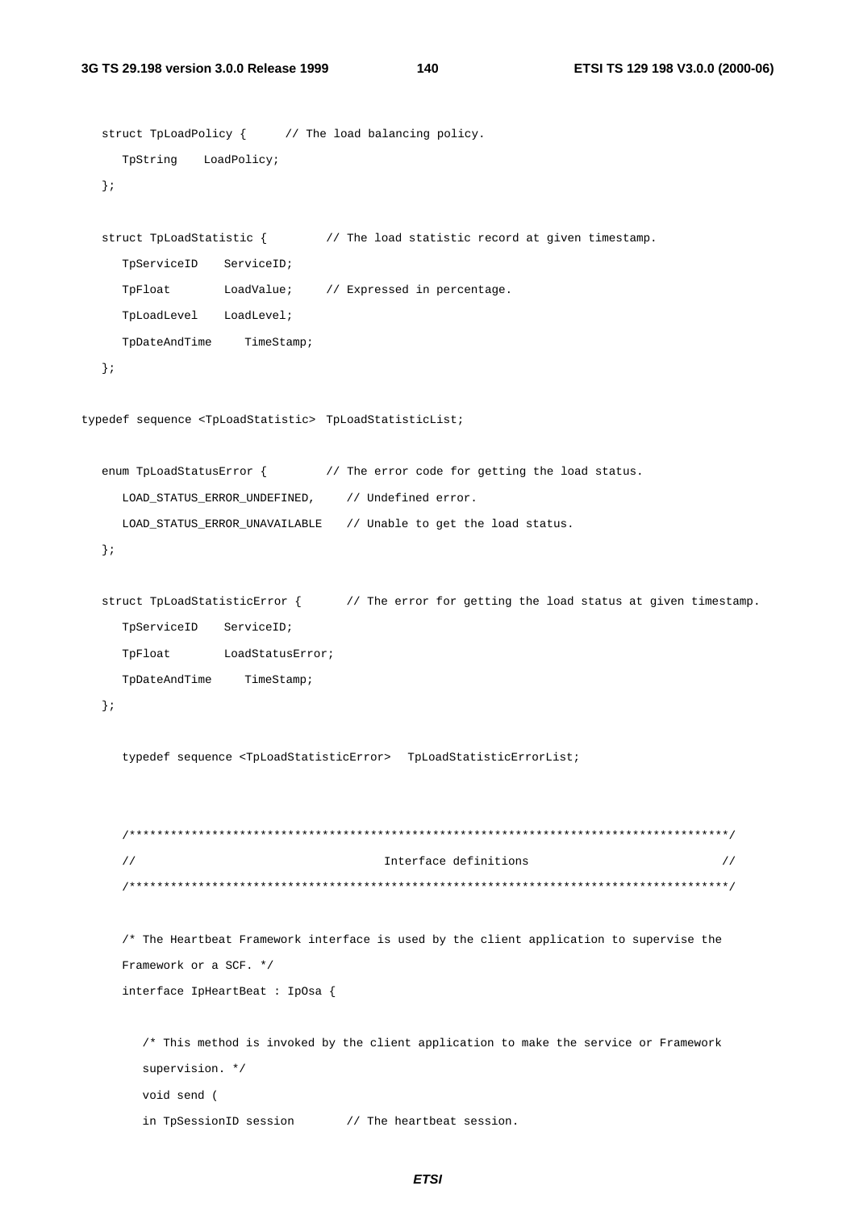```
   struct TpLoadPolicy {      // The load balancing policy.
      TpString    LoadPolicy;
   };

   struct TpLoadStatistic {         // The load statistic record at given timestamp.
      TpServiceID    ServiceID;
      TpFloat        LoadValue;     // Expressed in percentage.
      TpLoadLevel    LoadLevel;
      TpDateAndTime     TimeStamp;
   };

typedef sequence <TpLoadStatistic>  TpLoadStatisticList;

   enum TpLoadStatusError {         // The error code for getting the load status.
      LOAD_STATUS_ERROR_UNDEFINED,     // Undefined error.
      LOAD_STATUS_ERROR_UNAVAILABLE    // Unable to get the load status.
   };

   struct TpLoadStatisticError {       // The error for getting the load status at given timestamp.
      TpServiceID    ServiceID;
      TpFloat        LoadStatusError;
      TpDateAndTime     TimeStamp;
   };

      typedef sequence <TpLoadStatisticError>   TpLoadStatisticErrorList;


      /***************************************************************************************/
      //                                      Interface definitions                            //
      /***************************************************************************************/

      /* The Heartbeat Framework interface is used by the client application to supervise the
      Framework or a SCF. */
      interface IpHeartBeat : IpOsa {

         /* This method is invoked by the client application to make the service or Framework
         supervision. */
         void send (
         in TpSessionID session        // The heartbeat session.
```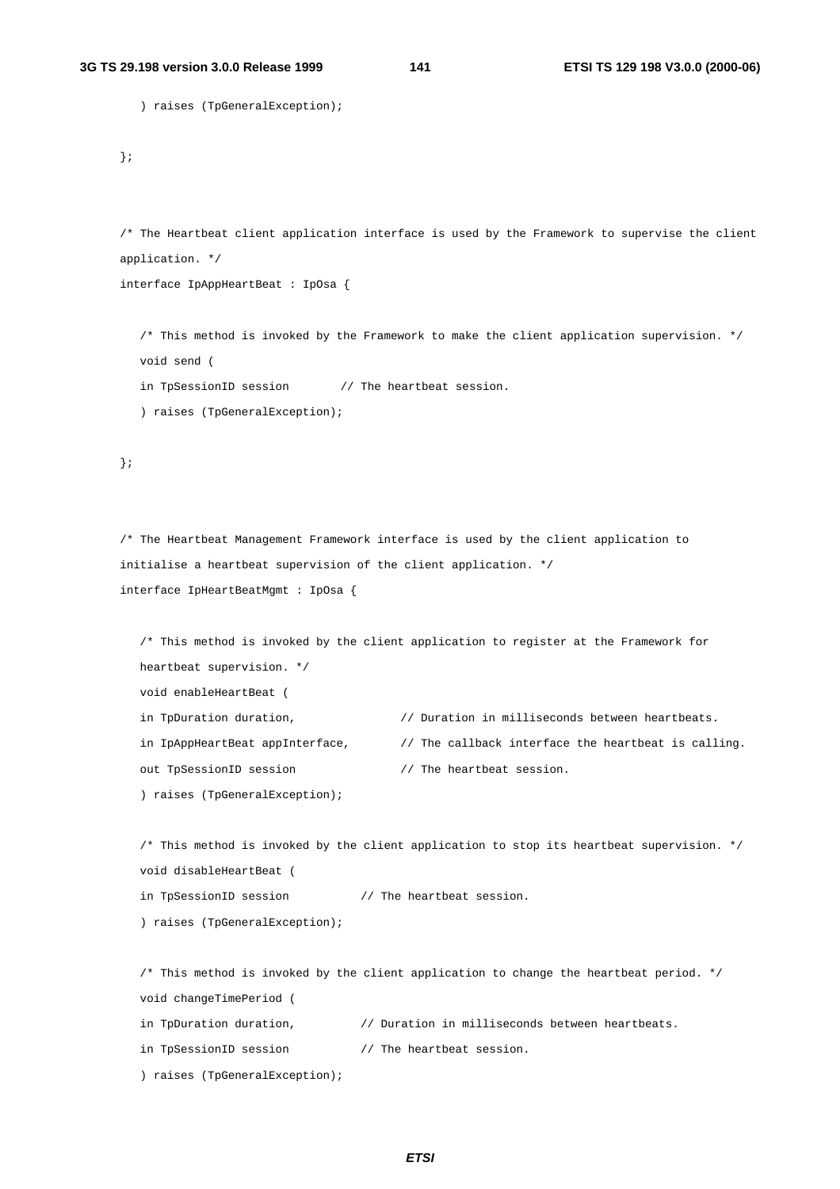```
   ) raises (TpGeneralException);

};


/* The Heartbeat client application interface is used by the Framework to supervise the client
application. */
interface IpAppHeartBeat : IpOsa {

   /* This method is invoked by the Framework to make the client application supervision. */
   void send (
   in TpSessionID session       // The heartbeat session.
   ) raises (TpGeneralException);

};


/* The Heartbeat Management Framework interface is used by the client application to
initialise a heartbeat supervision of the client application. */
interface IpHeartBeatMgmt : IpOsa {

   /* This method is invoked by the client application to register at the Framework for
   heartbeat supervision. */
   void enableHeartBeat (
   in TpDuration duration,              // Duration in milliseconds between heartbeats.
   in IpAppHeartBeat appInterface,      // The callback interface the heartbeat is calling.
   out TpSessionID session              // The heartbeat session.
   ) raises (TpGeneralException);

   /* This method is invoked by the client application to stop its heartbeat supervision. */
   void disableHeartBeat (
   in TpSessionID session          // The heartbeat session.
   ) raises (TpGeneralException);

   /* This method is invoked by the client application to change the heartbeat period. */
   void changeTimePeriod (
   in TpDuration duration,         // Duration in milliseconds between heartbeats.
   in TpSessionID session          // The heartbeat session.
   ) raises (TpGeneralException);
```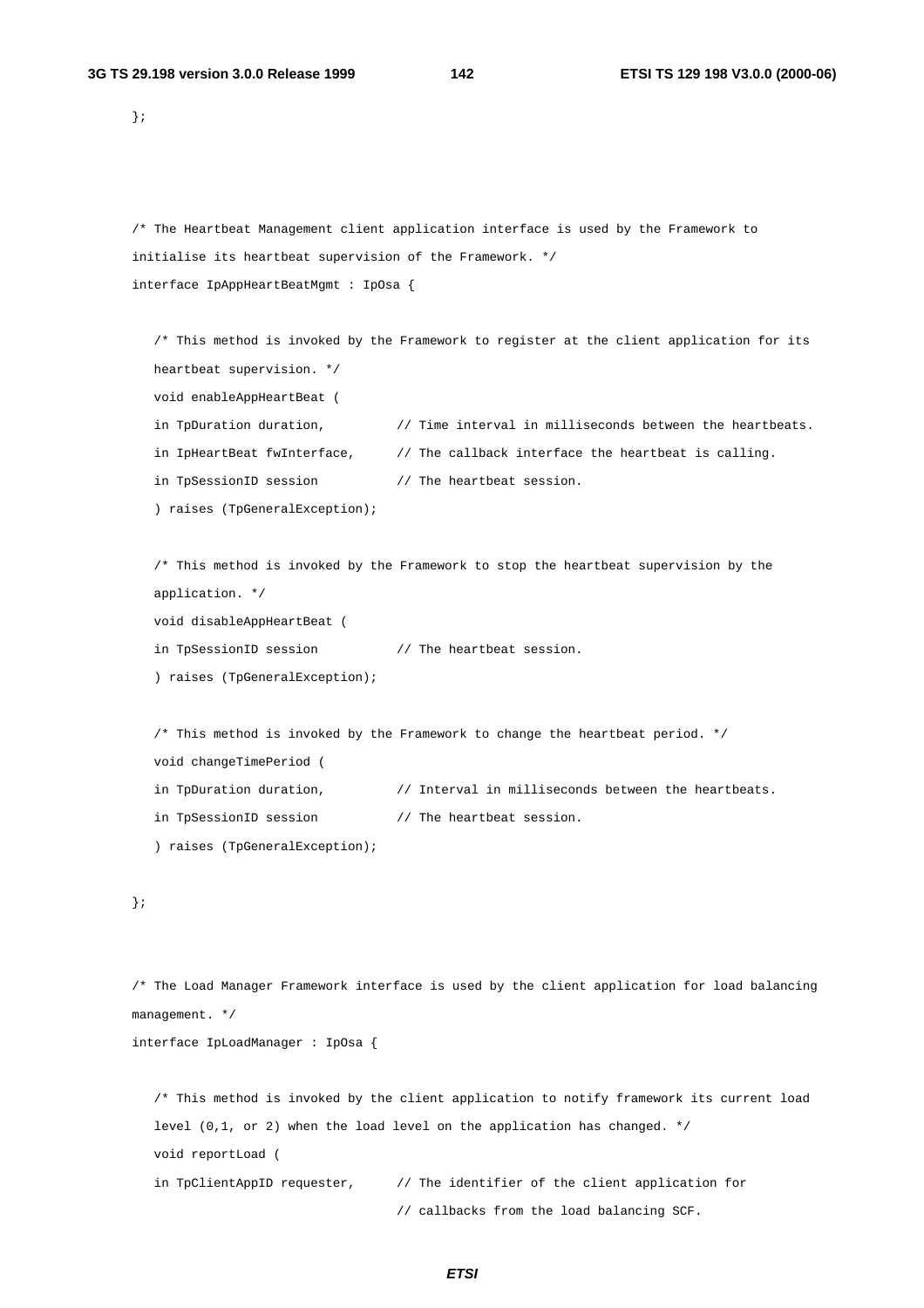```
};



/* The Heartbeat Management client application interface is used by the Framework to
initialise its heartbeat supervision of the Framework. */
interface IpAppHeartBeatMgmt : IpOsa {

   /* This method is invoked by the Framework to register at the client application for its
   heartbeat supervision. */
   void enableAppHeartBeat (
   in TpDuration duration,          // Time interval in milliseconds between the heartbeats.
   in IpHeartBeat fwInterface,      // The callback interface the heartbeat is calling.
   in TpSessionID session           // The heartbeat session.
   ) raises (TpGeneralException);

   /* This method is invoked by the Framework to stop the heartbeat supervision by the
   application. */
   void disableAppHeartBeat (
   in TpSessionID session           // The heartbeat session.
   ) raises (TpGeneralException);

   /* This method is invoked by the Framework to change the heartbeat period. */
   void changeTimePeriod (
   in TpDuration duration,          // Interval in milliseconds between the heartbeats.
   in TpSessionID session           // The heartbeat session.
   ) raises (TpGeneralException);

};


/* The Load Manager Framework interface is used by the client application for load balancing
management. */
interface IpLoadManager : IpOsa {

   /* This method is invoked by the client application to notify framework its current load
   level (0,1, or 2) when the load level on the application has changed. */
   void reportLoad (
   in TpClientAppID requester,      // The identifier of the client application for
                                    // callbacks from the load balancing SCF.
```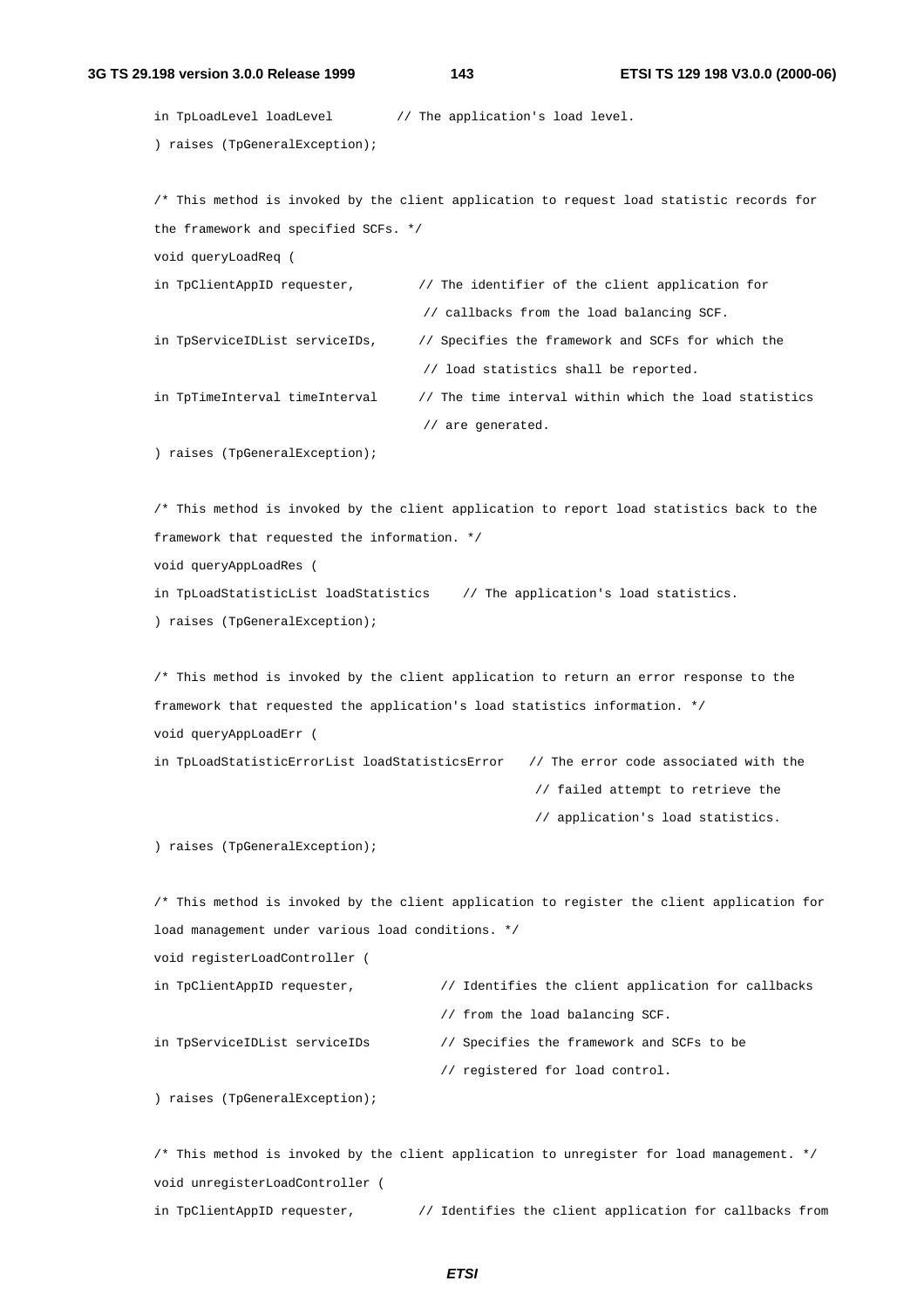```
in TpLoadLevel loadLevel        // The application's load level.
) raises (TpGeneralException);

/* This method is invoked by the client application to request load statistic records for
the framework and specified SCFs. */
void queryLoadReq (
in TpClientAppID requester,         // The identifier of the client application for
                                    // callbacks from the load balancing SCF.
in TpServiceIDList serviceIDs,      // Specifies the framework and SCFs for which the
                                    // load statistics shall be reported.
in TpTimeInterval timeInterval      // The time interval within which the load statistics
                                    // are generated.
) raises (TpGeneralException);

/* This method is invoked by the client application to report load statistics back to the
framework that requested the information. */
void queryAppLoadRes (
in TpLoadStatisticList loadStatistics    // The application's load statistics.
) raises (TpGeneralException);

/* This method is invoked by the client application to return an error response to the
framework that requested the application's load statistics information. */
void queryAppLoadErr (
in TpLoadStatisticErrorList loadStatisticsError   // The error code associated with the
                                                  // failed attempt to retrieve the
                                                  // application's load statistics.
) raises (TpGeneralException);

/* This method is invoked by the client application to register the client application for
load management under various load conditions. */
void registerLoadController (
in TpClientAppID requester,           // Identifies the client application for callbacks
                                      // from the load balancing SCF.
in TpServiceIDList serviceIDs         // Specifies the framework and SCFs to be
                                      // registered for load control.
) raises (TpGeneralException);

/* This method is invoked by the client application to unregister for load management. */
void unregisterLoadController (
in TpClientAppID requester,        // Identifies the client application for callbacks from
```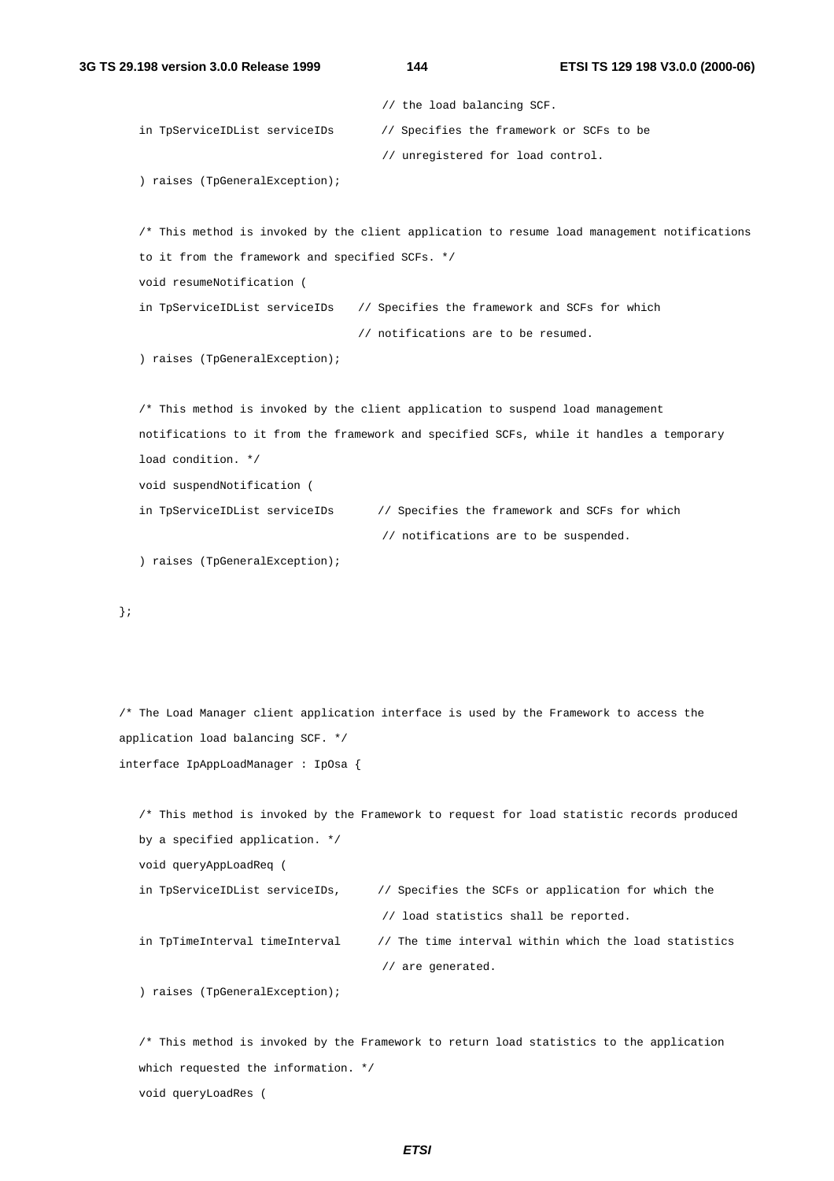```
                                        // the load balancing SCF.
    in TpServiceIDList serviceIDs       // Specifies the framework or SCFs to be
                                        // unregistered for load control.
    ) raises (TpGeneralException);

    /* This method is invoked by the client application to resume load management notifications
    to it from the framework and specified SCFs. */
    void resumeNotification (
    in TpServiceIDList serviceIDs    // Specifies the framework and SCFs for which
                                     // notifications are to be resumed.
    ) raises (TpGeneralException);

    /* This method is invoked by the client application to suspend load management
    notifications to it from the framework and specified SCFs, while it handles a temporary
    load condition. */
    void suspendNotification (
    in TpServiceIDList serviceIDs      // Specifies the framework and SCFs for which
                                        // notifications are to be suspended.
    ) raises (TpGeneralException);

};



/* The Load Manager client application interface is used by the Framework to access the
application load balancing SCF. */
interface IpAppLoadManager : IpOsa {

    /* This method is invoked by the Framework to request for load statistic records produced
    by a specified application. */
    void queryAppLoadReq (
    in TpServiceIDList serviceIDs,      // Specifies the SCFs or application for which the
                                        // load statistics shall be reported.
    in TpTimeInterval timeInterval      // The time interval within which the load statistics
                                        // are generated.
    ) raises (TpGeneralException);

    /* This method is invoked by the Framework to return load statistics to the application
    which requested the information. */
    void queryLoadRes (
```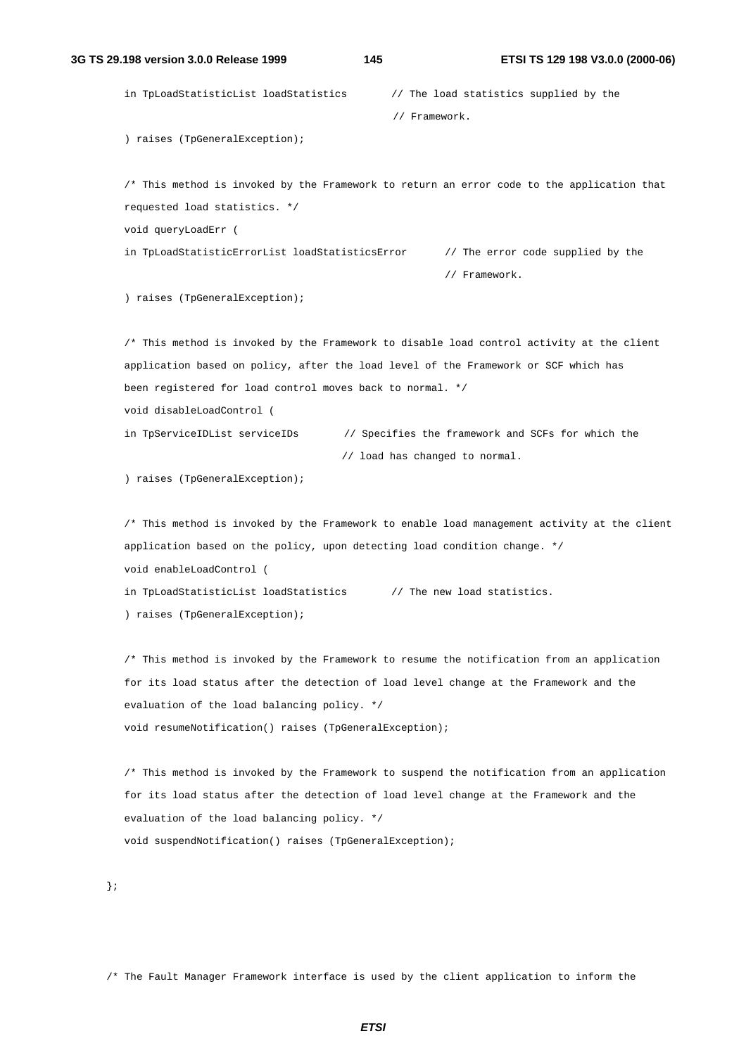```
    in TpLoadStatisticList loadStatistics       // The load statistics supplied by the
                                                // Framework.
    ) raises (TpGeneralException);

    /* This method is invoked by the Framework to return an error code to the application that
    requested load statistics. */
    void queryLoadErr (
    in TpLoadStatisticErrorList loadStatisticsError      // The error code supplied by the
                                                         // Framework.
    ) raises (TpGeneralException);

    /* This method is invoked by the Framework to disable load control activity at the client
    application based on policy, after the load level of the Framework or SCF which has
    been registered for load control moves back to normal. */
    void disableLoadControl (
    in TpServiceIDList serviceIDs       // Specifies the framework and SCFs for which the
                                        // load has changed to normal.
    ) raises (TpGeneralException);

    /* This method is invoked by the Framework to enable load management activity at the client
    application based on the policy, upon detecting load condition change. */
    void enableLoadControl (
    in TpLoadStatisticList loadStatistics       // The new load statistics.
    ) raises (TpGeneralException);

    /* This method is invoked by the Framework to resume the notification from an application
    for its load status after the detection of load level change at the Framework and the
    evaluation of the load balancing policy. */
    void resumeNotification() raises (TpGeneralException);

    /* This method is invoked by the Framework to suspend the notification from an application
    for its load status after the detection of load level change at the Framework and the
    evaluation of the load balancing policy. */
    void suspendNotification() raises (TpGeneralException);

};

/* The Fault Manager Framework interface is used by the client application to inform the
```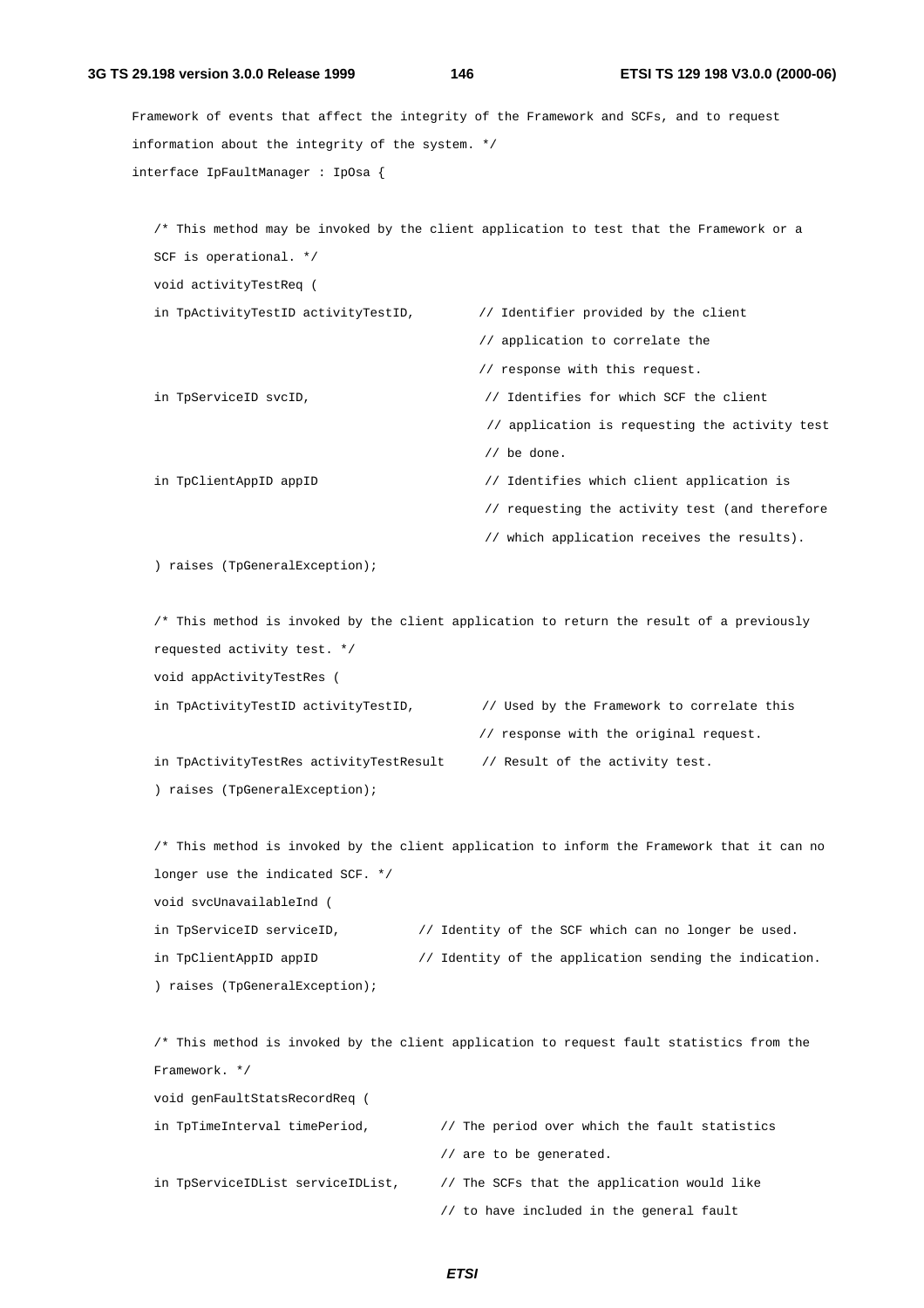```
Framework of events that affect the integrity of the Framework and SCFs, and to request
information about the integrity of the system. */
interface IpFaultManager : IpOsa {

   /* This method may be invoked by the client application to test that the Framework or a
   SCF is operational. */
   void activityTestReq (
   in TpActivityTestID activityTestID,        // Identifier provided by the client
                                              // application to correlate the
                                              // response with this request.
   in TpServiceID svcID,                      // Identifies for which SCF the client
                                              // application is requesting the activity test
                                              // be done.
   in TpClientAppID appID                     // Identifies which client application is
                                              // requesting the activity test (and therefore
                                              // which application receives the results).
   ) raises (TpGeneralException);

   /* This method is invoked by the client application to return the result of a previously
   requested activity test. */
   void appActivityTestRes (
   in TpActivityTestID activityTestID,        // Used by the Framework to correlate this
                                              // response with the original request.
   in TpActivityTestRes activityTestResult    // Result of the activity test.
   ) raises (TpGeneralException);

   /* This method is invoked by the client application to inform the Framework that it can no
   longer use the indicated SCF. */
   void svcUnavailableInd (
   in TpServiceID serviceID,          // Identity of the SCF which can no longer be used.
   in TpClientAppID appID             // Identity of the application sending the indication.
   ) raises (TpGeneralException);

   /* This method is invoked by the client application to request fault statistics from the
   Framework. */
   void genFaultStatsRecordReq (
   in TpTimeInterval timePeriod,          // The period over which the fault statistics
                                          // are to be generated.
   in TpServiceIDList serviceIDList,      // The SCFs that the application would like
                                          // to have included in the general fault
```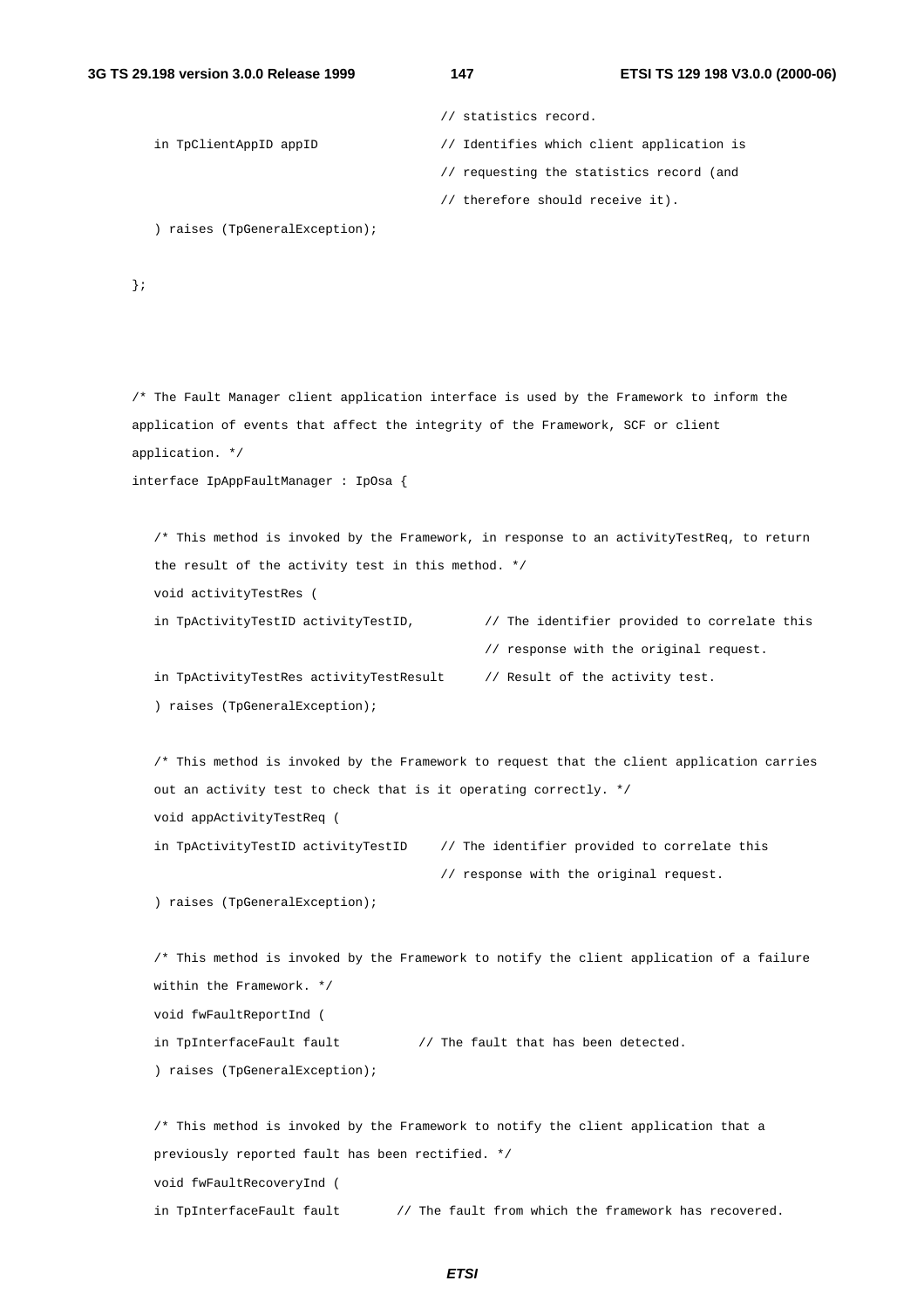```
                                        // statistics record.
   in TpClientAppID appID               // Identifies which client application is
                                        // requesting the statistics record (and
                                        // therefore should receive it).
   ) raises (TpGeneralException);

};



/* The Fault Manager client application interface is used by the Framework to inform the
application of events that affect the integrity of the Framework, SCF or client
application. */
interface IpAppFaultManager : IpOsa {

   /* This method is invoked by the Framework, in response to an activityTestReq, to return
   the result of the activity test in this method. */
   void activityTestRes (
   in TpActivityTestID activityTestID,          // The identifier provided to correlate this
                                                // response with the original request.
   in TpActivityTestRes activityTestResult      // Result of the activity test.
   ) raises (TpGeneralException);

   /* This method is invoked by the Framework to request that the client application carries
   out an activity test to check that is it operating correctly. */
   void appActivityTestReq (
   in TpActivityTestID activityTestID     // The identifier provided to correlate this
                                          // response with the original request.
   ) raises (TpGeneralException);

   /* This method is invoked by the Framework to notify the client application of a failure
   within the Framework. */
   void fwFaultReportInd (
   in TpInterfaceFault fault          // The fault that has been detected.
   ) raises (TpGeneralException);

   /* This method is invoked by the Framework to notify the client application that a
   previously reported fault has been rectified. */
   void fwFaultRecoveryInd (
   in TpInterfaceFault fault       // The fault from which the framework has recovered.
```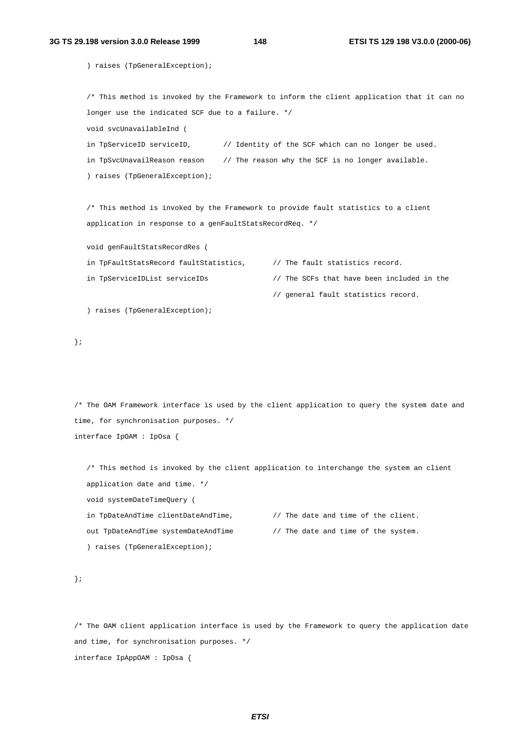```
   ) raises (TpGeneralException);

   /* This method is invoked by the Framework to inform the client application that it can no
   longer use the indicated SCF due to a failure. */
   void svcUnavailableInd (
   in TpServiceID serviceID,       // Identity of the SCF which can no longer be used.
   in TpSvcUnavailReason reason    // The reason why the SCF is no longer available.
   ) raises (TpGeneralException);

   /* This method is invoked by the Framework to provide fault statistics to a client
   application in response to a genFaultStatsRecordReq. */

   void genFaultStatsRecordRes (
   in TpFaultStatsRecord faultStatistics,      // The fault statistics record.
   in TpServiceIDList serviceIDs               // The SCFs that have been included in the
                                               // general fault statistics record.
   ) raises (TpGeneralException);

};



/* The OAM Framework interface is used by the client application to query the system date and
time, for synchronisation purposes. */
interface IpOAM : IpOsa {

   /* This method is invoked by the client application to interchange the system an client
   application date and time. */
   void systemDateTimeQuery (
   in TpDateAndTime clientDateAndTime,         // The date and time of the client.
   out TpDateAndTime systemDateAndTime         // The date and time of the system.
   ) raises (TpGeneralException);

};


/* The OAM client application interface is used by the Framework to query the application date
and time, for synchronisation purposes. */
interface IpAppOAM : IpOsa {
```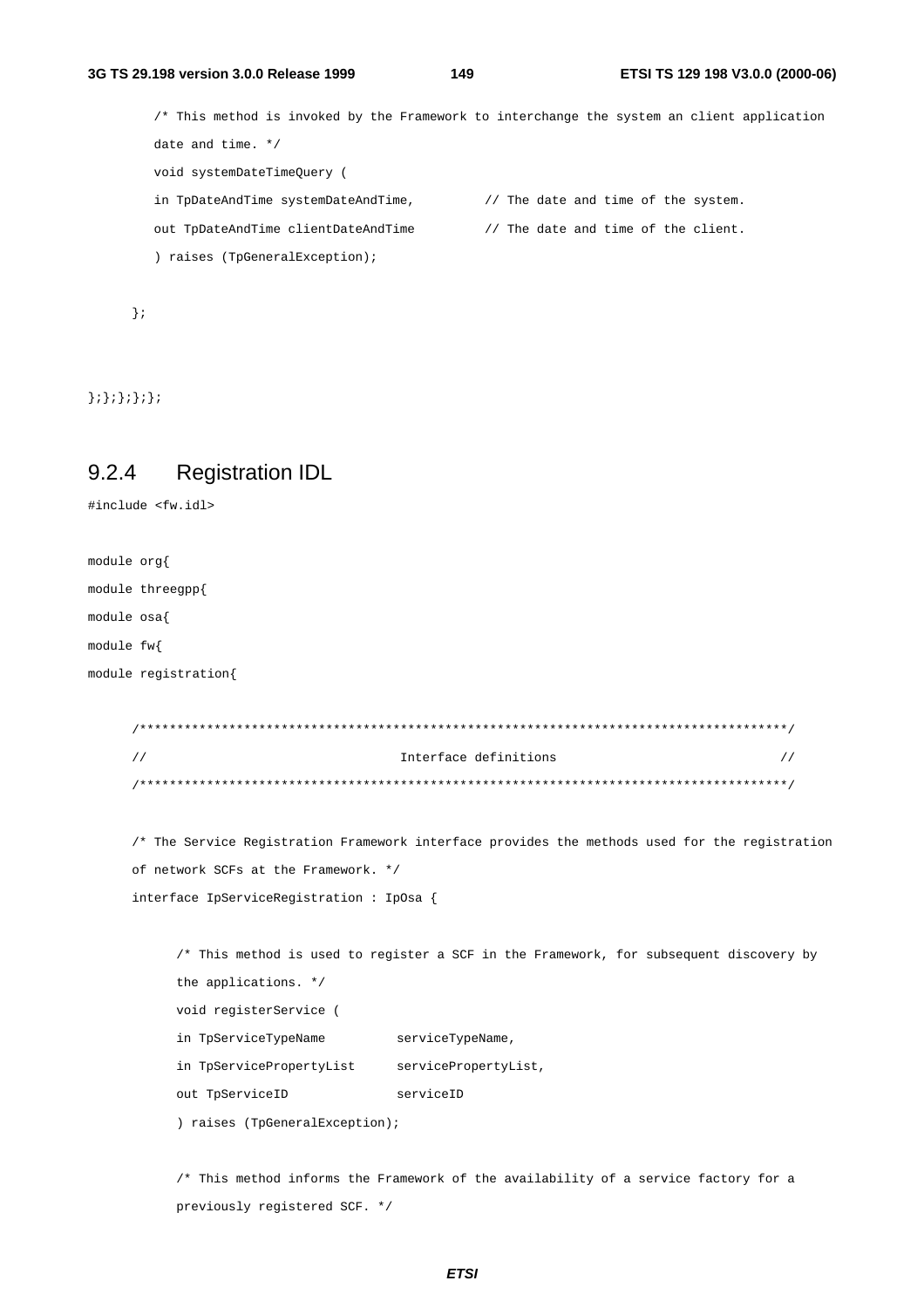```
        /* This method is invoked by the Framework to interchange the system an client application
        date and time. */
        void systemDateTimeQuery (
        in TpDateAndTime systemDateAndTime,         // The date and time of the system.
        out TpDateAndTime clientDateAndTime         // The date and time of the client.
        ) raises (TpGeneralException);

    };


};};};};};
```

### 9.2.4 Registration IDL

```
#include <fw.idl>

module org{
module threegpp{
module osa{
module fw{
module registration{

    /*************************************************************************************/
    //                                  Interface definitions                            //
    /*************************************************************************************/

    /* The Service Registration Framework interface provides the methods used for the registration
    of network SCFs at the Framework. */
    interface IpServiceRegistration : IpOsa {

        /* This method is used to register a SCF in the Framework, for subsequent discovery by
        the applications. */
        void registerService (
        in TpServiceTypeName         serviceTypeName,
        in TpServicePropertyList     servicePropertyList,
        out TpServiceID              serviceID
        ) raises (TpGeneralException);

        /* This method informs the Framework of the availability of a service factory for a
        previously registered SCF. */
```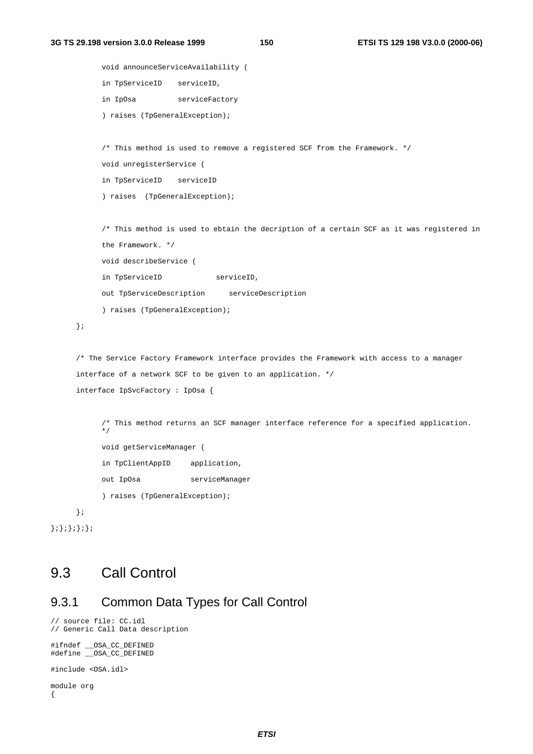```
        void announceServiceAvailability (
        in TpServiceID    serviceID,
        in IpOsa          serviceFactory
        ) raises (TpGeneralException);

        /* This method is used to remove a registered SCF from the Framework. */
        void unregisterService (
        in TpServiceID    serviceID
        ) raises  (TpGeneralException);

        /* This method is used to ebtain the decription of a certain SCF as it was registered in
        the Framework. */
        void describeService (
        in TpServiceID            serviceID,
        out TpServiceDescription      serviceDescription
        ) raises (TpGeneralException);
    };

    /* The Service Factory Framework interface provides the Framework with access to a manager
    interface of a network SCF to be given to an application. */
    interface IpSvcFactory : IpOsa {

        /* This method returns an SCF manager interface reference for a specified application.
        */
        void getServiceManager (
        in TpClientAppID     application,
        out IpOsa            serviceManager
        ) raises (TpGeneralException);
    };
};};};};};
```

## 9.3 Call Control

### 9.3.1 Common Data Types for Call Control

```
// source file: CC.idl
// Generic Call Data description

#ifndef __OSA_CC_DEFINED
#define __OSA_CC_DEFINED

#include <OSA.idl>

module org
{
```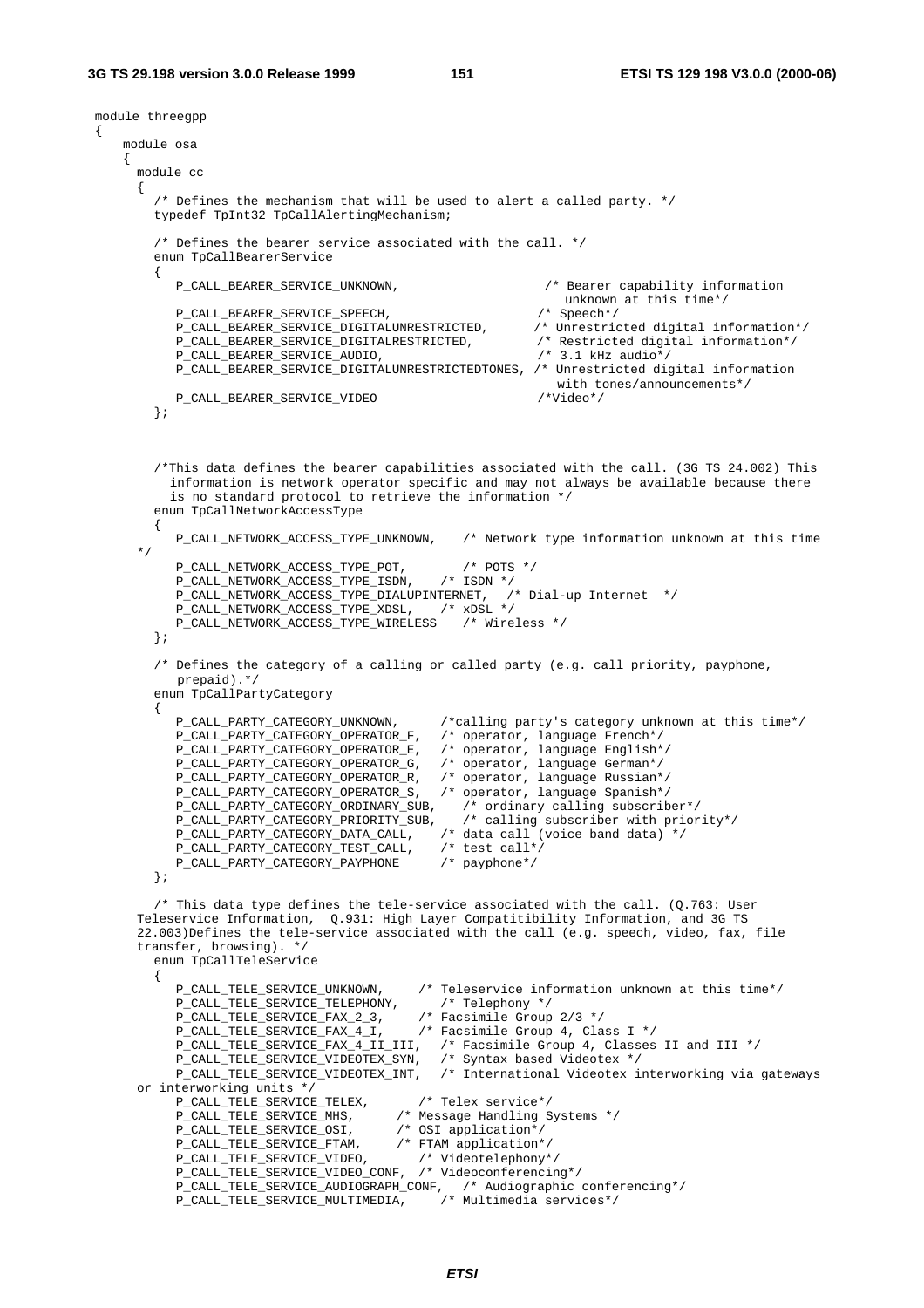```
module threegpp
{
    module osa
    {
      module cc
      {
         /* Defines the mechanism that will be used to alert a called party. */
         typedef TpInt32 TpCallAlertingMechanism;

         /* Defines the bearer service associated with the call. */
         enum TpCallBearerService
         {
            P_CALL_BEARER_SERVICE_UNKNOWN,                     /* Bearer capability information
                                                                  unknown at this time*/
            P_CALL_BEARER_SERVICE_SPEECH,                     /* Speech*/
            P_CALL_BEARER_SERVICE_DIGITALUNRESTRICTED,       /* Unrestricted digital information*/
            P_CALL_BEARER_SERVICE_DIGITALRESTRICTED,         /* Restricted digital information*/
            P_CALL_BEARER_SERVICE_AUDIO,                      /* 3.1 kHz audio*/
            P_CALL_BEARER_SERVICE_DIGITALUNRESTRICTEDTONES, /* Unrestricted digital information
                                                                  with tones/announcements*/
            P_CALL_BEARER_SERVICE_VIDEO                       /*Video*/
         };



         /*This data defines the bearer capabilities associated with the call. (3G TS 24.002) This
           information is network operator specific and may not always be available because there
           is no standard protocol to retrieve the information */
         enum TpCallNetworkAccessType
         {
            P_CALL_NETWORK_ACCESS_TYPE_UNKNOWN,    /* Network type information unknown at this time
      */
            P_CALL_NETWORK_ACCESS_TYPE_POT,        /* POTS */
            P_CALL_NETWORK_ACCESS_TYPE_ISDN,    /* ISDN */
            P_CALL_NETWORK_ACCESS_TYPE_DIALUPINTERNET,  /* Dial-up Internet  */
            P_CALL_NETWORK_ACCESS_TYPE_XDSL,    /* xDSL */
            P_CALL_NETWORK_ACCESS_TYPE_WIRELESS   /* Wireless */
         };

         /* Defines the category of a calling or called party (e.g. call priority, payphone,
            prepaid).*/
         enum TpCallPartyCategory
         {
            P_CALL_PARTY_CATEGORY_UNKNOWN,      /*calling party's category unknown at this time*/
            P_CALL_PARTY_CATEGORY_OPERATOR_F,   /* operator, language French*/
            P_CALL_PARTY_CATEGORY_OPERATOR_E,   /* operator, language English*/
            P_CALL_PARTY_CATEGORY_OPERATOR_G,   /* operator, language German*/
            P_CALL_PARTY_CATEGORY_OPERATOR_R,   /* operator, language Russian*/
            P_CALL_PARTY_CATEGORY_OPERATOR_S,   /* operator, language Spanish*/
            P_CALL_PARTY_CATEGORY_ORDINARY_SUB,    /* ordinary calling subscriber*/
            P_CALL_PARTY_CATEGORY_PRIORITY_SUB,    /* calling subscriber with priority*/
            P_CALL_PARTY_CATEGORY_DATA_CALL,    /* data call (voice band data) */
            P_CALL_PARTY_CATEGORY_TEST_CALL,    /* test call*/
            P_CALL_PARTY_CATEGORY_PAYPHONE      /* payphone*/
         };

         /* This data type defines the tele-service associated with the call. (Q.763: User
       Teleservice Information,  Q.931: High Layer Compatitibility Information, and 3G TS
       22.003)Defines the tele-service associated with the call (e.g. speech, video, fax, file
       transfer, browsing). */
         enum TpCallTeleService
         {
            P_CALL_TELE_SERVICE_UNKNOWN,     /* Teleservice information unknown at this time*/
            P_CALL_TELE_SERVICE_TELEPHONY,      /* Telephony */
            P_CALL_TELE_SERVICE_FAX_2_3,     /* Facsimile Group 2/3 */
            P_CALL_TELE_SERVICE_FAX_4_I,     /* Facsimile Group 4, Class I */
            P_CALL_TELE_SERVICE_FAX_4_II_III,   /* Facsimile Group 4, Classes II and III */
            P_CALL_TELE_SERVICE_VIDEOTEX_SYN,   /* Syntax based Videotex */
            P_CALL_TELE_SERVICE_VIDEOTEX_INT,   /* International Videotex interworking via gateways
      or interworking units */
            P_CALL_TELE_SERVICE_TELEX,       /* Telex service*/
            P_CALL_TELE_SERVICE_MHS,      /* Message Handling Systems */
            P_CALL_TELE_SERVICE_OSI,      /* OSI application*/
            P_CALL_TELE_SERVICE_FTAM,     /* FTAM application*/
            P_CALL_TELE_SERVICE_VIDEO,       /* Videotelephony*/
            P_CALL_TELE_SERVICE_VIDEO_CONF, /* Videoconferencing*/
            P_CALL_TELE_SERVICE_AUDIOGRAPH_CONF,   /* Audiographic conferencing*/
            P_CALL_TELE_SERVICE_MULTIMEDIA,    /* Multimedia services*/
```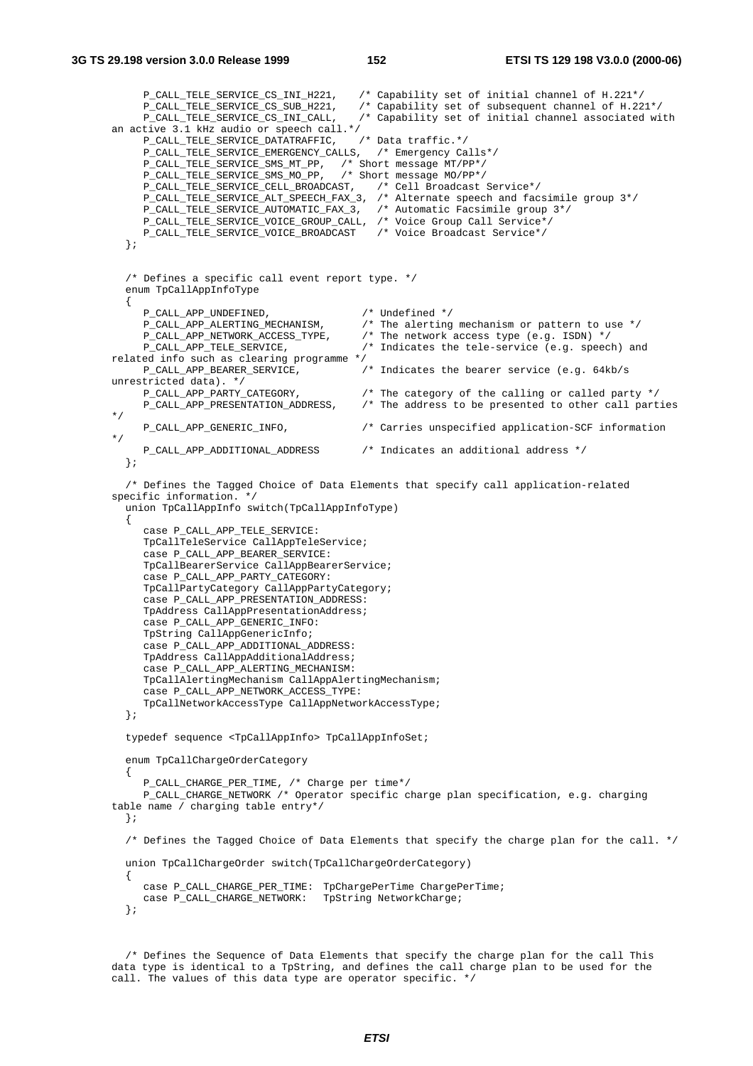```
      P_CALL_TELE_SERVICE_CS_INI_H221,    /* Capability set of initial channel of H.221*/
      P_CALL_TELE_SERVICE_CS_SUB_H221,    /* Capability set of subsequent channel of H.221*/
      P_CALL_TELE_SERVICE_CS_INI_CALL,    /* Capability set of initial channel associated with
an active 3.1 kHz audio or speech call.*/
      P_CALL_TELE_SERVICE_DATATRAFFIC,    /* Data traffic.*/
      P_CALL_TELE_SERVICE_EMERGENCY_CALLS,   /* Emergency Calls*/
      P_CALL_TELE_SERVICE_SMS_MT_PP,   /* Short message MT/PP*/
      P_CALL_TELE_SERVICE_SMS_MO_PP,   /* Short message MO/PP*/
      P_CALL_TELE_SERVICE_CELL_BROADCAST,    /* Cell Broadcast Service*/
      P_CALL_TELE_SERVICE_ALT_SPEECH_FAX_3,  /* Alternate speech and facsimile group 3*/
      P_CALL_TELE_SERVICE_AUTOMATIC_FAX_3,   /* Automatic Facsimile group 3*/
      P_CALL_TELE_SERVICE_VOICE_GROUP_CALL,  /* Voice Group Call Service*/
      P_CALL_TELE_SERVICE_VOICE_BROADCAST    /* Voice Broadcast Service*/
   };


   /* Defines a specific call event report type. */
   enum TpCallAppInfoType
   {
      P_CALL_APP_UNDEFINED,                 /* Undefined */
      P_CALL_APP_ALERTING_MECHANISM,        /* The alerting mechanism or pattern to use */
      P_CALL_APP_NETWORK_ACCESS_TYPE,       /* The network access type (e.g. ISDN) */
      P_CALL_APP_TELE_SERVICE,              /* Indicates the tele-service (e.g. speech) and
related info such as clearing programme */
      P_CALL_APP_BEARER_SERVICE,            /* Indicates the bearer service (e.g. 64kb/s
unrestricted data). */
      P_CALL_APP_PARTY_CATEGORY,            /* The category of the calling or called party */
      P_CALL_APP_PRESENTATION_ADDRESS,      /* The address to be presented to other call parties
*/
      P_CALL_APP_GENERIC_INFO,              /* Carries unspecified application-SCF information
*/
      P_CALL_APP_ADDITIONAL_ADDRESS         /* Indicates an additional address */
   };

   /* Defines the Tagged Choice of Data Elements that specify call application-related
specific information. */
   union TpCallAppInfo switch(TpCallAppInfoType)
   {
      case P_CALL_APP_TELE_SERVICE:
      TpCallTeleService CallAppTeleService;
      case P_CALL_APP_BEARER_SERVICE:
      TpCallBearerService CallAppBearerService;
      case P_CALL_APP_PARTY_CATEGORY:
      TpCallPartyCategory CallAppPartyCategory;
      case P_CALL_APP_PRESENTATION_ADDRESS:
      TpAddress CallAppPresentationAddress;
      case P_CALL_APP_GENERIC_INFO:
      TpString CallAppGenericInfo;
      case P_CALL_APP_ADDITIONAL_ADDRESS:
      TpAddress CallAppAdditionalAddress;
      case P_CALL_APP_ALERTING_MECHANISM:
      TpCallAlertingMechanism CallAppAlertingMechanism;
      case P_CALL_APP_NETWORK_ACCESS_TYPE:
      TpCallNetworkAccessType CallAppNetworkAccessType;
   };

   typedef sequence <TpCallAppInfo> TpCallAppInfoSet;

   enum TpCallChargeOrderCategory
   {
      P_CALL_CHARGE_PER_TIME, /* Charge per time*/
      P_CALL_CHARGE_NETWORK /* Operator specific charge plan specification, e.g. charging
table name / charging table entry*/
   };

   /* Defines the Tagged Choice of Data Elements that specify the charge plan for the call. */

   union TpCallChargeOrder switch(TpCallChargeOrderCategory)
   {
      case P_CALL_CHARGE_PER_TIME:  TpChargePerTime ChargePerTime;
      case P_CALL_CHARGE_NETWORK:   TpString NetworkCharge;
   };


   /* Defines the Sequence of Data Elements that specify the charge plan for the call This
data type is identical to a TpString, and defines the call charge plan to be used for the
call. The values of this data type are operator specific. */
```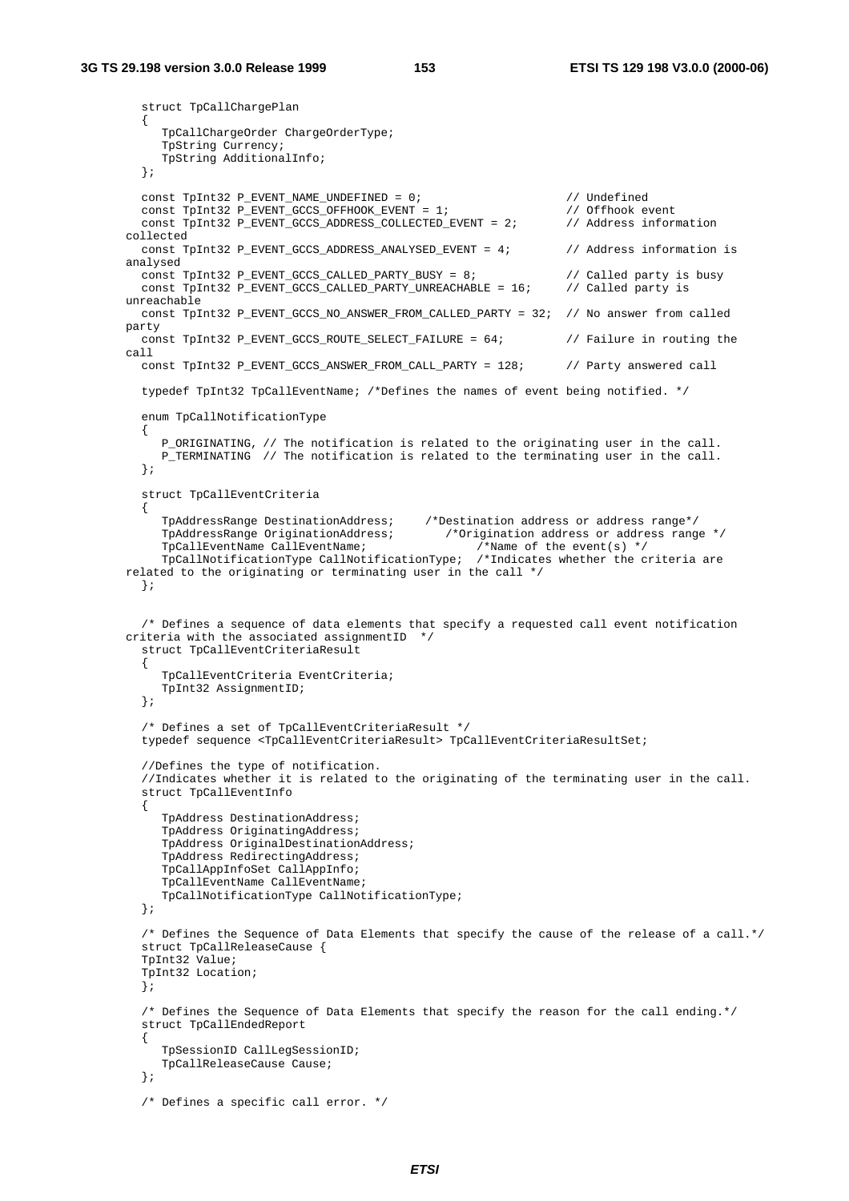```
struct TpCallChargePlan
{
   TpCallChargeOrder ChargeOrderType;
   TpString Currency;
   TpString AdditionalInfo;
};

const TpInt32 P_EVENT_NAME_UNDEFINED = 0;                    // Undefined
const TpInt32 P_EVENT_GCCS_OFFHOOK_EVENT = 1;                // Offhook event
const TpInt32 P_EVENT_GCCS_ADDRESS_COLLECTED_EVENT = 2;      // Address information collected
const TpInt32 P_EVENT_GCCS_ADDRESS_ANALYSED_EVENT = 4;       // Address information is analysed
const TpInt32 P_EVENT_GCCS_CALLED_PARTY_BUSY = 8;            // Called party is busy
const TpInt32 P_EVENT_GCCS_CALLED_PARTY_UNREACHABLE = 16;    // Called party is unreachable
const TpInt32 P_EVENT_GCCS_NO_ANSWER_FROM_CALLED_PARTY = 32; // No answer from called party
const TpInt32 P_EVENT_GCCS_ROUTE_SELECT_FAILURE = 64;        // Failure in routing the call
const TpInt32 P_EVENT_GCCS_ANSWER_FROM_CALL_PARTY = 128;     // Party answered call

typedef TpInt32 TpCallEventName; /*Defines the names of event being notified. */

enum TpCallNotificationType
{
   P_ORIGINATING, // The notification is related to the originating user in the call.
   P_TERMINATING  // The notification is related to the terminating user in the call.
};

struct TpCallEventCriteria
{
   TpAddressRange DestinationAddress;     /*Destination address or address range*/
   TpAddressRange OriginationAddress;        /*Origination address or address range */
   TpCallEventName CallEventName;                 /*Name of the event(s) */
   TpCallNotificationType CallNotificationType;  /*Indicates whether the criteria are related to the originating or terminating user in the call */
};


/* Defines a sequence of data elements that specify a requested call event notification criteria with the associated assignmentID  */
struct TpCallEventCriteriaResult
{
   TpCallEventCriteria EventCriteria;
   TpInt32 AssignmentID;
};

/* Defines a set of TpCallEventCriteriaResult */
typedef sequence <TpCallEventCriteriaResult> TpCallEventCriteriaResultSet;

//Defines the type of notification.
//Indicates whether it is related to the originating of the terminating user in the call.
struct TpCallEventInfo
{
   TpAddress DestinationAddress;
   TpAddress OriginatingAddress;
   TpAddress OriginalDestinationAddress;
   TpAddress RedirectingAddress;
   TpCallAppInfoSet CallAppInfo;
   TpCallEventName CallEventName;
   TpCallNotificationType CallNotificationType;
};

/* Defines the Sequence of Data Elements that specify the cause of the release of a call.*/
struct TpCallReleaseCause {
TpInt32 Value;
TpInt32 Location;
};

/* Defines the Sequence of Data Elements that specify the reason for the call ending.*/
struct TpCallEndedReport
{
   TpSessionID CallLegSessionID;
   TpCallReleaseCause Cause;
};

/* Defines a specific call error. */
```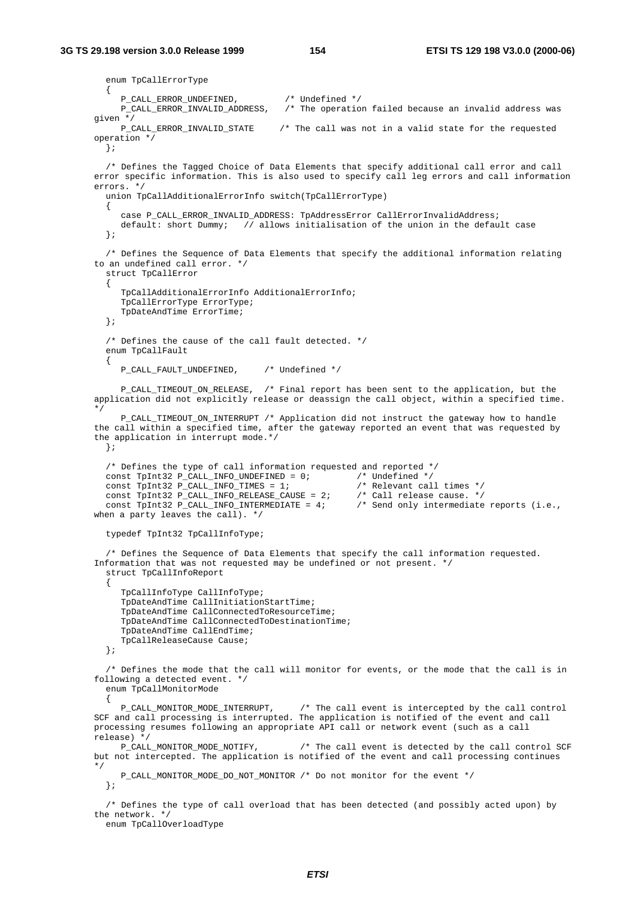```
   enum TpCallErrorType
   {
      P_CALL_ERROR_UNDEFINED,          /* Undefined */
      P_CALL_ERROR_INVALID_ADDRESS,    /* The operation failed because an invalid address was
given */
      P_CALL_ERROR_INVALID_STATE     /* The call was not in a valid state for the requested
operation */
   };

   /* Defines the Tagged Choice of Data Elements that specify additional call error and call
error specific information. This is also used to specify call leg errors and call information
errors. */
   union TpCallAdditionalErrorInfo switch(TpCallErrorType)
   {
      case P_CALL_ERROR_INVALID_ADDRESS: TpAddressError CallErrorInvalidAddress;
      default: short Dummy;   // allows initialisation of the union in the default case
   };

   /* Defines the Sequence of Data Elements that specify the additional information relating
to an undefined call error. */
   struct TpCallError
   {
      TpCallAdditionalErrorInfo AdditionalErrorInfo;
      TpCallErrorType ErrorType;
      TpDateAndTime ErrorTime;
   };

   /* Defines the cause of the call fault detected. */
   enum TpCallFault
   {
      P_CALL_FAULT_UNDEFINED,      /* Undefined */

      P_CALL_TIMEOUT_ON_RELEASE,  /* Final report has been sent to the application, but the
application did not explicitly release or deassign the call object, within a specified time.
*/
      P_CALL_TIMEOUT_ON_INTERRUPT /* Application did not instruct the gateway how to handle
the call within a specified time, after the gateway reported an event that was requested by
the application in interrupt mode.*/
   };

   /* Defines the type of call information requested and reported */
   const TpInt32 P_CALL_INFO_UNDEFINED = 0;         /* Undefined */
   const TpInt32 P_CALL_INFO_TIMES = 1;             /* Relevant call times */
   const TpInt32 P_CALL_INFO_RELEASE_CAUSE = 2;     /* Call release cause. */
   const TpInt32 P_CALL_INFO_INTERMEDIATE = 4;      /* Send only intermediate reports (i.e.,
when a party leaves the call). */

   typedef TpInt32 TpCallInfoType;

   /* Defines the Sequence of Data Elements that specify the call information requested.
Information that was not requested may be undefined or not present. */
   struct TpCallInfoReport
   {
      TpCallInfoType CallInfoType;
      TpDateAndTime CallInitiationStartTime;
      TpDateAndTime CallConnectedToResourceTime;
      TpDateAndTime CallConnectedToDestinationTime;
      TpDateAndTime CallEndTime;
      TpCallReleaseCause Cause;
   };

   /* Defines the mode that the call will monitor for events, or the mode that the call is in
following a detected event. */
   enum TpCallMonitorMode
   {
      P_CALL_MONITOR_MODE_INTERRUPT,     /* The call event is intercepted by the call control
SCF and call processing is interrupted. The application is notified of the event and call
processing resumes following an appropriate API call or network event (such as a call
release) */
      P_CALL_MONITOR_MODE_NOTIFY,        /* The call event is detected by the call control SCF
but not intercepted. The application is notified of the event and call processing continues
*/
      P_CALL_MONITOR_MODE_DO_NOT_MONITOR /* Do not monitor for the event */
   };

   /* Defines the type of call overload that has been detected (and possibly acted upon) by
the network. */
   enum TpCallOverloadType
```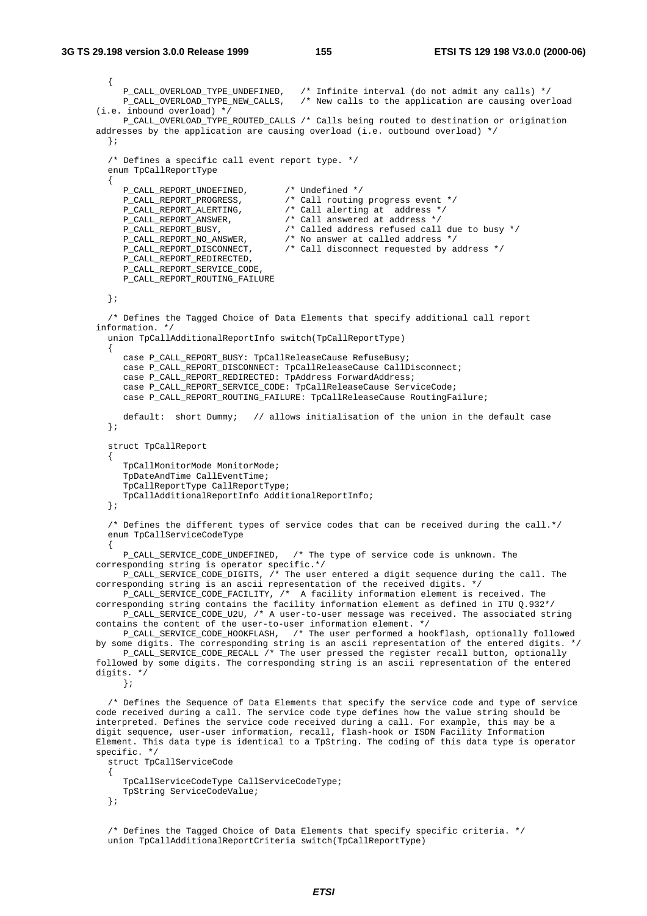```
   {
      P_CALL_OVERLOAD_TYPE_UNDEFINED,   /* Infinite interval (do not admit any calls) */
      P_CALL_OVERLOAD_TYPE_NEW_CALLS,   /* New calls to the application are causing overload
(i.e. inbound overload) */
      P_CALL_OVERLOAD_TYPE_ROUTED_CALLS /* Calls being routed to destination or origination
addresses by the application are causing overload (i.e. outbound overload) */
   };

   /* Defines a specific call event report type. */
   enum TpCallReportType
   {
      P_CALL_REPORT_UNDEFINED,       /* Undefined */
      P_CALL_REPORT_PROGRESS,        /* Call routing progress event */
      P_CALL_REPORT_ALERTING,        /* Call alerting at  address */
      P_CALL_REPORT_ANSWER,          /* Call answered at address */
      P_CALL_REPORT_BUSY,            /* Called address refused call due to busy */
      P_CALL_REPORT_NO_ANSWER,       /* No answer at called address */
      P_CALL_REPORT_DISCONNECT,      /* Call disconnect requested by address */
      P_CALL_REPORT_REDIRECTED,
      P_CALL_REPORT_SERVICE_CODE,
      P_CALL_REPORT_ROUTING_FAILURE

   };

   /* Defines the Tagged Choice of Data Elements that specify additional call report
information. */
   union TpCallAdditionalReportInfo switch(TpCallReportType)
   {
      case P_CALL_REPORT_BUSY: TpCallReleaseCause RefuseBusy;
      case P_CALL_REPORT_DISCONNECT: TpCallReleaseCause CallDisconnect;
      case P_CALL_REPORT_REDIRECTED: TpAddress ForwardAddress;
      case P_CALL_REPORT_SERVICE_CODE: TpCallReleaseCause ServiceCode;
      case P_CALL_REPORT_ROUTING_FAILURE: TpCallReleaseCause RoutingFailure;

      default:  short Dummy;   // allows initialisation of the union in the default case
   };

   struct TpCallReport
   {
      TpCallMonitorMode MonitorMode;
      TpDateAndTime CallEventTime;
      TpCallReportType CallReportType;
      TpCallAdditionalReportInfo AdditionalReportInfo;
   };

   /* Defines the different types of service codes that can be received during the call.*/
   enum TpCallServiceCodeType
   {
      P_CALL_SERVICE_CODE_UNDEFINED,   /* The type of service code is unknown. The
corresponding string is operator specific.*/
      P_CALL_SERVICE_CODE_DIGITS, /* The user entered a digit sequence during the call. The
corresponding string is an ascii representation of the received digits. */
      P_CALL_SERVICE_CODE_FACILITY, /*  A facility information element is received. The
corresponding string contains the facility information element as defined in ITU Q.932*/
      P_CALL_SERVICE_CODE_U2U, /* A user-to-user message was received. The associated string
contains the content of the user-to-user information element. */
      P_CALL_SERVICE_CODE_HOOKFLASH,   /* The user performed a hookflash, optionally followed
by some digits. The corresponding string is an ascii representation of the entered digits. */
      P_CALL_SERVICE_CODE_RECALL /* The user pressed the register recall button, optionally
followed by some digits. The corresponding string is an ascii representation of the entered
digits. */
      };

   /* Defines the Sequence of Data Elements that specify the service code and type of service
code received during a call. The service code type defines how the value string should be
interpreted. Defines the service code received during a call. For example, this may be a
digit sequence, user-user information, recall, flash-hook or ISDN Facility Information
Element. This data type is identical to a TpString. The coding of this data type is operator
specific. */
   struct TpCallServiceCode
   {
      TpCallServiceCodeType CallServiceCodeType;
      TpString ServiceCodeValue;
   };


   /* Defines the Tagged Choice of Data Elements that specify specific criteria. */
   union TpCallAdditionalReportCriteria switch(TpCallReportType)
```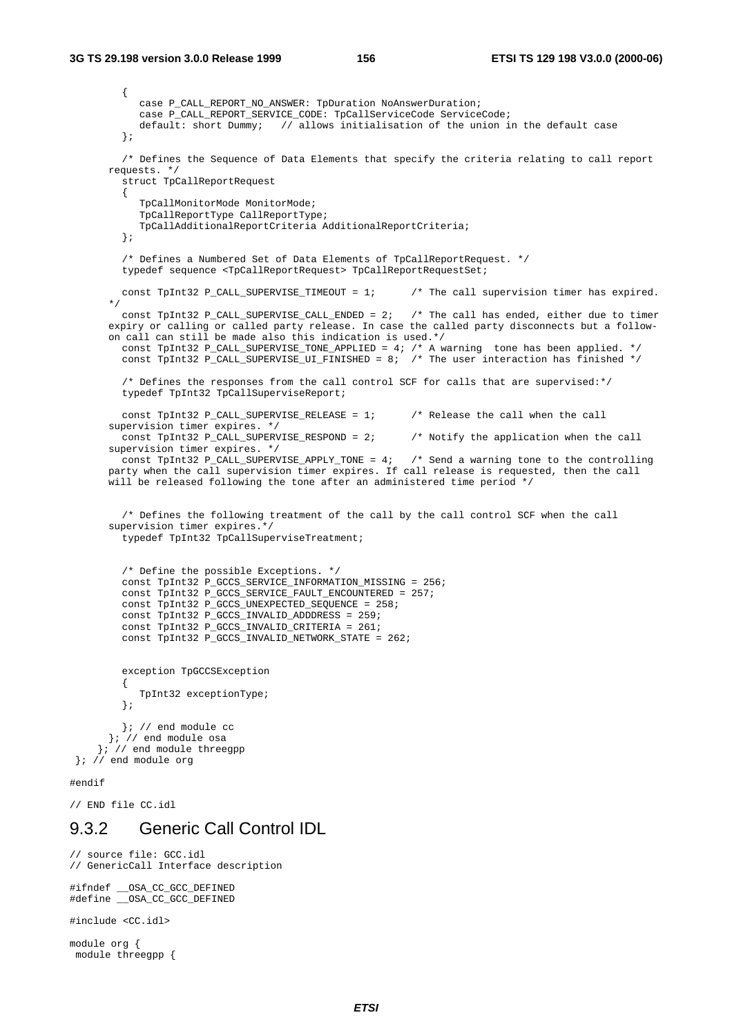```
        {
           case P_CALL_REPORT_NO_ANSWER: TpDuration NoAnswerDuration;
           case P_CALL_REPORT_SERVICE_CODE: TpCallServiceCode ServiceCode;
           default: short Dummy;   // allows initialisation of the union in the default case
        };

        /* Defines the Sequence of Data Elements that specify the criteria relating to call report
      requests. */
        struct TpCallReportRequest
        {
           TpCallMonitorMode MonitorMode;
           TpCallReportType CallReportType;
           TpCallAdditionalReportCriteria AdditionalReportCriteria;
        };

        /* Defines a Numbered Set of Data Elements of TpCallReportRequest. */
        typedef sequence <TpCallReportRequest> TpCallReportRequestSet;

        const TpInt32 P_CALL_SUPERVISE_TIMEOUT = 1;      /* The call supervision timer has expired.
      */
        const TpInt32 P_CALL_SUPERVISE_CALL_ENDED = 2;   /* The call has ended, either due to timer
      expiry or calling or called party release. In case the called party disconnects but a follow-
      on call can still be made also this indication is used.*/
        const TpInt32 P_CALL_SUPERVISE_TONE_APPLIED = 4; /* A warning  tone has been applied. */
        const TpInt32 P_CALL_SUPERVISE_UI_FINISHED = 8;  /* The user interaction has finished */

        /* Defines the responses from the call control SCF for calls that are supervised:*/
        typedef TpInt32 TpCallSuperviseReport;

        const TpInt32 P_CALL_SUPERVISE_RELEASE = 1;      /* Release the call when the call
      supervision timer expires. */
        const TpInt32 P_CALL_SUPERVISE_RESPOND = 2;      /* Notify the application when the call
      supervision timer expires. */
        const TpInt32 P_CALL_SUPERVISE_APPLY_TONE = 4;   /* Send a warning tone to the controlling
      party when the call supervision timer expires. If call release is requested, then the call
      will be released following the tone after an administered time period */


        /* Defines the following treatment of the call by the call control SCF when the call
      supervision timer expires.*/
        typedef TpInt32 TpCallSuperviseTreatment;


        /* Define the possible Exceptions. */
        const TpInt32 P_GCCS_SERVICE_INFORMATION_MISSING = 256;
        const TpInt32 P_GCCS_SERVICE_FAULT_ENCOUNTERED = 257;
        const TpInt32 P_GCCS_UNEXPECTED_SEQUENCE = 258;
        const TpInt32 P_GCCS_INVALID_ADDDRESS = 259;
        const TpInt32 P_GCCS_INVALID_CRITERIA = 261;
        const TpInt32 P_GCCS_INVALID_NETWORK_STATE = 262;


        exception TpGCCSException
        {
           TpInt32 exceptionType;
        };

        }; // end module cc
      }; // end module osa
    }; // end module threegpp
 }; // end module org

#endif

// END file CC.idl
```

## 9.3.2 Generic Call Control IDL

```
// source file: GCC.idl
// GenericCall Interface description

#ifndef __OSA_CC_GCC_DEFINED
#define __OSA_CC_GCC_DEFINED

#include <CC.idl>

module org {
 module threegpp {
```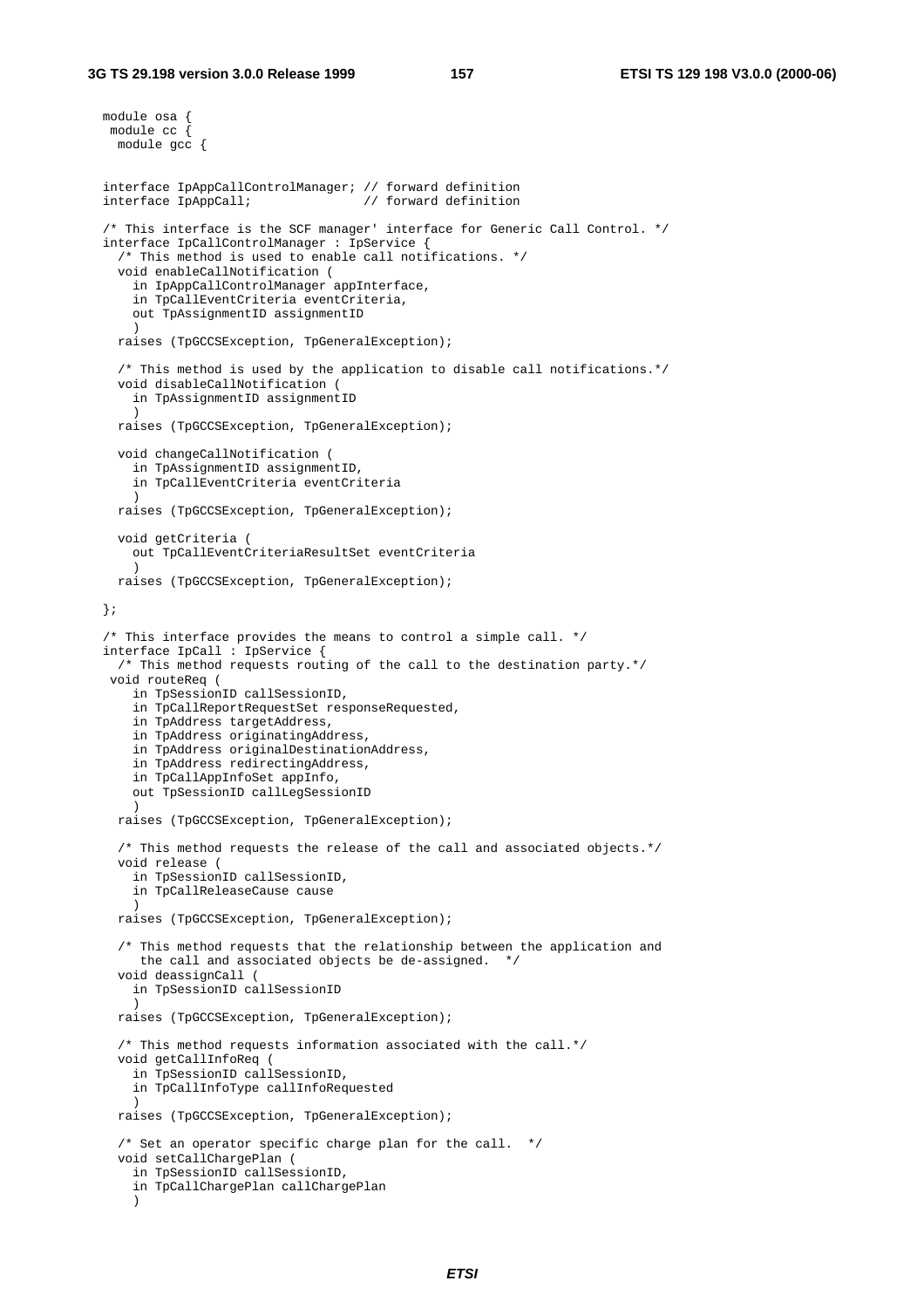```
module osa {
 module cc {
  module gcc {

interface IpAppCallControlManager; // forward definition
interface IpAppCall;               // forward definition

/* This interface is the SCF manager' interface for Generic Call Control. */
interface IpCallControlManager : IpService {
  /* This method is used to enable call notifications. */
  void enableCallNotification (
    in IpAppCallControlManager appInterface,
    in TpCallEventCriteria eventCriteria,
    out TpAssignmentID assignmentID
    )
  raises (TpGCCSException, TpGeneralException);

  /* This method is used by the application to disable call notifications.*/
  void disableCallNotification (
    in TpAssignmentID assignmentID
    )
  raises (TpGCCSException, TpGeneralException);

  void changeCallNotification (
    in TpAssignmentID assignmentID,
    in TpCallEventCriteria eventCriteria
    )
  raises (TpGCCSException, TpGeneralException);

  void getCriteria (
    out TpCallEventCriteriaResultSet eventCriteria
    )
  raises (TpGCCSException, TpGeneralException);

};

/* This interface provides the means to control a simple call. */
interface IpCall : IpService {
  /* This method requests routing of the call to the destination party.*/
 void routeReq (
    in TpSessionID callSessionID,
    in TpCallReportRequestSet responseRequested,
    in TpAddress targetAddress,
    in TpAddress originatingAddress,
    in TpAddress originalDestinationAddress,
    in TpAddress redirectingAddress,
    in TpCallAppInfoSet appInfo,
    out TpSessionID callLegSessionID
    )
  raises (TpGCCSException, TpGeneralException);

  /* This method requests the release of the call and associated objects.*/
  void release (
    in TpSessionID callSessionID,
    in TpCallReleaseCause cause
    )
  raises (TpGCCSException, TpGeneralException);

  /* This method requests that the relationship between the application and
     the call and associated objects be de-assigned.  */
  void deassignCall (
    in TpSessionID callSessionID
    )
  raises (TpGCCSException, TpGeneralException);

  /* This method requests information associated with the call.*/
  void getCallInfoReq (
    in TpSessionID callSessionID,
    in TpCallInfoType callInfoRequested
    )
  raises (TpGCCSException, TpGeneralException);

  /* Set an operator specific charge plan for the call.  */
  void setCallChargePlan (
    in TpSessionID callSessionID,
    in TpCallChargePlan callChargePlan
    )
```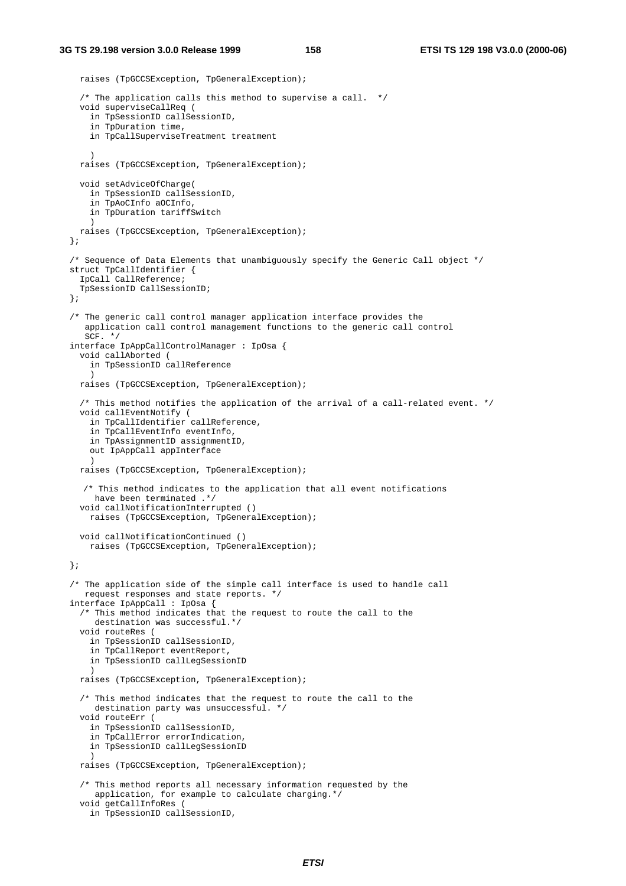```
    raises (TpGCCSException, TpGeneralException);

    /* The application calls this method to supervise a call.  */
    void superviseCallReq (
      in TpSessionID callSessionID,
      in TpDuration time,
      in TpCallSuperviseTreatment treatment

      )
    raises (TpGCCSException, TpGeneralException);

    void setAdviceOfCharge(
      in TpSessionID callSessionID,
      in TpAoCInfo aOCInfo,
      in TpDuration tariffSwitch
      )
    raises (TpGCCSException, TpGeneralException);
  };

  /* Sequence of Data Elements that unambiguously specify the Generic Call object */
  struct TpCallIdentifier {
    IpCall CallReference;
    TpSessionID CallSessionID;
  };

  /* The generic call control manager application interface provides the
     application call control management functions to the generic call control
     SCF. */
  interface IpAppCallControlManager : IpOsa {
    void callAborted (
      in TpSessionID callReference
      )
    raises (TpGCCSException, TpGeneralException);

    /* This method notifies the application of the arrival of a call-related event. */
    void callEventNotify (
      in TpCallIdentifier callReference,
      in TpCallEventInfo eventInfo,
      in TpAssignmentID assignmentID,
      out IpAppCall appInterface
      )
    raises (TpGCCSException, TpGeneralException);

     /* This method indicates to the application that all event notifications
       have been terminated .*/
    void callNotificationInterrupted ()
      raises (TpGCCSException, TpGeneralException);

    void callNotificationContinued ()
      raises (TpGCCSException, TpGeneralException);

  };

  /* The application side of the simple call interface is used to handle call
     request responses and state reports. */
  interface IpAppCall : IpOsa {
    /* This method indicates that the request to route the call to the
       destination was successful.*/
    void routeRes (
      in TpSessionID callSessionID,
      in TpCallReport eventReport,
      in TpSessionID callLegSessionID
      )
    raises (TpGCCSException, TpGeneralException);

    /* This method indicates that the request to route the call to the
       destination party was unsuccessful. */
    void routeErr (
      in TpSessionID callSessionID,
      in TpCallError errorIndication,
      in TpSessionID callLegSessionID
      )
    raises (TpGCCSException, TpGeneralException);

    /* This method reports all necessary information requested by the
       application, for example to calculate charging.*/
    void getCallInfoRes (
      in TpSessionID callSessionID,
```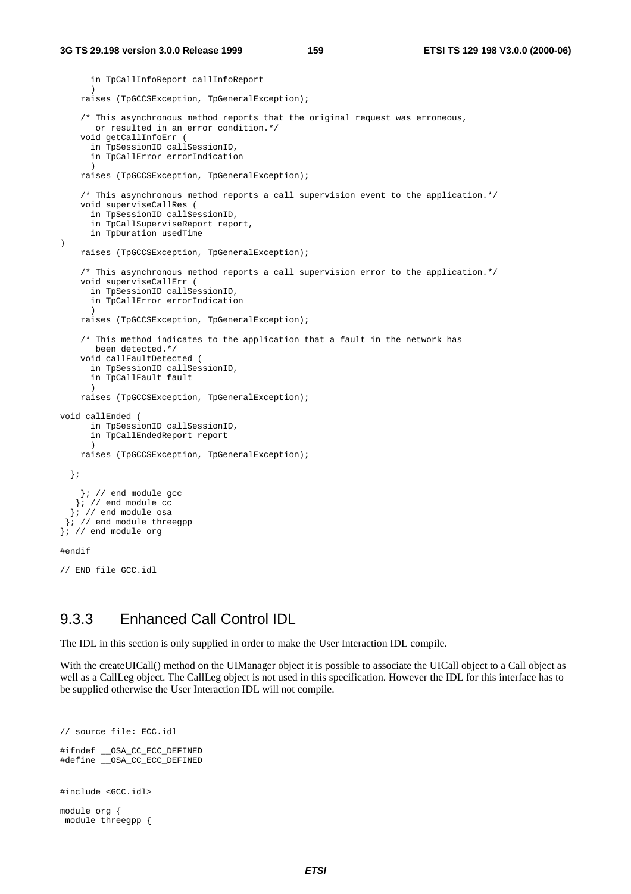```
      in TpCallInfoReport callInfoReport
      )
    raises (TpGCCSException, TpGeneralException);

    /* This asynchronous method reports that the original request was erroneous,
       or resulted in an error condition.*/
    void getCallInfoErr (
      in TpSessionID callSessionID,
      in TpCallError errorIndication
      )
    raises (TpGCCSException, TpGeneralException);

    /* This asynchronous method reports a call supervision event to the application.*/
    void superviseCallRes (
      in TpSessionID callSessionID,
      in TpCallSuperviseReport report,
      in TpDuration usedTime
)
    raises (TpGCCSException, TpGeneralException);

    /* This asynchronous method reports a call supervision error to the application.*/
    void superviseCallErr (
      in TpSessionID callSessionID,
      in TpCallError errorIndication
      )
    raises (TpGCCSException, TpGeneralException);

    /* This method indicates to the application that a fault in the network has
       been detected.*/
    void callFaultDetected (
      in TpSessionID callSessionID,
      in TpCallFault fault
      )
    raises (TpGCCSException, TpGeneralException);

void callEnded (
      in TpSessionID callSessionID,
      in TpCallEndedReport report
      )
    raises (TpGCCSException, TpGeneralException);

  };

    }; // end module gcc
   }; // end module cc
  }; // end module osa
 }; // end module threegpp
}; // end module org

#endif

// END file GCC.idl
```

## 9.3.3 Enhanced Call Control IDL

The IDL in this section is only supplied in order to make the User Interaction IDL compile.

With the createUICall() method on the UIManager object it is possible to associate the UICall object to a Call object as well as a CallLeg object. The CallLeg object is not used in this specification. However the IDL for this interface has to be supplied otherwise the User Interaction IDL will not compile.

```
// source file: ECC.idl

#ifndef __OSA_CC_ECC_DEFINED
#define __OSA_CC_ECC_DEFINED


#include <GCC.idl>

module org {
 module threegpp {
```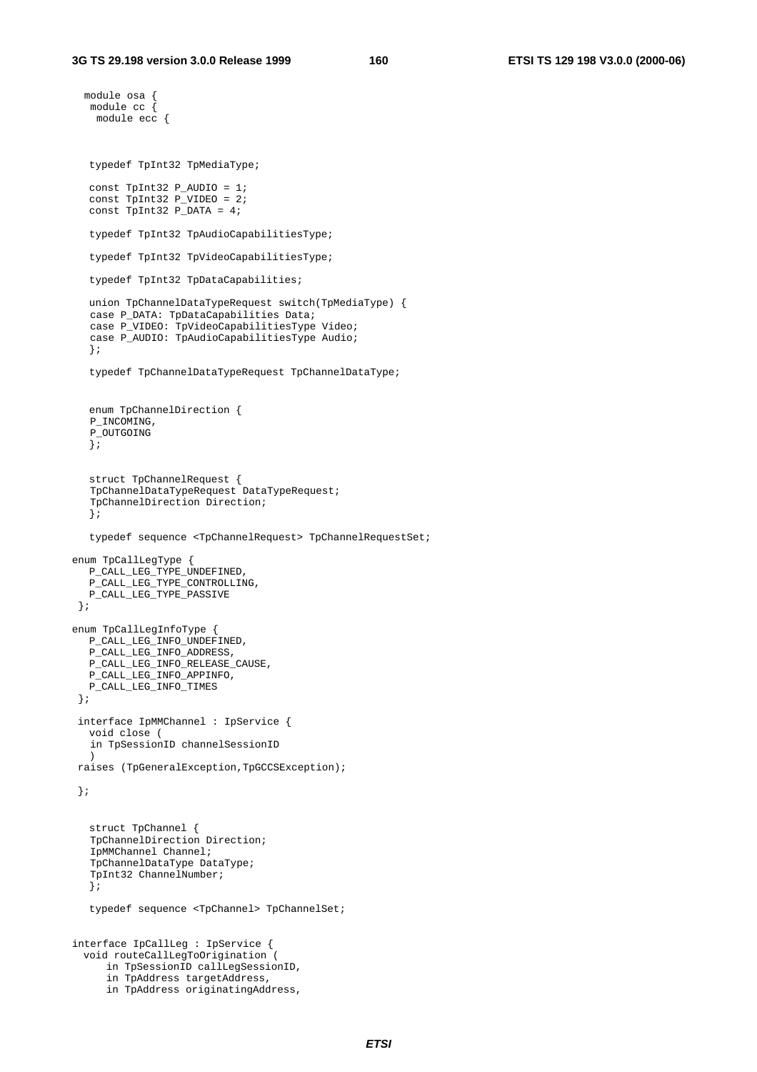```
  module osa {
   module cc {
    module ecc {



   typedef TpInt32 TpMediaType;

   const TpInt32 P_AUDIO = 1;
   const TpInt32 P_VIDEO = 2;
   const TpInt32 P_DATA = 4;

   typedef TpInt32 TpAudioCapabilitiesType;

   typedef TpInt32 TpVideoCapabilitiesType;

   typedef TpInt32 TpDataCapabilities;

   union TpChannelDataTypeRequest switch(TpMediaType) {
   case P_DATA: TpDataCapabilities Data;
   case P_VIDEO: TpVideoCapabilitiesType Video;
   case P_AUDIO: TpAudioCapabilitiesType Audio;
   };

   typedef TpChannelDataTypeRequest TpChannelDataType;


   enum TpChannelDirection {
   P_INCOMING,
   P_OUTGOING
   };


   struct TpChannelRequest {
   TpChannelDataTypeRequest DataTypeRequest;
   TpChannelDirection Direction;
   };

   typedef sequence <TpChannelRequest> TpChannelRequestSet;

enum TpCallLegType {
   P_CALL_LEG_TYPE_UNDEFINED,
   P_CALL_LEG_TYPE_CONTROLLING,
   P_CALL_LEG_TYPE_PASSIVE
 };

enum TpCallLegInfoType {
   P_CALL_LEG_INFO_UNDEFINED,
   P_CALL_LEG_INFO_ADDRESS,
   P_CALL_LEG_INFO_RELEASE_CAUSE,
   P_CALL_LEG_INFO_APPINFO,
   P_CALL_LEG_INFO_TIMES
 };

 interface IpMMChannel : IpService {
   void close (
   in TpSessionID channelSessionID
   )
 raises (TpGeneralException,TpGCCSException);

 };


   struct TpChannel {
   TpChannelDirection Direction;
   IpMMChannel Channel;
   TpChannelDataType DataType;
   TpInt32 ChannelNumber;
   };

   typedef sequence <TpChannel> TpChannelSet;


interface IpCallLeg : IpService {
  void routeCallLegToOrigination (
      in TpSessionID callLegSessionID,
      in TpAddress targetAddress,
      in TpAddress originatingAddress,
```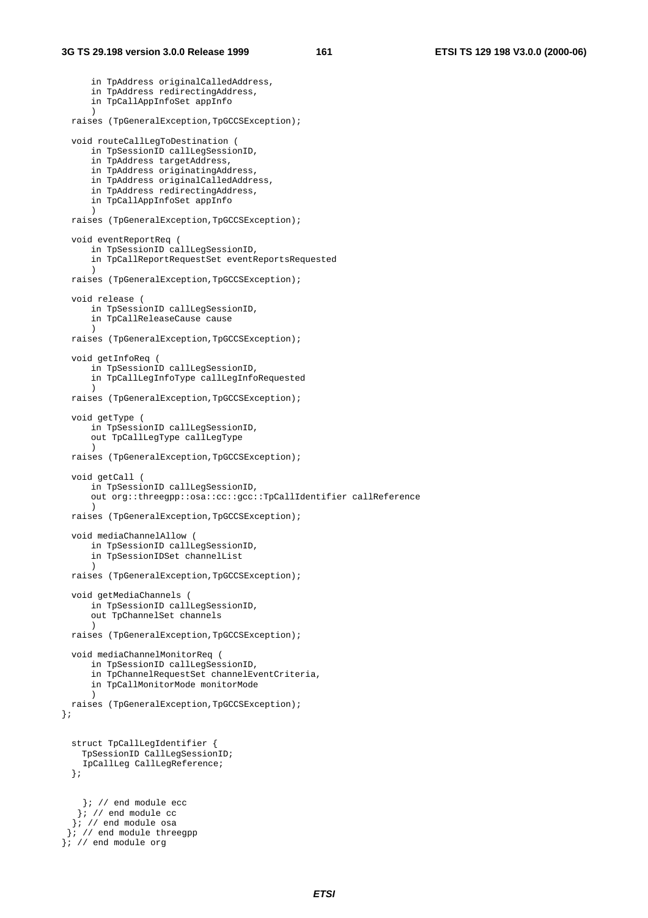```
      in TpAddress originalCalledAddress,
      in TpAddress redirectingAddress,
      in TpCallAppInfoSet appInfo
      )
  raises (TpGeneralException,TpGCCSException);

  void routeCallLegToDestination (
      in TpSessionID callLegSessionID,
      in TpAddress targetAddress,
      in TpAddress originatingAddress,
      in TpAddress originalCalledAddress,
      in TpAddress redirectingAddress,
      in TpCallAppInfoSet appInfo
      )
  raises (TpGeneralException,TpGCCSException);

  void eventReportReq (
      in TpSessionID callLegSessionID,
      in TpCallReportRequestSet eventReportsRequested
      )
  raises (TpGeneralException,TpGCCSException);

  void release (
      in TpSessionID callLegSessionID,
      in TpCallReleaseCause cause
      )
  raises (TpGeneralException,TpGCCSException);

  void getInfoReq (
      in TpSessionID callLegSessionID,
      in TpCallLegInfoType callLegInfoRequested
      )
  raises (TpGeneralException,TpGCCSException);

  void getType (
      in TpSessionID callLegSessionID,
      out TpCallLegType callLegType
      )
  raises (TpGeneralException,TpGCCSException);

  void getCall (
      in TpSessionID callLegSessionID,
      out org::threegpp::osa::cc::gcc::TpCallIdentifier callReference
      )
  raises (TpGeneralException,TpGCCSException);

  void mediaChannelAllow (
      in TpSessionID callLegSessionID,
      in TpSessionIDSet channelList
      )
  raises (TpGeneralException,TpGCCSException);

  void getMediaChannels (
      in TpSessionID callLegSessionID,
      out TpChannelSet channels
      )
  raises (TpGeneralException,TpGCCSException);

  void mediaChannelMonitorReq (
      in TpSessionID callLegSessionID,
      in TpChannelRequestSet channelEventCriteria,
      in TpCallMonitorMode monitorMode
      )
  raises (TpGeneralException,TpGCCSException);
};


  struct TpCallLegIdentifier {
    TpSessionID CallLegSessionID;
    IpCallLeg CallLegReference;
  };


    }; // end module ecc
   }; // end module cc
  }; // end module osa
 }; // end module threegpp
}; // end module org
```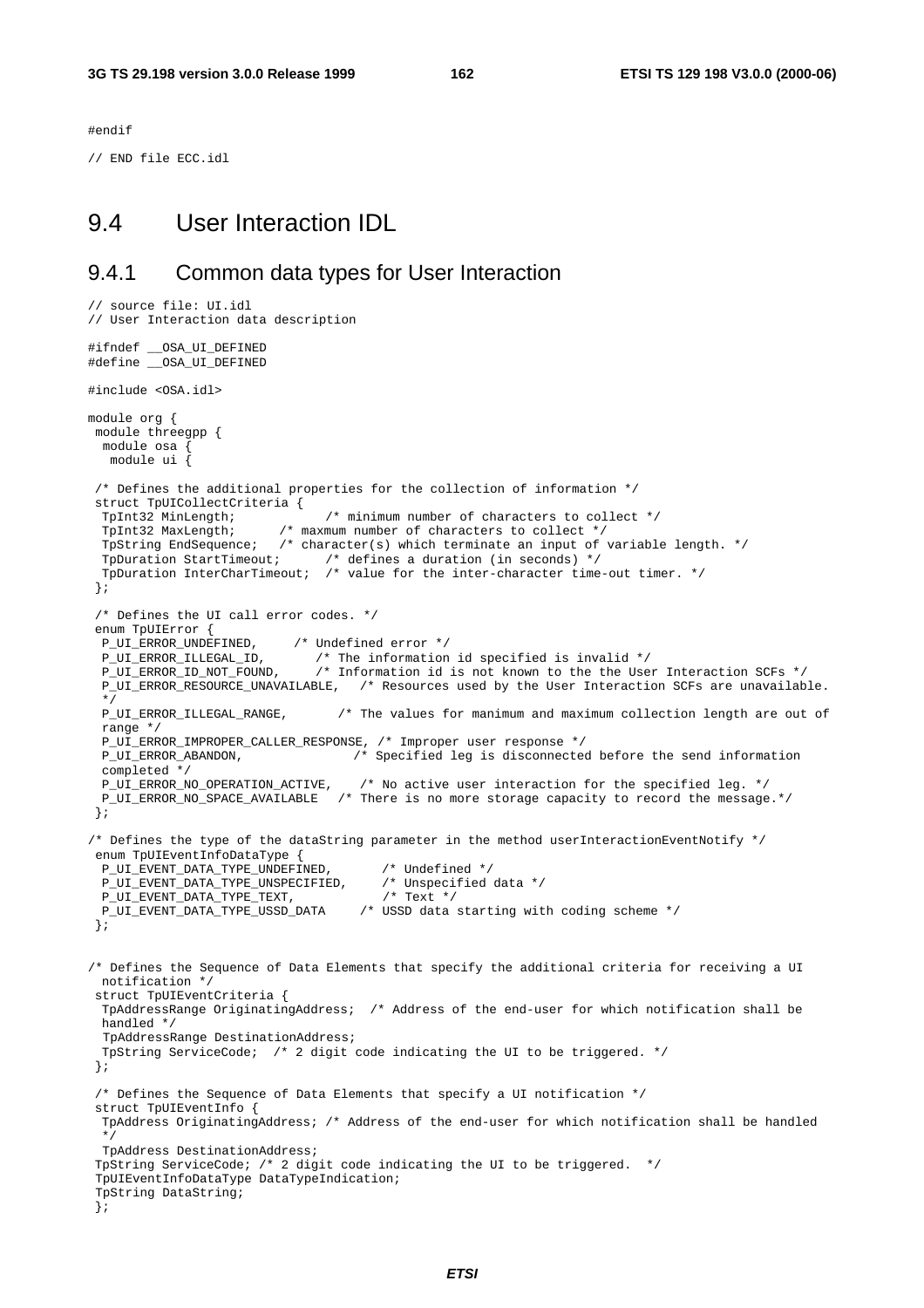```
#endif

// END file ECC.idl
```

## 9.4 User Interaction IDL

### 9.4.1 Common data types for User Interaction

```
// source file: UI.idl
// User Interaction data description

#ifndef __OSA_UI_DEFINED
#define __OSA_UI_DEFINED

#include <OSA.idl>

module org {
 module threegpp {
  module osa {
   module ui {

 /* Defines the additional properties for the collection of information */
 struct TpUICollectCriteria {
  TpInt32 MinLength;            /* minimum number of characters to collect */
  TpInt32 MaxLength;      /* maxmum number of characters to collect */
  TpString EndSequence;   /* character(s) which terminate an input of variable length. */
  TpDuration StartTimeout;      /* defines a duration (in seconds) */
  TpDuration InterCharTimeout;  /* value for the inter-character time-out timer. */
 };

 /* Defines the UI call error codes. */
 enum TpUIError {
  P_UI_ERROR_UNDEFINED,     /* Undefined error */
  P_UI_ERROR_ILLEGAL_ID,       /* The information id specified is invalid */
  P_UI_ERROR_ID_NOT_FOUND,     /* Information id is not known to the the User Interaction SCFs */
  P_UI_ERROR_RESOURCE_UNAVAILABLE,   /* Resources used by the User Interaction SCFs are unavailable.
  */
  P_UI_ERROR_ILLEGAL_RANGE,       /* The values for manimum and maximum collection length are out of
  range */
  P_UI_ERROR_IMPROPER_CALLER_RESPONSE, /* Improper user response */
  P_UI_ERROR_ABANDON,              /* Specified leg is disconnected before the send information
  completed */
  P_UI_ERROR_NO_OPERATION_ACTIVE,    /* No active user interaction for the specified leg. */
  P_UI_ERROR_NO_SPACE_AVAILABLE   /* There is no more storage capacity to record the message.*/
 };

/* Defines the type of the dataString parameter in the method userInteractionEventNotify */
 enum TpUIEventInfoDataType {
  P_UI_EVENT_DATA_TYPE_UNDEFINED,       /* Undefined */
  P_UI_EVENT_DATA_TYPE_UNSPECIFIED,     /* Unspecified data */
  P_UI_EVENT_DATA_TYPE_TEXT,            /* Text */
  P_UI_EVENT_DATA_TYPE_USSD_DATA     /* USSD data starting with coding scheme */
 };


/* Defines the Sequence of Data Elements that specify the additional criteria for receiving a UI
  notification */
 struct TpUIEventCriteria {
  TpAddressRange OriginatingAddress;  /* Address of the end-user for which notification shall be
  handled */
  TpAddressRange DestinationAddress;
  TpString ServiceCode;  /* 2 digit code indicating the UI to be triggered. */
 };

 /* Defines the Sequence of Data Elements that specify a UI notification */
 struct TpUIEventInfo {
  TpAddress OriginatingAddress; /* Address of the end-user for which notification shall be handled
  */
  TpAddress DestinationAddress;
 TpString ServiceCode; /* 2 digit code indicating the UI to be triggered.  */
 TpUIEventInfoDataType DataTypeIndication;
 TpString DataString;
 };
```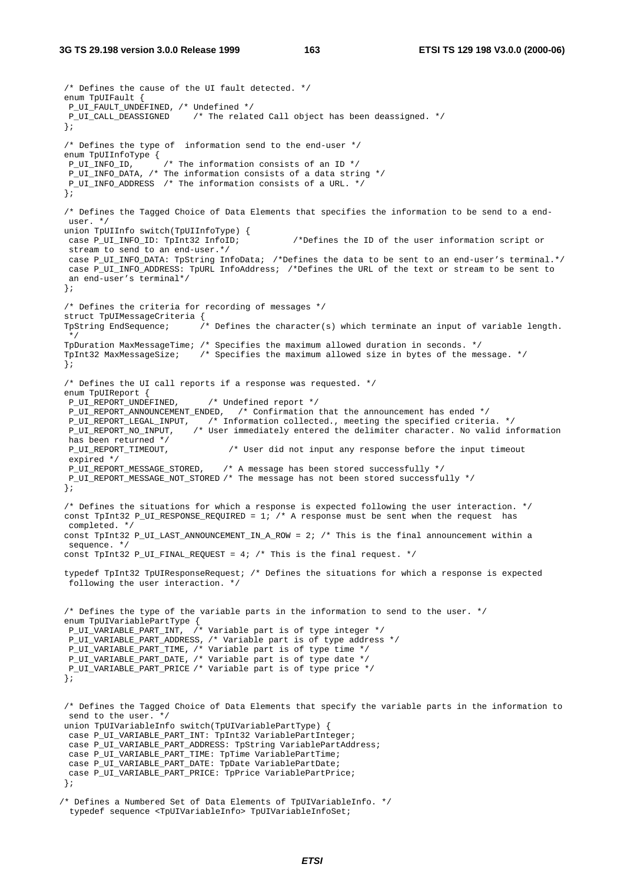```
/* Defines the cause of the UI fault detected. */
enum TpUIFault {
 P_UI_FAULT_UNDEFINED, /* Undefined */
 P_UI_CALL_DEASSIGNED    /* The related Call object has been deassigned. */
};

/* Defines the type of  information send to the end-user */
enum TpUIInfoType {
 P_UI_INFO_ID,      /* The information consists of an ID */
 P_UI_INFO_DATA, /* The information consists of a data string */
 P_UI_INFO_ADDRESS  /* The information consists of a URL. */
};

/* Defines the Tagged Choice of Data Elements that specifies the information to be send to a end-
 user. */
union TpUIInfo switch(TpUIInfoType) {
 case P_UI_INFO_ID: TpInt32 InfoID;          /*Defines the ID of the user information script or
 stream to send to an end-user.*/
 case P_UI_INFO_DATA: TpString InfoData; /*Defines the data to be sent to an end-user's terminal.*/
 case P_UI_INFO_ADDRESS: TpURL InfoAddress; /*Defines the URL of the text or stream to be sent to
 an end-user's terminal*/
};

/* Defines the criteria for recording of messages */
struct TpUIMessageCriteria {
TpString EndSequence;      /* Defines the character(s) which terminate an input of variable length.
 */
TpDuration MaxMessageTime; /* Specifies the maximum allowed duration in seconds. */
TpInt32 MaxMessageSize;    /* Specifies the maximum allowed size in bytes of the message. */
};

/* Defines the UI call reports if a response was requested. */
enum TpUIReport {
 P_UI_REPORT_UNDEFINED,      /* Undefined report */
 P_UI_REPORT_ANNOUNCEMENT_ENDED,   /* Confirmation that the announcement has ended */
 P_UI_REPORT_LEGAL_INPUT,    /* Information collected., meeting the specified criteria. */
 P_UI_REPORT_NO_INPUT,    /* User immediately entered the delimiter character. No valid information
 has been returned */
 P_UI_REPORT_TIMEOUT,            /* User did not input any response before the input timeout
 expired */
 P_UI_REPORT_MESSAGE_STORED,    /* A message has been stored successfully */
 P_UI_REPORT_MESSAGE_NOT_STORED /* The message has not been stored successfully */
};

/* Defines the situations for which a response is expected following the user interaction. */
const TpInt32 P_UI_RESPONSE_REQUIRED = 1; /* A response must be sent when the request  has
 completed. */
const TpInt32 P_UI_LAST_ANNOUNCEMENT_IN_A_ROW = 2; /* This is the final announcement within a
 sequence. */
const TpInt32 P_UI_FINAL_REQUEST = 4; /* This is the final request. */

typedef TpInt32 TpUIResponseRequest; /* Defines the situations for which a response is expected
 following the user interaction. */


/* Defines the type of the variable parts in the information to send to the user. */
enum TpUIVariablePartType {
 P_UI_VARIABLE_PART_INT,  /* Variable part is of type integer */
 P_UI_VARIABLE_PART_ADDRESS, /* Variable part is of type address */
 P_UI_VARIABLE_PART_TIME, /* Variable part is of type time */
 P_UI_VARIABLE_PART_DATE, /* Variable part is of type date */
 P_UI_VARIABLE_PART_PRICE /* Variable part is of type price */
};


/* Defines the Tagged Choice of Data Elements that specify the variable parts in the information to
 send to the user. */
union TpUIVariableInfo switch(TpUIVariablePartType) {
 case P_UI_VARIABLE_PART_INT: TpInt32 VariablePartInteger;
 case P_UI_VARIABLE_PART_ADDRESS: TpString VariablePartAddress;
 case P_UI_VARIABLE_PART_TIME: TpTime VariablePartTime;
 case P_UI_VARIABLE_PART_DATE: TpDate VariablePartDate;
 case P_UI_VARIABLE_PART_PRICE: TpPrice VariablePartPrice;
};

/* Defines a Numbered Set of Data Elements of TpUIVariableInfo. */
  typedef sequence <TpUIVariableInfo> TpUIVariableInfoSet;
```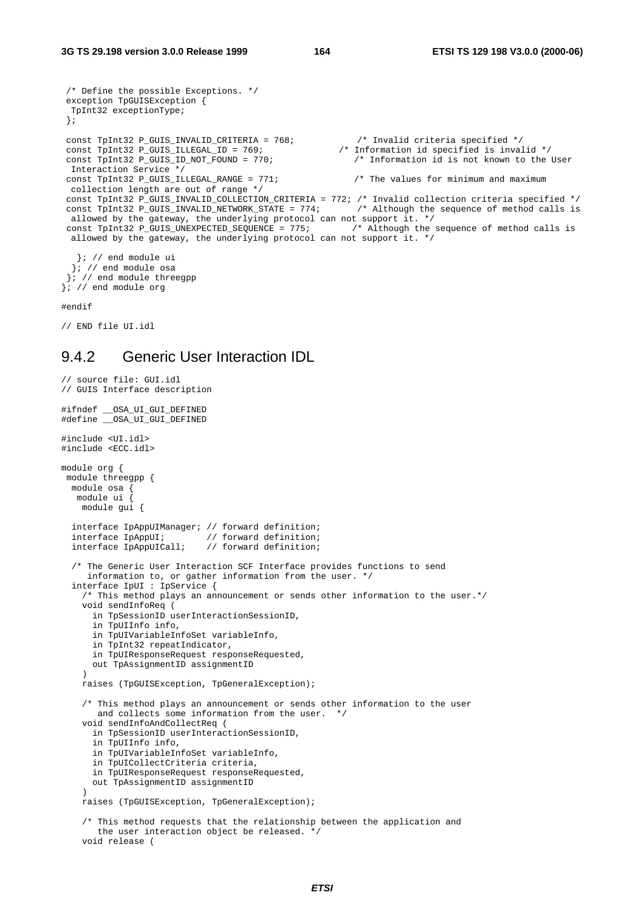```
 /* Define the possible Exceptions. */
 exception TpGUISException {
  TpInt32 exceptionType;
 };

 const TpInt32 P_GUIS_INVALID_CRITERIA = 768;            /* Invalid criteria specified */
 const TpInt32 P_GUIS_ILLEGAL_ID = 769;               /* Information id specified is invalid */
 const TpInt32 P_GUIS_ID_NOT_FOUND = 770;               /* Information id is not known to the User
  Interaction Service */
 const TpInt32 P_GUIS_ILLEGAL_RANGE = 771;              /* The values for minimum and maximum
  collection length are out of range */
 const TpInt32 P_GUIS_INVALID_COLLECTION_CRITERIA = 772; /* Invalid collection criteria specified */
 const TpInt32 P_GUIS_INVALID_NETWORK_STATE = 774;       /* Although the sequence of method calls is
  allowed by the gateway, the underlying protocol can not support it. */
 const TpInt32 P_GUIS_UNEXPECTED_SEQUENCE = 775;        /* Although the sequence of method calls is
  allowed by the gateway, the underlying protocol can not support it. */

   }; // end module ui
  }; // end module osa
 }; // end module threegpp
}; // end module org

#endif

// END file UI.idl
```

## 9.4.2 Generic User Interaction IDL

```
// source file: GUI.idl
// GUIS Interface description

#ifndef __OSA_UI_GUI_DEFINED
#define __OSA_UI_GUI_DEFINED

#include <UI.idl>
#include <ECC.idl>

module org {
 module threegpp {
  module osa {
   module ui {
    module gui {

  interface IpAppUIManager; // forward definition;
  interface IpAppUI;        // forward definition;
  interface IpAppUICall;    // forward definition;

  /* The Generic User Interaction SCF Interface provides functions to send
     information to, or gather information from the user. */
  interface IpUI : IpService {
    /* This method plays an announcement or sends other information to the user.*/
    void sendInfoReq (
      in TpSessionID userInteractionSessionID,
      in TpUIInfo info,
      in TpUIVariableInfoSet variableInfo,
      in TpInt32 repeatIndicator,
      in TpUIResponseRequest responseRequested,
      out TpAssignmentID assignmentID
    )
    raises (TpGUISException, TpGeneralException);

    /* This method plays an announcement or sends other information to the user
       and collects some information from the user.  */
    void sendInfoAndCollectReq (
      in TpSessionID userInteractionSessionID,
      in TpUIInfo info,
      in TpUIVariableInfoSet variableInfo,
      in TpUICollectCriteria criteria,
      in TpUIResponseRequest responseRequested,
      out TpAssignmentID assignmentID
    )
    raises (TpGUISException, TpGeneralException);

    /* This method requests that the relationship between the application and
       the user interaction object be released. */
    void release (
```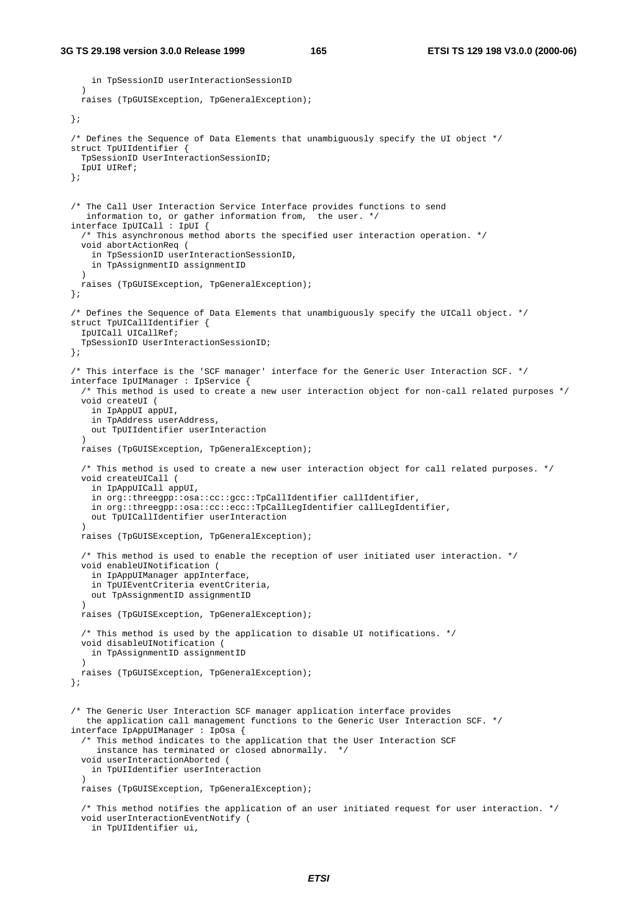```
      in TpSessionID userInteractionSessionID
    )
    raises (TpGUISException, TpGeneralException);

  };

  /* Defines the Sequence of Data Elements that unambiguously specify the UI object */
  struct TpUIIdentifier {
    TpSessionID UserInteractionSessionID;
    IpUI UIRef;
  };


  /* The Call User Interaction Service Interface provides functions to send
     information to, or gather information from,  the user. */
  interface IpUICall : IpUI {
    /* This asynchronous method aborts the specified user interaction operation. */
    void abortActionReq (
      in TpSessionID userInteractionSessionID,
      in TpAssignmentID assignmentID
    )
    raises (TpGUISException, TpGeneralException);
  };

  /* Defines the Sequence of Data Elements that unambiguously specify the UICall object. */
  struct TpUICallIdentifier {
    IpUICall UICallRef;
    TpSessionID UserInteractionSessionID;
  };

  /* This interface is the 'SCF manager' interface for the Generic User Interaction SCF. */
  interface IpUIManager : IpService {
    /* This method is used to create a new user interaction object for non-call related purposes */
    void createUI (
      in IpAppUI appUI,
      in TpAddress userAddress,
      out TpUIIdentifier userInteraction
    )
    raises (TpGUISException, TpGeneralException);

    /* This method is used to create a new user interaction object for call related purposes. */
    void createUICall (
      in IpAppUICall appUI,
      in org::threegpp::osa::cc::gcc::TpCallIdentifier callIdentifier,
      in org::threegpp::osa::cc::ecc::TpCallLegIdentifier callLegIdentifier,
      out TpUICallIdentifier userInteraction
    )
    raises (TpGUISException, TpGeneralException);

    /* This method is used to enable the reception of user initiated user interaction. */
    void enableUINotification (
      in IpAppUIManager appInterface,
      in TpUIEventCriteria eventCriteria,
      out TpAssignmentID assignmentID
    )
    raises (TpGUISException, TpGeneralException);

    /* This method is used by the application to disable UI notifications. */
    void disableUINotification (
      in TpAssignmentID assignmentID
    )
    raises (TpGUISException, TpGeneralException);
  };


  /* The Generic User Interaction SCF manager application interface provides
     the application call management functions to the Generic User Interaction SCF. */
  interface IpAppUIManager : IpOsa {
    /* This method indicates to the application that the User Interaction SCF
       instance has terminated or closed abnormally.  */
    void userInteractionAborted (
      in TpUIIdentifier userInteraction
    )
    raises (TpGUISException, TpGeneralException);

    /* This method notifies the application of an user initiated request for user interaction. */
    void userInteractionEventNotify (
      in TpUIIdentifier ui,
```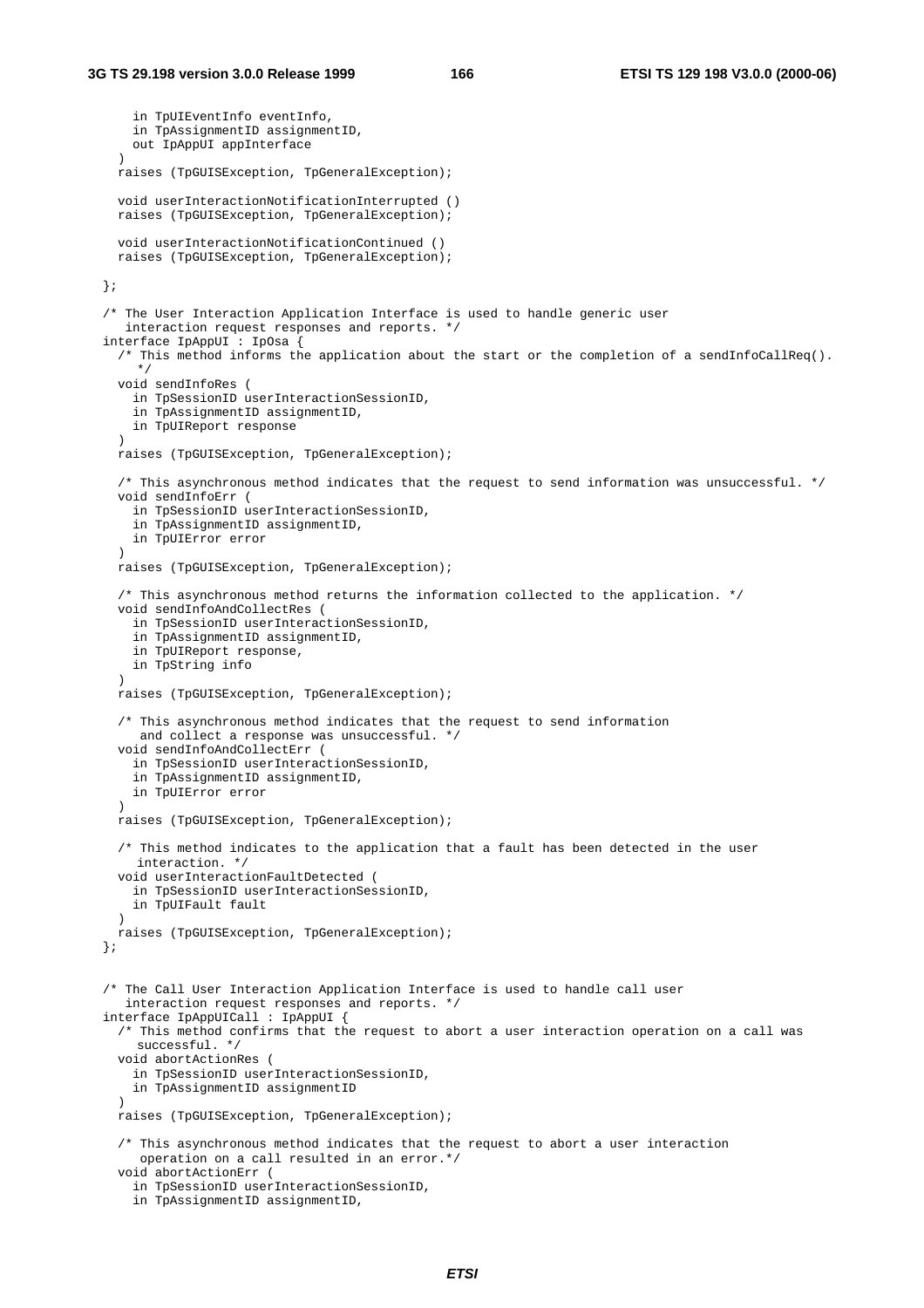```
      in TpUIEventInfo eventInfo,
      in TpAssignmentID assignmentID,
      out IpAppUI appInterface
    )
    raises (TpGUISException, TpGeneralException);

    void userInteractionNotificationInterrupted ()
    raises (TpGUISException, TpGeneralException);

    void userInteractionNotificationContinued ()
    raises (TpGUISException, TpGeneralException);

  };

  /* The User Interaction Application Interface is used to handle generic user
     interaction request responses and reports. */
  interface IpAppUI : IpOsa {
    /* This method informs the application about the start or the completion of a sendInfoCallReq().
       */
    void sendInfoRes (
      in TpSessionID userInteractionSessionID,
      in TpAssignmentID assignmentID,
      in TpUIReport response
    )
    raises (TpGUISException, TpGeneralException);

    /* This asynchronous method indicates that the request to send information was unsuccessful. */
    void sendInfoErr (
      in TpSessionID userInteractionSessionID,
      in TpAssignmentID assignmentID,
      in TpUIError error
    )
    raises (TpGUISException, TpGeneralException);

    /* This asynchronous method returns the information collected to the application. */
    void sendInfoAndCollectRes (
      in TpSessionID userInteractionSessionID,
      in TpAssignmentID assignmentID,
      in TpUIReport response,
      in TpString info
    )
    raises (TpGUISException, TpGeneralException);

    /* This asynchronous method indicates that the request to send information
       and collect a response was unsuccessful. */
    void sendInfoAndCollectErr (
      in TpSessionID userInteractionSessionID,
      in TpAssignmentID assignmentID,
      in TpUIError error
    )
    raises (TpGUISException, TpGeneralException);

    /* This method indicates to the application that a fault has been detected in the user
       interaction. */
    void userInteractionFaultDetected (
      in TpSessionID userInteractionSessionID,
      in TpUIFault fault
    )
    raises (TpGUISException, TpGeneralException);
  };


  /* The Call User Interaction Application Interface is used to handle call user
     interaction request responses and reports. */
  interface IpAppUICall : IpAppUI {
    /* This method confirms that the request to abort a user interaction operation on a call was
       successful. */
    void abortActionRes (
      in TpSessionID userInteractionSessionID,
      in TpAssignmentID assignmentID
    )
    raises (TpGUISException, TpGeneralException);

    /* This asynchronous method indicates that the request to abort a user interaction
       operation on a call resulted in an error.*/
    void abortActionErr (
      in TpSessionID userInteractionSessionID,
      in TpAssignmentID assignmentID,
```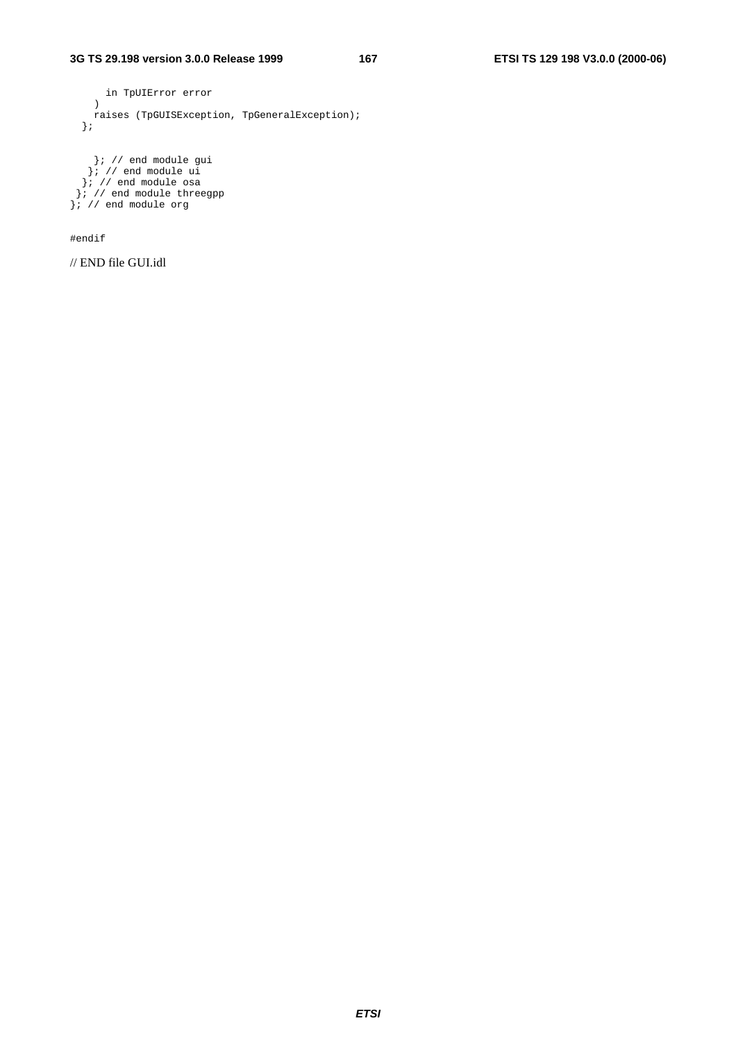```
      in TpUIError error
    )
    raises (TpGUISException, TpGeneralException);
  };


    }; // end module gui
   }; // end module ui
  }; // end module osa
 }; // end module threegpp
}; // end module org


#endif
```

// END file GUI.idl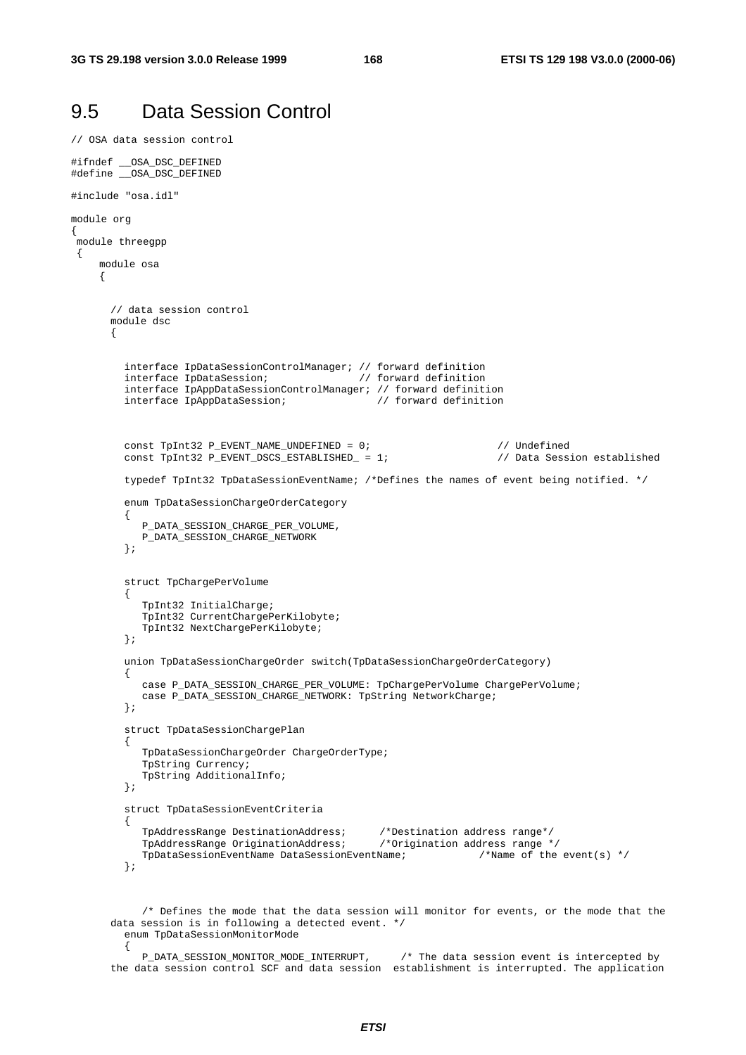# 9.5 Data Session Control

```
// OSA data session control

#ifndef __OSA_DSC_DEFINED
#define __OSA_DSC_DEFINED

#include "osa.idl"

module org
{
 module threegpp
 {
    module osa
    {


      // data session control
      module dsc
      {


        interface IpDataSessionControlManager; // forward definition
        interface IpDataSession;               // forward definition
        interface IpAppDataSessionControlManager; // forward definition
        interface IpAppDataSession;               // forward definition



        const TpInt32 P_EVENT_NAME_UNDEFINED = 0;                    // Undefined
        const TpInt32 P_EVENT_DSCS_ESTABLISHED_ = 1;                 // Data Session established

        typedef TpInt32 TpDataSessionEventName; /*Defines the names of event being notified. */

        enum TpDataSessionChargeOrderCategory
        {
           P_DATA_SESSION_CHARGE_PER_VOLUME,
           P_DATA_SESSION_CHARGE_NETWORK
        };


        struct TpChargePerVolume
        {
           TpInt32 InitialCharge;
           TpInt32 CurrentChargePerKilobyte;
           TpInt32 NextChargePerKilobyte;
        };

        union TpDataSessionChargeOrder switch(TpDataSessionChargeOrderCategory)
        {
           case P_DATA_SESSION_CHARGE_PER_VOLUME: TpChargePerVolume ChargePerVolume;
           case P_DATA_SESSION_CHARGE_NETWORK: TpString NetworkCharge;
        };

        struct TpDataSessionChargePlan
        {
           TpDataSessionChargeOrder ChargeOrderType;
           TpString Currency;
           TpString AdditionalInfo;
        };

        struct TpDataSessionEventCriteria
        {
           TpAddressRange DestinationAddress;     /*Destination address range*/
           TpAddressRange OriginationAddress;     /*Origination address range */
           TpDataSessionEventName DataSessionEventName;           /*Name of the event(s) */
        };


           /* Defines the mode that the data session will monitor for events, or the mode that the
      data session is in following a detected event. */
        enum TpDataSessionMonitorMode
        {
           P_DATA_SESSION_MONITOR_MODE_INTERRUPT,     /* The data session event is intercepted by
      the data session control SCF and data session  establishment is interrupted. The application
```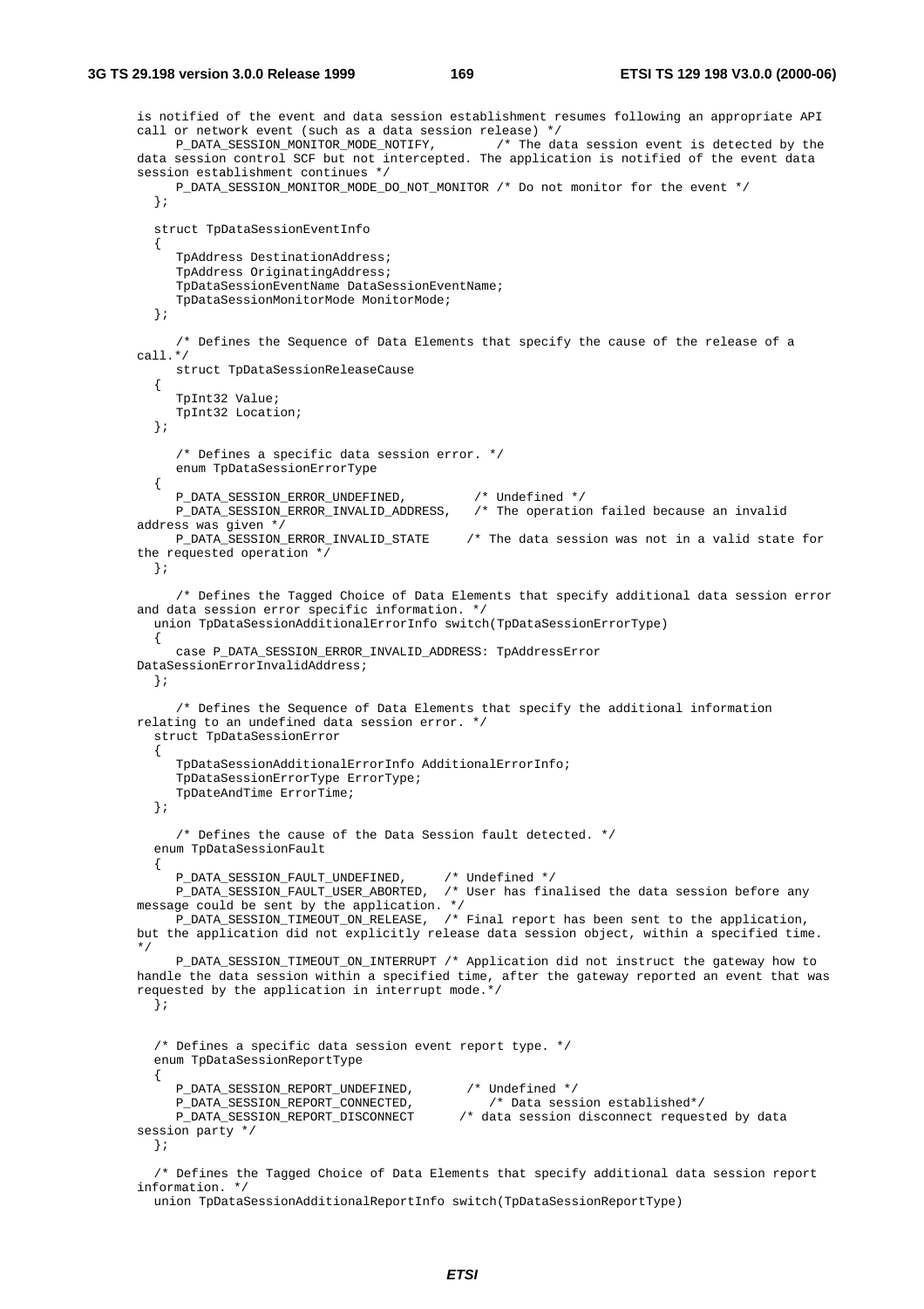```
is notified of the event and data session establishment resumes following an appropriate API
call or network event (such as a data session release) */
     P_DATA_SESSION_MONITOR_MODE_NOTIFY,        /* The data session event is detected by the
data session control SCF but not intercepted. The application is notified of the event data
session establishment continues */
     P_DATA_SESSION_MONITOR_MODE_DO_NOT_MONITOR /* Do not monitor for the event */
  };

  struct TpDataSessionEventInfo
  {
     TpAddress DestinationAddress;
     TpAddress OriginatingAddress;
     TpDataSessionEventName DataSessionEventName;
     TpDataSessionMonitorMode MonitorMode;
  };

     /* Defines the Sequence of Data Elements that specify the cause of the release of a
call.*/
     struct TpDataSessionReleaseCause
  {
     TpInt32 Value;
     TpInt32 Location;
  };

     /* Defines a specific data session error. */
     enum TpDataSessionErrorType
  {
     P_DATA_SESSION_ERROR_UNDEFINED,         /* Undefined */
     P_DATA_SESSION_ERROR_INVALID_ADDRESS,   /* The operation failed because an invalid
address was given */
     P_DATA_SESSION_ERROR_INVALID_STATE     /* The data session was not in a valid state for
the requested operation */
  };

     /* Defines the Tagged Choice of Data Elements that specify additional data session error
and data session error specific information. */
  union TpDataSessionAdditionalErrorInfo switch(TpDataSessionErrorType)
  {
     case P_DATA_SESSION_ERROR_INVALID_ADDRESS: TpAddressError
DataSessionErrorInvalidAddress;
  };

     /* Defines the Sequence of Data Elements that specify the additional information
relating to an undefined data session error. */
  struct TpDataSessionError
  {
     TpDataSessionAdditionalErrorInfo AdditionalErrorInfo;
     TpDataSessionErrorType ErrorType;
     TpDateAndTime ErrorTime;
  };

     /* Defines the cause of the Data Session fault detected. */
  enum TpDataSessionFault
  {
     P_DATA_SESSION_FAULT_UNDEFINED,     /* Undefined */
     P_DATA_SESSION_FAULT_USER_ABORTED,  /* User has finalised the data session before any
message could be sent by the application. */
     P_DATA_SESSION_TIMEOUT_ON_RELEASE,  /* Final report has been sent to the application,
but the application did not explicitly release data session object, within a specified time.
*/
     P_DATA_SESSION_TIMEOUT_ON_INTERRUPT /* Application did not instruct the gateway how to
handle the data session within a specified time, after the gateway reported an event that was
requested by the application in interrupt mode.*/
  };


  /* Defines a specific data session event report type. */
  enum TpDataSessionReportType
  {
     P_DATA_SESSION_REPORT_UNDEFINED,       /* Undefined */
     P_DATA_SESSION_REPORT_CONNECTED,          /* Data session established*/
     P_DATA_SESSION_REPORT_DISCONNECT      /* data session disconnect requested by data
session party */
  };

  /* Defines the Tagged Choice of Data Elements that specify additional data session report
information. */
  union TpDataSessionAdditionalReportInfo switch(TpDataSessionReportType)
```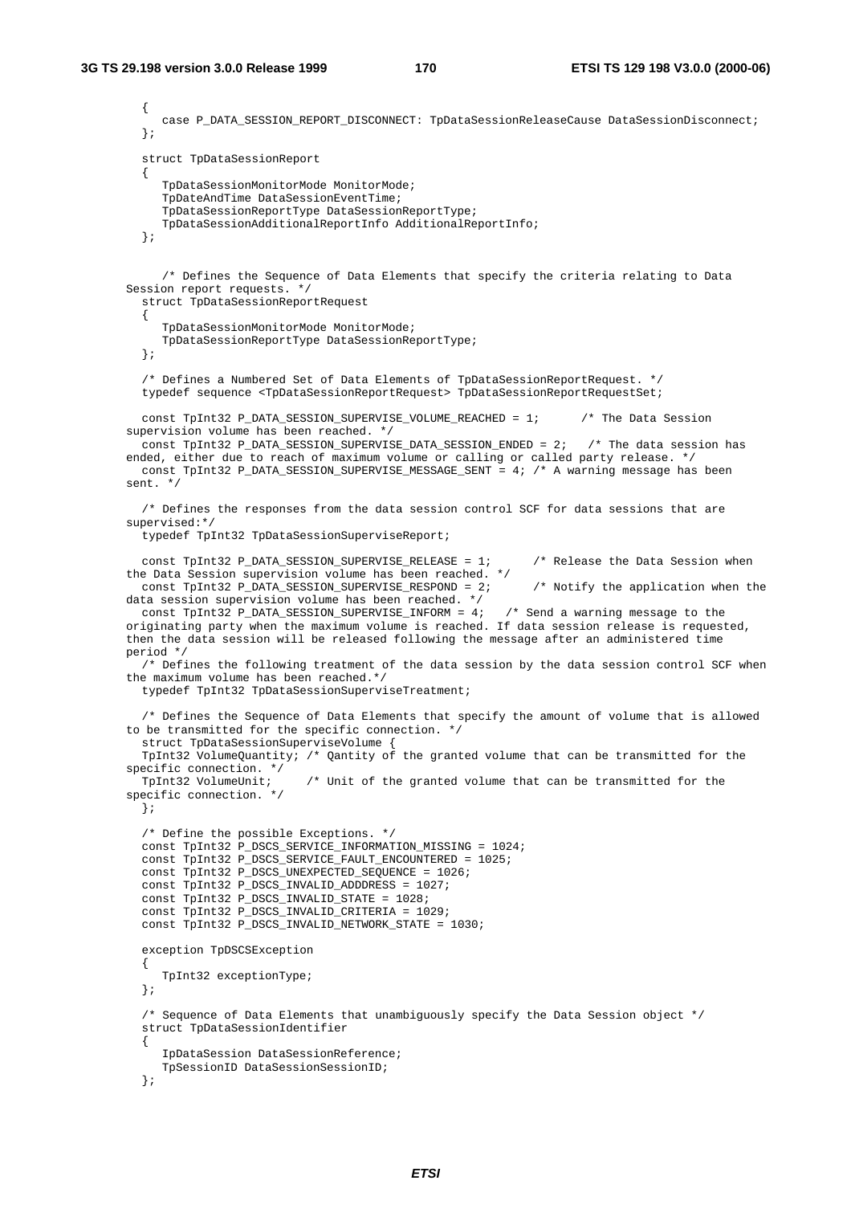```
   {
      case P_DATA_SESSION_REPORT_DISCONNECT: TpDataSessionReleaseCause DataSessionDisconnect;
   };

   struct TpDataSessionReport
   {
      TpDataSessionMonitorMode MonitorMode;
      TpDateAndTime DataSessionEventTime;
      TpDataSessionReportType DataSessionReportType;
      TpDataSessionAdditionalReportInfo AdditionalReportInfo;
   };


      /* Defines the Sequence of Data Elements that specify the criteria relating to Data
Session report requests. */
   struct TpDataSessionReportRequest
   {
      TpDataSessionMonitorMode MonitorMode;
      TpDataSessionReportType DataSessionReportType;
   };

   /* Defines a Numbered Set of Data Elements of TpDataSessionReportRequest. */
   typedef sequence <TpDataSessionReportRequest> TpDataSessionReportRequestSet;

   const TpInt32 P_DATA_SESSION_SUPERVISE_VOLUME_REACHED = 1;      /* The Data Session
supervision volume has been reached. */
   const TpInt32 P_DATA_SESSION_SUPERVISE_DATA_SESSION_ENDED = 2;   /* The data session has
ended, either due to reach of maximum volume or calling or called party release. */
   const TpInt32 P_DATA_SESSION_SUPERVISE_MESSAGE_SENT = 4; /* A warning message has been
sent. */

   /* Defines the responses from the data session control SCF for data sessions that are
supervised:*/
   typedef TpInt32 TpDataSessionSuperviseReport;

   const TpInt32 P_DATA_SESSION_SUPERVISE_RELEASE = 1;      /* Release the Data Session when
the Data Session supervision volume has been reached. */
   const TpInt32 P_DATA_SESSION_SUPERVISE_RESPOND = 2;      /* Notify the application when the
data session supervision volume has been reached. */
   const TpInt32 P_DATA_SESSION_SUPERVISE_INFORM = 4;   /* Send a warning message to the
originating party when the maximum volume is reached. If data session release is requested,
then the data session will be released following the message after an administered time
period */
   /* Defines the following treatment of the data session by the data session control SCF when
the maximum volume has been reached.*/
   typedef TpInt32 TpDataSessionSuperviseTreatment;

   /* Defines the Sequence of Data Elements that specify the amount of volume that is allowed
to be transmitted for the specific connection. */
   struct TpDataSessionSuperviseVolume {
   TpInt32 VolumeQuantity; /* Qantity of the granted volume that can be transmitted for the
specific connection. */
   TpInt32 VolumeUnit;     /* Unit of the granted volume that can be transmitted for the
specific connection. */
   };

   /* Define the possible Exceptions. */
   const TpInt32 P_DSCS_SERVICE_INFORMATION_MISSING = 1024;
   const TpInt32 P_DSCS_SERVICE_FAULT_ENCOUNTERED = 1025;
   const TpInt32 P_DSCS_UNEXPECTED_SEQUENCE = 1026;
   const TpInt32 P_DSCS_INVALID_ADDDRESS = 1027;
   const TpInt32 P_DSCS_INVALID_STATE = 1028;
   const TpInt32 P_DSCS_INVALID_CRITERIA = 1029;
   const TpInt32 P_DSCS_INVALID_NETWORK_STATE = 1030;

   exception TpDSCSException
   {
      TpInt32 exceptionType;
   };

   /* Sequence of Data Elements that unambiguously specify the Data Session object */
   struct TpDataSessionIdentifier
   {
      IpDataSession DataSessionReference;
      TpSessionID DataSessionSessionID;
   };
```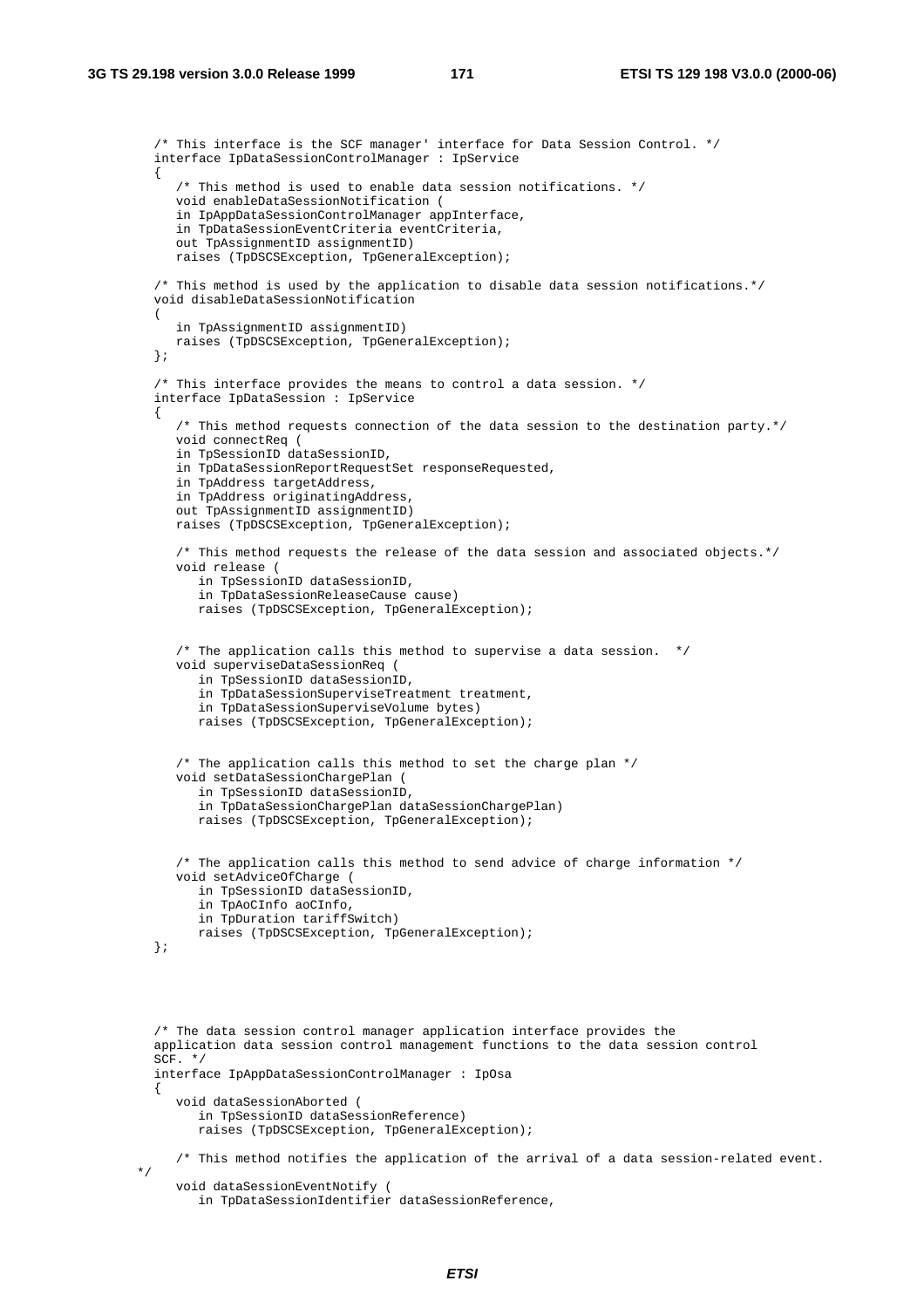```
/* This interface is the SCF manager' interface for Data Session Control. */
interface IpDataSessionControlManager : IpService
{
   /* This method is used to enable data session notifications. */
   void enableDataSessionNotification (
   in IpAppDataSessionControlManager appInterface,
   in TpDataSessionEventCriteria eventCriteria,
   out TpAssignmentID assignmentID)
   raises (TpDSCSException, TpGeneralException);

/* This method is used by the application to disable data session notifications.*/
void disableDataSessionNotification
(
   in TpAssignmentID assignmentID)
   raises (TpDSCSException, TpGeneralException);
};

/* This interface provides the means to control a data session. */
interface IpDataSession : IpService
{
   /* This method requests connection of the data session to the destination party.*/
   void connectReq (
   in TpSessionID dataSessionID,
   in TpDataSessionReportRequestSet responseRequested,
   in TpAddress targetAddress,
   in TpAddress originatingAddress,
   out TpAssignmentID assignmentID)
   raises (TpDSCSException, TpGeneralException);

   /* This method requests the release of the data session and associated objects.*/
   void release (
      in TpSessionID dataSessionID,
      in TpDataSessionReleaseCause cause)
      raises (TpDSCSException, TpGeneralException);


   /* The application calls this method to supervise a data session.  */
   void superviseDataSessionReq (
      in TpSessionID dataSessionID,
      in TpDataSessionSuperviseTreatment treatment,
      in TpDataSessionSuperviseVolume bytes)
      raises (TpDSCSException, TpGeneralException);


   /* The application calls this method to set the charge plan */
   void setDataSessionChargePlan (
      in TpSessionID dataSessionID,
      in TpDataSessionChargePlan dataSessionChargePlan)
      raises (TpDSCSException, TpGeneralException);


   /* The application calls this method to send advice of charge information */
   void setAdviceOfCharge (
      in TpSessionID dataSessionID,
      in TpAoCInfo aoCInfo,
      in TpDuration tariffSwitch)
      raises (TpDSCSException, TpGeneralException);
};




/* The data session control manager application interface provides the
application data session control management functions to the data session control
SCF. */
interface IpAppDataSessionControlManager : IpOsa
{
   void dataSessionAborted (
      in TpSessionID dataSessionReference)
      raises (TpDSCSException, TpGeneralException);

   /* This method notifies the application of the arrival of a data session-related event.
*/
   void dataSessionEventNotify (
      in TpDataSessionIdentifier dataSessionReference,
```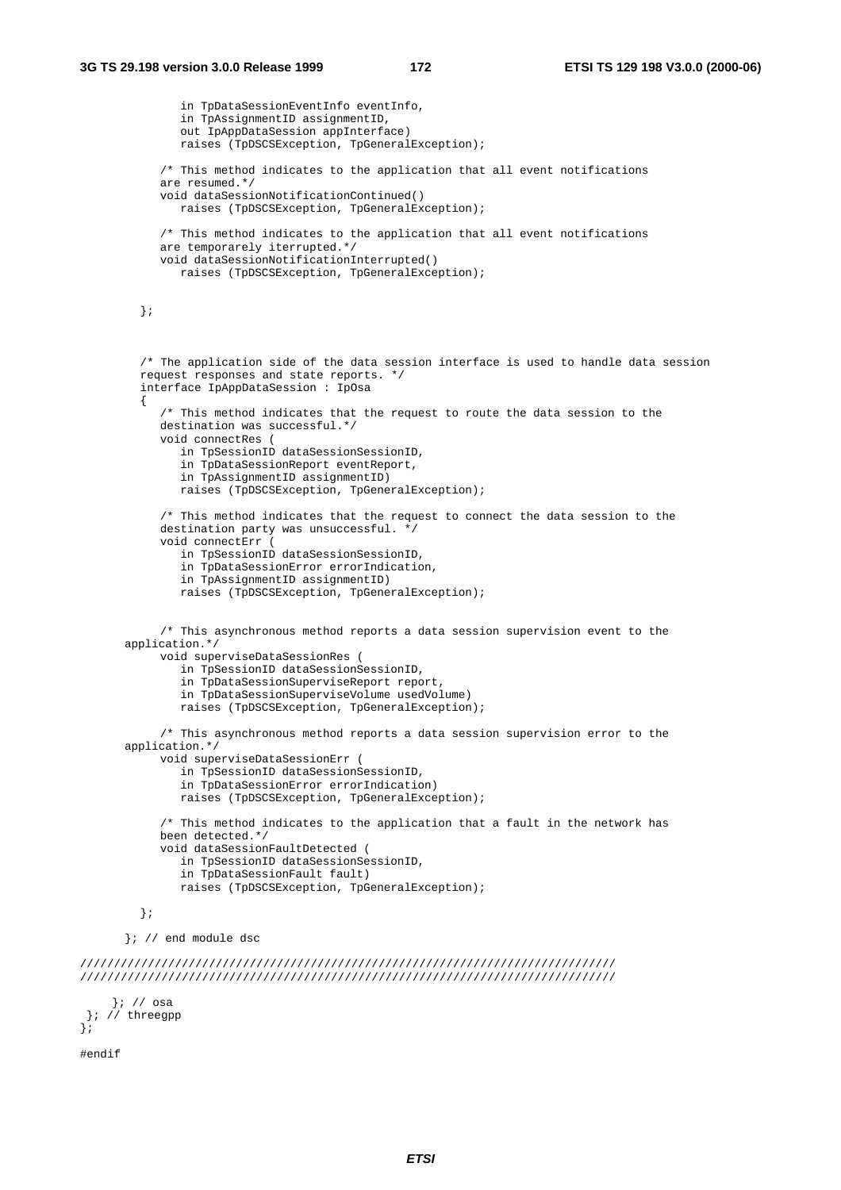```
            in TpDataSessionEventInfo eventInfo,
            in TpAssignmentID assignmentID,
            out IpAppDataSession appInterface)
            raises (TpDSCSException, TpGeneralException);

         /* This method indicates to the application that all event notifications
         are resumed.*/
         void dataSessionNotificationContinued()
            raises (TpDSCSException, TpGeneralException);

         /* This method indicates to the application that all event notifications
         are temporarely iterrupted.*/
         void dataSessionNotificationInterrupted()
            raises (TpDSCSException, TpGeneralException);


      };



      /* The application side of the data session interface is used to handle data session
      request responses and state reports. */
      interface IpAppDataSession : IpOsa
      {
         /* This method indicates that the request to route the data session to the
         destination was successful.*/
         void connectRes (
            in TpSessionID dataSessionSessionID,
            in TpDataSessionReport eventReport,
            in TpAssignmentID assignmentID)
            raises (TpDSCSException, TpGeneralException);

         /* This method indicates that the request to connect the data session to the
         destination party was unsuccessful. */
         void connectErr (
            in TpSessionID dataSessionSessionID,
            in TpDataSessionError errorIndication,
            in TpAssignmentID assignmentID)
            raises (TpDSCSException, TpGeneralException);


         /* This asynchronous method reports a data session supervision event to the
    application.*/
         void superviseDataSessionRes (
            in TpSessionID dataSessionSessionID,
            in TpDataSessionSuperviseReport report,
            in TpDataSessionSuperviseVolume usedVolume)
            raises (TpDSCSException, TpGeneralException);

         /* This asynchronous method reports a data session supervision error to the
    application.*/
         void superviseDataSessionErr (
            in TpSessionID dataSessionSessionID,
            in TpDataSessionError errorIndication)
            raises (TpDSCSException, TpGeneralException);

         /* This method indicates to the application that a fault in the network has
         been detected.*/
         void dataSessionFaultDetected (
            in TpSessionID dataSessionSessionID,
            in TpDataSessionFault fault)
            raises (TpDSCSException, TpGeneralException);

      };

    }; // end module dsc

////////////////////////////////////////////////////////////////////////////////
////////////////////////////////////////////////////////////////////////////////

    }; // osa
 }; // threegpp
};

#endif
```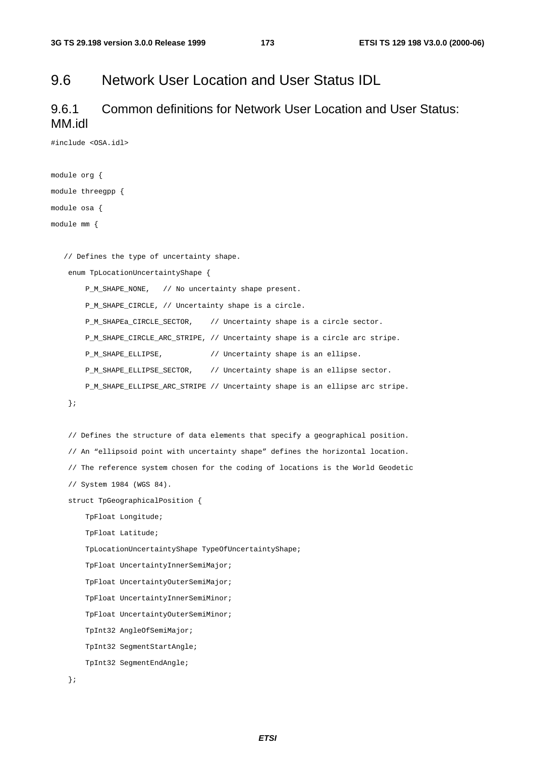## 9.6 Network User Location and User Status IDL

### 9.6.1 Common definitions for Network User Location and User Status: MM.idl

```
#include <OSA.idl>


module org {
module threegpp {
module osa {
module mm {


   // Defines the type of uncertainty shape.
    enum TpLocationUncertaintyShape {
        P_M_SHAPE_NONE,   // No uncertainty shape present.
        P_M_SHAPE_CIRCLE, // Uncertainty shape is a circle.
        P_M_SHAPEa_CIRCLE_SECTOR,    // Uncertainty shape is a circle sector.
        P_M_SHAPE_CIRCLE_ARC_STRIPE, // Uncertainty shape is a circle arc stripe.
        P_M_SHAPE_ELLIPSE,           // Uncertainty shape is an ellipse.
        P_M_SHAPE_ELLIPSE_SECTOR,    // Uncertainty shape is an ellipse sector.
        P_M_SHAPE_ELLIPSE_ARC_STRIPE // Uncertainty shape is an ellipse arc stripe.
    };


    // Defines the structure of data elements that specify a geographical position.
    // An "ellipsoid point with uncertainty shape" defines the horizontal location.
    // The reference system chosen for the coding of locations is the World Geodetic
    // System 1984 (WGS 84).
    struct TpGeographicalPosition {
        TpFloat Longitude;
        TpFloat Latitude;
        TpLocationUncertaintyShape TypeOfUncertaintyShape;
        TpFloat UncertaintyInnerSemiMajor;
        TpFloat UncertaintyOuterSemiMajor;
        TpFloat UncertaintyInnerSemiMinor;
        TpFloat UncertaintyOuterSemiMinor;
        TpInt32 AngleOfSemiMajor;
        TpInt32 SegmentStartAngle;
        TpInt32 SegmentEndAngle;
    };
```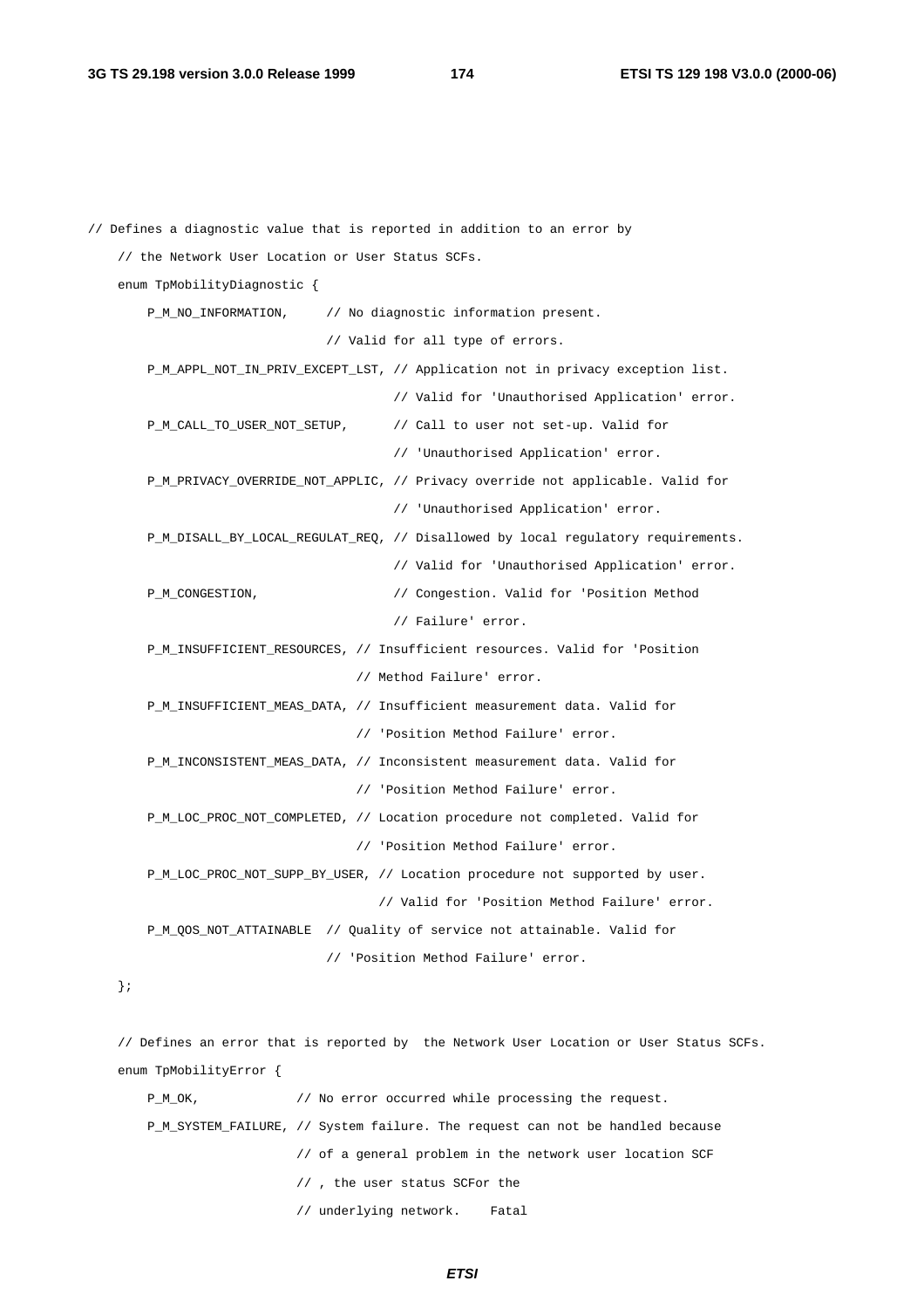```
// Defines a diagnostic value that is reported in addition to an error by
    // the Network User Location or User Status SCFs.
    enum TpMobilityDiagnostic {
        P_M_NO_INFORMATION,     // No diagnostic information present.
                                // Valid for all type of errors.
        P_M_APPL_NOT_IN_PRIV_EXCEPT_LST, // Application not in privacy exception list.
                                         // Valid for 'Unauthorised Application' error.
        P_M_CALL_TO_USER_NOT_SETUP,      // Call to user not set-up. Valid for
                                         // 'Unauthorised Application' error.
        P_M_PRIVACY_OVERRIDE_NOT_APPLIC, // Privacy override not applicable. Valid for
                                         // 'Unauthorised Application' error.
        P_M_DISALL_BY_LOCAL_REGULAT_REQ, // Disallowed by local regulatory requirements.
                                         // Valid for 'Unauthorised Application' error.
        P_M_CONGESTION,                  // Congestion. Valid for 'Position Method
                                         // Failure' error.
        P_M_INSUFFICIENT_RESOURCES, // Insufficient resources. Valid for 'Position
                                    // Method Failure' error.
        P_M_INSUFFICIENT_MEAS_DATA, // Insufficient measurement data. Valid for
                                    // 'Position Method Failure' error.
        P_M_INCONSISTENT_MEAS_DATA, // Inconsistent measurement data. Valid for
                                    // 'Position Method Failure' error.
        P_M_LOC_PROC_NOT_COMPLETED, // Location procedure not completed. Valid for
                                    // 'Position Method Failure' error.
        P_M_LOC_PROC_NOT_SUPP_BY_USER, // Location procedure not supported by user.
                                       // Valid for 'Position Method Failure' error.
        P_M_QOS_NOT_ATTAINABLE  // Quality of service not attainable. Valid for
                                // 'Position Method Failure' error.
    };

    // Defines an error that is reported by  the Network User Location or User Status SCFs.
    enum TpMobilityError {
        P_M_OK,             // No error occurred while processing the request.
        P_M_SYSTEM_FAILURE, // System failure. The request can not be handled because
                            // of a general problem in the network user location SCF
                            // , the user status SCFor the
                            // underlying network.    Fatal
```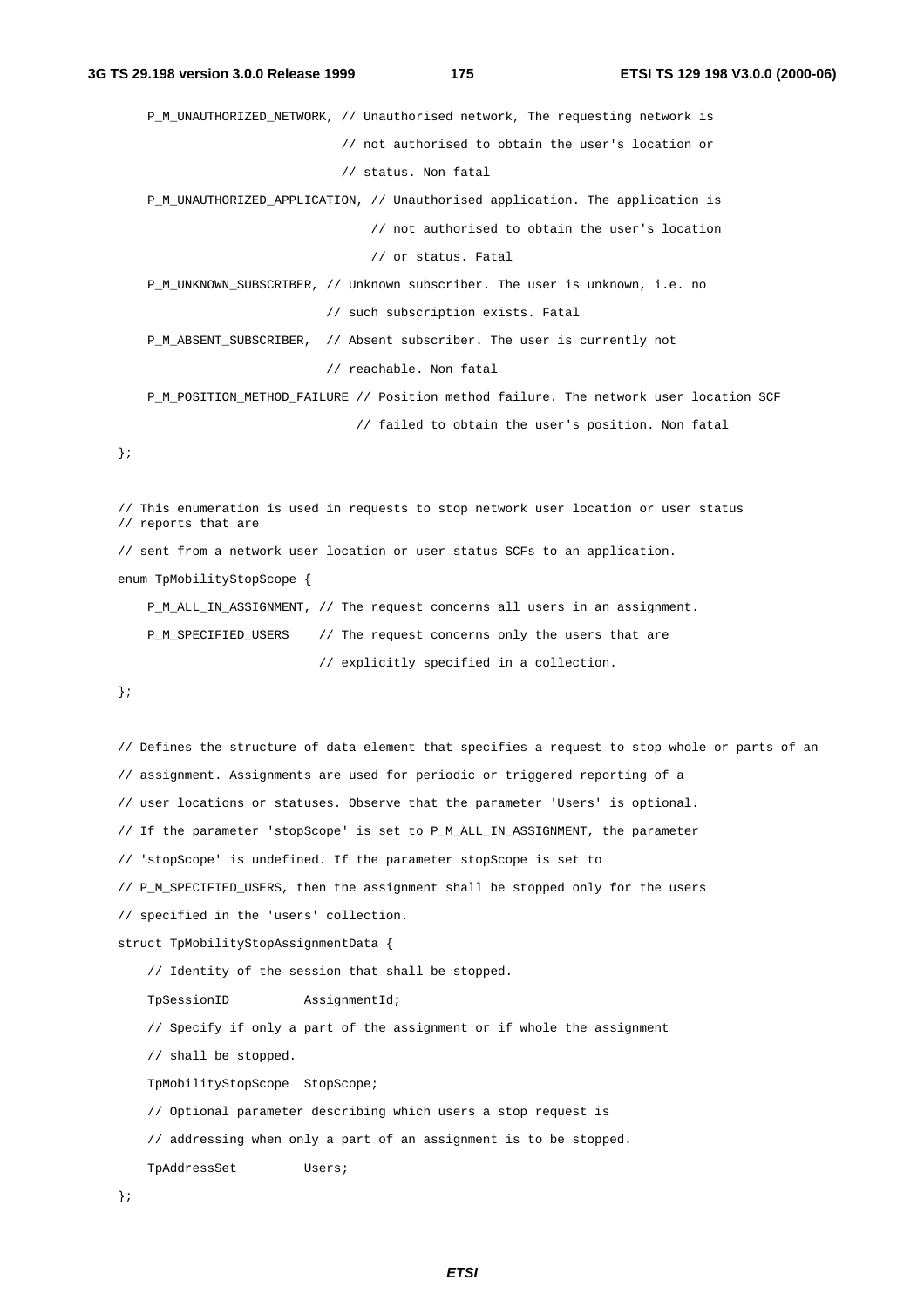```
    P_M_UNAUTHORIZED_NETWORK, // Unauthorised network, The requesting network is
                              // not authorised to obtain the user's location or
                              // status. Non fatal
    P_M_UNAUTHORIZED_APPLICATION, // Unauthorised application. The application is
                                  // not authorised to obtain the user's location
                                  // or status. Fatal
    P_M_UNKNOWN_SUBSCRIBER, // Unknown subscriber. The user is unknown, i.e. no
                            // such subscription exists. Fatal
    P_M_ABSENT_SUBSCRIBER,  // Absent subscriber. The user is currently not
                            // reachable. Non fatal
    P_M_POSITION_METHOD_FAILURE // Position method failure. The network user location SCF
                                // failed to obtain the user's position. Non fatal
};


// This enumeration is used in requests to stop network user location or user status
// reports that are
// sent from a network user location or user status SCFs to an application.
enum TpMobilityStopScope {
    P_M_ALL_IN_ASSIGNMENT, // The request concerns all users in an assignment.
    P_M_SPECIFIED_USERS    // The request concerns only the users that are
                           // explicitly specified in a collection.
};


// Defines the structure of data element that specifies a request to stop whole or parts of an
// assignment. Assignments are used for periodic or triggered reporting of a
// user locations or statuses. Observe that the parameter 'Users' is optional.
// If the parameter 'stopScope' is set to P_M_ALL_IN_ASSIGNMENT, the parameter
// 'stopScope' is undefined. If the parameter stopScope is set to
// P_M_SPECIFIED_USERS, then the assignment shall be stopped only for the users
// specified in the 'users' collection.
struct TpMobilityStopAssignmentData {
    // Identity of the session that shall be stopped.
    TpSessionID         AssignmentId;
    // Specify if only a part of the assignment or if whole the assignment
    // shall be stopped.
    TpMobilityStopScope  StopScope;
    // Optional parameter describing which users a stop request is
    // addressing when only a part of an assignment is to be stopped.
    TpAddressSet        Users;
};
```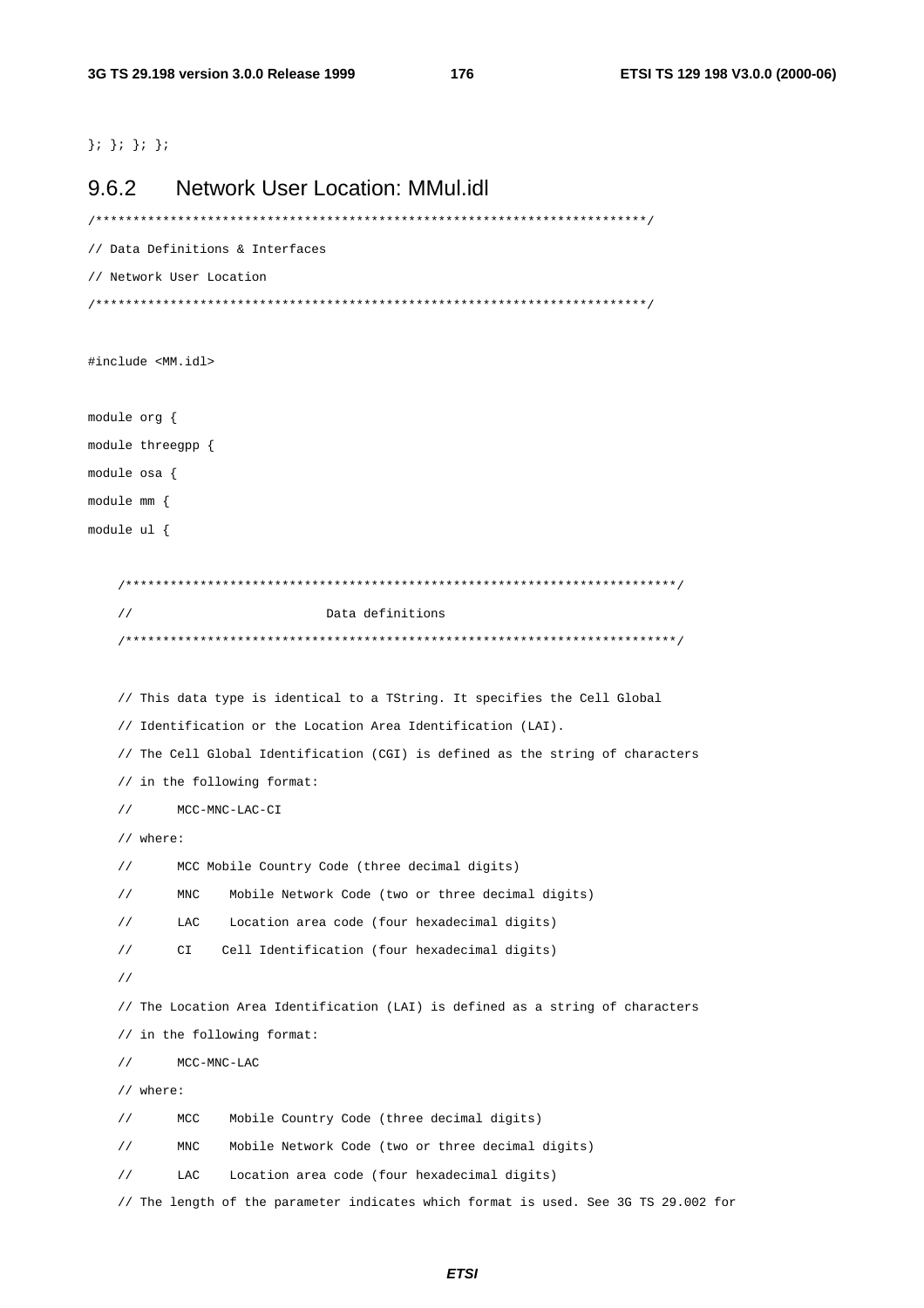```
}; }; }; };
```

### 9.6.2 Network User Location: MMul.idl

```
/*************************************************************************/
// Data Definitions & Interfaces
// Network User Location
/*************************************************************************/

#include <MM.idl>

module org {
module threegpp {
module osa {
module mm {
module ul {

    /*************************************************************************/
    //                          Data definitions
    /*************************************************************************/

    // This data type is identical to a TString. It specifies the Cell Global
    // Identification or the Location Area Identification (LAI).
    // The Cell Global Identification (CGI) is defined as the string of characters
    // in the following format:
    //      MCC-MNC-LAC-CI
    // where:
    //      MCC Mobile Country Code (three decimal digits)
    //      MNC    Mobile Network Code (two or three decimal digits)
    //      LAC    Location area code (four hexadecimal digits)
    //      CI    Cell Identification (four hexadecimal digits)
    //
    // The Location Area Identification (LAI) is defined as a string of characters
    // in the following format:
    //      MCC-MNC-LAC
    // where:
    //      MCC    Mobile Country Code (three decimal digits)
    //      MNC    Mobile Network Code (two or three decimal digits)
    //      LAC    Location area code (four hexadecimal digits)
    // The length of the parameter indicates which format is used. See 3G TS 29.002 for
```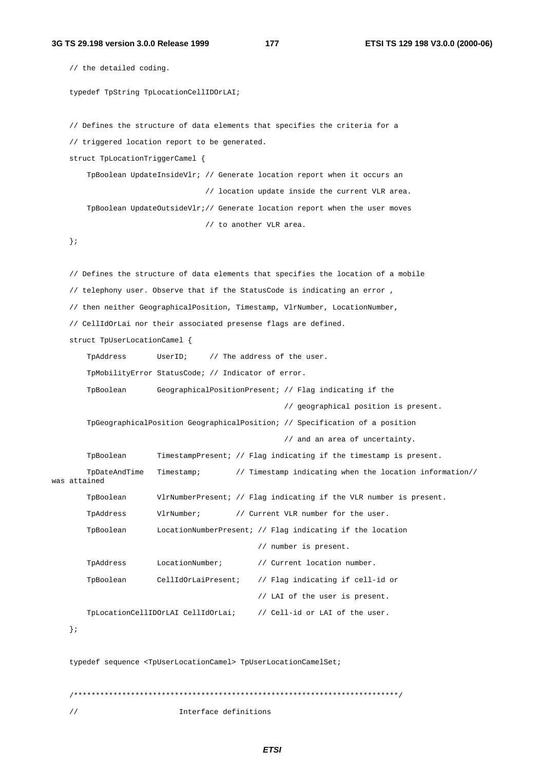```
// the detailed coding.

typedef TpString TpLocationCellIDOrLAI;


// Defines the structure of data elements that specifies the criteria for a
// triggered location report to be generated.
struct TpLocationTriggerCamel {
    TpBoolean UpdateInsideVlr; // Generate location report when it occurs an
                               // location update inside the current VLR area.
    TpBoolean UpdateOutsideVlr;// Generate location report when the user moves
                               // to another VLR area.
};


// Defines the structure of data elements that specifies the location of a mobile
// telephony user. Observe that if the StatusCode is indicating an error ,
// then neither GeographicalPosition, Timestamp, VlrNumber, LocationNumber,
// CellIdOrLai nor their associated presense flags are defined.
struct TpUserLocationCamel {
    TpAddress       UserID;     // The address of the user.
    TpMobilityError StatusCode; // Indicator of error.
    TpBoolean       GeographicalPositionPresent; // Flag indicating if the
                                                 // geographical position is present.
    TpGeographicalPosition GeographicalPosition; // Specification of a position
                                                 // and an area of uncertainty.
    TpBoolean       TimestampPresent; // Flag indicating if the timestamp is present.
    TpDateAndTime   Timestamp;        // Timestamp indicating when the location information//
was attained
    TpBoolean       VlrNumberPresent; // Flag indicating if the VLR number is present.
    TpAddress       VlrNumber;        // Current VLR number for the user.
    TpBoolean       LocationNumberPresent; // Flag indicating if the location
                                           // number is present.
    TpAddress       LocationNumber;        // Current location number.
    TpBoolean       CellIdOrLaiPresent;    // Flag indicating if cell-id or
                                           // LAI of the user is present.
    TpLocationCellIDOrLAI CellIdOrLai;     // Cell-id or LAI of the user.
};


typedef sequence <TpUserLocationCamel> TpUserLocationCamelSet;


/*************************************************************************/
//                      Interface definitions
```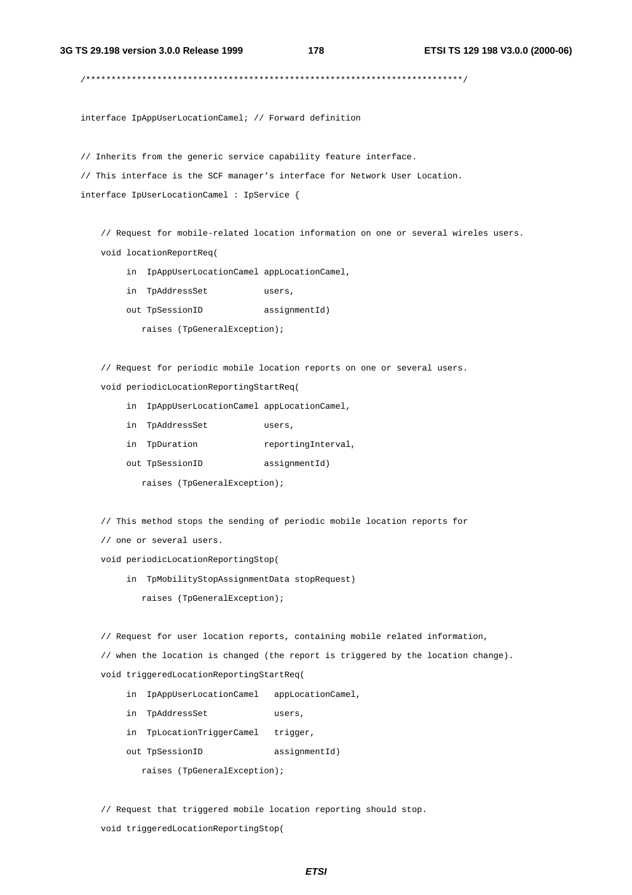```
/************************************************************************/

interface IpAppUserLocationCamel; // Forward definition

// Inherits from the generic service capability feature interface.
// This interface is the SCF manager's interface for Network User Location.
interface IpUserLocationCamel : IpService {

    // Request for mobile-related location information on one or several wireles users.
    void locationReportReq(
         in  IpAppUserLocationCamel appLocationCamel,
         in  TpAddressSet           users,
         out TpSessionID            assignmentId)
            raises (TpGeneralException);

    // Request for periodic mobile location reports on one or several users.
    void periodicLocationReportingStartReq(
         in  IpAppUserLocationCamel appLocationCamel,
         in  TpAddressSet           users,
         in  TpDuration             reportingInterval,
         out TpSessionID            assignmentId)
            raises (TpGeneralException);

    // This method stops the sending of periodic mobile location reports for
    // one or several users.
    void periodicLocationReportingStop(
         in  TpMobilityStopAssignmentData stopRequest)
            raises (TpGeneralException);

    // Request for user location reports, containing mobile related information,
    // when the location is changed (the report is triggered by the location change).
    void triggeredLocationReportingStartReq(
         in  IpAppUserLocationCamel   appLocationCamel,
         in  TpAddressSet             users,
         in  TpLocationTriggerCamel   trigger,
         out TpSessionID              assignmentId)
            raises (TpGeneralException);

    // Request that triggered mobile location reporting should stop.
    void triggeredLocationReportingStop(
```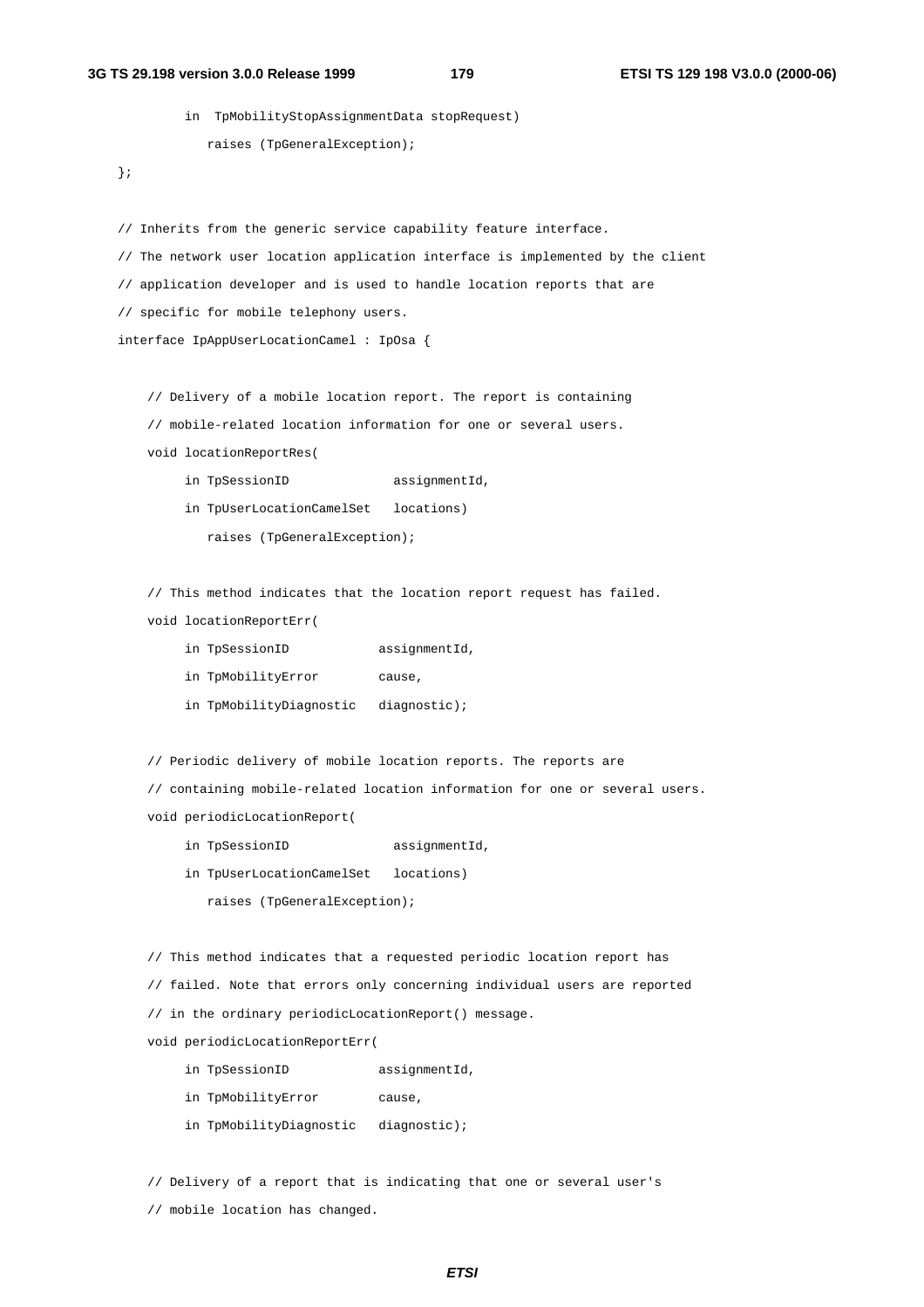```
        in  TpMobilityStopAssignmentData stopRequest)
           raises (TpGeneralException);
};

// Inherits from the generic service capability feature interface.
// The network user location application interface is implemented by the client
// application developer and is used to handle location reports that are
// specific for mobile telephony users.
interface IpAppUserLocationCamel : IpOsa {

    // Delivery of a mobile location report. The report is containing
    // mobile-related location information for one or several users.
    void locationReportRes(
         in TpSessionID              assignmentId,
         in TpUserLocationCamelSet   locations)
           raises (TpGeneralException);

    // This method indicates that the location report request has failed.
    void locationReportErr(
         in TpSessionID            assignmentId,
         in TpMobilityError        cause,
         in TpMobilityDiagnostic   diagnostic);

    // Periodic delivery of mobile location reports. The reports are
    // containing mobile-related location information for one or several users.
    void periodicLocationReport(
         in TpSessionID              assignmentId,
         in TpUserLocationCamelSet   locations)
           raises (TpGeneralException);

    // This method indicates that a requested periodic location report has
    // failed. Note that errors only concerning individual users are reported
    // in the ordinary periodicLocationReport() message.
    void periodicLocationReportErr(
         in TpSessionID            assignmentId,
         in TpMobilityError        cause,
         in TpMobilityDiagnostic   diagnostic);

    // Delivery of a report that is indicating that one or several user's
    // mobile location has changed.
```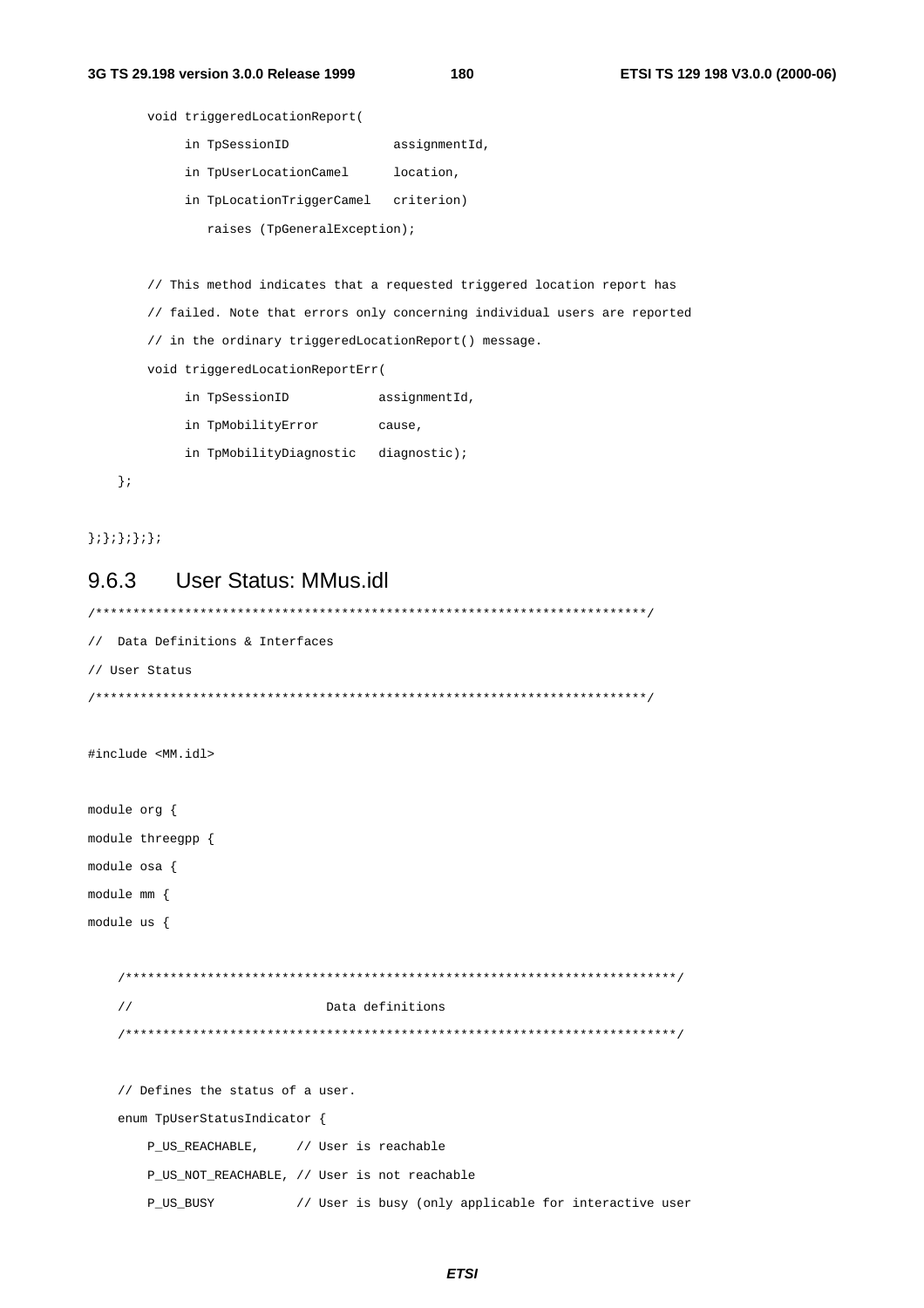```
    void triggeredLocationReport(
         in TpSessionID             assignmentId,
         in TpUserLocationCamel     location,
         in TpLocationTriggerCamel  criterion)
            raises (TpGeneralException);

    // This method indicates that a requested triggered location report has
    // failed. Note that errors only concerning individual users are reported
    // in the ordinary triggeredLocationReport() message.
    void triggeredLocationReportErr(
         in TpSessionID           assignmentId,
         in TpMobilityError       cause,
         in TpMobilityDiagnostic  diagnostic);
  };

};};};};};
```

### 9.6.3 User Status: MMus.idl

```
/***************************************************************************/
//  Data Definitions & Interfaces
// User Status
/***************************************************************************/

#include <MM.idl>

module org {
module threegpp {
module osa {
module mm {
module us {

  /***************************************************************************/
  //                          Data definitions
  /***************************************************************************/

  // Defines the status of a user.
  enum TpUserStatusIndicator {
     P_US_REACHABLE,     // User is reachable
     P_US_NOT_REACHABLE, // User is not reachable
     P_US_BUSY           // User is busy (only applicable for interactive user
```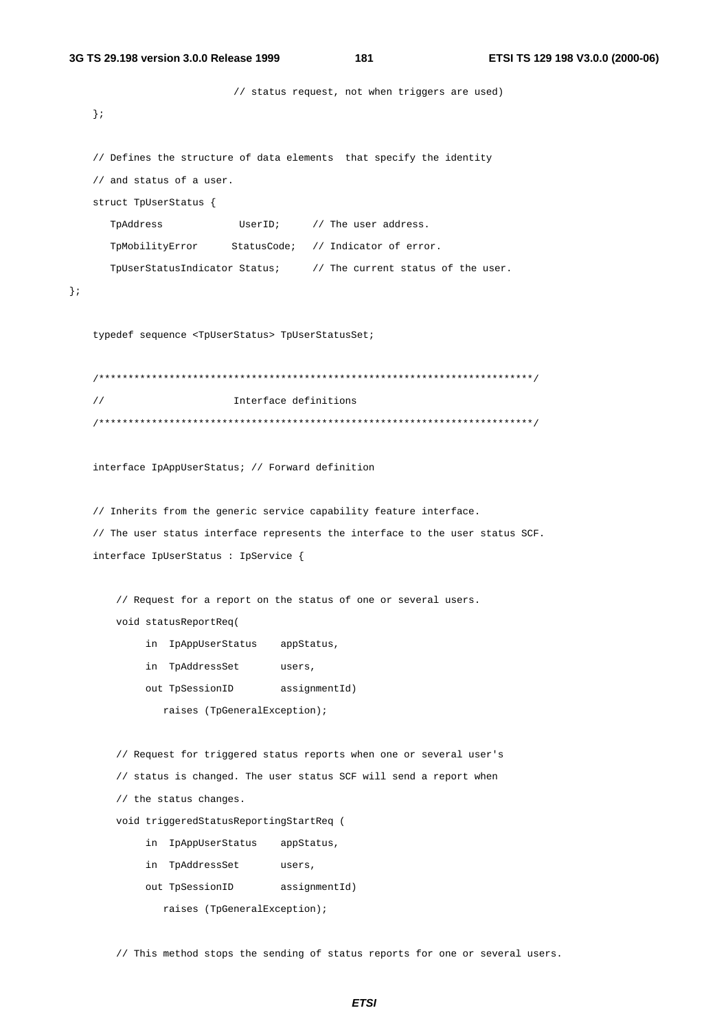```
                        // status request, not when triggers are used)
    };

    // Defines the structure of data elements  that specify the identity
    // and status of a user.
    struct TpUserStatus {
       TpAddress            UserID;      // The user address.
       TpMobilityError      StatusCode;  // Indicator of error.
       TpUserStatusIndicator Status;     // The current status of the user.
};

    typedef sequence <TpUserStatus> TpUserStatusSet;

    /************************************************************************/
    //                      Interface definitions
    /************************************************************************/

    interface IpAppUserStatus; // Forward definition

    // Inherits from the generic service capability feature interface.
    // The user status interface represents the interface to the user status SCF.
    interface IpUserStatus : IpService {

        // Request for a report on the status of one or several users.
        void statusReportReq(
             in  IpAppUserStatus    appStatus,
             in  TpAddressSet       users,
             out TpSessionID        assignmentId)
                raises (TpGeneralException);

        // Request for triggered status reports when one or several user's
        // status is changed. The user status SCF will send a report when
        // the status changes.
        void triggeredStatusReportingStartReq (
             in  IpAppUserStatus    appStatus,
             in  TpAddressSet       users,
             out TpSessionID        assignmentId)
                raises (TpGeneralException);

        // This method stops the sending of status reports for one or several users.
```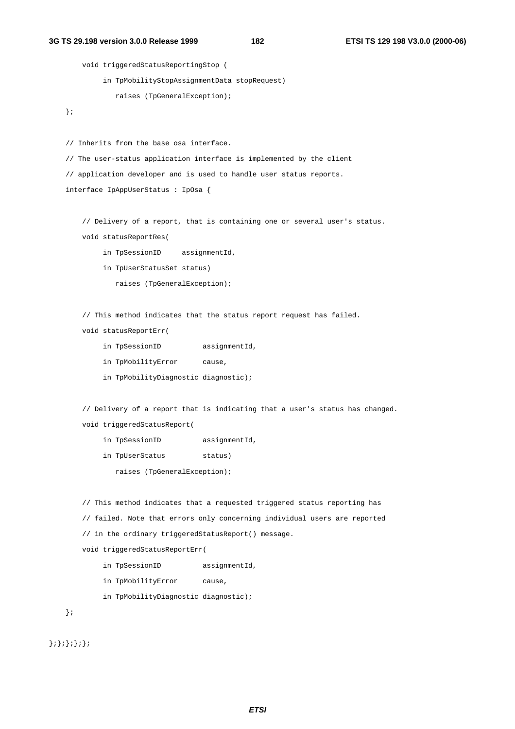```
        void triggeredStatusReportingStop (
             in TpMobilityStopAssignmentData stopRequest)
                raises (TpGeneralException);
    };

    // Inherits from the base osa interface.
    // The user-status application interface is implemented by the client
    // application developer and is used to handle user status reports.
    interface IpAppUserStatus : IpOsa {

        // Delivery of a report, that is containing one or several user's status.
        void statusReportRes(
             in TpSessionID     assignmentId,
             in TpUserStatusSet status)
                raises (TpGeneralException);

        // This method indicates that the status report request has failed.
        void statusReportErr(
             in TpSessionID          assignmentId,
             in TpMobilityError      cause,
             in TpMobilityDiagnostic diagnostic);

        // Delivery of a report that is indicating that a user's status has changed.
        void triggeredStatusReport(
             in TpSessionID          assignmentId,
             in TpUserStatus         status)
                raises (TpGeneralException);

        // This method indicates that a requested triggered status reporting has
        // failed. Note that errors only concerning individual users are reported
        // in the ordinary triggeredStatusReport() message.
        void triggeredStatusReportErr(
             in TpSessionID          assignmentId,
             in TpMobilityError      cause,
             in TpMobilityDiagnostic diagnostic);
    };

};};};};};
```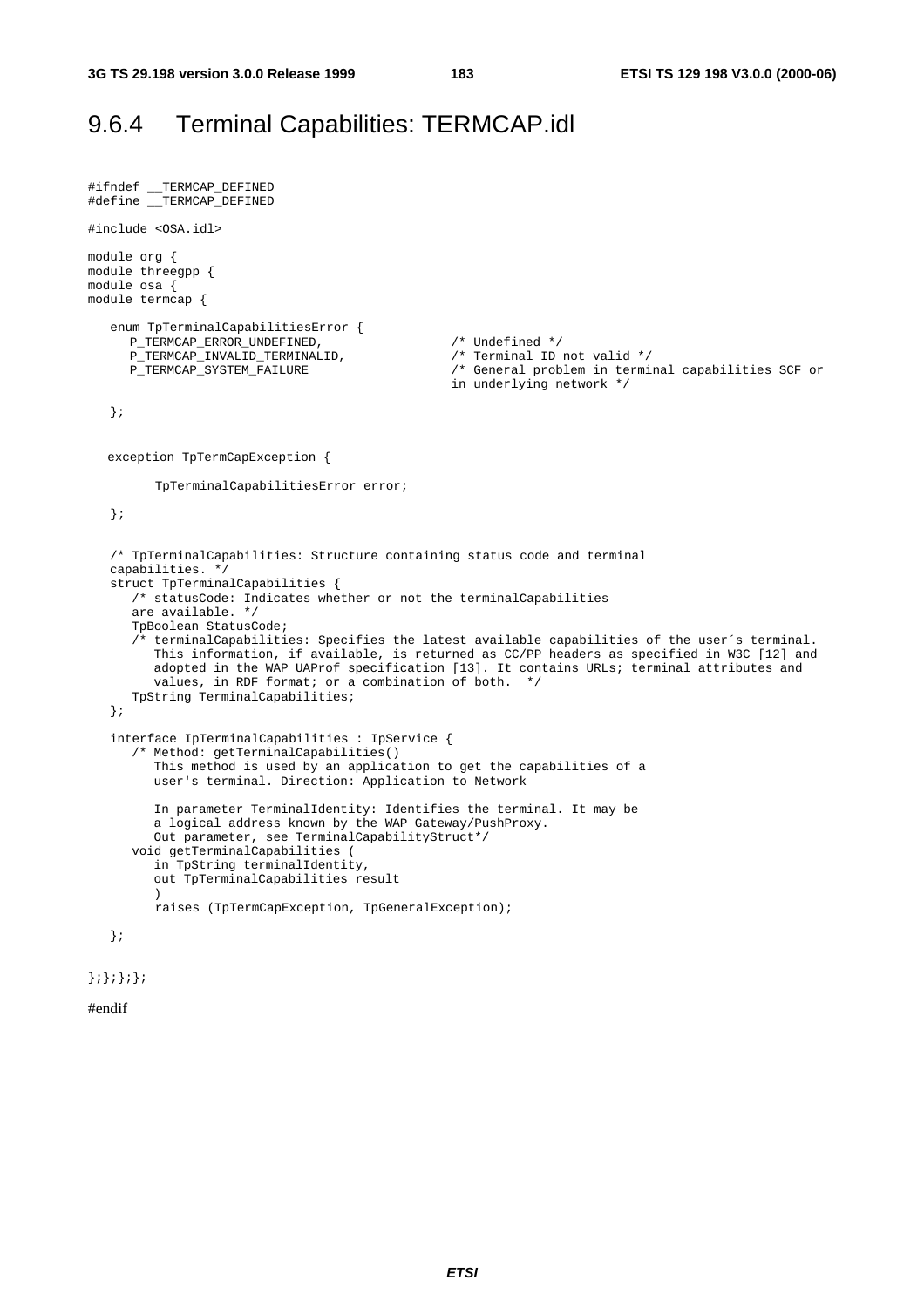## 9.6.4 Terminal Capabilities: TERMCAP.idl

```
#ifndef __TERMCAP_DEFINED
#define __TERMCAP_DEFINED

#include <OSA.idl>

module org {
module threegpp {
module osa {
module termcap {

   enum TpTerminalCapabilitiesError {
      P_TERMCAP_ERROR_UNDEFINED,              /* Undefined */
      P_TERMCAP_INVALID_TERMINALID,           /* Terminal ID not valid */
      P_TERMCAP_SYSTEM_FAILURE                /* General problem in terminal capabilities SCF or
                                              in underlying network */

   };


   exception TpTermCapException {

         TpTerminalCapabilitiesError error;

   };


   /* TpTerminalCapabilities: Structure containing status code and terminal
   capabilities. */
   struct TpTerminalCapabilities {
      /* statusCode: Indicates whether or not the terminalCapabilities
      are available. */
      TpBoolean StatusCode;
      /* terminalCapabilities: Specifies the latest available capabilities of the user´s terminal.
         This information, if available, is returned as CC/PP headers as specified in W3C [12] and
         adopted in the WAP UAProf specification [13]. It contains URLs; terminal attributes and
         values, in RDF format; or a combination of both.  */
      TpString TerminalCapabilities;
   };

   interface IpTerminalCapabilities : IpService {
      /* Method: getTerminalCapabilities()
         This method is used by an application to get the capabilities of a
         user's terminal. Direction: Application to Network

         In parameter TerminalIdentity: Identifies the terminal. It may be
         a logical address known by the WAP Gateway/PushProxy.
         Out parameter, see TerminalCapabilityStruct*/
      void getTerminalCapabilities (
         in TpString terminalIdentity,
         out TpTerminalCapabilities result
         )
         raises (TpTermCapException, TpGeneralException);

   };

};};};};

#endif
```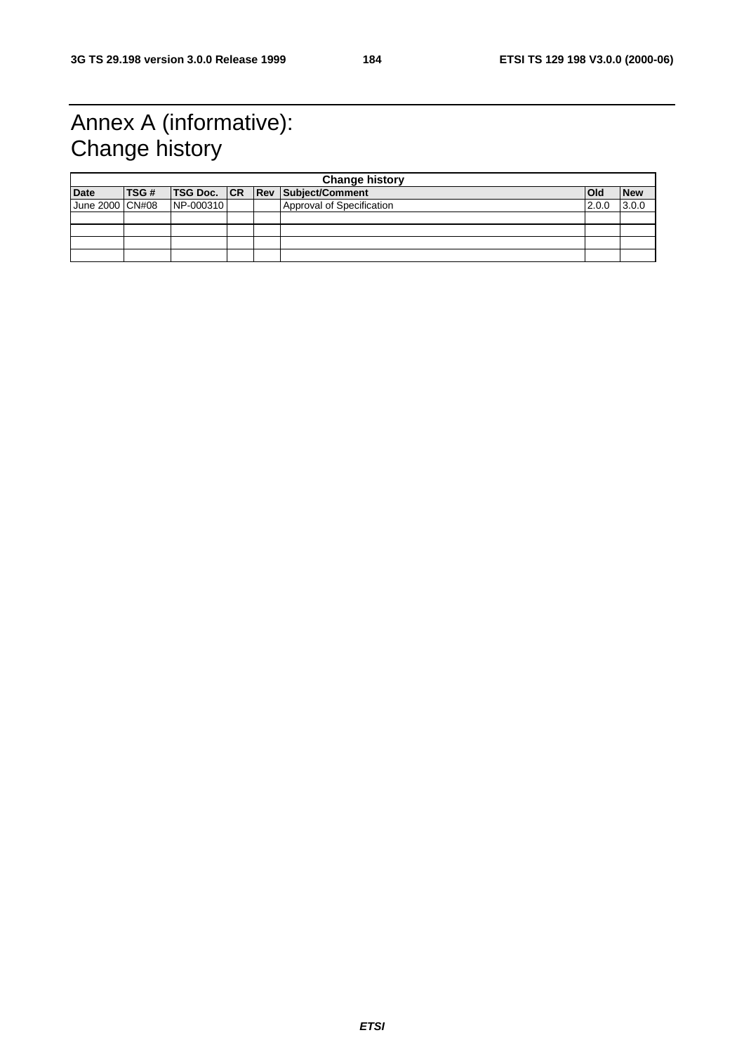# Annex A (informative): Change history

| Change history | | | | | | | |
|---|---|---|---|---|---|---|---|
| **Date** | **TSG #** | **TSG Doc.** | **CR** | **Rev** | **Subject/Comment** | **Old** | **New** |
| June 2000 | CN#08 | NP-000310 | | | Approval of Specification | 2.0.0 | 3.0.0 |
| | | | | | | | |
| | | | | | | | |
| | | | | | | | |
| | | | | | | | |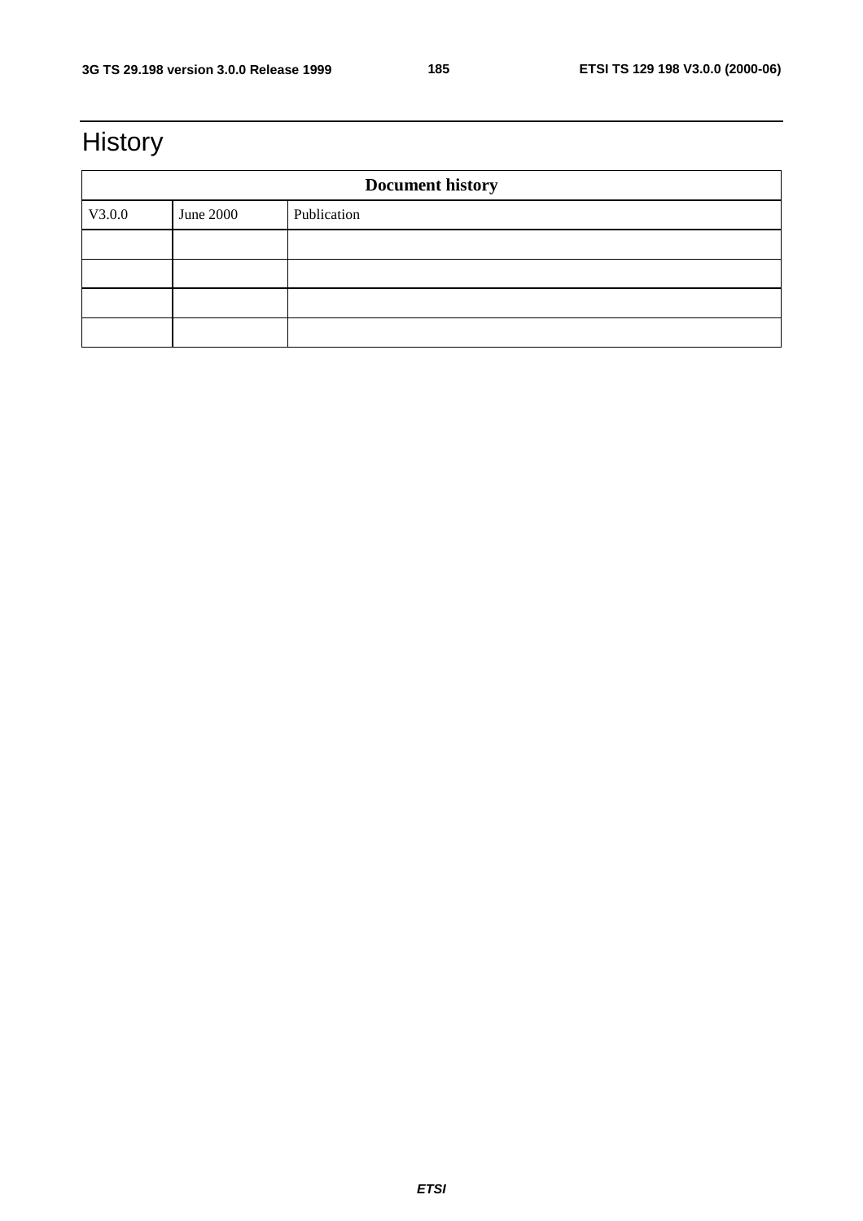# History

| Document history | | |
|---|---|---|
| V3.0.0 | June 2000 | Publication |
| | | |
| | | |
| | | |
| | | |